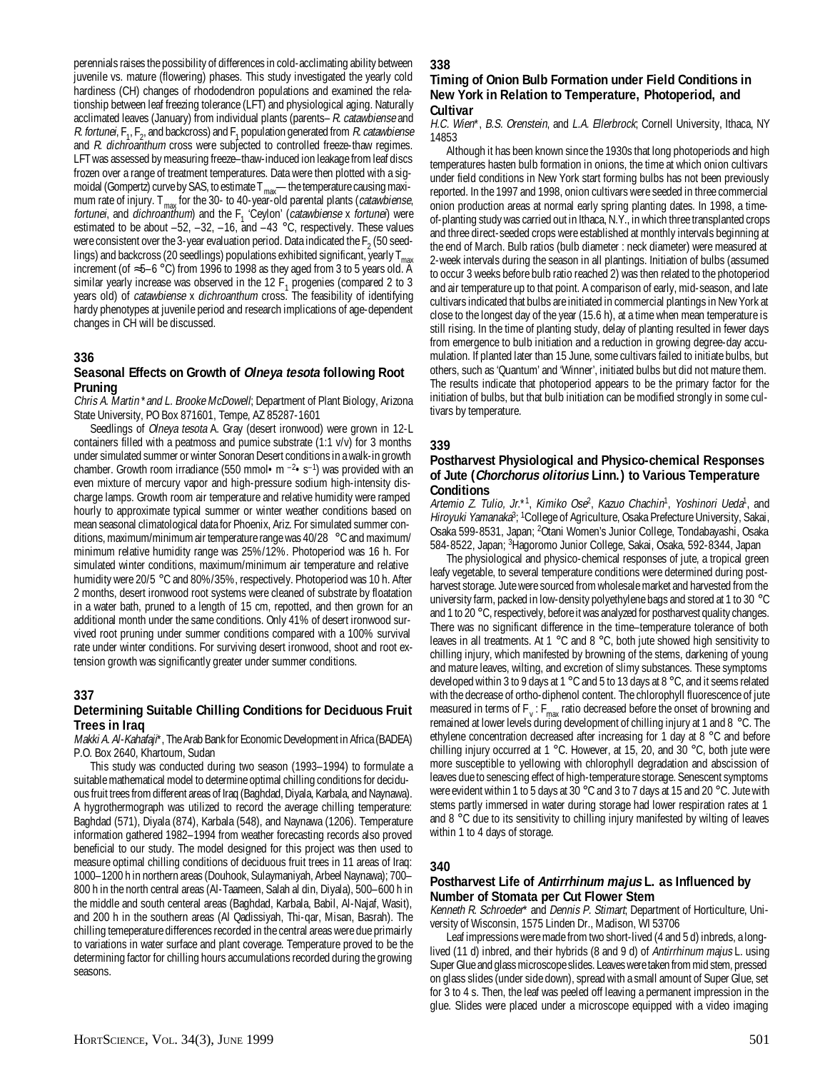perennials raises the possibility of differences in cold-acclimating ability between juvenile vs. mature (flowering) phases. This study investigated the yearly cold hardiness (CH) changes of rhododendron populations and examined the relationship between leaf freezing tolerance (LFT) and physiological aging. Naturally acclimated leaves (January) from individual plants (parents– *R. catawbiense* and *R. fortunei*, $F_1$, $F_2$, and backcross) and $F_1$ population generated from *R. catawbiense* and *R. dichroanthum* cross were subjected to controlled freeze-thaw regimes. LFT was assessed by measuring freeze–thaw-induced ion leakage from leaf discs frozen over a range of treatment temperatures. Data were then plotted with a sigmoidal (Gompertz) curve by SAS, to estimate $T_{max}$— the temperature causing maximum rate of injury. $T_{max}$ for the 30- to 40-year-old parental plants (*catawbiense*, *fortunei*, and *dichroanthum*) and the $F_1$ 'Ceylon' (*catawbiense* x *fortunei*) were estimated to be about –52, –32, –16, and –43 °C, respectively. These values were consistent over the 3-year evaluation period. Data indicated the $F_2$ (50 seedlings) and backcross (20 seedlings) populations exhibited significant, yearly $T_{max}$ increment (of ≈5–6 °C) from 1996 to 1998 as they aged from 3 to 5 years old. A similar yearly increase was observed in the 12 $F_1$ progenies (compared 2 to 3 years old) of *catawbiense* x *dichroanthum* cross. The feasibility of identifying hardy phenotypes at juvenile period and research implications of age-dependent changes in CH will be discussed.

## 336

### Seasonal Effects on Growth of *Olneya tesota* following Root Pruning

*Chris A. Martin\* and L. Brooke McDowell*; Department of Plant Biology, Arizona State University, PO Box 871601, Tempe, AZ 85287-1601

Seedlings of *Olneya tesota* A. Gray (desert ironwood) were grown in 12-L containers filled with a peatmoss and pumice substrate (1:1 v/v) for 3 months under simulated summer or winter Sonoran Desert conditions in a walk-in growth chamber. Growth room irradiance (550 mmol• m $^{-2}$• s$^{-1}$) was provided with an even mixture of mercury vapor and high-pressure sodium high-intensity discharge lamps. Growth room air temperature and relative humidity were ramped hourly to approximate typical summer or winter weather conditions based on mean seasonal climatological data for Phoenix, Ariz. For simulated summer conditions, maximum/minimum air temperature range was 40/28 °C and maximum/minimum relative humidity range was 25%/12%. Photoperiod was 16 h. For simulated winter conditions, maximum/minimum air temperature and relative humidity were 20/5 °C and 80%/35%, respectively. Photoperiod was 10 h. After 2 months, desert ironwood root systems were cleaned of substrate by floatation in a water bath, pruned to a length of 15 cm, repotted, and then grown for an additional month under the same conditions. Only 41% of desert ironwood survived root pruning under summer conditions compared with a 100% survival rate under winter conditions. For surviving desert ironwood, shoot and root extension growth was significantly greater under summer conditions.

## 337

### Determining Suitable Chilling Conditions for Deciduous Fruit Trees in Iraq

*Makki A. Al-Kahafaji\**, The Arab Bank for Economic Development in Africa (BADEA) P.O. Box 2640, Khartoum, Sudan

This study was conducted during two season (1993–1994) to formulate a suitable mathematical model to determine optimal chilling conditions for deciduous fruit trees from different areas of Iraq (Baghdad, Diyala, Karbala, and Naynawa). A hygrothermograph was utilized to record the average chilling temperature: Baghdad (571), Diyala (874), Karbala (548), and Naynawa (1206). Temperature information gathered 1982–1994 from weather forecasting records also proved beneficial to our study. The model designed for this project was then used to measure optimal chilling conditions of deciduous fruit trees in 11 areas of Iraq: 1000–1200 h in northern areas (Douhook, Sulaymaniyah, Arbeel Naynawa); 700–800 h in the north central areas (Al-Taameen, Salah al din, Diyala), 500–600 h in the middle and south centeral areas (Baghdad, Karbala, Babil, Al-Najaf, Wasit), and 200 h in the southern areas (Al Qadissiyah, Thi-qar, Misan, Basrah). The chilling temeperature differences recorded in the central areas were due primairly to variations in water surface and plant coverage. Temperature proved to be the determining factor for chilling hours accumulations recorded during the growing seasons.

## 338

### Timing of Onion Bulb Formation under Field Conditions in New York in Relation to Temperature, Photoperiod, and Cultivar

*H.C. Wien\*, B.S. Orenstein, and L.A. Ellerbrock*; Cornell University, Ithaca, NY 14853

Although it has been known since the 1930s that long photoperiods and high temperatures hasten bulb formation in onions, the time at which onion cultivars under field conditions in New York start forming bulbs has not been previously reported. In the 1997 and 1998, onion cultivars were seeded in three commercial onion production areas at normal early spring planting dates. In 1998, a time-of-planting study was carried out in Ithaca, N.Y., in which three transplanted crops and three direct-seeded crops were established at monthly intervals beginning at the end of March. Bulb ratios (bulb diameter : neck diameter) were measured at 2-week intervals during the season in all plantings. Initiation of bulbs (assumed to occur 3 weeks before bulb ratio reached 2) was then related to the photoperiod and air temperature up to that point. A comparison of early, mid-season, and late cultivars indicated that bulbs are initiated in commercial plantings in New York at close to the longest day of the year (15.6 h), at a time when mean temperature is still rising. In the time of planting study, delay of planting resulted in fewer days from emergence to bulb initiation and a reduction in growing degree-day accumulation. If planted later than 15 June, some cultivars failed to initiate bulbs, but others, such as 'Quantum' and 'Winner', initiated bulbs but did not mature them. The results indicate that photoperiod appears to be the primary factor for the initiation of bulbs, but that bulb initiation can be modified strongly in some cultivars by temperature.

## 339

### Postharvest Physiological and Physico-chemical Responses of Jute (*Chorchorus olitorius* Linn.) to Various Temperature Conditions

*Artemio Z. Tulio, Jr.\*[1], Kimiko Ose[2], Kazuo Chachin[1], Yoshinori Ueda[1], and Hiroyuki Yamanaka[3]*; [1]College of Agriculture, Osaka Prefecture University, Sakai, Osaka 599-8531, Japan; [2]Otani Women's Junior College, Tondabayashi, Osaka 584-8522, Japan; [3]Hagoromo Junior College, Sakai, Osaka, 592-8344, Japan

The physiological and physico-chemical responses of jute, a tropical green leafy vegetable, to several temperature conditions were determined during postharvest storage. Jute were sourced from wholesale market and harvested from the university farm, packed in low-density polyethylene bags and stored at 1 to 30 °C and 1 to 20 °C, respectively, before it was analyzed for postharvest quality changes. There was no significant difference in the time–temperature tolerance of both leaves in all treatments. At 1 °C and 8 °C, both jute showed high sensitivity to chilling injury, which manifested by browning of the stems, darkening of young and mature leaves, wilting, and excretion of slimy substances. These symptoms developed within 3 to 9 days at 1 °C and 5 to 13 days at 8 °C, and it seems related with the decrease of ortho-diphenol content. The chlorophyll fluorescence of jute measured in terms of $F_v : F_{max}$ ratio decreased before the onset of browning and remained at lower levels during development of chilling injury at 1 and 8 °C. The ethylene concentration decreased after increasing for 1 day at 8 °C and before chilling injury occurred at 1 °C. However, at 15, 20, and 30 °C, both jute were more susceptible to yellowing with chlorophyll degradation and abscission of leaves due to senescing effect of high-temperature storage. Senescent symptoms were evident within 1 to 5 days at 30 °C and 3 to 7 days at 15 and 20 °C. Jute with stems partly immersed in water during storage had lower respiration rates at 1 and 8 °C due to its sensitivity to chilling injury manifested by wilting of leaves within 1 to 4 days of storage.

## 340

### Postharvest Life of *Antirrhinum majus* L. as Influenced by Number of Stomata per Cut Flower Stem

*Kenneth R. Schroeder\* and Dennis P. Stimart*; Department of Horticulture, University of Wisconsin, 1575 Linden Dr., Madison, WI 53706

Leaf impressions were made from two short-lived (4 and 5 d) inbreds, a long-lived (11 d) inbred, and their hybrids (8 and 9 d) of *Antirrhinum majus* L. using Super Glue and glass microscope slides. Leaves were taken from mid stem, pressed on glass slides (under side down), spread with a small amount of Super Glue, set for 3 to 4 s. Then, the leaf was peeled off leaving a permanent impression in the glue. Slides were placed under a microscope equipped with a video imaging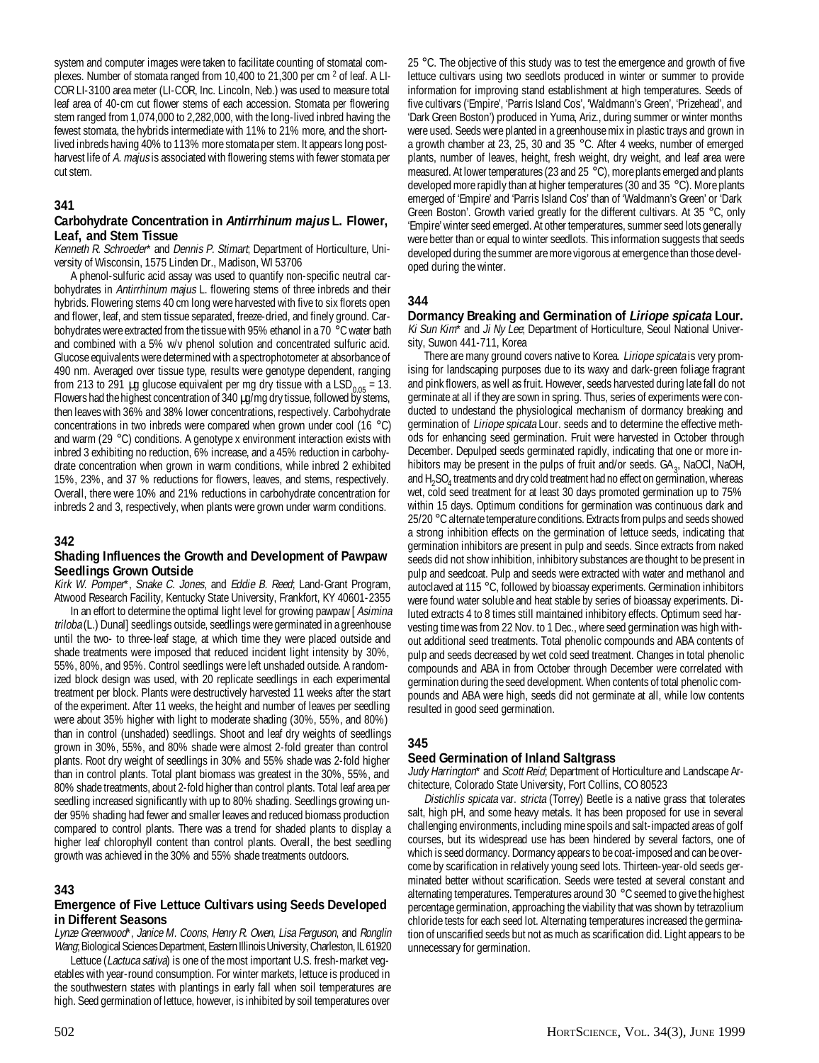system and computer images were taken to facilitate counting of stomatal complexes. Number of stomata ranged from 10,400 to 21,300 per cm [2] of leaf. A LI-COR LI-3100 area meter (LI-COR, Inc. Lincoln, Neb.) was used to measure total leaf area of 40-cm cut flower stems of each accession. Stomata per flowering stem ranged from 1,074,000 to 2,282,000, with the long-lived inbred having the fewest stomata, the hybrids intermediate with 11% to 21% more, and the short-lived inbreds having 40% to 113% more stomata per stem. It appears long post-harvest life of *A. majus* is associated with flowering stems with fewer stomata per cut stem.

### 341

### Carbohydrate Concentration in *Antirrhinum majus* L. Flower, Leaf, and Stem Tissue

*Kenneth R. Schroeder*\* and *Dennis P. Stimart*; Department of Horticulture, University of Wisconsin, 1575 Linden Dr., Madison, WI 53706

A phenol-sulfuric acid assay was used to quantify non-specific neutral carbohydrates in *Antirrhinum majus* L. flowering stems of three inbreds and their hybrids. Flowering stems 40 cm long were harvested with five to six florets open and flower, leaf, and stem tissue separated, freeze-dried, and finely ground. Carbohydrates were extracted from the tissue with 95% ethanol in a 70 °C water bath and combined with a 5% w/v phenol solution and concentrated sulfuric acid. Glucose equivalents were determined with a spectrophotometer at absorbance of 490 nm. Averaged over tissue type, results were genotype dependent, ranging from 213 to 291 µg glucose equivalent per mg dry tissue with a $LSD_{0.05}$ = 13. Flowers had the highest concentration of 340 µg/mg dry tissue, followed by stems, then leaves with 36% and 38% lower concentrations, respectively. Carbohydrate concentrations in two inbreds were compared when grown under cool (16 °C) and warm (29 °C) conditions. A genotype x environment interaction exists with inbred 3 exhibiting no reduction, 6% increase, and a 45% reduction in carbohydrate concentration when grown in warm conditions, while inbred 2 exhibited 15%, 23%, and 37 % reductions for flowers, leaves, and stems, respectively. Overall, there were 10% and 21% reductions in carbohydrate concentration for inbreds 2 and 3, respectively, when plants were grown under warm conditions.

### 342

### Shading Influences the Growth and Development of Pawpaw Seedlings Grown Outside

*Kirk W. Pomper*\*, *Snake C. Jones*, and *Eddie B. Reed*; Land-Grant Program, Atwood Research Facility, Kentucky State University, Frankfort, KY 40601-2355

In an effort to determine the optimal light level for growing pawpaw [*Asimina triloba* (L.) Dunal] seedlings outside, seedlings were germinated in a greenhouse until the two- to three-leaf stage, at which time they were placed outside and shade treatments were imposed that reduced incident light intensity by 30%, 55%, 80%, and 95%. Control seedlings were left unshaded outside. A randomized block design was used, with 20 replicate seedlings in each experimental treatment per block. Plants were destructively harvested 11 weeks after the start of the experiment. After 11 weeks, the height and number of leaves per seedling were about 35% higher with light to moderate shading (30%, 55%, and 80%) than in control (unshaded) seedlings. Shoot and leaf dry weights of seedlings grown in 30%, 55%, and 80% shade were almost 2-fold greater than control plants. Root dry weight of seedlings in 30% and 55% shade was 2-fold higher than in control plants. Total plant biomass was greatest in the 30%, 55%, and 80% shade treatments, about 2-fold higher than control plants. Total leaf area per seedling increased significantly with up to 80% shading. Seedlings growing under 95% shading had fewer and smaller leaves and reduced biomass production compared to control plants. There was a trend for shaded plants to display a higher leaf chlorophyll content than control plants. Overall, the best seedling growth was achieved in the 30% and 55% shade treatments outdoors.

### 343

### Emergence of Five Lettuce Cultivars using Seeds Developed in Different Seasons

*Lynze Greenwood*\*, *Janice M. Coons*, *Henry R. Owen*, *Lisa Ferguson*, and *Ronglin Wang*; Biological Sciences Department, Eastern Illinois University, Charleston, IL 61920

Lettuce (*Lactuca sativa*) is one of the most important U.S. fresh-market vegetables with year-round consumption. For winter markets, lettuce is produced in the southwestern states with plantings in early fall when soil temperatures are high. Seed germination of lettuce, however, is inhibited by soil temperatures over 25 °C. The objective of this study was to test the emergence and growth of five lettuce cultivars using two seedlots produced in winter or summer to provide information for improving stand establishment at high temperatures. Seeds of five cultivars ('Empire', 'Parris Island Cos', 'Waldmann's Green', 'Prizehead', and 'Dark Green Boston') produced in Yuma, Ariz., during summer or winter months were used. Seeds were planted in a greenhouse mix in plastic trays and grown in a growth chamber at 23, 25, 30 and 35 °C. After 4 weeks, number of emerged plants, number of leaves, height, fresh weight, dry weight, and leaf area were measured. At lower temperatures (23 and 25 °C), more plants emerged and plants developed more rapidly than at higher temperatures (30 and 35 °C). More plants emerged of 'Empire' and 'Parris Island Cos' than of 'Waldmann's Green' or 'Dark Green Boston'. Growth varied greatly for the different cultivars. At 35 °C, only 'Empire' winter seed emerged. At other temperatures, summer seed lots generally were better than or equal to winter seedlots. This information suggests that seeds developed during the summer are more vigorous at emergence than those developed during the winter.

### 344

### Dormancy Breaking and Germination of *Liriope spicata* Lour.

*Ki Sun Kim*\* and *Ji Ny Lee*; Department of Horticulture, Seoul National University, Suwon 441-711, Korea

There are many ground covers native to Korea. *Liriope spicata* is very promising for landscaping purposes due to its waxy and dark-green foliage fragrant and pink flowers, as well as fruit. However, seeds harvested during late fall do not germinate at all if they are sown in spring. Thus, series of experiments were conducted to undestand the physiological mechanism of dormancy breaking and germination of *Liriope spicata* Lour. seeds and to determine the effective methods for enhancing seed germination. Fruit were harvested in October through December. Depulped seeds germinated rapidly, indicating that one or more inhibitors may be present in the pulps of fruit and/or seeds. $GA_3$, NaOCl, NaOH, and $H_2SO_4$ treatments and dry cold treatment had no effect on germination, whereas wet, cold seed treatment for at least 30 days promoted germination up to 75% within 15 days. Optimum conditions for germination was continuous dark and 25/20 °C alternate temperature conditions. Extracts from pulps and seeds showed a strong inhibition effects on the germination of lettuce seeds, indicating that germination inhibitors are present in pulp and seeds. Since extracts from naked seeds did not show inhibition, inhibitory substances are thought to be present in pulp and seedcoat. Pulp and seeds were extracted with water and methanol and autoclaved at 115 °C, followed by bioassay experiments. Germination inhibitors were found water soluble and heat stable by series of bioassay experiments. Diluted extracts 4 to 8 times still maintained inhibitory effects. Optimum seed harvesting time was from 22 Nov. to 1 Dec., where seed germination was high without additional seed treatments. Total phenolic compounds and ABA contents of pulp and seeds decreased by wet cold seed treatment. Changes in total phenolic compounds and ABA in from October through December were correlated with germination during the seed development. When contents of total phenolic compounds and ABA were high, seeds did not germinate at all, while low contents resulted in good seed germination.

### 345

### Seed Germination of Inland Saltgrass

*Judy Harrington*\* and *Scott Reid*; Department of Horticulture and Landscape Architecture, Colorado State University, Fort Collins, CO 80523

*Distichlis spicata* var. *stricta* (Torrey) Beetle is a native grass that tolerates salt, high pH, and some heavy metals. It has been proposed for use in several challenging environments, including mine spoils and salt-impacted areas of golf courses, but its widespread use has been hindered by several factors, one of which is seed dormancy. Dormancy appears to be coat-imposed and can be overcome by scarification in relatively young seed lots. Thirteen-year-old seeds germinated better without scarification. Seeds were tested at several constant and alternating temperatures. Temperatures around 30 °C seemed to give the highest percentage germination, approaching the viability that was shown by tetrazolium chloride tests for each seed lot. Alternating temperatures increased the germination of unscarified seeds but not as much as scarification did. Light appears to be unnecessary for germination.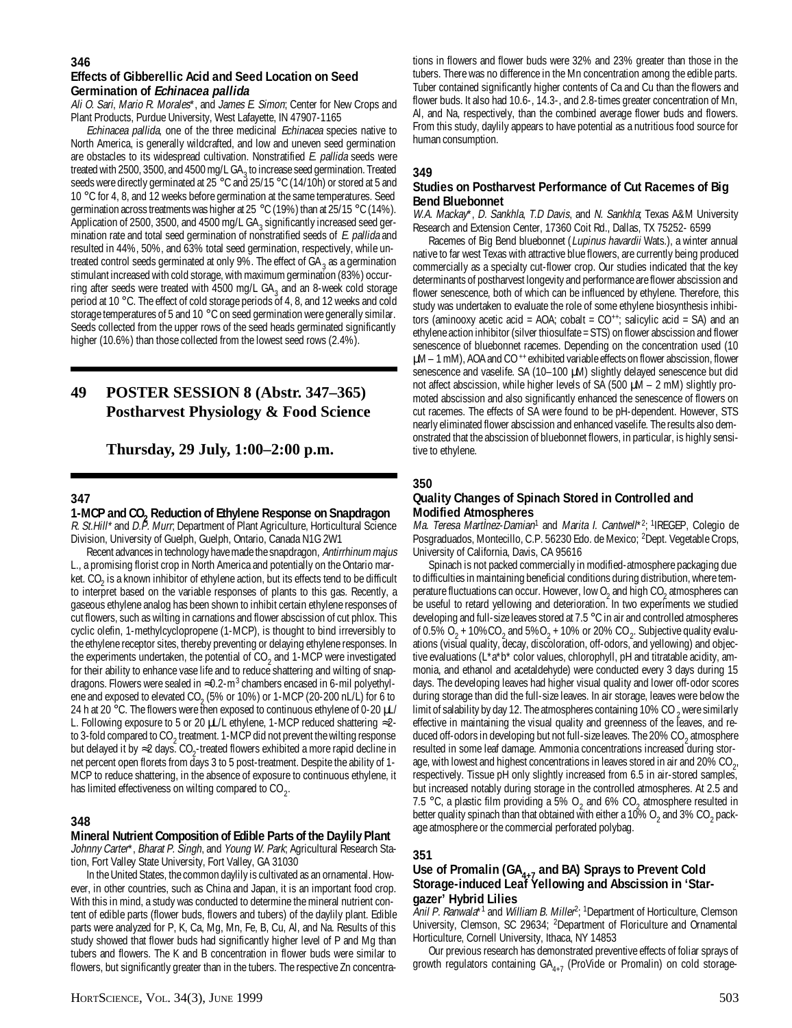### 346

### Effects of Gibberellic Acid and Seed Location on Seed Germination of *Echinacea pallida*

*Ali O. Sari, Mario R. Morales*\*, and *James E. Simon*; Center for New Crops and Plant Products, Purdue University, West Lafayette, IN 47907-1165

*Echinacea pallida*, one of the three medicinal *Echinacea* species native to North America, is generally wildcrafted, and low and uneven seed germination are obstacles to its widespread cultivation. Nonstratified *E. pallida* seeds were treated with 2500, 3500, and 4500 mg/L $GA_3$ to increase seed germination. Treated seeds were directly germinated at 25 °C and 25/15 °C (14/10h) or stored at 5 and 10 °C for 4, 8, and 12 weeks before germination at the same temperatures. Seed germination across treatments was higher at 25 °C (19%) than at 25/15 °C (14%). Application of 2500, 3500, and 4500 mg/L $GA_3$ significantly increased seed germination rate and total seed germination of nonstratified seeds of *E. pallida* and resulted in 44%, 50%, and 63% total seed germination, respectively, while untreated control seeds germinated at only 9%. The effect of $GA_3$ as a germination stimulant increased with cold storage, with maximum germination (83%) occurring after seeds were treated with 4500 mg/L $GA_3$ and an 8-week cold storage period at 10 °C. The effect of cold storage periods of 4, 8, and 12 weeks and cold storage temperatures of 5 and 10 °C on seed germination were generally similar. Seeds collected from the upper rows of the seed heads germinated significantly higher (10.6%) than those collected from the lowest seed rows (2.4%).

## 49 POSTER SESSION 8 (Abstr. 347–365) Postharvest Physiology & Food Science

**Thursday, 29 July, 1:00–2:00 p.m.**

### 347

### 1-MCP and $CO_2$ Reduction of Ethylene Response on Snapdragon

*R. St.Hill*\* and *D.P. Murr*; Department of Plant Agriculture, Horticultural Science Division, University of Guelph, Guelph, Ontario, Canada N1G 2W1

Recent advances in technology have made the snapdragon, *Antirrhinum majus* L., a promising florist crop in North America and potentially on the Ontario market. $CO_2$ is a known inhibitor of ethylene action, but its effects tend to be difficult to interpret based on the variable responses of plants to this gas. Recently, a gaseous ethylene analog has been shown to inhibit certain ethylene responses of cut flowers, such as wilting in carnations and flower abscission of cut phlox. This cyclic olefin, 1-methylcyclopropene (1-MCP), is thought to bind irreversibly to the ethylene receptor sites, thereby preventing or delaying ethylene responses. In the experiments undertaken, the potential of $CO_2$ and 1-MCP were investigated for their ability to enhance vase life and to reduce shattering and wilting of snapdragons. Flowers were sealed in ≈0.2-$m^3$ chambers encased in 6-mil polyethylene and exposed to elevated $CO_2$ (5% or 10%) or 1-MCP (20-200 nL/L) for 6 to 24 h at 20 °C. The flowers were then exposed to continuous ethylene of 0-20 µL/L. Following exposure to 5 or 20 µL/L ethylene, 1-MCP reduced shattering ≈2- to 3-fold compared to $CO_2$ treatment. 1-MCP did not prevent the wilting response but delayed it by ≈2 days. $CO_2$-treated flowers exhibited a more rapid decline in net percent open florets from days 3 to 5 post-treatment. Despite the ability of 1-MCP to reduce shattering, in the absence of exposure to continuous ethylene, it has limited effectiveness on wilting compared to $CO_2$.

### 348

### Mineral Nutrient Composition of Edible Parts of the Daylily Plant

*Johnny Carter*\*, *Bharat P. Singh*, and *Young W. Park*; Agricultural Research Station, Fort Valley State University, Fort Valley, GA 31030

In the United States, the common daylily is cultivated as an ornamental. However, in other countries, such as China and Japan, it is an important food crop. With this in mind, a study was conducted to determine the mineral nutrient content of edible parts (flower buds, flowers and tubers) of the daylily plant. Edible parts were analyzed for P, K, Ca, Mg, Mn, Fe, B, Cu, Al, and Na. Results of this study showed that flower buds had significantly higher level of P and Mg than tubers and flowers. The K and B concentration in flower buds were similar to flowers, but significantly greater than in the tubers. The respective Zn concentrations in flowers and flower buds were 32% and 23% greater than those in the tubers. There was no difference in the Mn concentration among the edible parts. Tuber contained significantly higher contents of Ca and Cu than the flowers and flower buds. It also had 10.6-, 14.3-, and 2.8-times greater concentration of Mn, Al, and Na, respectively, than the combined average flower buds and flowers. From this study, daylily appears to have potential as a nutritious food source for human consumption.

### 349

### Studies on Postharvest Performance of Cut Racemes of Big Bend Bluebonnet

*W.A. Mackay*\*, *D. Sankhla*, *T.D Davis*, and *N. Sankhla*; Texas A&M University Research and Extension Center, 17360 Coit Rd., Dallas, TX 75252- 6599

Racemes of Big Bend bluebonnet (*Lupinus havardii* Wats.), a winter annual native to far west Texas with attractive blue flowers, are currently being produced commercially as a specialty cut-flower crop. Our studies indicated that the key determinants of postharvest longevity and performance are flower abscission and flower senescence, both of which can be influenced by ethylene. Therefore, this study was undertaken to evaluate the role of some ethylene biosynthesis inhibitors (aminooxy acetic acid = AOA; cobalt = $CO^{++}$; salicylic acid = SA) and an ethylene action inhibitor (silver thiosulfate = STS) on flower abscission and flower senescence of bluebonnet racemes. Depending on the concentration used (10 µM – 1 mM), AOA and $CO^{++}$ exhibited variable effects on flower abscission, flower senescence and vaselife. SA (10–100 µM) slightly delayed senescence but did not affect abscission, while higher levels of SA (500 µM – 2 mM) slightly promoted abscission and also significantly enhanced the senescence of flowers on cut racemes. The effects of SA were found to be pH-dependent. However, STS nearly eliminated flower abscission and enhanced vaselife. The results also demonstrated that the abscission of bluebonnet flowers, in particular, is highly sensitive to ethylene.

### 350

### Quality Changes of Spinach Stored in Controlled and Modified Atmospheres

*Ma. Teresa Martìnez-Damian*[1] and *Marita I. Cantwell*\*[2]; [1]IREGEP, Colegio de Posgraduados, Montecillo, C.P. 56230 Edo. de Mexico; [2]Dept. Vegetable Crops, University of California, Davis, CA 95616

Spinach is not packed commercially in modified-atmosphere packaging due to difficulties in maintaining beneficial conditions during distribution, where temperature fluctuations can occur. However, low $O_2$ and high $CO_2$ atmospheres can be useful to retard yellowing and deterioration. In two experiments we studied developing and full-size leaves stored at 7.5 °C in air and controlled atmospheres of 0.5% $O_2$ + 10% $CO_2$ and 5% $O_2$ + 10% or 20% $CO_2$. Subjective quality evaluations (visual quality, decay, discoloration, off-odors, and yellowing) and objective evaluations (L\*a\*b\* color values, chlorophyll, pH and titratable acidity, ammonia, and ethanol and acetaldehyde) were conducted every 3 days during 15 days. The developing leaves had higher visual quality and lower off-odor scores during storage than did the full-size leaves. In air storage, leaves were below the limit of salability by day 12. The atmospheres containing 10% $CO_2$ were similarly effective in maintaining the visual quality and greenness of the leaves, and reduced off-odors in developing but not full-size leaves. The 20% $CO_2$ atmosphere resulted in some leaf damage. Ammonia concentrations increased during storage, with lowest and highest concentrations in leaves stored in air and 20% $CO_2$, respectively. Tissue pH only slightly increased from 6.5 in air-stored samples, but increased notably during storage in the controlled atmospheres. At 2.5 and 7.5 °C, a plastic film providing a 5% $O_2$ and 6% $CO_2$ atmosphere resulted in better quality spinach than that obtained with either a 10% $O_2$ and 3% $CO_2$ package atmosphere or the commercial perforated polybag.

### 351

### Use of Promalin ($GA_{4+7}$ and BA) Sprays to Prevent Cold Storage-induced Leaf Yellowing and Abscission in 'Stargazer' Hybrid Lilies

*Anil P. Ranwala*\*[1] and *William B. Miller*[2]; [1]Department of Horticulture, Clemson University, Clemson, SC 29634; [2]Department of Floriculture and Ornamental Horticulture, Cornell University, Ithaca, NY 14853

Our previous research has demonstrated preventive effects of foliar sprays of growth regulators containing $GA_{4+7}$ (ProVide or Promalin) on cold storage-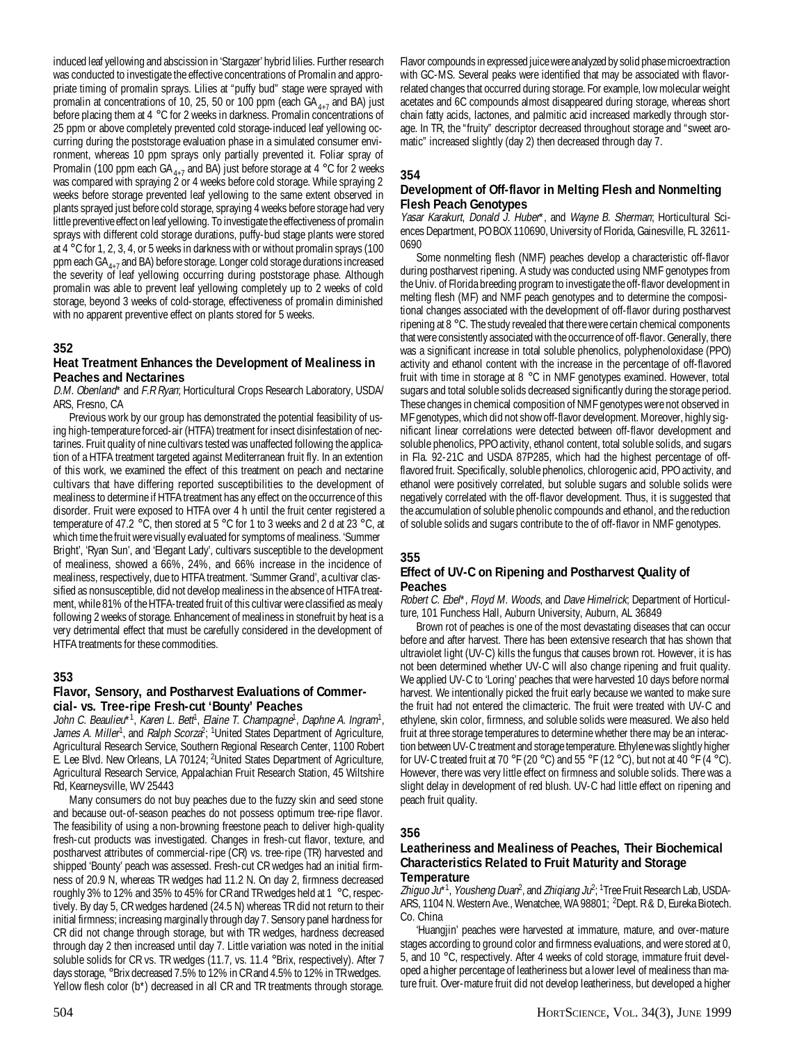induced leaf yellowing and abscission in 'Stargazer' hybrid lilies. Further research was conducted to investigate the effective concentrations of Promalin and appropriate timing of promalin sprays. Lilies at "puffy bud" stage were sprayed with promalin at concentrations of 10, 25, 50 or 100 ppm (each $GA_{4+7}$ and BA) just before placing them at 4 °C for 2 weeks in darkness. Promalin concentrations of 25 ppm or above completely prevented cold storage-induced leaf yellowing occurring during the poststorage evaluation phase in a simulated consumer environment, whereas 10 ppm sprays only partially prevented it. Foliar spray of Promalin (100 ppm each $GA_{4+7}$ and BA) just before storage at 4 °C for 2 weeks was compared with spraying 2 or 4 weeks before cold storage. While spraying 2 weeks before storage prevented leaf yellowing to the same extent observed in plants sprayed just before cold storage, spraying 4 weeks before storage had very little preventive effect on leaf yellowing. To investigate the effectiveness of promalin sprays with different cold storage durations, puffy-bud stage plants were stored at 4 °C for 1, 2, 3, 4, or 5 weeks in darkness with or without promalin sprays (100 ppm each $GA_{4+7}$ and BA) before storage. Longer cold storage durations increased the severity of leaf yellowing occurring during poststorage phase. Although promalin was able to prevent leaf yellowing completely up to 2 weeks of cold storage, beyond 3 weeks of cold-storage, effectiveness of promalin diminished with no apparent preventive effect on plants stored for 5 weeks.

## 352

### Heat Treatment Enhances the Development of Mealiness in Peaches and Nectarines

*D.M. Obenland** and *F.R Ryan*; Horticultural Crops Research Laboratory, USDA/ARS, Fresno, CA

Previous work by our group has demonstrated the potential feasibility of using high-temperature forced-air (HTFA) treatment for insect disinfestation of nectarines. Fruit quality of nine cultivars tested was unaffected following the application of a HTFA treatment targeted against Mediterranean fruit fly. In an extention of this work, we examined the effect of this treatment on peach and nectarine cultivars that have differing reported susceptibilities to the development of mealiness to determine if HTFA treatment has any effect on the occurrence of this disorder. Fruit were exposed to HTFA over 4 h until the fruit center registered a temperature of 47.2 °C, then stored at 5 °C for 1 to 3 weeks and 2 d at 23 °C, at which time the fruit were visually evaluated for symptoms of mealiness. 'Summer Bright', 'Ryan Sun', and 'Elegant Lady', cultivars susceptible to the development of mealiness, showed a 66%, 24%, and 66% increase in the incidence of mealiness, respectively, due to HTFA treatment. 'Summer Grand', a cultivar classified as nonsusceptible, did not develop mealiness in the absence of HTFA treatment, while 81% of the HTFA-treated fruit of this cultivar were classified as mealy following 2 weeks of storage. Enhancement of mealiness in stonefruit by heat is a very detrimental effect that must be carefully considered in the development of HTFA treatments for these commodities.

## 353

### Flavor, Sensory, and Postharvest Evaluations of Commercial- vs. Tree-ripe Fresh-cut 'Bounty' Peaches

*John C. Beaulieu**[1], *Karen L. Bett*[1], *Elaine T. Champagne*[1], *Daphne A. Ingram*[1], *James A. Miller*[1], and *Ralph Scorza*[2]; [1]United States Department of Agriculture, Agricultural Research Service, Southern Regional Research Center, 1100 Robert E. Lee Blvd. New Orleans, LA 70124; [2]United States Department of Agriculture, Agricultural Research Service, Appalachian Fruit Research Station, 45 Wiltshire Rd, Kearneysville, WV 25443

Many consumers do not buy peaches due to the fuzzy skin and seed stone and because out-of-season peaches do not possess optimum tree-ripe flavor. The feasibility of using a non-browning freestone peach to deliver high-quality fresh-cut products was investigated. Changes in fresh-cut flavor, texture, and postharvest attributes of commercial-ripe (CR) vs. tree-ripe (TR) harvested and shipped 'Bounty' peach was assessed. Fresh-cut CR wedges had an initial firmness of 20.9 N, whereas TR wedges had 11.2 N. On day 2, firmness decreased roughly 3% to 12% and 35% to 45% for CR and TR wedges held at 1 °C, respectively. By day 5, CR wedges hardened (24.5 N) whereas TR did not return to their initial firmness; increasing marginally through day 7. Sensory panel hardness for CR did not change through storage, but with TR wedges, hardness decreased through day 2 then increased until day 7. Little variation was noted in the initial soluble solids for CR vs. TR wedges (11.7, vs. 11.4 °Brix, respectively). After 7 days storage, °Brix decreased 7.5% to 12% in CR and 4.5% to 12% in TR wedges. Yellow flesh color (b*) decreased in all CR and TR treatments through storage. Flavor compounds in expressed juice were analyzed by solid phase microextraction with GC-MS. Several peaks were identified that may be associated with flavor-related changes that occurred during storage. For example, low molecular weight acetates and 6C compounds almost disappeared during storage, whereas short chain fatty acids, lactones, and palmitic acid increased markedly through storage. In TR, the "fruity" descriptor decreased throughout storage and "sweet aromatic" increased slightly (day 2) then decreased through day 7.

## 354

### Development of Off-flavor in Melting Flesh and Nonmelting Flesh Peach Genotypes

*Yasar Karakurt*, *Donald J. Huber**, and *Wayne B. Sherman*; Horticultural Sciences Department, PO BOX 110690, University of Florida, Gainesville, FL 32611-0690

Some nonmelting flesh (NMF) peaches develop a characteristic off-flavor during postharvest ripening. A study was conducted using NMF genotypes from the Univ. of Florida breeding program to investigate the off-flavor development in melting flesh (MF) and NMF peach genotypes and to determine the compositional changes associated with the development of off-flavor during postharvest ripening at 8 °C. The study revealed that there were certain chemical components that were consistently associated with the occurrence of off-flavor. Generally, there was a significant increase in total soluble phenolics, polyphenoloxidase (PPO) activity and ethanol content with the increase in the percentage of off-flavored fruit with time in storage at 8 °C in NMF genotypes examined. However, total sugars and total soluble solids decreased significantly during the storage period. These changes in chemical composition of NMF genotypes were not observed in MF genotypes, which did not show off-flavor development. Moreover, highly significant linear correlations were detected between off-flavor development and soluble phenolics, PPO activity, ethanol content, total soluble solids, and sugars in Fla. 92-21C and USDA 87P285, which had the highest percentage of off-flavored fruit. Specifically, soluble phenolics, chlorogenic acid, PPO activity, and ethanol were positively correlated, but soluble sugars and soluble solids were negatively correlated with the off-flavor development. Thus, it is suggested that the accumulation of soluble phenolic compounds and ethanol, and the reduction of soluble solids and sugars contribute to the of off-flavor in NMF genotypes.

## 355

### Effect of UV-C on Ripening and Postharvest Quality of Peaches

*Robert C. Ebel**, *Floyd M. Woods*, and *Dave Himelrick*; Department of Horticulture, 101 Funchess Hall, Auburn University, Auburn, AL 36849

Brown rot of peaches is one of the most devastating diseases that can occur before and after harvest. There has been extensive research that has shown that ultraviolet light (UV-C) kills the fungus that causes brown rot. However, it is has not been determined whether UV-C will also change ripening and fruit quality. We applied UV-C to 'Loring' peaches that were harvested 10 days before normal harvest. We intentionally picked the fruit early because we wanted to make sure the fruit had not entered the climacteric. The fruit were treated with UV-C and ethylene, skin color, firmness, and soluble solids were measured. We also held fruit at three storage temperatures to determine whether there may be an interaction between UV-C treatment and storage temperature. Ethylene was slightly higher for UV-C treated fruit at 70 °F (20 °C) and 55 °F (12 °C), but not at 40 °F (4 °C). However, there was very little effect on firmness and soluble solids. There was a slight delay in development of red blush. UV-C had little effect on ripening and peach fruit quality.

## 356

### Leatheriness and Mealiness of Peaches, Their Biochemical Characteristics Related to Fruit Maturity and Storage Temperature

*Zhiguo Ju**[1], *Yousheng Duan*[2], and *Zhiqiang Ju*[2]; [1]Tree Fruit Research Lab, USDA-ARS, 1104 N. Western Ave., Wenatchee, WA 98801; [2]Dept. R & D, Eureka Biotech. Co. China

'Huangjin' peaches were harvested at immature, mature, and over-mature stages according to ground color and firmness evaluations, and were stored at 0, 5, and 10 °C, respectively. After 4 weeks of cold storage, immature fruit developed a higher percentage of leatheriness but a lower level of mealiness than mature fruit. Over-mature fruit did not develop leatheriness, but developed a higher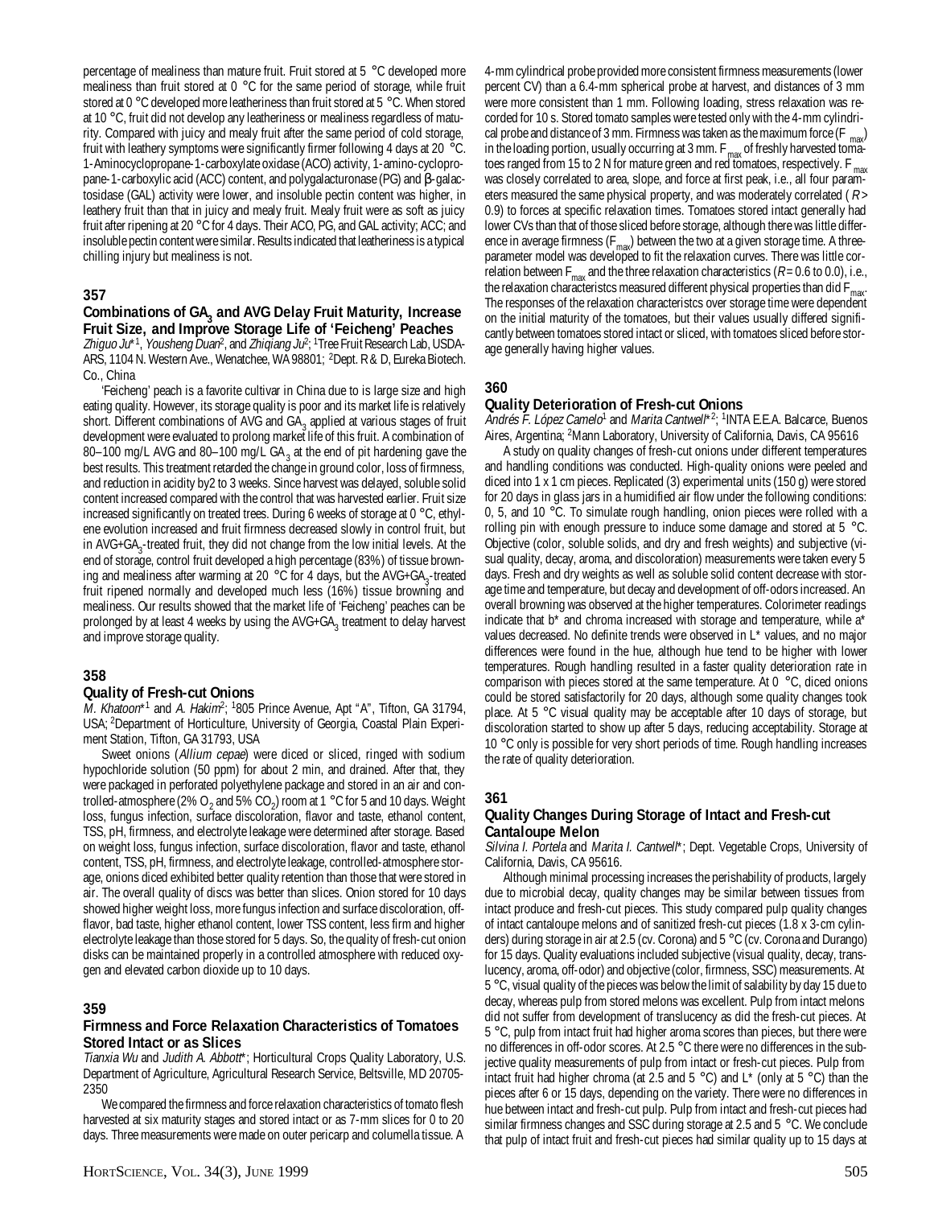percentage of mealiness than mature fruit. Fruit stored at 5 °C developed more mealiness than fruit stored at 0 °C for the same period of storage, while fruit stored at 0 °C developed more leatheriness than fruit stored at 5 °C. When stored at 10 °C, fruit did not develop any leatheriness or mealiness regardless of maturity. Compared with juicy and mealy fruit after the same period of cold storage, fruit with leathery symptoms were significantly firmer following 4 days at 20 °C. 1-Aminocyclopropane-1-carboxylate oxidase (ACO) activity, 1-amino-cyclopropane-1-carboxylic acid (ACC) content, and polygalacturonase (PG) and β-galactosidase (GAL) activity were lower, and insoluble pectin content was higher, in leathery fruit than that in juicy and mealy fruit. Mealy fruit were as soft as juicy fruit after ripening at 20 °C for 4 days. Their ACO, PG, and GAL activity; ACC; and insoluble pectin content were similar. Results indicated that leatheriness is a typical chilling injury but mealiness is not.

## 357

### Combinations of $GA_3$ and AVG Delay Fruit Maturity, Increase Fruit Size, and Improve Storage Life of 'Feicheng' Peaches

*Zhiguo Ju*\*[1], *Yousheng Duan*[2], and *Zhiqiang Ju*[2]; [1]Tree Fruit Research Lab, USDA-ARS, 1104 N. Western Ave., Wenatchee, WA 98801; [2]Dept. R & D, Eureka Biotech. Co., China

'Feicheng' peach is a favorite cultivar in China due to is large size and high eating quality. However, its storage quality is poor and its market life is relatively short. Different combinations of AVG and $GA_3$ applied at various stages of fruit development were evaluated to prolong market life of this fruit. A combination of 80–100 mg/L AVG and 80–100 mg/L $GA_3$ at the end of pit hardening gave the best results. This treatment retarded the change in ground color, loss of firmness, and reduction in acidity by2 to 3 weeks. Since harvest was delayed, soluble solid content increased compared with the control that was harvested earlier. Fruit size increased significantly on treated trees. During 6 weeks of storage at 0 °C, ethylene evolution increased and fruit firmness decreased slowly in control fruit, but in AVG+$GA_3$-treated fruit, they did not change from the low initial levels. At the end of storage, control fruit developed a high percentage (83%) of tissue browning and mealiness after warming at 20 °C for 4 days, but the AVG+$GA_3$-treated fruit ripened normally and developed much less (16%) tissue browning and mealiness. Our results showed that the market life of 'Feicheng' peaches can be prolonged by at least 4 weeks by using the AVG+$GA_3$ treatment to delay harvest and improve storage quality.

## 358

### Quality of Fresh-cut Onions

*M. Khatoon*\*[1] and *A. Hakim*[2]; [1]805 Prince Avenue, Apt "A", Tifton, GA 31794, USA; [2]Department of Horticulture, University of Georgia, Coastal Plain Experiment Station, Tifton, GA 31793, USA

Sweet onions (*Allium cepae*) were diced or sliced, ringed with sodium hypochloride solution (50 ppm) for about 2 min, and drained. After that, they were packaged in perforated polyethylene package and stored in an air and controlled-atmosphere (2% $O_2$ and 5% $CO_2$) room at 1 °C for 5 and 10 days. Weight loss, fungus infection, surface discoloration, flavor and taste, ethanol content, TSS, pH, firmness, and electrolyte leakage were determined after storage. Based on weight loss, fungus infection, surface discoloration, flavor and taste, ethanol content, TSS, pH, firmness, and electrolyte leakage, controlled-atmosphere storage, onions diced exhibited better quality retention than those that were stored in air. The overall quality of discs was better than slices. Onion stored for 10 days showed higher weight loss, more fungus infection and surface discoloration, off-flavor, bad taste, higher ethanol content, lower TSS content, less firm and higher electrolyte leakage than those stored for 5 days. So, the quality of fresh-cut onion disks can be maintained properly in a controlled atmosphere with reduced oxygen and elevated carbon dioxide up to 10 days.

## 359

### Firmness and Force Relaxation Characteristics of Tomatoes Stored Intact or as Slices

*Tianxia Wu* and *Judith A. Abbott*\*; Horticultural Crops Quality Laboratory, U.S. Department of Agriculture, Agricultural Research Service, Beltsville, MD 20705-2350

We compared the firmness and force relaxation characteristics of tomato flesh harvested at six maturity stages and stored intact or as 7-mm slices for 0 to 20 days. Three measurements were made on outer pericarp and columella tissue. A 4-mm cylindrical probe provided more consistent firmness measurements (lower percent CV) than a 6.4-mm spherical probe at harvest, and distances of 3 mm were more consistent than 1 mm. Following loading, stress relaxation was recorded for 10 s. Stored tomato samples were tested only with the 4-mm cylindrical probe and distance of 3 mm. Firmness was taken as the maximum force ($F_{max}$) in the loading portion, usually occurring at 3 mm. $F_{max}$ of freshly harvested tomatoes ranged from 15 to 2 N for mature green and red tomatoes, respectively. $F_{max}$ was closely correlated to area, slope, and force at first peak, i.e., all four parameters measured the same physical property, and was moderately correlated ($R >$ 0.9) to forces at specific relaxation times. Tomatoes stored intact generally had lower CVs than that of those sliced before storage, although there was little difference in average firmness ($F_{max}$) between the two at a given storage time. A three-parameter model was developed to fit the relaxation curves. There was little correlation between $F_{max}$ and the three relaxation characteristics ($R =$ 0.6 to 0.0), i.e., the relaxation characteristcs measured different physical properties than did $F_{max}$. The responses of the relaxation characteristcs over storage time were dependent on the initial maturity of the tomatoes, but their values usually differed significantly between tomatoes stored intact or sliced, with tomatoes sliced before storage generally having higher values.

## 360

### Quality Deterioration of Fresh-cut Onions

*Andrés F. López Camelo*[1] and *Marita Cantwell*\*[2]; [1]INTA E.E.A. Balcarce, Buenos Aires, Argentina; [2]Mann Laboratory, University of California, Davis, CA 95616

A study on quality changes of fresh-cut onions under different temperatures and handling conditions was conducted. High-quality onions were peeled and diced into 1 x 1 cm pieces. Replicated (3) experimental units (150 g) were stored for 20 days in glass jars in a humidified air flow under the following conditions: 0, 5, and 10 °C. To simulate rough handling, onion pieces were rolled with a rolling pin with enough pressure to induce some damage and stored at 5 °C. Objective (color, soluble solids, and dry and fresh weights) and subjective (visual quality, decay, aroma, and discoloration) measurements were taken every 5 days. Fresh and dry weights as well as soluble solid content decrease with storage time and temperature, but decay and development of off-odors increased. An overall browning was observed at the higher temperatures. Colorimeter readings indicate that b\* and chroma increased with storage and temperature, while a\* values decreased. No definite trends were observed in L\* values, and no major differences were found in the hue, although hue tend to be higher with lower temperatures. Rough handling resulted in a faster quality deterioration rate in comparison with pieces stored at the same temperature. At 0 °C, diced onions could be stored satisfactorily for 20 days, although some quality changes took place. At 5 °C visual quality may be acceptable after 10 days of storage, but discoloration started to show up after 5 days, reducing acceptability. Storage at 10 °C only is possible for very short periods of time. Rough handling increases the rate of quality deterioration.

## 361

### Quality Changes During Storage of Intact and Fresh-cut Cantaloupe Melon

*Silvina I. Portela* and *Marita I. Cantwell*\*; Dept. Vegetable Crops, University of California, Davis, CA 95616.

Although minimal processing increases the perishability of products, largely due to microbial decay, quality changes may be similar between tissues from intact produce and fresh-cut pieces. This study compared pulp quality changes of intact cantaloupe melons and of sanitized fresh-cut pieces (1.8 x 3-cm cylinders) during storage in air at 2.5 (cv. Corona) and 5 °C (cv. Corona and Durango) for 15 days. Quality evaluations included subjective (visual quality, decay, translucency, aroma, off-odor) and objective (color, firmness, SSC) measurements. At 5 °C, visual quality of the pieces was below the limit of salability by day 15 due to decay, whereas pulp from stored melons was excellent. Pulp from intact melons did not suffer from development of translucency as did the fresh-cut pieces. At 5 °C, pulp from intact fruit had higher aroma scores than pieces, but there were no differences in off-odor scores. At 2.5 °C there were no differences in the subjective quality measurements of pulp from intact or fresh-cut pieces. Pulp from intact fruit had higher chroma (at 2.5 and 5 °C) and L\* (only at 5 °C) than the pieces after 6 or 15 days, depending on the variety. There were no differences in hue between intact and fresh-cut pulp. Pulp from intact and fresh-cut pieces had similar firmness changes and SSC during storage at 2.5 and 5 °C. We conclude that pulp of intact fruit and fresh-cut pieces had similar quality up to 15 days at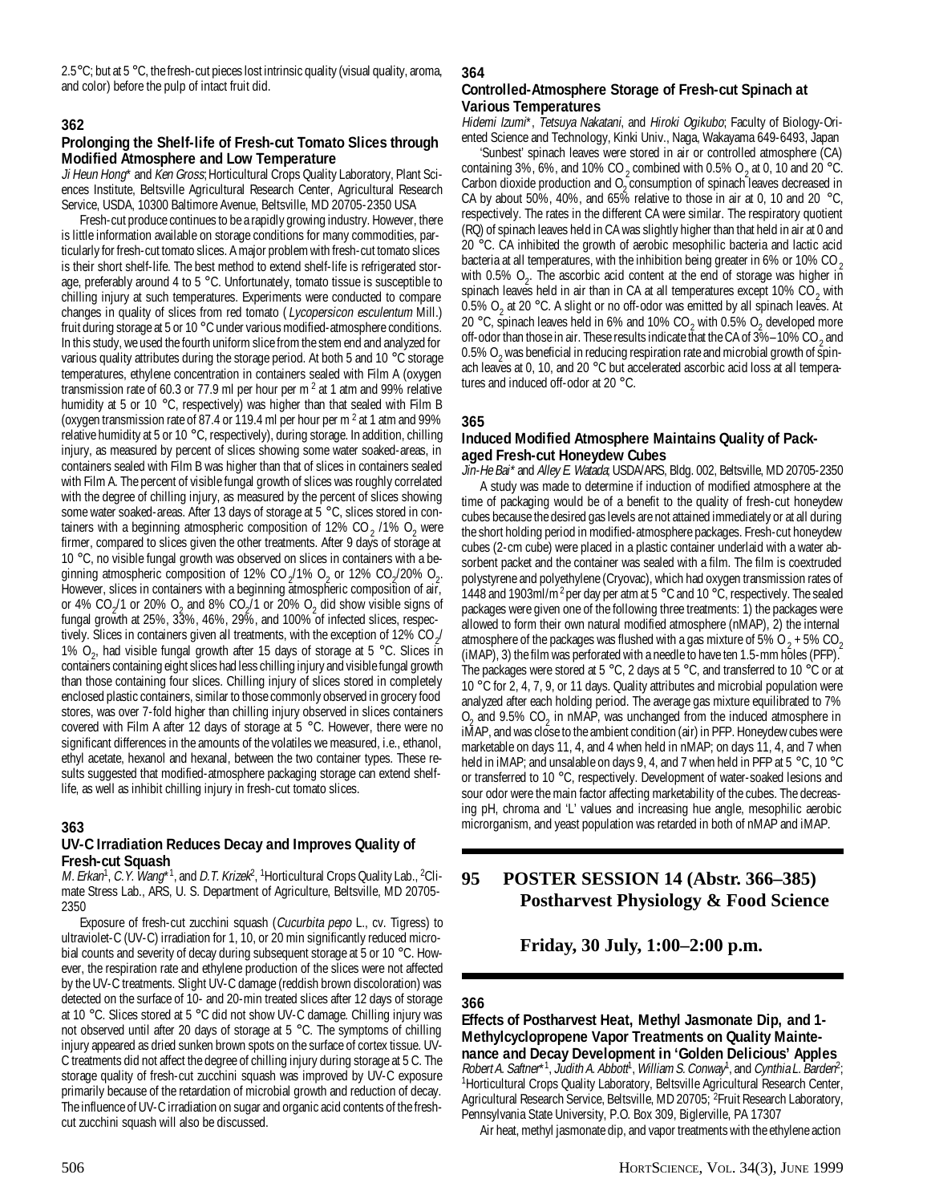2.5 °C; but at 5 °C, the fresh-cut pieces lost intrinsic quality (visual quality, aroma, and color) before the pulp of intact fruit did.

## 362

### Prolonging the Shelf-life of Fresh-cut Tomato Slices through Modified Atmosphere and Low Temperature

*Ji Heun Hong** and *Ken Gross*; Horticultural Crops Quality Laboratory, Plant Sciences Institute, Beltsville Agricultural Research Center, Agricultural Research Service, USDA, 10300 Baltimore Avenue, Beltsville, MD 20705-2350 USA

Fresh-cut produce continues to be a rapidly growing industry. However, there is little information available on storage conditions for many commodities, particularly for fresh-cut tomato slices. A major problem with fresh-cut tomato slices is their short shelf-life. The best method to extend shelf-life is refrigerated storage, preferably around 4 to 5 °C. Unfortunately, tomato tissue is susceptible to chilling injury at such temperatures. Experiments were conducted to compare changes in quality of slices from red tomato (*Lycopersicon esculentum* Mill.) fruit during storage at 5 or 10 °C under various modified-atmosphere conditions. In this study, we used the fourth uniform slice from the stem end and analyzed for various quality attributes during the storage period. At both 5 and 10 °C storage temperatures, ethylene concentration in containers sealed with Film A (oxygen transmission rate of 60.3 or 77.9 ml per hour per m$^2$ at 1 atm and 99% relative humidity at 5 or 10 °C, respectively) was higher than that sealed with Film B (oxygen transmission rate of 87.4 or 119.4 ml per hour per m$^2$ at 1 atm and 99% relative humidity at 5 or 10 °C, respectively), during storage. In addition, chilling injury, as measured by percent of slices showing some water soaked-areas, in containers sealed with Film B was higher than that of slices in containers sealed with Film A. The percent of visible fungal growth of slices was roughly correlated with the degree of chilling injury, as measured by the percent of slices showing some water soaked-areas. After 13 days of storage at 5 °C, slices stored in containers with a beginning atmospheric composition of 12% $CO_2$ /1% $O_2$ were firmer, compared to slices given the other treatments. After 9 days of storage at 10 °C, no visible fungal growth was observed on slices in containers with a beginning atmospheric composition of 12% $CO_2$/1% $O_2$ or 12% $CO_2$/20% $O_2$. However, slices in containers with a beginning atmospheric composition of air, or 4% $CO_2$/1 or 20% $O_2$ and 8% $CO_2$/1 or 20% $O_2$ did show visible signs of fungal growth at 25%, 33%, 46%, 29%, and 100% of infected slices, respectively. Slices in containers given all treatments, with the exception of 12% $CO_2$/1% $O_2$, had visible fungal growth after 15 days of storage at 5 °C. Slices in containers containing eight slices had less chilling injury and visible fungal growth than those containing four slices. Chilling injury of slices stored in completely enclosed plastic containers, similar to those commonly observed in grocery food stores, was over 7-fold higher than chilling injury observed in slices containers covered with Film A after 12 days of storage at 5 °C. However, there were no significant differences in the amounts of the volatiles we measured, i.e., ethanol, ethyl acetate, hexanol and hexanal, between the two container types. These results suggested that modified-atmosphere packaging storage can extend shelf-life, as well as inhibit chilling injury in fresh-cut tomato slices.

## 363

### UV-C Irradiation Reduces Decay and Improves Quality of Fresh-cut Squash

*M. Erkan*[1], *C.Y. Wang**[1], and *D.T. Krizek*[2], [1]Horticultural Crops Quality Lab., [2]Climate Stress Lab., ARS, U. S. Department of Agriculture, Beltsville, MD 20705-2350

Exposure of fresh-cut zucchini squash (*Cucurbita pepo* L., cv. Tigress) to ultraviolet-C (UV-C) irradiation for 1, 10, or 20 min significantly reduced microbial counts and severity of decay during subsequent storage at 5 or 10 °C. However, the respiration rate and ethylene production of the slices were not affected by the UV-C treatments. Slight UV-C damage (reddish brown discoloration) was detected on the surface of 10- and 20-min treated slices after 12 days of storage at 10 °C. Slices stored at 5 °C did not show UV-C damage. Chilling injury was not observed until after 20 days of storage at 5 °C. The symptoms of chilling injury appeared as dried sunken brown spots on the surface of cortex tissue. UV-C treatments did not affect the degree of chilling injury during storage at 5 C. The storage quality of fresh-cut zucchini squash was improved by UV-C exposure primarily because of the retardation of microbial growth and reduction of decay. The influence of UV-C irradiation on sugar and organic acid contents of the fresh-cut zucchini squash will also be discussed.

## 364

### Controlled-Atmosphere Storage of Fresh-cut Spinach at Various Temperatures

*Hidemi Izumi**, *Tetsuya Nakatani*, and *Hiroki Ogikubo*; Faculty of Biology-Oriented Science and Technology, Kinki Univ., Naga, Wakayama 649-6493, Japan

'Sunbest' spinach leaves were stored in air or controlled atmosphere (CA) containing 3%, 6%, and 10% $CO_2$ combined with 0.5% $O_2$ at 0, 10 and 20 °C. Carbon dioxide production and $O_2$ consumption of spinach leaves decreased in CA by about 50%, 40%, and 65% relative to those in air at 0, 10 and 20 °C, respectively. The rates in the different CA were similar. The respiratory quotient (RQ) of spinach leaves held in CA was slightly higher than that held in air at 0 and 20 °C. CA inhibited the growth of aerobic mesophilic bacteria and lactic acid bacteria at all temperatures, with the inhibition being greater in 6% or 10% $CO_2$ with 0.5% $O_2$. The ascorbic acid content at the end of storage was higher in spinach leaves held in air than in CA at all temperatures except 10% $CO_2$ with 0.5% $O_2$ at 20 °C. A slight or no off-odor was emitted by all spinach leaves. At 20 °C, spinach leaves held in 6% and 10% $CO_2$ with 0.5% $O_2$ developed more off-odor than those in air. These results indicate that the CA of 3%–10% $CO_2$ and 0.5% $O_2$ was beneficial in reducing respiration rate and microbial growth of spinach leaves at 0, 10, and 20 °C but accelerated ascorbic acid loss at all temperatures and induced off-odor at 20 °C.

## 365

### Induced Modified Atmosphere Maintains Quality of Packaged Fresh-cut Honeydew Cubes

*Jin-He Bai** and *Alley E. Watada*; USDA/ARS, Bldg. 002, Beltsville, MD 20705-2350

A study was made to determine if induction of modified atmosphere at the time of packaging would be of a benefit to the quality of fresh-cut honeydew cubes because the desired gas levels are not attained immediately or at all during the short holding period in modified-atmosphere packages. Fresh-cut honeydew cubes (2-cm cube) were placed in a plastic container underlaid with a water absorbent packet and the container was sealed with a film. The film is coextruded polystyrene and polyethylene (Cryovac), which had oxygen transmission rates of 1448 and 1903ml/m$^2$ per day per atm at 5 °C and 10 °C, respectively. The sealed packages were given one of the following three treatments: 1) the packages were allowed to form their own natural modified atmosphere (nMAP), 2) the internal atmosphere of the packages was flushed with a gas mixture of 5% $O_2$ + 5% $CO_2$ (iMAP), 3) the film was perforated with a needle to have ten 1.5-mm holes (PFP). The packages were stored at 5 °C, 2 days at 5 °C, and transferred to 10 °C or at 10 °C for 2, 4, 7, 9, or 11 days. Quality attributes and microbial population were analyzed after each holding period. The average gas mixture equilibrated to 7% $O_2$ and 9.5% $CO_2$ in nMAP, was unchanged from the induced atmosphere in iMAP, and was close to the ambient condition (air) in PFP. Honeydew cubes were marketable on days 11, 4, and 4 when held in nMAP; on days 11, 4, and 7 when held in iMAP; and unsalable on days 9, 4, and 7 when held in PFP at 5 °C, 10 °C or transferred to 10 °C, respectively. Development of water-soaked lesions and sour odor were the main factor affecting marketability of the cubes. The decreasing pH, chroma and 'L' values and increasing hue angle, mesophilic aerobic microrganism, and yeast population was retarded in both of nMAP and iMAP.

# 95 POSTER SESSION 14 (Abstr. 366–385) Postharvest Physiology & Food Science

**Friday, 30 July, 1:00–2:00 p.m.**

## 366

### Effects of Postharvest Heat, Methyl Jasmonate Dip, and 1-Methylcyclopropene Vapor Treatments on Quality Maintenance and Decay Development in 'Golden Delicious' Apples

*Robert A. Saftner**[1], *Judith A. Abbott*[1], *William S. Conway*[1], and *Cynthia L. Barden*[2]; [1]Horticultural Crops Quality Laboratory, Beltsville Agricultural Research Center, Agricultural Research Service, Beltsville, MD 20705; [2]Fruit Research Laboratory, Pennsylvania State University, P.O. Box 309, Biglerville, PA 17307

Air heat, methyl jasmonate dip, and vapor treatments with the ethylene action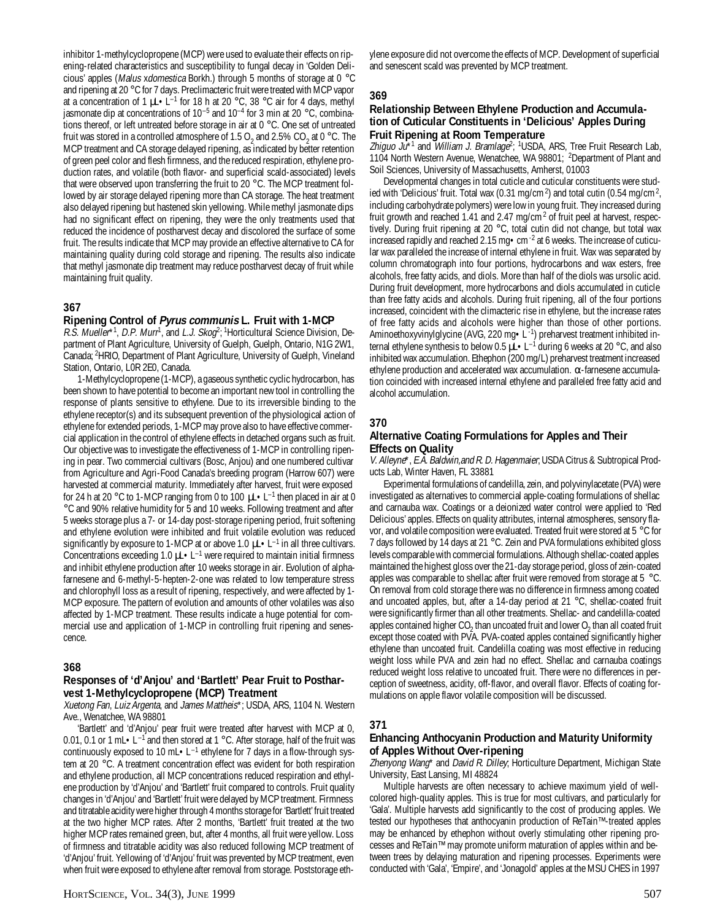inhibitor 1-methylcyclopropene (MCP) were used to evaluate their effects on ripening-related characteristics and susceptibility to fungal decay in 'Golden Delicious' apples (*Malus xdomestica* Borkh.) through 5 months of storage at 0 °C and ripening at 20 °C for 7 days. Preclimacteric fruit were treated with MCP vapor at a concentration of 1 μL• L$^{-1}$ for 18 h at 20 °C, 38 °C air for 4 days, methyl jasmonate dip at concentrations of $10^{-5}$ and $10^{-4}$ for 3 min at 20 °C, combinations thereof, or left untreated before storage in air at 0 °C. One set of untreated fruit was stored in a controlled atmosphere of 1.5 $O_2$ and 2.5% $CO_2$ at 0 °C. The MCP treatment and CA storage delayed ripening, as indicated by better retention of green peel color and flesh firmness, and the reduced respiration, ethylene production rates, and volatile (both flavor- and superficial scald-associated) levels that were observed upon transferring the fruit to 20 °C. The MCP treatment followed by air storage delayed ripening more than CA storage. The heat treatment also delayed ripening but hastened skin yellowing. While methyl jasmonate dips had no significant effect on ripening, they were the only treatments used that reduced the incidence of postharvest decay and discolored the surface of some fruit. The results indicate that MCP may provide an effective alternative to CA for maintaining quality during cold storage and ripening. The results also indicate that methyl jasmonate dip treatment may reduce postharvest decay of fruit while maintaining fruit quality.

### 367

### Ripening Control of *Pyrus communis* L. Fruit with 1-MCP

*R.S. Mueller*\*[1], *D.P. Murr*[1], and *L.J. Skog*[2]; [1]Horticultural Science Division, Department of Plant Agriculture, University of Guelph, Guelph, Ontario, N1G 2W1, Canada; [2]HRIO, Department of Plant Agriculture, University of Guelph, Vineland Station, Ontario, L0R 2E0, Canada.

1-Methylcyclopropene (1-MCP), a gaseous synthetic cyclic hydrocarbon, has been shown to have potential to become an important new tool in controlling the response of plants sensitive to ethylene. Due to its irreversible binding to the ethylene receptor(s) and its subsequent prevention of the physiological action of ethylene for extended periods, 1-MCP may prove also to have effective commercial application in the control of ethylene effects in detached organs such as fruit. Our objective was to investigate the effectiveness of 1-MCP in controlling ripening in pear. Two commercial cultivars (Bosc, Anjou) and one numbered cultivar from Agriculture and Agri-Food Canada's breeding program (Harrow 607) were harvested at commercial maturity. Immediately after harvest, fruit were exposed for 24 h at 20 °C to 1-MCP ranging from 0 to 100 μL• L$^{-1}$ then placed in air at 0 °C and 90% relative humidity for 5 and 10 weeks. Following treatment and after 5 weeks storage plus a 7- or 14-day post-storage ripening period, fruit softening and ethylene evolution were inhibited and fruit volatile evolution was reduced significantly by exposure to 1-MCP at or above 1.0 μL• L$^{-1}$ in all three cultivars. Concentrations exceeding 1.0 μL• L$^{-1}$ were required to maintain initial firmness and inhibit ethylene production after 10 weeks storage in air. Evolution of alpha-farnesene and 6-methyl-5-hepten-2-one was related to low temperature stress and chlorophyll loss as a result of ripening, respectively, and were affected by 1-MCP exposure. The pattern of evolution and amounts of other volatiles was also affected by 1-MCP treatment. These results indicate a huge potential for commercial use and application of 1-MCP in controlling fruit ripening and senescence.

### 368

### Responses of 'd'Anjou' and 'Bartlett' Pear Fruit to Postharvest 1-Methylcyclopropene (MCP) Treatment

*Xuetong Fan*, *Luiz Argenta*, and *James Mattheis*\*; USDA, ARS, 1104 N. Western Ave., Wenatchee, WA 98801

'Bartlett' and 'd'Anjou' pear fruit were treated after harvest with MCP at 0, 0.01, 0.1 or 1 mL• L$^{-1}$ and then stored at 1 °C. After storage, half of the fruit was continuously exposed to 10 mL• L$^{-1}$ ethylene for 7 days in a flow-through system at 20 °C. A treatment concentration effect was evident for both respiration and ethylene production, all MCP concentrations reduced respiration and ethylene production by 'd'Anjou' and 'Bartlett' fruit compared to controls. Fruit quality changes in 'd'Anjou' and 'Bartlett' fruit were delayed by MCP treatment. Firmness and titratable acidity were higher through 4 months storage for 'Bartlett' fruit treated at the two higher MCP rates. After 2 months, 'Bartlett' fruit treated at the two higher MCP rates remained green, but, after 4 months, all fruit were yellow. Loss of firmness and titratable acidity was also reduced following MCP treatment of 'd'Anjou' fruit. Yellowing of 'd'Anjou' fruit was prevented by MCP treatment, even when fruit were exposed to ethylene after removal from storage. Poststorage ethylene exposure did not overcome the effects of MCP. Development of superficial and senescent scald was prevented by MCP treatment.

### 369

### Relationship Between Ethylene Production and Accumulation of Cuticular Constituents in 'Delicious' Apples During Fruit Ripening at Room Temperature

*Zhiguo Ju*\*[1] and *William J. Bramlage*[2]; [1]USDA, ARS, Tree Fruit Research Lab, 1104 North Western Avenue, Wenatchee, WA 98801; [2]Department of Plant and Soil Sciences, University of Massachusetts, Amherst, 01003

Developmental changes in total cuticle and cuticular constituents were studied with 'Delicious' fruit. Total wax (0.31 mg/cm$^2$) and total cutin (0.54 mg/cm$^2$, including carbohydrate polymers) were low in young fruit. They increased during fruit growth and reached 1.41 and 2.47 mg/cm$^2$ of fruit peel at harvest, respectively. During fruit ripening at 20 °C, total cutin did not change, but total wax increased rapidly and reached 2.15 mg• cm$^{-2}$ at 6 weeks. The increase of cuticular wax paralleled the increase of internal ethylene in fruit. Wax was separated by column chromatograph into four portions, hydrocarbons and wax esters, free alcohols, free fatty acids, and diols. More than half of the diols was ursolic acid. During fruit development, more hydrocarbons and diols accumulated in cuticle than free fatty acids and alcohols. During fruit ripening, all of the four portions increased, coincident with the climacteric rise in ethylene, but the increase rates of free fatty acids and alcohols were higher than those of other portions. Aminoethoxyvinylglycine (AVG, 220 mg• L$^{-1}$) preharvest treatment inhibited internal ethylene synthesis to below 0.5 μL• L$^{-1}$ during 6 weeks at 20 °C, and also inhibited wax accumulation. Ethephon (200 mg/L) preharvest treatment increased ethylene production and accelerated wax accumulation. α-farnesene accumulation coincided with increased internal ethylene and paralleled free fatty acid and alcohol accumulation.

### 370

### Alternative Coating Formulations for Apples and Their Effects on Quality

*V. Alleyne*\*, *E.A. Baldwin*, and *R. D. Hagenmaier*; USDA Citrus & Subtropical Products Lab, Winter Haven, FL 33881

Experimental formulations of candelilla, zein, and polyvinylacetate (PVA) were investigated as alternatives to commercial apple-coating formulations of shellac and carnauba wax. Coatings or a deionized water control were applied to 'Red Delicious' apples. Effects on quality attributes, internal atmospheres, sensory flavor, and volatile composition were evaluated. Treated fruit were stored at 5 °C for 7 days followed by 14 days at 21 °C. Zein and PVA formulations exhibited gloss levels comparable with commercial formulations. Although shellac-coated apples maintained the highest gloss over the 21-day storage period, gloss of zein-coated apples was comparable to shellac after fruit were removed from storage at 5 °C. On removal from cold storage there was no difference in firmness among coated and uncoated apples, but, after a 14-day period at 21 °C, shellac-coated fruit were significantly firmer than all other treatments. Shellac- and candelilla-coated apples contained higher $CO_2$ than uncoated fruit and lower $O_2$ than all coated fruit except those coated with PVA. PVA-coated apples contained significantly higher ethylene than uncoated fruit. Candelilla coating was most effective in reducing weight loss while PVA and zein had no effect. Shellac and carnauba coatings reduced weight loss relative to uncoated fruit. There were no differences in perception of sweetness, acidity, off-flavor, and overall flavor. Effects of coating formulations on apple flavor volatile composition will be discussed.

### 371

### Enhancing Anthocyanin Production and Maturity Uniformity of Apples Without Over-ripening

*Zhenyong Wang*\* and *David R. Dilley*; Horticulture Department, Michigan State University, East Lansing, MI 48824

Multiple harvests are often necessary to achieve maximum yield of well-colored high-quality apples. This is true for most cultivars, and particularly for 'Gala'. Multiple harvests add significantly to the cost of producing apples. We tested our hypotheses that anthocyanin production of ReTain™-treated apples may be enhanced by ethephon without overly stimulating other ripening processes and ReTain™ may promote uniform maturation of apples within and between trees by delaying maturation and ripening processes. Experiments were conducted with 'Gala', 'Empire', and 'Jonagold' apples at the MSU CHES in 1997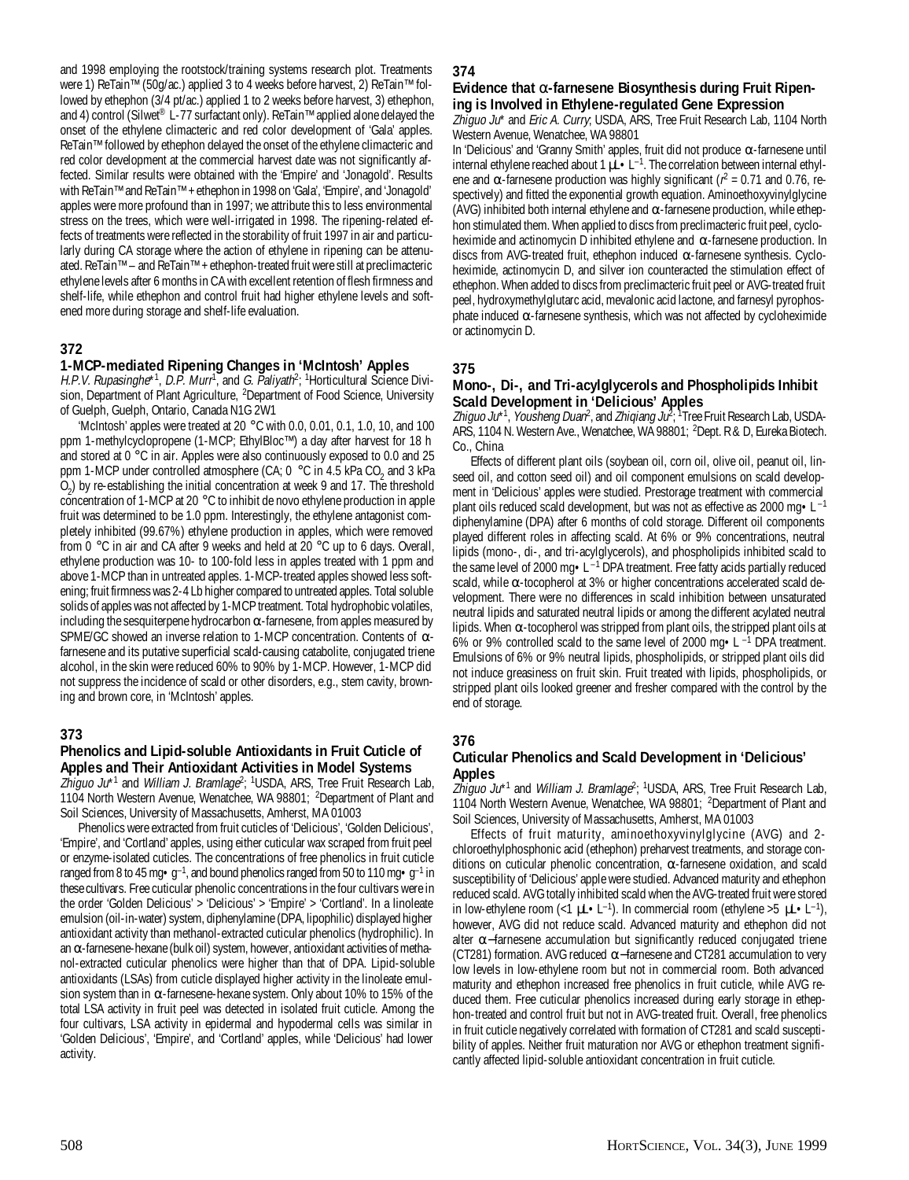and 1998 employing the rootstock/training systems research plot. Treatments were 1) ReTain™ (50g/ac.) applied 3 to 4 weeks before harvest, 2) ReTain™ followed by ethephon (3/4 pt/ac.) applied 1 to 2 weeks before harvest, 3) ethephon, and 4) control (Silwet® L-77 surfactant only). ReTain™ applied alone delayed the onset of the ethylene climacteric and red color development of 'Gala' apples. ReTain™ followed by ethephon delayed the onset of the ethylene climacteric and red color development at the commercial harvest date was not significantly affected. Similar results were obtained with the 'Empire' and 'Jonagold'. Results with ReTain™ and ReTain™ + ethephon in 1998 on 'Gala', 'Empire', and 'Jonagold' apples were more profound than in 1997; we attribute this to less environmental stress on the trees, which were well-irrigated in 1998. The ripening-related effects of treatments were reflected in the storability of fruit 1997 in air and particularly during CA storage where the action of ethylene in ripening can be attenuated. ReTain™ – and ReTain™ + ethephon-treated fruit were still at preclimacteric ethylene levels after 6 months in CA with excellent retention of flesh firmness and shelf-life, while ethephon and control fruit had higher ethylene levels and softened more during storage and shelf-life evaluation.

## 372

### 1-MCP-mediated Ripening Changes in 'McIntosh' Apples

*H.P.V. Rupasinghe*\*[1], *D.P. Murr*[1], and *G. Paliyath*[2]; [1]Horticultural Science Division, Department of Plant Agriculture, [2]Department of Food Science, University of Guelph, Guelph, Ontario, Canada N1G 2W1

'McIntosh' apples were treated at 20 °C with 0.0, 0.01, 0.1, 1.0, 10, and 100 ppm 1-methylcyclopropene (1-MCP; EthylBloc™) a day after harvest for 18 h and stored at 0 °C in air. Apples were also continuously exposed to 0.0 and 25 ppm 1-MCP under controlled atmosphere (CA; 0 °C in 4.5 kPa $CO_2$ and 3 kPa $O_2$) by re-establishing the initial concentration at week 9 and 17. The threshold concentration of 1-MCP at 20 °C to inhibit de novo ethylene production in apple fruit was determined to be 1.0 ppm. Interestingly, the ethylene antagonist completely inhibited (99.67%) ethylene production in apples, which were removed from 0 °C in air and CA after 9 weeks and held at 20 °C up to 6 days. Overall, ethylene production was 10- to 100-fold less in apples treated with 1 ppm and above 1-MCP than in untreated apples. 1-MCP-treated apples showed less softening; fruit firmness was 2-4 Lb higher compared to untreated apples. Total soluble solids of apples was not affected by 1-MCP treatment. Total hydrophobic volatiles, including the sesquiterpene hydrocarbon α-farnesene, from apples measured by SPME/GC showed an inverse relation to 1-MCP concentration. Contents of α-farnesene and its putative superficial scald-causing catabolite, conjugated triene alcohol, in the skin were reduced 60% to 90% by 1-MCP. However, 1-MCP did not suppress the incidence of scald or other disorders, e.g., stem cavity, browning and brown core, in 'McIntosh' apples.

## 373

### Phenolics and Lipid-soluble Antioxidants in Fruit Cuticle of Apples and Their Antioxidant Activities in Model Systems

*Zhiguo Ju*\*[1] and *William J. Bramlage*[2]; [1]USDA, ARS, Tree Fruit Research Lab, 1104 North Western Avenue, Wenatchee, WA 98801; [2]Department of Plant and Soil Sciences, University of Massachusetts, Amherst, MA 01003

Phenolics were extracted from fruit cuticles of 'Delicious', 'Golden Delicious', 'Empire', and 'Cortland' apples, using either cuticular wax scraped from fruit peel or enzyme-isolated cuticles. The concentrations of free phenolics in fruit cuticle ranged from 8 to 45 mg•g$^{-1}$, and bound phenolics ranged from 50 to 110 mg•g$^{-1}$ in these cultivars. Free cuticular phenolic concentrations in the four cultivars were in the order 'Golden Delicious' > 'Delicious' > 'Empire' > 'Cortland'. In a linoleate emulsion (oil-in-water) system, diphenylamine (DPA, lipophilic) displayed higher antioxidant activity than methanol-extracted cuticular phenolics (hydrophilic). In an α-farnesene-hexane (bulk oil) system, however, antioxidant activities of methanol-extracted cuticular phenolics were higher than that of DPA. Lipid-soluble antioxidants (LSAs) from cuticle displayed higher activity in the linoleate emulsion system than in α-farnesene-hexane system. Only about 10% to 15% of the total LSA activity in fruit peel was detected in isolated fruit cuticle. Among the four cultivars, LSA activity in epidermal and hypodermal cells was similar in 'Golden Delicious', 'Empire', and 'Cortland' apples, while 'Delicious' had lower activity.

## 374

### Evidence that α-farnesene Biosynthesis during Fruit Ripening is Involved in Ethylene-regulated Gene Expression

*Zhiguo Ju*\* and *Eric A. Curry*; USDA, ARS, Tree Fruit Research Lab, 1104 North Western Avenue, Wenatchee, WA 98801

In 'Delicious' and 'Granny Smith' apples, fruit did not produce α-farnesene until internal ethylene reached about 1 μL•L$^{-1}$. The correlation between internal ethylene and α-farnesene production was highly significant ($r^2$ = 0.71 and 0.76, respectively) and fitted the exponential growth equation. Aminoethoxyvinylglycine (AVG) inhibited both internal ethylene and α-farnesene production, while ethephon stimulated them. When applied to discs from preclimacteric fruit peel, cycloheximide and actinomycin D inhibited ethylene and α-farnesene production. In discs from AVG-treated fruit, ethephon induced α-farnesene synthesis. Cycloheximide, actinomycin D, and silver ion counteracted the stimulation effect of ethephon. When added to discs from preclimacteric fruit peel or AVG-treated fruit peel, hydroxymethylglutarc acid, mevalonic acid lactone, and farnesyl pyrophosphate induced α-farnesene synthesis, which was not affected by cycloheximide or actinomycin D.

## 375

### Mono-, Di-, and Tri-acylglycerols and Phospholipids Inhibit Scald Development in 'Delicious' Apples

*Zhiguo Ju*\*[1], *Yousheng Duan*[2], and *Zhiqiang Ju*[2]; [1]Tree Fruit Research Lab, USDA-ARS, 1104 N. Western Ave., Wenatchee, WA 98801; [2]Dept. R & D, Eureka Biotech. Co., China

Effects of different plant oils (soybean oil, corn oil, olive oil, peanut oil, linseed oil, and cotton seed oil) and oil component emulsions on scald development in 'Delicious' apples were studied. Prestorage treatment with commercial plant oils reduced scald development, but was not as effective as 2000 mg•L$^{-1}$ diphenylamine (DPA) after 6 months of cold storage. Different oil components played different roles in affecting scald. At 6% or 9% concentrations, neutral lipids (mono-, di-, and tri-acylglycerols), and phospholipids inhibited scald to the same level of 2000 mg•L$^{-1}$ DPA treatment. Free fatty acids partially reduced scald, while α-tocopherol at 3% or higher concentrations accelerated scald development. There were no differences in scald inhibition between unsaturated neutral lipids and saturated neutral lipids or among the different acylated neutral lipids. When α-tocopherol was stripped from plant oils, the stripped plant oils at 6% or 9% controlled scald to the same level of 2000 mg•L$^{-1}$ DPA treatment. Emulsions of 6% or 9% neutral lipids, phospholipids, or stripped plant oils did not induce greasiness on fruit skin. Fruit treated with lipids, phospholipids, or stripped plant oils looked greener and fresher compared with the control by the end of storage.

## 376

### Cuticular Phenolics and Scald Development in 'Delicious' Apples

*Zhiguo Ju*\*[1] and *William J. Bramlage*[2]; [1]USDA, ARS, Tree Fruit Research Lab, 1104 North Western Avenue, Wenatchee, WA 98801; [2]Department of Plant and Soil Sciences, University of Massachusetts, Amherst, MA 01003

Effects of fruit maturity, aminoethoxyvinylglycine (AVG) and 2-chloroethylphosphonic acid (ethephon) preharvest treatments, and storage conditions on cuticular phenolic concentration, α-farnesene oxidation, and scald susceptibility of 'Delicious' apple were studied. Advanced maturity and ethephon reduced scald. AVG totally inhibited scald when the AVG-treated fruit were stored in low-ethylene room (<1 μL•L$^{-1}$). In commercial room (ethylene >5 μL•L$^{-1}$), however, AVG did not reduce scald. Advanced maturity and ethephon did not alter α-farnesene accumulation but significantly reduced conjugated triene (CT281) formation. AVG reduced α-farnesene and CT281 accumulation to very low levels in low-ethylene room but not in commercial room. Both advanced maturity and ethephon increased free phenolics in fruit cuticle, while AVG reduced them. Free cuticular phenolics increased during early storage in ethephon-treated and control fruit but not in AVG-treated fruit. Overall, free phenolics in fruit cuticle negatively correlated with formation of CT281 and scald susceptibility of apples. Neither fruit maturation nor AVG or ethephon treatment significantly affected lipid-soluble antioxidant concentration in fruit cuticle.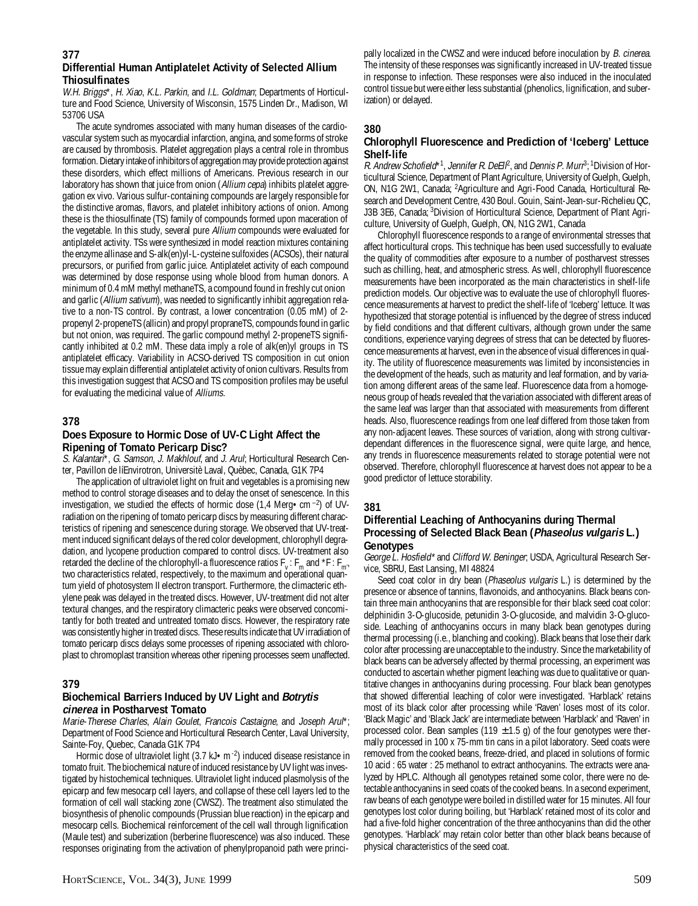## 377

### Differential Human Antiplatelet Activity of Selected Allium Thiosulfinates

*W.H. Briggs*\*, *H. Xiao*, *K.L. Parkin*, and *I.L. Goldman*; Departments of Horticulture and Food Science, University of Wisconsin, 1575 Linden Dr., Madison, WI 53706 USA

The acute syndromes associated with many human diseases of the cardiovascular system such as myocardial infarction, angina, and some forms of stroke are caused by thrombosis. Platelet aggregation plays a central role in thrombus formation. Dietary intake of inhibitors of aggregation may provide protection against these disorders, which effect millions of Americans. Previous research in our laboratory has shown that juice from onion (*Allium cepa*) inhibits platelet aggregation ex vivo. Various sulfur-containing compounds are largely responsible for the distinctive aromas, flavors, and platelet inhibitory actions of onion. Among these is the thiosulfinate (TS) family of compounds formed upon maceration of the vegetable. In this study, several pure *Allium* compounds were evaluated for antiplatelet activity. TSs were synthesized in model reaction mixtures containing the enzyme allinase and S-alk(en)yl-L-cysteine sulfoxides (ACSOs), their natural precursors, or purified from garlic juice. Antiplatelet activity of each compound was determined by dose response using whole blood from human donors. A minimum of 0.4 mM methyl methaneTS, a compound found in freshly cut onion and garlic (*Allium sativum*), was needed to significantly inhibit aggregation relative to a non-TS control. By contrast, a lower concentration (0.05 mM) of 2-propenyl 2-propeneTS (allicin) and propyl propraneTS, compounds found in garlic but not onion, was required. The garlic compound methyl 2-propeneTS significantly inhibited at 0.2 mM. These data imply a role of alk(en)yl groups in TS antiplatelet efficacy. Variability in ACSO-derived TS composition in cut onion tissue may explain differential antiplatelet activity of onion cultivars. Results from this investigation suggest that ACSO and TS composition profiles may be useful for evaluating the medicinal value of *Alliums*.

## 378

### Does Exposure to Hormic Dose of UV-C Light Affect the Ripening of Tomato Pericarp Disc?

*S. Kalantari*\*, *G. Samson*, *J. Makhlouf*, and *J. Arul*; Horticultural Research Center, Pavillon de lÍEnvirotron, Universitè Laval, Quèbec, Canada, G1K 7P4

The application of ultraviolet light on fruit and vegetables is a promising new method to control storage diseases and to delay the onset of senescence. In this investigation, we studied the effects of hormic dose (1,4 Merg• cm$^{-2}$) of UV-radiation on the ripening of tomato pericarp discs by measuring different characteristics of ripening and senescence during storage. We observed that UV-treatment induced significant delays of the red color development, chlorophyll degradation, and lycopene production compared to control discs. UV-treatment also retarded the decline of the chlorophyll-a fluorescence ratios $F_v : F_m$ and $*F : F_{m'}$, two characteristics related, respectively, to the maximum and operational quantum yield of photosystem II electron transport. Furthermore, the climacteric ethylene peak was delayed in the treated discs. However, UV-treatment did not alter textural changes, and the respiratory climacteric peaks were observed concomitantly for both treated and untreated tomato discs. However, the respiratory rate was consistently higher in treated discs. These results indicate that UV irradiation of tomato pericarp discs delays some processes of ripening associated with chloroplast to chromoplast transition whereas other ripening processes seem unaffected.

## 379

### Biochemical Barriers Induced by UV Light and *Botrytis cinerea* in Postharvest Tomato

*Marie-Therese Charles*, *Alain Goulet*, *Francois Castaigne*, and *Joseph Arul*\*; Department of Food Science and Horticultural Research Center, Laval University, Sainte-Foy, Quebec, Canada G1K 7P4

Hormic dose of ultraviolet light (3.7 kJ• m$^{-2}$) induced disease resistance in tomato fruit. The biochemical nature of induced resistance by UV light was investigated by histochemical techniques. Ultraviolet light induced plasmolysis of the epicarp and few mesocarp cell layers, and collapse of these cell layers led to the formation of cell wall stacking zone (CWSZ). The treatment also stimulated the biosynthesis of phenolic compounds (Prussian blue reaction) in the epicarp and mesocarp cells. Biochemical reinforcement of the cell wall through lignification (Maule test) and suberization (berberine fluorescence) was also induced. These responses originating from the activation of phenylpropanoid path were principally localized in the CWSZ and were induced before inoculation by *B. cinerea*. The intensity of these responses was significantly increased in UV-treated tissue in response to infection. These responses were also induced in the inoculated control tissue but were either less substantial (phenolics, lignification, and suberization) or delayed.

## 380

### Chlorophyll Fluorescence and Prediction of 'Iceberg' Lettuce Shelf-life

*R. Andrew Schofield*\*[1], *Jennifer R. DeEll*[2], and *Dennis P. Murr*[3]; [1]Division of Horticultural Science, Department of Plant Agriculture, University of Guelph, Guelph, ON, N1G 2W1, Canada; [2]Agriculture and Agri-Food Canada, Horticultural Research and Development Centre, 430 Boul. Gouin, Saint-Jean-sur-Richelieu QC, J3B 3E6, Canada; [3]Division of Horticultural Science, Department of Plant Agriculture, University of Guelph, Guelph, ON, N1G 2W1, Canada

Chlorophyll fluorescence responds to a range of environmental stresses that affect horticultural crops. This technique has been used successfully to evaluate the quality of commodities after exposure to a number of postharvest stresses such as chilling, heat, and atmospheric stress. As well, chlorophyll fluorescence measurements have been incorporated as the main characteristics in shelf-life prediction models. Our objective was to evaluate the use of chlorophyll fluorescence measurements at harvest to predict the shelf-life of 'Iceberg' lettuce. It was hypothesized that storage potential is influenced by the degree of stress induced by field conditions and that different cultivars, although grown under the same conditions, experience varying degrees of stress that can be detected by fluorescence measurements at harvest, even in the absence of visual differences in quality. The utility of fluorescence measurements was limited by inconsistencies in the development of the heads, such as maturity and leaf formation, and by variation among different areas of the same leaf. Fluorescence data from a homogeneous group of heads revealed that the variation associated with different areas of the same leaf was larger than that associated with measurements from different heads. Also, fluorescence readings from one leaf differed from those taken from any non-adjacent leaves. These sources of variation, along with strong cultivar-dependant differences in the fluorescence signal, were quite large, and hence, any trends in fluorescence measurements related to storage potential were not observed. Therefore, chlorophyll fluorescence at harvest does not appear to be a good predictor of lettuce storability.

## 381

### Differential Leaching of Anthocyanins during Thermal Processing of Selected Black Bean (*Phaseolus vulgaris* L.) Genotypes

*George L. Hosfield*\* and *Clifford W. Beninger*; USDA, Agricultural Research Service, SBRU, East Lansing, MI 48824

Seed coat color in dry bean (*Phaseolus vulgaris* L.) is determined by the presence or absence of tannins, flavonoids, and anthocyanins. Black beans contain three main anthocyanins that are responsible for their black seed coat color: delphinidin 3-O-glucoside, petunidin 3-O-glucoside, and malvidin 3-O-glucoside. Leaching of anthocyanins occurs in many black bean genotypes during thermal processing (i.e., blanching and cooking). Black beans that lose their dark color after processing are unacceptable to the industry. Since the marketability of black beans can be adversely affected by thermal processing, an experiment was conducted to ascertain whether pigment leaching was due to qualitative or quantitative changes in anthocyanins during processing. Four black bean genotypes that showed differential leaching of color were investigated. 'Harblack' retains most of its black color after processing while 'Raven' loses most of its color. 'Black Magic' and 'Black Jack' are intermediate between 'Harblack' and 'Raven' in processed color. Bean samples (119 ± 1.5 g) of the four genotypes were thermally processed in 100 x 75-mm tin cans in a pilot laboratory. Seed coats were removed from the cooked beans, freeze-dried, and placed in solutions of formic 10 acid : 65 water : 25 methanol to extract anthocyanins. The extracts were analyzed by HPLC. Although all genotypes retained some color, there were no detectable anthocyanins in seed coats of the cooked beans. In a second experiment, raw beans of each genotype were boiled in distilled water for 15 minutes. All four genotypes lost color during boiling, but 'Harblack' retained most of its color and had a five-fold higher concentration of the three anthocyanins than did the other genotypes. 'Harblack' may retain color better than other black beans because of physical characteristics of the seed coat.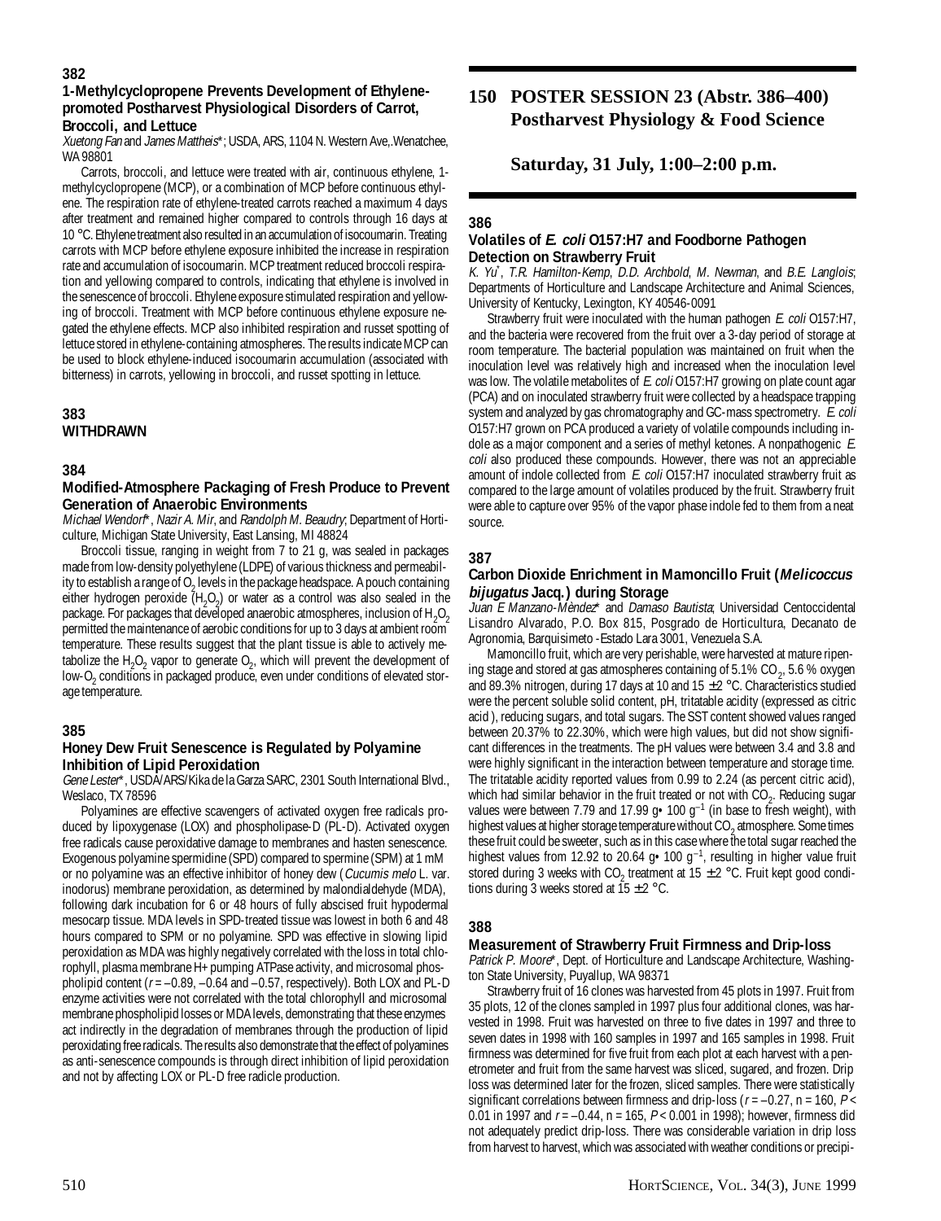### 382

#### 1-Methylcyclopropene Prevents Development of Ethylene-promoted Postharvest Physiological Disorders of Carrot, Broccoli, and Lettuce

*Xuetong Fan* and *James Mattheis**; USDA, ARS, 1104 N. Western Ave,.Wenatchee, WA 98801

Carrots, broccoli, and lettuce were treated with air, continuous ethylene, 1-methylcyclopropene (MCP), or a combination of MCP before continuous ethylene. The respiration rate of ethylene-treated carrots reached a maximum 4 days after treatment and remained higher compared to controls through 16 days at 10 °C. Ethylene treatment also resulted in an accumulation of isocoumarin. Treating carrots with MCP before ethylene exposure inhibited the increase in respiration rate and accumulation of isocoumarin. MCP treatment reduced broccoli respiration and yellowing compared to controls, indicating that ethylene is involved in the senescence of broccoli. Ethylene exposure stimulated respiration and yellowing of broccoli. Treatment with MCP before continuous ethylene exposure negated the ethylene effects. MCP also inhibited respiration and russet spotting of lettuce stored in ethylene-containing atmospheres. The results indicate MCP can be used to block ethylene-induced isocoumarin accumulation (associated with bitterness) in carrots, yellowing in broccoli, and russet spotting in lettuce.

### 383

#### WITHDRAWN

### 384

#### Modified-Atmosphere Packaging of Fresh Produce to Prevent Generation of Anaerobic Environments

*Michael Wendorf**, *Nazir A. Mir*, and *Randolph M. Beaudry*; Department of Horticulture, Michigan State University, East Lansing, MI 48824

Broccoli tissue, ranging in weight from 7 to 21 g, was sealed in packages made from low-density polyethylene (LDPE) of various thickness and permeability to establish a range of $O_2$ levels in the package headspace. A pouch containing either hydrogen peroxide ($H_2O_2$) or water as a control was also sealed in the package. For packages that developed anaerobic atmospheres, inclusion of $H_2O_2$ permitted the maintenance of aerobic conditions for up to 3 days at ambient room temperature. These results suggest that the plant tissue is able to actively metabolize the $H_2O_2$ vapor to generate $O_2$, which will prevent the development of low-$O_2$ conditions in packaged produce, even under conditions of elevated storage temperature.

### 385

#### Honey Dew Fruit Senescence is Regulated by Polyamine Inhibition of Lipid Peroxidation

*Gene Lester**, USDA/ARS/Kika de la Garza SARC, 2301 South International Blvd., Weslaco, TX 78596

Polyamines are effective scavengers of activated oxygen free radicals produced by lipoxygenase (LOX) and phospholipase-D (PL-D). Activated oxygen free radicals cause peroxidative damage to membranes and hasten senescence. Exogenous polyamine spermidine (SPD) compared to spermine (SPM) at 1 mM or no polyamine was an effective inhibitor of honey dew (*Cucumis melo* L. var. inodorus) membrane peroxidation, as determined by malondialdehyde (MDA), following dark incubation for 6 or 48 hours of fully abscised fruit hypodermal mesocarp tissue. MDA levels in SPD-treated tissue was lowest in both 6 and 48 hours compared to SPM or no polyamine. SPD was effective in slowing lipid peroxidation as MDA was highly negatively correlated with the loss in total chlorophyll, plasma membrane H+ pumping ATPase activity, and microsomal phospholipid content ($r$ = –0.89, –0.64 and –0.57, respectively). Both LOX and PL-D enzyme activities were not correlated with the total chlorophyll and microsomal membrane phospholipid losses or MDA levels, demonstrating that these enzymes act indirectly in the degradation of membranes through the production of lipid peroxidating free radicals. The results also demonstrate that the effect of polyamines as anti-senescence compounds is through direct inhibition of lipid peroxidation and not by affecting LOX or PL-D free radicle production.

# 150 POSTER SESSION 23 (Abstr. 386–400) Postharvest Physiology & Food Science

## Saturday, 31 July, 1:00–2:00 p.m.

### 386

#### Volatiles of *E. coli* O157:H7 and Foodborne Pathogen Detection on Strawberry Fruit

*K. Yu**, *T.R. Hamilton-Kemp*, *D.D. Archbold*, *M. Newman*, and *B.E. Langlois*; Departments of Horticulture and Landscape Architecture and Animal Sciences, University of Kentucky, Lexington, KY 40546-0091

Strawberry fruit were inoculated with the human pathogen *E. coli* O157:H7, and the bacteria were recovered from the fruit over a 3-day period of storage at room temperature. The bacterial population was maintained on fruit when the inoculation level was relatively high and increased when the inoculation level was low. The volatile metabolites of *E. coli* O157:H7 growing on plate count agar (PCA) and on inoculated strawberry fruit were collected by a headspace trapping system and analyzed by gas chromatography and GC-mass spectrometry. *E. coli* O157:H7 grown on PCA produced a variety of volatile compounds including indole as a major component and a series of methyl ketones. A nonpathogenic *E. coli* also produced these compounds. However, there was not an appreciable amount of indole collected from *E. coli* O157:H7 inoculated strawberry fruit as compared to the large amount of volatiles produced by the fruit. Strawberry fruit were able to capture over 95% of the vapor phase indole fed to them from a neat source.

### 387

#### Carbon Dioxide Enrichment in Mamoncillo Fruit (*Melicoccus bijugatus* Jacq.) during Storage

*Juan E Manzano-Mèndez** and *Damaso Bautista*; Universidad Centoccidental Lisandro Alvarado, P.O. Box 815, Posgrado de Horticultura, Decanato de Agronomia, Barquisimeto -Estado Lara 3001, Venezuela S.A.

Mamoncillo fruit, which are very perishable, were harvested at mature ripening stage and stored at gas atmospheres containing of 5.1% $CO_2$, 5.6 % oxygen and 89.3% nitrogen, during 17 days at 10 and 15 ± 2 °C. Characteristics studied were the percent soluble solid content, pH, tritatable acidity (expressed as citric acid ), reducing sugars, and total sugars. The SST content showed values ranged between 20.37% to 22.30%, which were high values, but did not show significant differences in the treatments. The pH values were between 3.4 and 3.8 and were highly significant in the interaction between temperature and storage time. The tritatable acidity reported values from 0.99 to 2.24 (as percent citric acid), which had similar behavior in the fruit treated or not with $CO_2$. Reducing sugar values were between 7.79 and 17.99 g• 100 $g^{-1}$ (in base to fresh weight), with highest values at higher storage temperature without $CO_2$ atmosphere. Some times these fruit could be sweeter, such as in this case where the total sugar reached the highest values from 12.92 to 20.64 g• 100 $g^{-1}$, resulting in higher value fruit stored during 3 weeks with $CO_2$ treatment at 15 ± 2 °C. Fruit kept good conditions during 3 weeks stored at 15 ± 2 °C.

### 388

#### Measurement of Strawberry Fruit Firmness and Drip-loss

*Patrick P. Moore**, Dept. of Horticulture and Landscape Architecture, Washington State University, Puyallup, WA 98371

Strawberry fruit of 16 clones was harvested from 45 plots in 1997. Fruit from 35 plots, 12 of the clones sampled in 1997 plus four additional clones, was harvested in 1998. Fruit was harvested on three to five dates in 1997 and three to seven dates in 1998 with 160 samples in 1997 and 165 samples in 1998. Fruit firmness was determined for five fruit from each plot at each harvest with a penetrometer and fruit from the same harvest was sliced, sugared, and frozen. Drip loss was determined later for the frozen, sliced samples. There were statistically significant correlations between firmness and drip-loss ($r$ = –0.27, n = 160, $P$ < 0.01 in 1997 and $r$ = –0.44, n = 165, $P$ < 0.001 in 1998); however, firmness did not adequately predict drip-loss. There was considerable variation in drip loss from harvest to harvest, which was associated with weather conditions or precipi-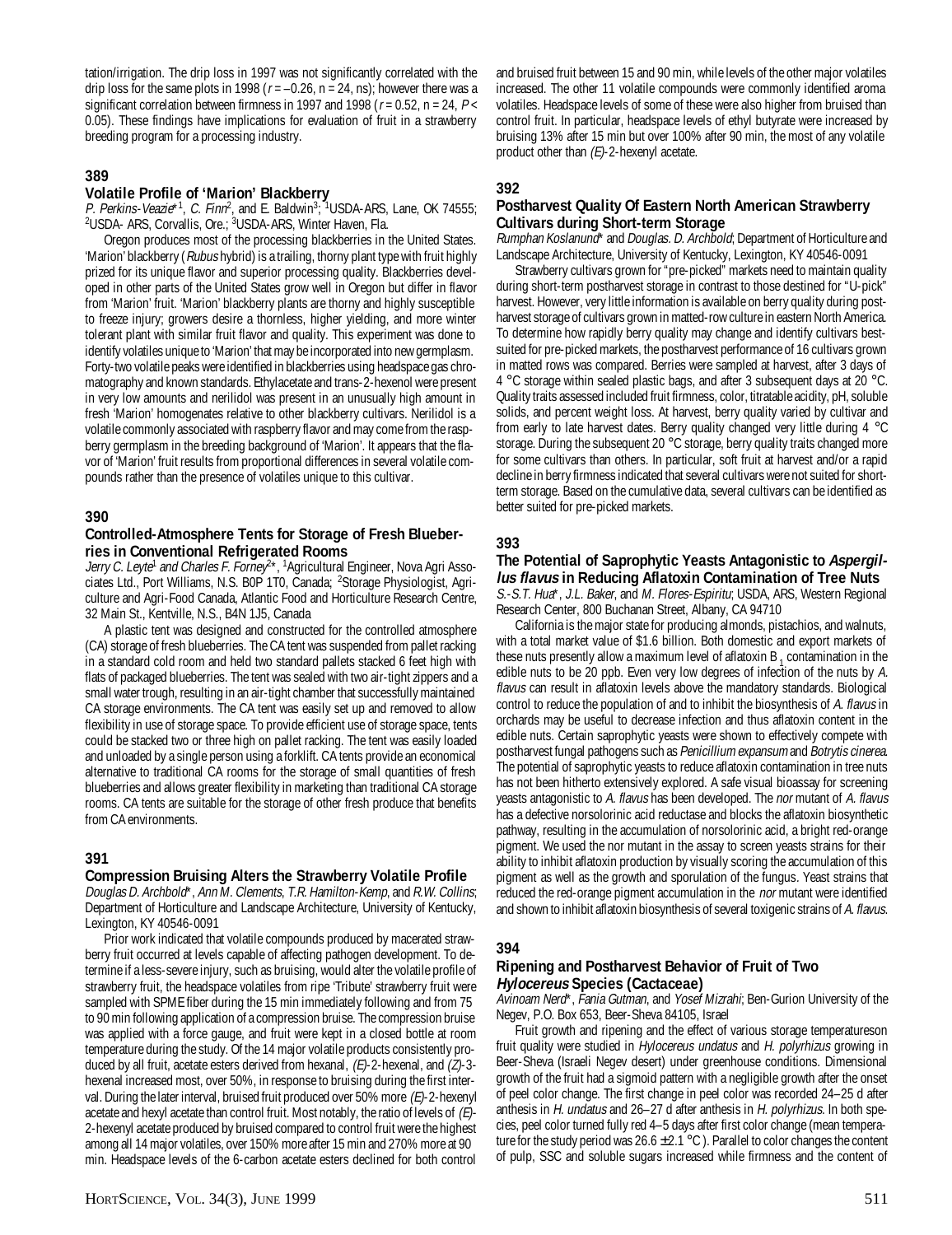tation/irrigation. The drip loss in 1997 was not significantly correlated with the drip loss for the same plots in 1998 ($r = -0.26$, $n = 24$, ns); however there was a significant correlation between firmness in 1997 and 1998 ($r = 0.52$, $n = 24$, $P < 0.05$). These findings have implications for evaluation of fruit in a strawberry breeding program for a processing industry.

### 389

#### Volatile Profile of 'Marion' Blackberry

*P. Perkins-Veazie*\*[1], *C. Finn*[2], and *E. Baldwin*[3]; [1]USDA-ARS, Lane, OK 74555; [2]USDA- ARS, Corvallis, Ore.; [3]USDA-ARS, Winter Haven, Fla.

Oregon produces most of the processing blackberries in the United States. 'Marion' blackberry (*Rubus* hybrid) is a trailing, thorny plant type with fruit highly prized for its unique flavor and superior processing quality. Blackberries developed in other parts of the United States grow well in Oregon but differ in flavor from 'Marion' fruit. 'Marion' blackberry plants are thorny and highly susceptible to freeze injury; growers desire a thornless, higher yielding, and more winter tolerant plant with similar fruit flavor and quality. This experiment was done to identify volatiles unique to 'Marion' that may be incorporated into new germplasm. Forty-two volatile peaks were identified in blackberries using headspace gas chromatography and known standards. Ethylacetate and trans-2-hexenol were present in very low amounts and nerilidol was present in an unusually high amount in fresh 'Marion' homogenates relative to other blackberry cultivars. Nerilidol is a volatile commonly associated with raspberry flavor and may come from the raspberry germplasm in the breeding background of 'Marion'. It appears that the flavor of 'Marion' fruit results from proportional differences in several volatile compounds rather than the presence of volatiles unique to this cultivar.

### 390

#### Controlled-Atmosphere Tents for Storage of Fresh Blueberries in Conventional Refrigerated Rooms

*Jerry C. Leyte*[1] *and Charles F. Forney*[2]\*, [1]Agricultural Engineer, Nova Agri Associates Ltd., Port Williams, N.S. B0P 1T0, Canada; [2]Storage Physiologist, Agriculture and Agri-Food Canada, Atlantic Food and Horticulture Research Centre, 32 Main St., Kentville, N.S., B4N 1J5, Canada

A plastic tent was designed and constructed for the controlled atmosphere (CA) storage of fresh blueberries. The CA tent was suspended from pallet racking in a standard cold room and held two standard pallets stacked 6 feet high with flats of packaged blueberries. The tent was sealed with two air-tight zippers and a small water trough, resulting in an air-tight chamber that successfully maintained CA storage environments. The CA tent was easily set up and removed to allow flexibility in use of storage space. To provide efficient use of storage space, tents could be stacked two or three high on pallet racking. The tent was easily loaded and unloaded by a single person using a forklift. CA tents provide an economical alternative to traditional CA rooms for the storage of small quantities of fresh blueberries and allows greater flexibility in marketing than traditional CA storage rooms. CA tents are suitable for the storage of other fresh produce that benefits from CA environments.

### 391

#### Compression Bruising Alters the Strawberry Volatile Profile

*Douglas D. Archbold*\*, *Ann M. Clements*, *T.R. Hamilton-Kemp*, and *R.W. Collins*; Department of Horticulture and Landscape Architecture, University of Kentucky, Lexington, KY 40546-0091

Prior work indicated that volatile compounds produced by macerated strawberry fruit occurred at levels capable of affecting pathogen development. To determine if a less-severe injury, such as bruising, would alter the volatile profile of strawberry fruit, the headspace volatiles from ripe 'Tribute' strawberry fruit were sampled with SPME fiber during the 15 min immediately following and from 75 to 90 min following application of a compression bruise. The compression bruise was applied with a force gauge, and fruit were kept in a closed bottle at room temperature during the study. Of the 14 major volatile products consistently produced by all fruit, acetate esters derived from hexanal, *(E)*-2-hexenal, and *(Z)*-3-hexenal increased most, over 50%, in response to bruising during the first interval. During the later interval, bruised fruit produced over 50% more *(E)*-2-hexenyl acetate and hexyl acetate than control fruit. Most notably, the ratio of levels of *(E)*-2-hexenyl acetate produced by bruised compared to control fruit were the highest among all 14 major volatiles, over 150% more after 15 min and 270% more at 90 min. Headspace levels of the 6-carbon acetate esters declined for both control and bruised fruit between 15 and 90 min, while levels of the other major volatiles increased. The other 11 volatile compounds were commonly identified aroma volatiles. Headspace levels of some of these were also higher from bruised than control fruit. In particular, headspace levels of ethyl butyrate were increased by bruising 13% after 15 min but over 100% after 90 min, the most of any volatile product other than *(E)*-2-hexenyl acetate.

### 392

#### Postharvest Quality Of Eastern North American Strawberry Cultivars during Short-term Storage

*Rumphan Koslanund*\* and *Douglas. D. Archbold*; Department of Horticulture and Landscape Architecture, University of Kentucky, Lexington, KY 40546-0091

Strawberry cultivars grown for "pre-picked" markets need to maintain quality during short-term postharvest storage in contrast to those destined for "U-pick" harvest. However, very little information is available on berry quality during postharvest storage of cultivars grown in matted-row culture in eastern North America. To determine how rapidly berry quality may change and identify cultivars best-suited for pre-picked markets, the postharvest performance of 16 cultivars grown in matted rows was compared. Berries were sampled at harvest, after 3 days of 4 °C storage within sealed plastic bags, and after 3 subsequent days at 20 °C. Quality traits assessed included fruit firmness, color, titratable acidity, pH, soluble solids, and percent weight loss. At harvest, berry quality varied by cultivar and from early to late harvest dates. Berry quality changed very little during 4 °C storage. During the subsequent 20 °C storage, berry quality traits changed more for some cultivars than others. In particular, soft fruit at harvest and/or a rapid decline in berry firmness indicated that several cultivars were not suited for short-term storage. Based on the cumulative data, several cultivars can be identified as better suited for pre-picked markets.

### 393

#### The Potential of Saprophytic Yeasts Antagonistic to *Aspergillus flavus* in Reducing Aflatoxin Contamination of Tree Nuts

*S.-S.T. Hua*\*, *J.L. Baker*, and *M. Flores-Espiritu*; USDA, ARS, Western Regional Research Center, 800 Buchanan Street, Albany, CA 94710

California is the major state for producing almonds, pistachios, and walnuts, with a total market value of $1.6 billion. Both domestic and export markets of these nuts presently allow a maximum level of aflatoxin $B_1$ contamination in the edible nuts to be 20 ppb. Even very low degrees of infection of the nuts by *A. flavus* can result in aflatoxin levels above the mandatory standards. Biological control to reduce the population of and to inhibit the biosynthesis of *A. flavus* in orchards may be useful to decrease infection and thus aflatoxin content in the edible nuts. Certain saprophytic yeasts were shown to effectively compete with postharvest fungal pathogens such as *Penicillium expansum* and *Botrytis cinerea*. The potential of saprophytic yeasts to reduce aflatoxin contamination in tree nuts has not been hitherto extensively explored. A safe visual bioassay for screening yeasts antagonistic to *A. flavus* has been developed. The *nor* mutant of *A. flavus* has a defective norsolorinic acid reductase and blocks the aflatoxin biosynthetic pathway, resulting in the accumulation of norsolorinic acid, a bright red-orange pigment. We used the nor mutant in the assay to screen yeasts strains for their ability to inhibit aflatoxin production by visually scoring the accumulation of this pigment as well as the growth and sporulation of the fungus. Yeast strains that reduced the red-orange pigment accumulation in the *nor* mutant were identified and shown to inhibit aflatoxin biosynthesis of several toxigenic strains of *A. flavus*.

### 394

#### Ripening and Postharvest Behavior of Fruit of Two *Hylocereus* Species (Cactaceae)

*Avinoam Nerd*\*, *Fania Gutman*, and *Yosef Mizrahi*; Ben-Gurion University of the Negev, P.O. Box 653, Beer-Sheva 84105, Israel

Fruit growth and ripening and the effect of various storage temperatureson fruit quality were studied in *Hylocereus undatus* and *H. polyrhizus* growing in Beer-Sheva (Israeli Negev desert) under greenhouse conditions. Dimensional growth of the fruit had a sigmoid pattern with a negligible growth after the onset of peel color change. The first change in peel color was recorded 24–25 d after anthesis in *H. undatus* and 26–27 d after anthesis in *H. polyrhizus*. In both species, peel color turned fully red 4–5 days after first color change (mean temperature for the study period was 26.6 ± 2.1 °C). Parallel to color changes the content of pulp, SSC and soluble sugars increased while firmness and the content of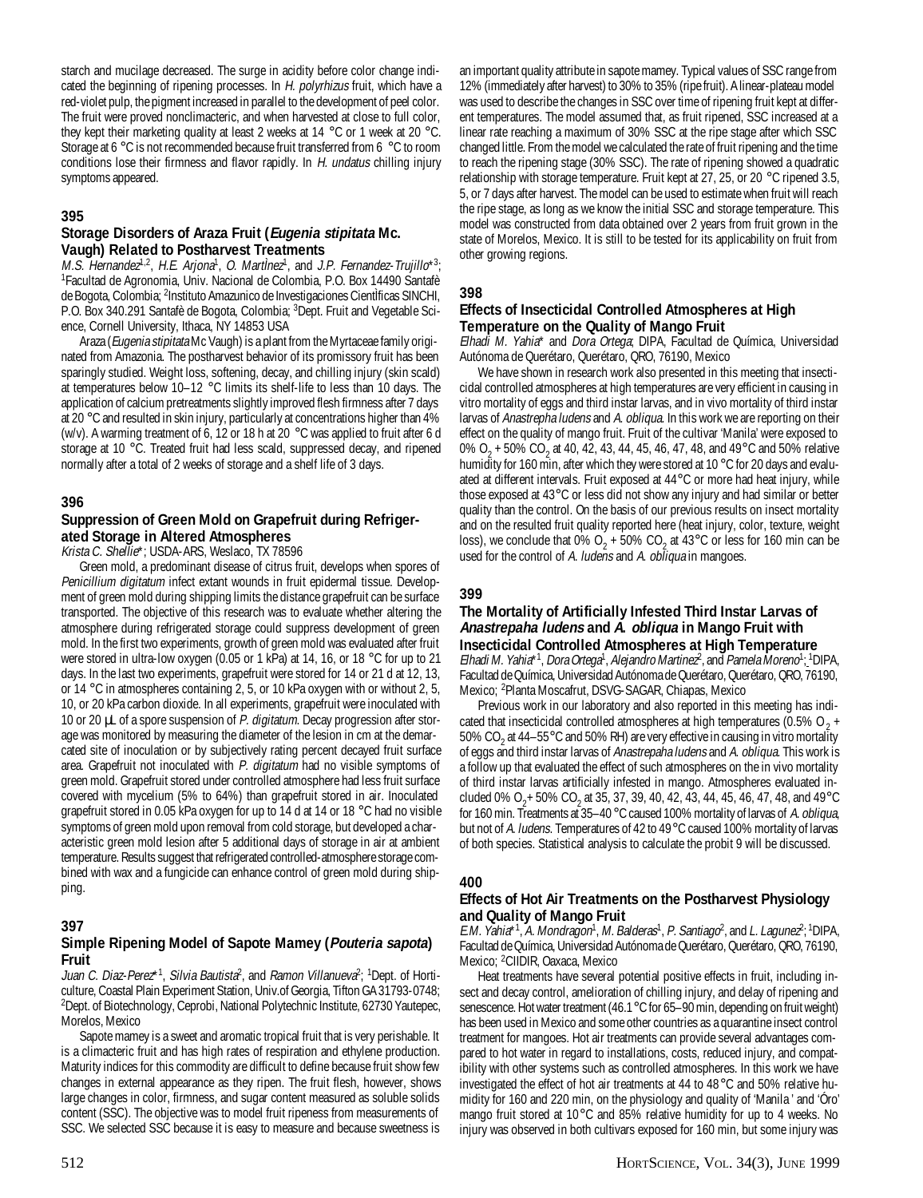starch and mucilage decreased. The surge in acidity before color change indicated the beginning of ripening processes. In *H. polyrhizus* fruit, which have a red-violet pulp, the pigment increased in parallel to the development of peel color. The fruit were proved nonclimacteric, and when harvested at close to full color, they kept their marketing quality at least 2 weeks at 14 °C or 1 week at 20 °C. Storage at 6 °C is not recommended because fruit transferred from 6 °C to room conditions lose their firmness and flavor rapidly. In *H. undatus* chilling injury symptoms appeared.

## 395

### Storage Disorders of Araza Fruit (*Eugenia stipitata* Mc. Vaugh) Related to Postharvest Treatments

*M.S. Hernandez*[1,2], *H.E. Arjona*[1], *O. Martinez*[1], and *J.P. Fernandez-Trujillo**[3]; [1]Facultad de Agronomia, Univ. Nacional de Colombia, P.O. Box 14490 Santafè de Bogota, Colombia; [2]Instituto Amazunico de Investigaciones Cientìficas SINCHI, P.O. Box 340.291 Santafè de Bogota, Colombia; [3]Dept. Fruit and Vegetable Science, Cornell University, Ithaca, NY 14853 USA

Araza (*Eugenia stipitata* Mc Vaugh) is a plant from the Myrtaceae family originated from Amazonia. The postharvest behavior of its promissory fruit has been sparingly studied. Weight loss, softening, decay, and chilling injury (skin scald) at temperatures below 10–12 °C limits its shelf-life to less than 10 days. The application of calcium pretreatments slightly improved flesh firmness after 7 days at 20 °C and resulted in skin injury, particularly at concentrations higher than 4% (w/v). A warming treatment of 6, 12 or 18 h at 20 °C was applied to fruit after 6 d storage at 10 °C. Treated fruit had less scald, suppressed decay, and ripened normally after a total of 2 weeks of storage and a shelf life of 3 days.

## 396

### Suppression of Green Mold on Grapefruit during Refrigerated Storage in Altered Atmospheres

*Krista C. Shellie**; USDA-ARS, Weslaco, TX 78596

Green mold, a predominant disease of citrus fruit, develops when spores of *Penicillium digitatum* infect extant wounds in fruit epidermal tissue. Development of green mold during shipping limits the distance grapefruit can be surface transported. The objective of this research was to evaluate whether altering the atmosphere during refrigerated storage could suppress development of green mold. In the first two experiments, growth of green mold was evaluated after fruit were stored in ultra-low oxygen (0.05 or 1 kPa) at 14, 16, or 18 °C for up to 21 days. In the last two experiments, grapefruit were stored for 14 or 21 d at 12, 13, or 14 °C in atmospheres containing 2, 5, or 10 kPa oxygen with or without 2, 5, 10, or 20 kPa carbon dioxide. In all experiments, grapefruit were inoculated with 10 or 20 µL of a spore suspension of *P. digitatum*. Decay progression after storage was monitored by measuring the diameter of the lesion in cm at the demarcated site of inoculation or by subjectively rating percent decayed fruit surface area. Grapefruit not inoculated with *P. digitatum* had no visible symptoms of green mold. Grapefruit stored under controlled atmosphere had less fruit surface covered with mycelium (5% to 64%) than grapefruit stored in air. Inoculated grapefruit stored in 0.05 kPa oxygen for up to 14 d at 14 or 18 °C had no visible symptoms of green mold upon removal from cold storage, but developed a characteristic green mold lesion after 5 additional days of storage in air at ambient temperature. Results suggest that refrigerated controlled-atmosphere storage combined with wax and a fungicide can enhance control of green mold during shipping.

## 397

### Simple Ripening Model of Sapote Mamey (*Pouteria sapota*) Fruit

*Juan C. Diaz-Perez**[1], *Silvia Bautista*[2], and *Ramon Villanueva*[2]; [1]Dept. of Horticulture, Coastal Plain Experiment Station, Univ.of Georgia, Tifton GA 31793-0748; [2]Dept. of Biotechnology, Ceprobi, National Polytechnic Institute, 62730 Yautepec, Morelos, Mexico

Sapote mamey is a sweet and aromatic tropical fruit that is very perishable. It is a climacteric fruit and has high rates of respiration and ethylene production. Maturity indices for this commodity are difficult to define because fruit show few changes in external appearance as they ripen. The fruit flesh, however, shows large changes in color, firmness, and sugar content measured as soluble solids content (SSC). The objective was to model fruit ripeness from measurements of SSC. We selected SSC because it is easy to measure and because sweetness is an important quality attribute in sapote mamey. Typical values of SSC range from 12% (immediately after harvest) to 30% to 35% (ripe fruit). A linear-plateau model was used to describe the changes in SSC over time of ripening fruit kept at different temperatures. The model assumed that, as fruit ripened, SSC increased at a linear rate reaching a maximum of 30% SSC at the ripe stage after which SSC changed little. From the model we calculated the rate of fruit ripening and the time to reach the ripening stage (30% SSC). The rate of ripening showed a quadratic relationship with storage temperature. Fruit kept at 27, 25, or 20 °C ripened 3.5, 5, or 7 days after harvest. The model can be used to estimate when fruit will reach the ripe stage, as long as we know the initial SSC and storage temperature. This model was constructed from data obtained over 2 years from fruit grown in the state of Morelos, Mexico. It is still to be tested for its applicability on fruit from other growing regions.

## 398

### Effects of Insecticidal Controlled Atmospheres at High Temperature on the Quality of Mango Fruit

*Elhadi M. Yahia** and *Dora Ortega*; DIPA, Facultad de Química, Universidad Autónoma de Querétaro, Querétaro, QRO, 76190, Mexico

We have shown in research work also presented in this meeting that insecticidal controlled atmospheres at high temperatures are very efficient in causing in vitro mortality of eggs and third instar larvas, and in vivo mortality of third instar larvas of *Anastrepha ludens* and *A. obliqua*. In this work we are reporting on their effect on the quality of mango fruit. Fruit of the cultivar 'Manila' were exposed to 0% $O_2$ + 50% $CO_2$ at 40, 42, 43, 44, 45, 46, 47, 48, and 49 °C and 50% relative humidity for 160 min, after which they were stored at 10 °C for 20 days and evaluated at different intervals. Fruit exposed at 44 °C or more had heat injury, while those exposed at 43 °C or less did not show any injury and had similar or better quality than the control. On the basis of our previous results on insect mortality and on the resulted fruit quality reported here (heat injury, color, texture, weight loss), we conclude that 0% $O_2$ + 50% $CO_2$ at 43 °C or less for 160 min can be used for the control of *A. ludens* and *A. obliqua* in mangoes.

## 399

### The Mortality of Artificially Infested Third Instar Larvas of *Anastrepaha ludens* and *A. obliqua* in Mango Fruit with Insecticidal Controlled Atmospheres at High Temperature

*Elhadi M. Yahia**[1], *Dora Ortega*[1], *Alejandro Martinez*[2], and *Pamela Moreno*[1]; [1]DIPA, Facultad de Química, Universidad Autónoma de Querétaro, Querétaro, QRO, 76190, Mexico; [2]Planta Moscafrut, DSVG-SAGAR, Chiapas, Mexico

Previous work in our laboratory and also reported in this meeting has indicated that insecticidal controlled atmospheres at high temperatures (0.5% $O_2$ + 50% $CO_2$ at 44–55 °C and 50% RH) are very effective in causing in vitro mortality of eggs and third instar larvas of *Anastrepaha ludens* and *A. obliqua*. This work is a follow up that evaluated the effect of such atmospheres on the in vivo mortality of third instar larvas artificially infested in mango. Atmospheres evaluated included 0% $O_2$ + 50% $CO_2$ at 35, 37, 39, 40, 42, 43, 44, 45, 46, 47, 48, and 49 °C for 160 min. Treatments at 35–40 °C caused 100% mortality of larvas of *A. obliqua*, but not of *A. ludens*. Temperatures of 42 to 49 °C caused 100% mortality of larvas of both species. Statistical analysis to calculate the probit 9 will be discussed.

## 400

### Effects of Hot Air Treatments on the Postharvest Physiology and Quality of Mango Fruit

*E.M. Yahia**[1], *A. Mondragon*[1], *M. Balderas*[1], *P. Santiago*[2], and *L. Lagunez*[2]; [1]DIPA, Facultad de Química, Universidad Autónoma de Querétaro, Querétaro, QRO, 76190, Mexico; [2]CIIDIR, Oaxaca, Mexico

Heat treatments have several potential positive effects in fruit, including insect and decay control, amelioration of chilling injury, and delay of ripening and senescence. Hot water treatment (46.1 °C for 65–90 min, depending on fruit weight) has been used in Mexico and some other countries as a quarantine insect control treatment for mangoes. Hot air treatments can provide several advantages compared to hot water in regard to installations, costs, reduced injury, and compatibility with other systems such as controlled atmospheres. In this work we have investigated the effect of hot air treatments at 44 to 48 °C and 50% relative humidity for 160 and 220 min, on the physiology and quality of 'Manila' and 'Óro' mango fruit stored at 10 °C and 85% relative humidity for up to 4 weeks. No injury was observed in both cultivars exposed for 160 min, but some injury was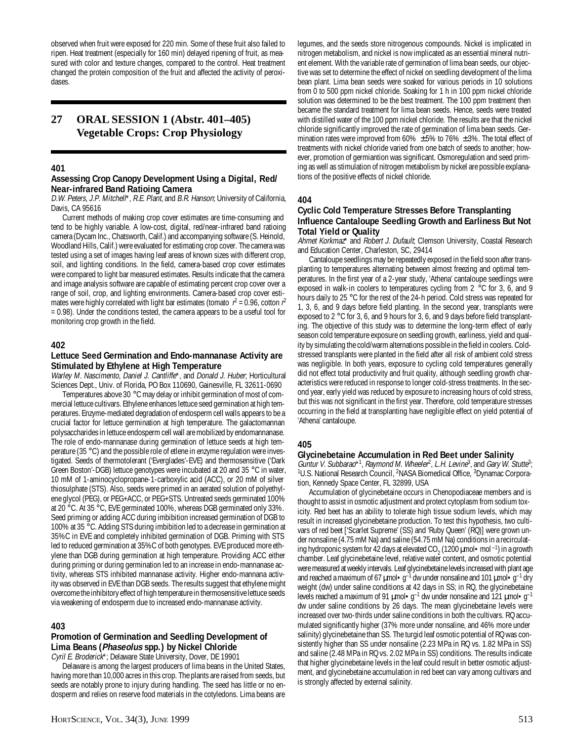observed when fruit were exposed for 220 min. Some of these fruit also failed to ripen. Heat treatment (especially for 160 min) delayed ripening of fruit, as measured with color and texture changes, compared to the control. Heat treatment changed the protein composition of the fruit and affected the activity of peroxidases.

## 27 ORAL SESSION 1 (Abstr. 401–405) Vegetable Crops: Crop Physiology

### 401

### Assessing Crop Canopy Development Using a Digital, Red/Near-infrared Band Ratioing Camera

*D.W. Peters*, *J.P. Mitchell*\*, *R.E. Plant*, and *B.R. Hanson*; University of California, Davis, CA 95616

Current methods of making crop cover estimates are time-consuming and tend to be highly variable. A low-cost, digital, red/near-infrared band ratioing camera (Dycam Inc., Chatsworth, Calif.) and accompanying software (S. Heinold, Woodland Hills, Calif.) were evaluated for estimating crop cover. The camera was tested using a set of images having leaf areas of known sizes with different crop, soil, and lighting conditions. In the field, camera-based crop cover estimates were compared to light bar measured estimates. Results indicate that the camera and image analysis software are capable of estimating percent crop cover over a range of soil, crop, and lighting conditions. Camera-based crop cover estimates were highly correlated with light bar estimates (tomato $r^2$ = 0.96, cotton $r^2$ = 0.98). Under the conditions tested, the camera appears to be a useful tool for monitoring crop growth in the field.

### 402

### Lettuce Seed Germination and Endo-mannanase Activity are Stimulated by Ethylene at High Temperature

*Warley M. Nascimento*, *Daniel J. Cantliffe*\*, and *Donald J. Huber*; Horticultural Sciences Dept., Univ. of Florida, PO Box 110690, Gainesville, FL 32611-0690

Temperatures above 30 °C may delay or inhibit germination of most of commercial lettuce cultivars. Ethylene enhances lettuce seed germination at high temperatures. Enzyme-mediated degradation of endosperm cell walls appears to be a crucial factor for lettuce germination at high temperature. The galactomannan polysaccharides in lettuce endosperm cell wall are mobilized by endomannanase. The role of endo-mannanase during germination of lettuce seeds at high temperature (35 °C) and the possible role of etlene in enzyme regulation were investigated. Seeds of thermotolerant ('Everglades'-EVE) and thermosensitive ('Dark Green Boston'-DGB) lettuce genotypes were incubated at 20 and 35 °C in water, 10 mM of 1-aminocyclopropane-1-carboxylic acid (ACC), or 20 mM of silver thiosulphate (STS). Also, seeds were primed in an aerated solution of polyethylene glycol (PEG), or PEG+ACC, or PEG+STS. Untreated seeds germinated 100% at 20 °C. At 35 °C, EVE germinated 100%, whereas DGB germinated only 33%. Seed priming or adding ACC during imbibition increased germination of DGB to 100% at 35 °C. Adding STS during imbibition led to a decrease in germination at 35%C in EVE and completely inhibited germination of DGB. Priming with STS led to reduced germination at 35%C of both genotypes. EVE produced more ethylene than DGB during germination at high temperature. Providing ACC either during priming or during germination led to an increase in endo-mannanase activity, whereas STS inhibited mannanase activity. Higher endo-mannana activity was observed in EVE than DGB seeds. The results suggest that ethylene might overcome the inhibitory effect of high temperature in thermosensitive lettuce seeds via weakening of endosperm due to increased endo-mannanase activity.

### 403

### Promotion of Germination and Seedling Development of Lima Beans (*Phaseolus* spp.) by Nickel Chloride

*Cyril E. Broderick*\*; Delaware State University, Dover, DE 19901

Delaware is among the largest producers of lima beans in the United States, having more than 10,000 acres in this crop. The plants are raised from seeds, but seeds are notably prone to injury during handling. The seed has little or no endosperm and relies on reserve food materials in the cotyledons. Lima beans are legumes, and the seeds store nitrogenous compounds. Nickel is implicated in nitrogen metabolism, and nickel is now implicated as an essential mineral nutrient element. With the variable rate of germination of lima bean seeds, our objective was set to determine the effect of nickel on seedling development of the lima bean plant. Lima bean seeds were soaked for various periods in 10 solutions from 0 to 500 ppm nickel chloride. Soaking for 1 h in 100 ppm nickel chloride solution was determined to be the best treatment. The 100 ppm treatment then became the standard treatment for lima bean seeds. Hence, seeds were treated with distilled water of the 100 ppm nickel chloride. The results are that the nickel chloride significantly improved the rate of germination of lima bean seeds. Germination rates were improved from 60% ±5% to 76% ±3%. The total effect of treatments with nickel chloride varied from one batch of seeds to another; however, promotion of germiantion was significant. Osmoregulation and seed priming as well as stimulation of nitrogen metabolism by nickel are possible explanations of the positive effects of nickel chloride.

### 404

### Cyclic Cold Temperature Stresses Before Transplanting Influence Cantaloupe Seedling Growth and Earliness But Not Total Yield or Quality

*Ahmet Korkmaz*\* and *Robert J. Dufault*; Clemson University, Coastal Research and Education Center, Charleston, SC, 29414

Cantaloupe seedlings may be repeatedly exposed in the field soon after transplanting to temperatures alternating between almost freezing and optimal temperatures. In the first year of a 2-year study, 'Athena' cantaloupe seedlings were exposed in walk-in coolers to temperatures cycling from 2 °C for 3, 6, and 9 hours daily to 25 °C for the rest of the 24-h period. Cold stress was repeated for 1, 3, 6, and 9 days before field planting. In the second year, transplants were exposed to 2 °C for 3, 6, and 9 hours for 3, 6, and 9 days before field transplanting. The objective of this study was to determine the long-term effect of early season cold temperature exposure on seedling growth, earliness, yield and quality by simulating the cold/warm alternations possible in the field in coolers. Cold-stressed transplants were planted in the field after all risk of ambient cold stress was negligible. In both years, exposure to cycling cold temperatures generally did not effect total productivity and fruit quality, although seedling growth characteristics were reduced in response to longer cold-stress treatments. In the second year, early yield was reduced by exposure to increasing hours of cold stress, but this was not significant in the first year. Therefore, cold temperature stresses occurring in the field at transplanting have negligible effect on yield potential of 'Athena' cantaloupe.

### 405

### Glycinebetaine Accumulation in Red Beet under Salinity

*Guntur V. Subbarao*\*[1], *Raymond M. Wheeler*[2], *L.H. Levine*[3], and *Gary W. Stutte*[3]; [1]U.S. National Research Council, [2]NASA Biomedical Office, [3]Dynamac Corporation, Kennedy Space Center, FL 32899, USA

Accumulation of glycinebetaine occurs in Chenopodiaceae members and is thought to assist in osmotic adjustment and protect cytoplasm from sodium toxicity. Red beet has an ability to tolerate high tissue sodium levels, which may result in increased glycinebetaine production. To test this hypothesis, two cultivars of red beet ['Scarlet Supreme' (SS) and 'Ruby Queen' (RQ)] were grown under nonsaline (4.75 mM Na) and saline (54.75 mM Na) conditions in a recirculating hydroponic system for 42 days at elevated $CO_2$ (1200 μmol•mol$^{-1}$) in a growth chamber. Leaf glycinebetaine level, relative water content, and osmotic potential were measured at weekly intervals. Leaf glycinebetaine levels increased with plant age and reached a maximum of 67 μmol•g$^{-1}$ dw under nonsaline and 101 μmol•g$^{-1}$ dry weight (dw) under saline conditions at 42 days in SS; in RQ, the glycinebetaine levels reached a maximum of 91 μmol•g$^{-1}$ dw under nonsaline and 121 μmol•g$^{-1}$ dw under saline conditions by 26 days. The mean glycinebetaine levels were increased over two-thirds under saline conditions in both the cultivars. RQ accumulated significantly higher (37% more under nonsaline, and 46% more under salinity) glycinebetaine than SS. The turgid leaf osmotic potential of RQ was consistently higher than SS under nonsaline (2.23 MPa in RQ vs. 1.82 MPa in SS) and saline (2.48 MPa in RQ vs. 2.02 MPa in SS) conditions. The results indicate that higher glycinebetaine levels in the leaf could result in better osmotic adjustment, and glycinebetaine accumulation in red beet can vary among cultivars and is strongly affected by external salinity.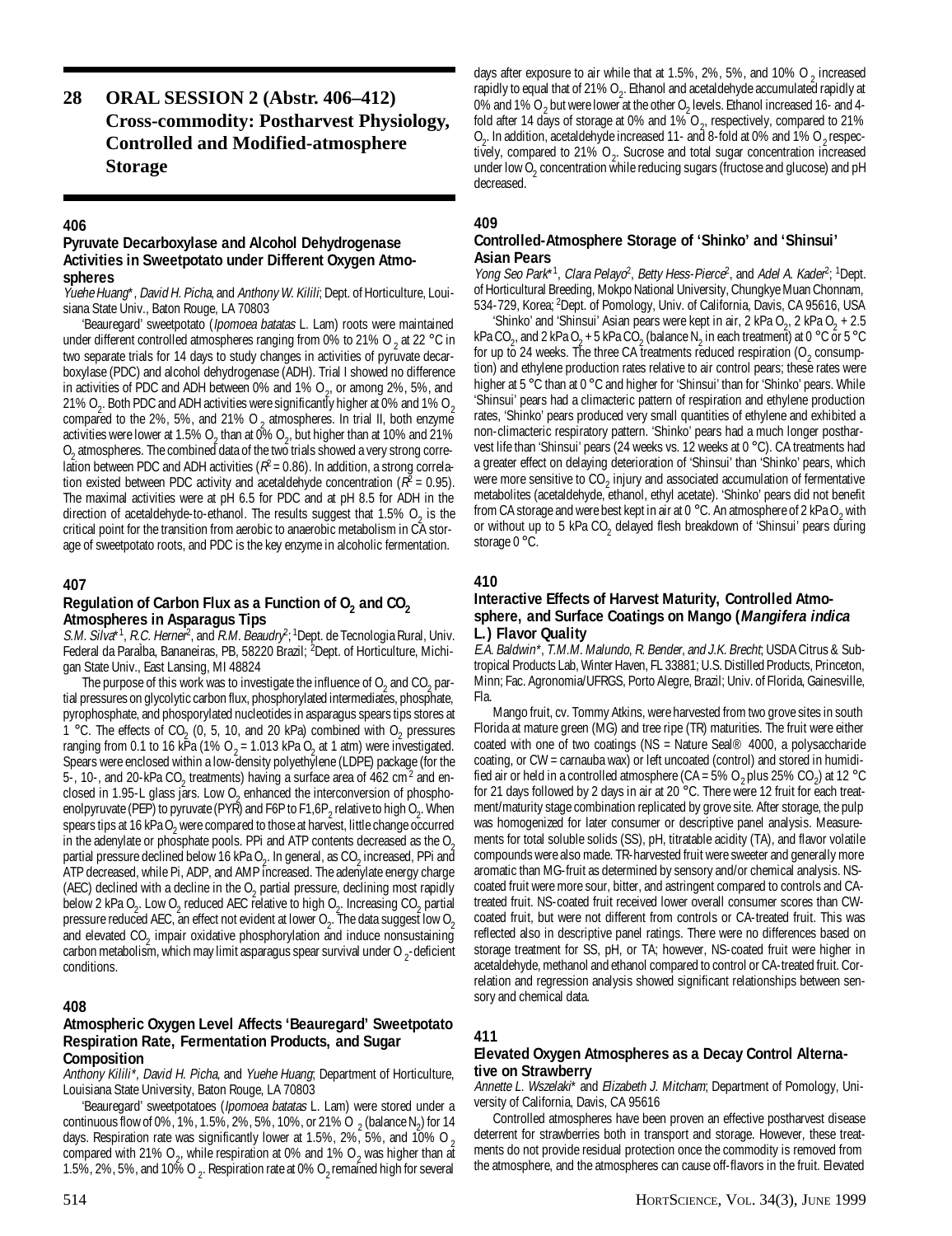# 28 ORAL SESSION 2 (Abstr. 406–412) Cross-commodity: Postharvest Physiology, Controlled and Modified-atmosphere Storage

## 406

### Pyruvate Decarboxylase and Alcohol Dehydrogenase Activities in Sweetpotato under Different Oxygen Atmospheres

*Yuehe Huang**, *David H. Picha*, and *Anthony W. Kilili*; Dept. of Horticulture, Louisiana State Univ., Baton Rouge, LA 70803

'Beauregard' sweetpotato (*Ipomoea batatas* L. Lam) roots were maintained under different controlled atmospheres ranging from 0% to 21% $O_2$ at 22 °C in two separate trials for 14 days to study changes in activities of pyruvate decarboxylase (PDC) and alcohol dehydrogenase (ADH). Trial I showed no difference in activities of PDC and ADH between 0% and 1% $O_2$, or among 2%, 5%, and 21% $O_2$. Both PDC and ADH activities were significantly higher at 0% and 1% $O_2$ compared to the 2%, 5%, and 21% $O_2$ atmospheres. In trial II, both enzyme activities were lower at 1.5% $O_2$ than at 0% $O_2$, but higher than at 10% and 21% $O_2$ atmospheres. The combined data of the two trials showed a very strong correlation between PDC and ADH activities ($R^2$ = 0.86). In addition, a strong correlation existed between PDC activity and acetaldehyde concentration ($R^2$ = 0.95). The maximal activities were at pH 6.5 for PDC and at pH 8.5 for ADH in the direction of acetaldehyde-to-ethanol. The results suggest that 1.5% $O_2$ is the critical point for the transition from aerobic to anaerobic metabolism in CA storage of sweetpotato roots, and PDC is the key enzyme in alcoholic fermentation.

## 407

### Regulation of Carbon Flux as a Function of $O_2$ and $CO_2$ Atmospheres in Asparagus Tips

*S.M. Silva**[1], *R.C. Herner*[2], and *R.M. Beaudry*[2]; [1]Dept. de Tecnologia Rural, Univ. Federal da Paraíba, Bananeiras, PB, 58220 Brazil; [2]Dept. of Horticulture, Michigan State Univ., East Lansing, MI 48824

The purpose of this work was to investigate the influence of $O_2$ and $CO_2$ partial pressures on glycolytic carbon flux, phosphorylated intermediates, phosphate, pyrophosphate, and phosporylated nucleotides in asparagus spears tips stores at 1 °C. The effects of $CO_2$ (0, 5, 10, and 20 kPa) combined with $O_2$ pressures ranging from 0.1 to 16 kPa (1% $O_2$ = 1.013 kPa $O_2$ at 1 atm) were investigated. Spears were enclosed within a low-density polyethylene (LDPE) package (for the 5-, 10-, and 20-kPa $CO_2$ treatments) having a surface area of 462 $cm^2$ and enclosed in 1.95-L glass jars. Low $O_2$ enhanced the interconversion of phosphoenolpyruvate (PEP) to pyruvate (PYR) and F6P to F1,6$P_2$ relative to high $O_2$. When spears tips at 16 kPa $O_2$ were compared to those at harvest, little change occurred in the adenylate or phosphate pools. PPi and ATP contents decreased as the $O_2$ partial pressure declined below 16 kPa $O_2$. In general, as $CO_2$ increased, PPi and ATP decreased, while Pi, ADP, and AMP increased. The adenylate energy charge (AEC) declined with a decline in the $O_2$ partial pressure, declining most rapidly below 2 kPa $O_2$. Low $O_2$ reduced AEC relative to high $O_2$. Increasing $CO_2$ partial pressure reduced AEC, an effect not evident at lower $O_2$. The data suggest low $O_2$ and elevated $CO_2$ impair oxidative phosphorylation and induce nonsustaining carbon metabolism, which may limit asparagus spear survival under $O_2$-deficient conditions.

## 408

### Atmospheric Oxygen Level Affects 'Beauregard' Sweetpotato Respiration Rate, Fermentation Products, and Sugar Composition

*Anthony Kilili**, *David H. Picha*, and *Yuehe Huang*; Department of Horticulture, Louisiana State University, Baton Rouge, LA 70803

'Beauregard' sweetpotatoes (*Ipomoea batatas* L. Lam) were stored under a continuous flow of 0%, 1%, 1.5%, 2%, 5%, 10%, or 21% $O_2$ (balance $N_2$) for 14 days. Respiration rate was significantly lower at 1.5%, 2%, 5%, and 10% $O_2$ compared with 21% $O_2$, while respiration at 0% and 1% $O_2$ was higher than at 1.5%, 2%, 5%, and 10% $O_2$. Respiration rate at 0% $O_2$ remained high for several days after exposure to air while that at 1.5%, 2%, 5%, and 10% $O_2$ increased rapidly to equal that of 21% $O_2$. Ethanol and acetaldehyde accumulated rapidly at 0% and 1% $O_2$ but were lower at the other $O_2$ levels. Ethanol increased 16- and 4-fold after 14 days of storage at 0% and 1% $O_2$, respectively, compared to 21% $O_2$. In addition, acetaldehyde increased 11- and 8-fold at 0% and 1% $O_2$ respectively, compared to 21% $O_2$. Sucrose and total sugar concentration increased under low $O_2$ concentration while reducing sugars (fructose and glucose) and pH decreased.

## 409

### Controlled-Atmosphere Storage of 'Shinko' and 'Shinsui' Asian Pears

*Yong Seo Park**[1], *Clara Pelayo*[2], *Betty Hess-Pierce*[2], and *Adel A. Kader*[2]; [1]Dept. of Horticultural Breeding, Mokpo National University, Chungkye Muan Chonnam, 534-729, Korea; [2]Dept. of Pomology, Univ. of California, Davis, CA 95616, USA

'Shinko' and 'Shinsui' Asian pears were kept in air, 2 kPa $O_2$, 2 kPa $O_2$ + 2.5 kPa $CO_2$, and 2 kPa $O_2$ + 5 kPa $CO_2$ (balance $N_2$ in each treatment) at 0 °C or 5 °C for up to 24 weeks. The three CA treatments reduced respiration ($O_2$ consumption) and ethylene production rates relative to air control pears; these rates were higher at 5 °C than at 0 °C and higher for 'Shinsui' than for 'Shinko' pears. While 'Shinsui' pears had a climacteric pattern of respiration and ethylene production rates, 'Shinko' pears produced very small quantities of ethylene and exhibited a non-climacteric respiratory pattern. 'Shinko' pears had a much longer postharvest life than 'Shinsui' pears (24 weeks vs. 12 weeks at 0 °C). CA treatments had a greater effect on delaying deterioration of 'Shinsui' than 'Shinko' pears, which were more sensitive to $CO_2$ injury and associated accumulation of fermentative metabolites (acetaldehyde, ethanol, ethyl acetate). 'Shinko' pears did not benefit from CA storage and were best kept in air at 0 °C. An atmosphere of 2 kPa $O_2$ with or without up to 5 kPa $CO_2$ delayed flesh breakdown of 'Shinsui' pears during storage 0 °C.

## 410

### Interactive Effects of Harvest Maturity, Controlled Atmosphere, and Surface Coatings on Mango (*Mangifera indica* L.) Flavor Quality

*E.A. Baldwin**, *T.M.M. Malundo*, *R. Bender*, and *J.K. Brecht*; USDA Citrus & Subtropical Products Lab, Winter Haven, FL 33881; U.S. Distilled Products, Princeton, Minn; Fac. Agronomia/UFRGS, Porto Alegre, Brazil; Univ. of Florida, Gainesville, Fla.

Mango fruit, cv. Tommy Atkins, were harvested from two grove sites in south Florida at mature green (MG) and tree ripe (TR) maturities. The fruit were either coated with one of two coatings (NS = Nature Seal® 4000, a polysaccharide coating, or CW = carnauba wax) or left uncoated (control) and stored in humidified air or held in a controlled atmosphere (CA = 5% $O_2$ plus 25% $CO_2$) at 12 °C for 21 days followed by 2 days in air at 20 °C. There were 12 fruit for each treatment/maturity stage combination replicated by grove site. After storage, the pulp was homogenized for later consumer or descriptive panel analysis. Measurements for total soluble solids (SS), pH, titratable acidity (TA), and flavor volatile compounds were also made. TR-harvested fruit were sweeter and generally more aromatic than MG-fruit as determined by sensory and/or chemical analysis. NS-coated fruit were more sour, bitter, and astringent compared to controls and CA-treated fruit. NS-coated fruit received lower overall consumer scores than CW-coated fruit, but were not different from controls or CA-treated fruit. This was reflected also in descriptive panel ratings. There were no differences based on storage treatment for SS, pH, or TA; however, NS-coated fruit were higher in acetaldehyde, methanol and ethanol compared to control or CA-treated fruit. Correlation and regression analysis showed significant relationships between sensory and chemical data.

## 411

### Elevated Oxygen Atmospheres as a Decay Control Alternative on Strawberry

*Annette L. Wszelaki** and *Elizabeth J. Mitcham*; Department of Pomology, University of California, Davis, CA 95616

Controlled atmospheres have been proven an effective postharvest disease deterrent for strawberries both in transport and storage. However, these treatments do not provide residual protection once the commodity is removed from the atmosphere, and the atmospheres can cause off-flavors in the fruit. Elevated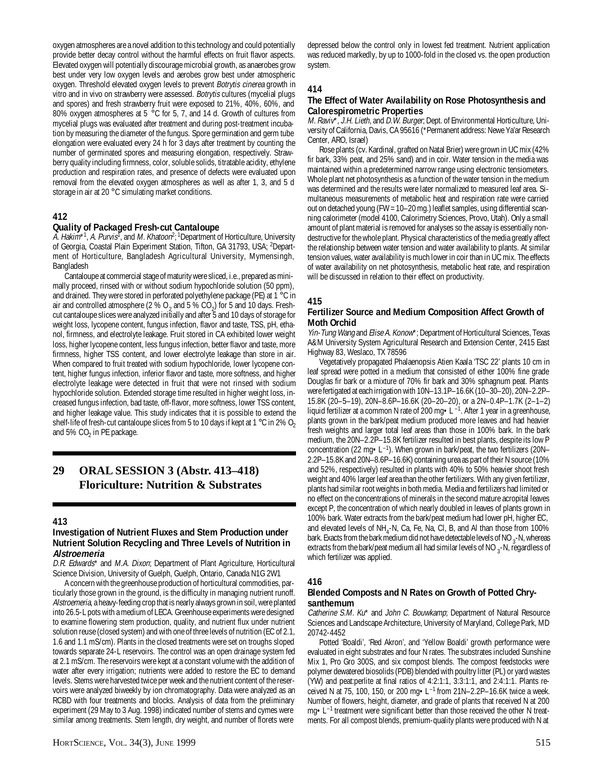oxygen atmospheres are a novel addition to this technology and could potentially provide better decay control without the harmful effects on fruit flavor aspects. Elevated oxygen will potentially discourage microbial growth, as anaerobes grow best under very low oxygen levels and aerobes grow best under atmospheric oxygen. Threshold elevated oxygen levels to prevent *Botrytis cinerea* growth in vitro and in vivo on strawberry were assessed. *Botrytis* cultures (mycelial plugs and spores) and fresh strawberry fruit were exposed to 21%, 40%, 60%, and 80% oxygen atmospheres at 5 °C for 5, 7, and 14 d. Growth of cultures from mycelial plugs was evaluated after treatment and during post-treatment incubation by measuring the diameter of the fungus. Spore germination and germ tube elongation were evaluated every 24 h for 3 days after treatment by counting the number of germinated spores and measuring elongation, respectively. Strawberry quality including firmness, color, soluble solids, titratable acidity, ethylene production and respiration rates, and presence of defects were evaluated upon removal from the elevated oxygen atmospheres as well as after 1, 3, and 5 d storage in air at 20 °C simulating market conditions.

### 412

### Quality of Packaged Fresh-cut Cantaloupe

*A. Hakim*\*[1], *A. Purvis*[1], and *M. Khatoon*[2]; [1]Department of Horticulture, University of Georgia, Coastal Plain Experiment Station, Tifton, GA 31793, USA; [2]Department of Horticulture, Bangladesh Agricultural University, Mymensingh, Bangladesh

Cantaloupe at commercial stage of maturity were sliced, i.e., prepared as minimally proceed, rinsed with or without sodium hypochloride solution (50 ppm), and drained. They were stored in perforated polyethylene package (PE) at 1 °C in air and controlled atmosphere (2 % $O_2$ and 5 % $CO_2$) for 5 and 10 days. Fresh-cut cantaloupe slices were analyzed initially and after 5 and 10 days of storage for weight loss, lycopene content, fungus infection, flavor and taste, TSS, pH, ethanol, firmness, and electrolyte leakage. Fruit stored in CA exhibited lower weight loss, higher lycopene content, less fungus infection, better flavor and taste, more firmness, higher TSS content, and lower electrolyte leakage than store in air. When compared to fruit treated with sodium hypochloride, lower lycopene content, higher fungus infection, inferior flavor and taste, more softness, and higher electrolyte leakage were detected in fruit that were not rinsed with sodium hypochloride solution. Extended storage time resulted in higher weight loss, increased fungus infection, bad taste, off-flavor, more softness, lower TSS content, and higher leakage value. This study indicates that it is possible to extend the shelf-life of fresh-cut cantaloupe slices from 5 to 10 days if kept at 1 °C in 2% $O_2$ and 5% $CO_2$ in PE package.

## 29 ORAL SESSION 3 (Abstr. 413–418) Floriculture: Nutrition & Substrates

### 413

### Investigation of Nutrient Fluxes and Stem Production under Nutrient Solution Recycling and Three Levels of Nutrition in *Alstroemeria*

*D.R. Edwards*\* and *M.A. Dixon*; Department of Plant Agriculture, Horticultural Science Division, University of Guelph, Guelph, Ontario, Canada N1G 2W1

A concern with the greenhouse production of horticultural commodities, particularly those grown in the ground, is the difficulty in managing nutrient runoff. *Alstroemeria*, a heavy-feeding crop that is nearly always grown in soil, were planted into 26.5-L pots with a medium of LECA. Greenhouse experiments were designed to examine flowering stem production, quality, and nutrient flux under nutrient solution reuse (closed system) and with one of three levels of nutrition (EC of 2.1, 1.6 and 1.1 mS/cm). Plants in the closed treatments were set on troughs sloped towards separate 24-L reservoirs. The control was an open drainage system fed at 2.1 mS/cm. The reservoirs were kept at a constant volume with the addition of water after every irrigation; nutrients were added to restore the EC to demand levels. Stems were harvested twice per week and the nutrient content of the reservoirs were analyzed biweekly by ion chromatography. Data were analyzed as an RCBD with four treatments and blocks. Analysis of data from the preliminary experiment (29 May to 3 Aug. 1998) indicated number of stems and cymes were similar among treatments. Stem length, dry weight, and number of florets were depressed below the control only in lowest fed treatment. Nutrient application was reduced markedly, by up to 1000-fold in the closed vs. the open production system.

### 414

### The Effect of Water Availability on Rose Photosynthesis and Calorespirometric Properties

*M. Raviv*\*, *J.H. Lieth*, and *D.W. Burger*; Dept. of Environmental Horticulture, University of California, Davis, CA 95616 (\*Permanent address: Newe Ya'ar Research Center, ARO, Israel)

Rose plants (cv. Kardinal, grafted on Natal Brier) were grown in UC mix (42% fir bark, 33% peat, and 25% sand) and in coir. Water tension in the media was maintained within a predetermined narrow range using electronic tensiometers. Whole plant net photosynthesis as a function of the water tension in the medium was determined and the results were later normalized to measured leaf area. Simultaneous measurements of metabolic heat and respiration rate were carried out on detached young (FW = 10–20 mg.) leaflet samples, using differential scanning calorimeter (model 4100, Calorimetry Sciences, Provo, Utah). Only a small amount of plant material is removed for analyses so the assay is essentially nondestructive for the whole plant. Physical characteristics of the media greatly affect the relationship between water tension and water availability to plants. At similar tension values, water availability is much lower in coir than in UC mix. The effects of water availability on net photosynthesis, metabolic heat rate, and respiration will be discussed in relation to their effect on productivity.

### 415

### Fertilizer Source and Medium Composition Affect Growth of Moth Orchid

*Yin-Tung Wang* and *Elise A. Konow*\*; Department of Horticultural Sciences, Texas A&M University System Agricultural Research and Extension Center, 2415 East Highway 83, Weslaco, TX 78596

Vegetatively propagated Phalaenopsis Atien Kaala 'TSC 22' plants 10 cm in leaf spread were potted in a medium that consisted of either 100% fine grade Douglas fir bark or a mixture of 70% fir bark and 30% sphagnum peat. Plants were fertigated at each irrigation with 10N–13.1P–16.6K (10–30–20), 20N–2.2P–15.8K (20–5–19), 20N–8.6P–16.6K (20–20–20), or a 2N–0.4P–1.7K (2–1–2) liquid fertilizer at a common N rate of 200 mg• $L^{-1}$. After 1 year in a greenhouse, plants grown in the bark/peat medium produced more leaves and had heavier fresh weights and larger total leaf areas than those in 100% bark. In the bark medium, the 20N–2.2P–15.8K fertilizer resulted in best plants, despite its low P concentration (22 mg• $L^{-1}$). When grown in bark/peat, the two fertilizers (20N–2.2P–15.8K and 20N–8.6P–16.6K) containing urea as part of their N source (10% and 52%, respectively) resulted in plants with 40% to 50% heavier shoot fresh weight and 40% larger leaf area than the other fertilizers. With any given fertilizer, plants had similar root weights in both media. Media and fertilizers had limited or no effect on the concentrations of minerals in the second mature acropital leaves except P, the concentration of which nearly doubled in leaves of plants grown in 100% bark. Water extracts from the bark/peat medium had lower pH, higher EC, and elevated levels of $NH_4$-N, Ca, Fe, Na, Cl, B, and Al than those from 100% bark. Exacts from the bark medium did not have detectable levels of $NO_3$-N, whereas extracts from the bark/peat medium all had similar levels of $NO_3$-N, regardless of which fertilizer was applied.

### 416

### Blended Composts and N Rates on Growth of Potted Chrysanthemum

*Catherine S.M. Ku*\* and *John C. Bouwkamp*; Department of Natural Resource Sciences and Landscape Architecture, University of Maryland, College Park, MD 20742-4452

Potted 'Boaldi', 'Red Akron', and 'Yellow Boaldi' growth performance were evaluated in eight substrates and four N rates. The substrates included Sunshine Mix 1, Pro Gro 300S, and six compost blends. The compost feedstocks were polymer dewatered biosolids (PDB) blended with poultry litter (PL) or yard wastes (YW) and peat:perlite at final ratios of 4:2:1:1, 3:3:1:1, and 2:4:1:1. Plants received N at 75, 100, 150, or 200 mg• $L^{-1}$ from 21N–2.2P–16.6K twice a week. Number of flowers, height, diameter, and grade of plants that received N at 200 mg• $L^{-1}$ treatment were significant better than those received the other N treatments. For all compost blends, premium-quality plants were produced with N at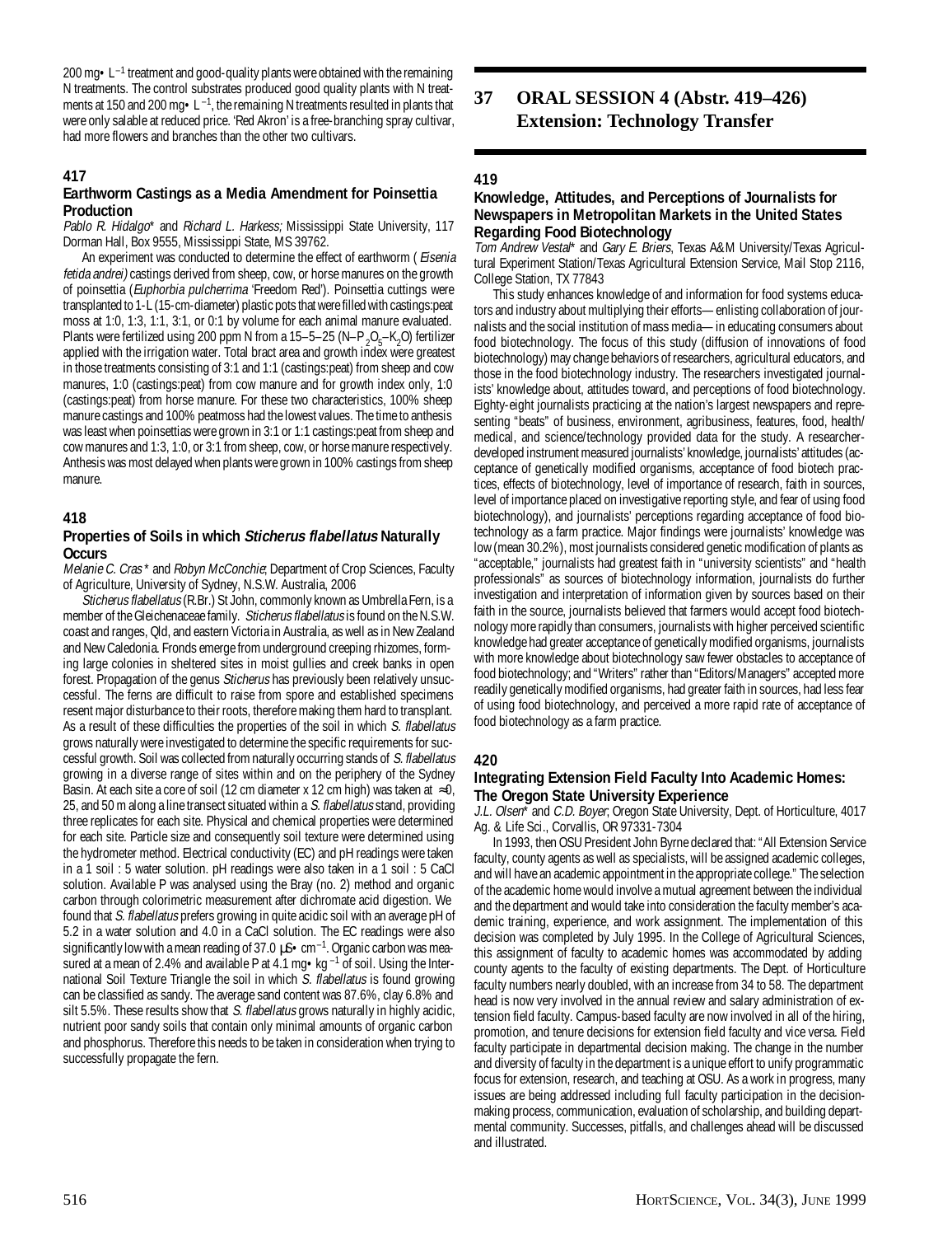200 mg• $L^{-1}$ treatment and good-quality plants were obtained with the remaining N treatments. The control substrates produced good quality plants with N treatments at 150 and 200 mg• $L^{-1}$, the remaining N treatments resulted in plants that were only salable at reduced price. 'Red Akron' is a free-branching spray cultivar, had more flowers and branches than the other two cultivars.

### 417

### Earthworm Castings as a Media Amendment for Poinsettia Production

*Pablo R. Hidalgo\** and *Richard L. Harkess;* Mississippi State University, 117 Dorman Hall, Box 9555, Mississippi State, MS 39762.

An experiment was conducted to determine the effect of earthworm (*Eisenia fetida andrei)* castings derived from sheep, cow, or horse manures on the growth of poinsettia (*Euphorbia pulcherrima* 'Freedom Red'). Poinsettia cuttings were transplanted to 1-L (15-cm-diameter) plastic pots that were filled with castings:peat moss at 1:0, 1:3, 1:1, 3:1, or 0:1 by volume for each animal manure evaluated. Plants were fertilized using 200 ppm N from a 15–5–25 (N–$P_2O_5$–$K_2O$) fertilizer applied with the irrigation water. Total bract area and growth index were greatest in those treatments consisting of 3:1 and 1:1 (castings:peat) from sheep and cow manures, 1:0 (castings:peat) from cow manure and for growth index only, 1:0 (castings:peat) from horse manure. For these two characteristics, 100% sheep manure castings and 100% peatmoss had the lowest values. The time to anthesis was least when poinsettias were grown in 3:1 or 1:1 castings:peat from sheep and cow manures and 1:3, 1:0, or 3:1 from sheep, cow, or horse manure respectively. Anthesis was most delayed when plants were grown in 100% castings from sheep manure.

### 418

### Properties of Soils in which *Sticherus flabellatus* Naturally Occurs

*Melanie C. Cras\** and *Robyn McConchie*; Department of Crop Sciences, Faculty of Agriculture, University of Sydney, N.S.W. Australia, 2006

*Sticherus flabellatus* (R.Br.) St John, commonly known as Umbrella Fern, is a member of the Gleichenaceae family. *Sticherus flabellatus* is found on the N.S.W. coast and ranges, Qld, and eastern Victoria in Australia, as well as in New Zealand and New Caledonia. Fronds emerge from underground creeping rhizomes, forming large colonies in sheltered sites in moist gullies and creek banks in open forest. Propagation of the genus *Sticherus* has previously been relatively unsuccessful. The ferns are difficult to raise from spore and established specimens resent major disturbance to their roots, therefore making them hard to transplant. As a result of these difficulties the properties of the soil in which *S. flabellatus* grows naturally were investigated to determine the specific requirements for successful growth. Soil was collected from naturally occurring stands of *S. flabellatus* growing in a diverse range of sites within and on the periphery of the Sydney Basin. At each site a core of soil (12 cm diameter x 12 cm high) was taken at ≈0, 25, and 50 m along a line transect situated within a *S. flabellatus* stand, providing three replicates for each site. Physical and chemical properties were determined for each site. Particle size and consequently soil texture were determined using the hydrometer method. Electrical conductivity (EC) and pH readings were taken in a 1 soil : 5 water solution. pH readings were also taken in a 1 soil : 5 CaCl solution. Available P was analysed using the Bray (no. 2) method and organic carbon through colorimetric measurement after dichromate acid digestion. We found that *S. flabellatus* prefers growing in quite acidic soil with an average pH of 5.2 in a water solution and 4.0 in a CaCl solution. The EC readings were also significantly low with a mean reading of 37.0 µS• $cm^{-1}$. Organic carbon was measured at a mean of 2.4% and available P at 4.1 mg• $kg^{-1}$ of soil. Using the International Soil Texture Triangle the soil in which *S. flabellatus* is found growing can be classified as sandy. The average sand content was 87.6%, clay 6.8% and silt 5.5%. These results show that *S. flabellatus* grows naturally in highly acidic, nutrient poor sandy soils that contain only minimal amounts of organic carbon and phosphorus. Therefore this needs to be taken in consideration when trying to successfully propagate the fern.

## 37 ORAL SESSION 4 (Abstr. 419–426) Extension: Technology Transfer

### 419

### Knowledge, Attitudes, and Perceptions of Journalists for Newspapers in Metropolitan Markets in the United States Regarding Food Biotechnology

*Tom Andrew Vestal\** and *Gary E. Briers*, Texas A&M University/Texas Agricultural Experiment Station/Texas Agricultural Extension Service, Mail Stop 2116, College Station, TX 77843

This study enhances knowledge of and information for food systems educators and industry about multiplying their efforts—enlisting collaboration of journalists and the social institution of mass media—in educating consumers about food biotechnology. The focus of this study (diffusion of innovations of food biotechnology) may change behaviors of researchers, agricultural educators, and those in the food biotechnology industry. The researchers investigated journalists' knowledge about, attitudes toward, and perceptions of food biotechnology. Eighty-eight journalists practicing at the nation's largest newspapers and representing "beats" of business, environment, agribusiness, features, food, health/medical, and science/technology provided data for the study. A researcher-developed instrument measured journalists' knowledge, journalists' attitudes (acceptance of genetically modified organisms, acceptance of food biotech practices, effects of biotechnology, level of importance of research, faith in sources, level of importance placed on investigative reporting style, and fear of using food biotechnology), and journalists' perceptions regarding acceptance of food biotechnology as a farm practice. Major findings were journalists' knowledge was low (mean 30.2%), most journalists considered genetic modification of plants as "acceptable," journalists had greatest faith in "university scientists" and "health professionals" as sources of biotechnology information, journalists do further investigation and interpretation of information given by sources based on their faith in the source, journalists believed that farmers would accept food biotechnology more rapidly than consumers, journalists with higher perceived scientific knowledge had greater acceptance of genetically modified organisms, journalists with more knowledge about biotechnology saw fewer obstacles to acceptance of food biotechnology; and "Writers" rather than "Editors/Managers" accepted more readily genetically modified organisms, had greater faith in sources, had less fear of using food biotechnology, and perceived a more rapid rate of acceptance of food biotechnology as a farm practice.

### 420

### Integrating Extension Field Faculty Into Academic Homes: The Oregon State University Experience

*J.L. Olsen\** and *C.D. Boyer*; Oregon State University, Dept. of Horticulture, 4017 Ag. & Life Sci., Corvallis, OR 97331-7304

In 1993, then OSU President John Byrne declared that: "All Extension Service faculty, county agents as well as specialists, will be assigned academic colleges, and will have an academic appointment in the appropriate college." The selection of the academic home would involve a mutual agreement between the individual and the department and would take into consideration the faculty member's academic training, experience, and work assignment. The implementation of this decision was completed by July 1995. In the College of Agricultural Sciences, this assignment of faculty to academic homes was accommodated by adding county agents to the faculty of existing departments. The Dept. of Horticulture faculty numbers nearly doubled, with an increase from 34 to 58. The department head is now very involved in the annual review and salary administration of extension field faculty. Campus-based faculty are now involved in all of the hiring, promotion, and tenure decisions for extension field faculty and vice versa. Field faculty participate in departmental decision making. The change in the number and diversity of faculty in the department is a unique effort to unify programmatic focus for extension, research, and teaching at OSU. As a work in progress, many issues are being addressed including full faculty participation in the decision-making process, communication, evaluation of scholarship, and building departmental community. Successes, pitfalls, and challenges ahead will be discussed and illustrated.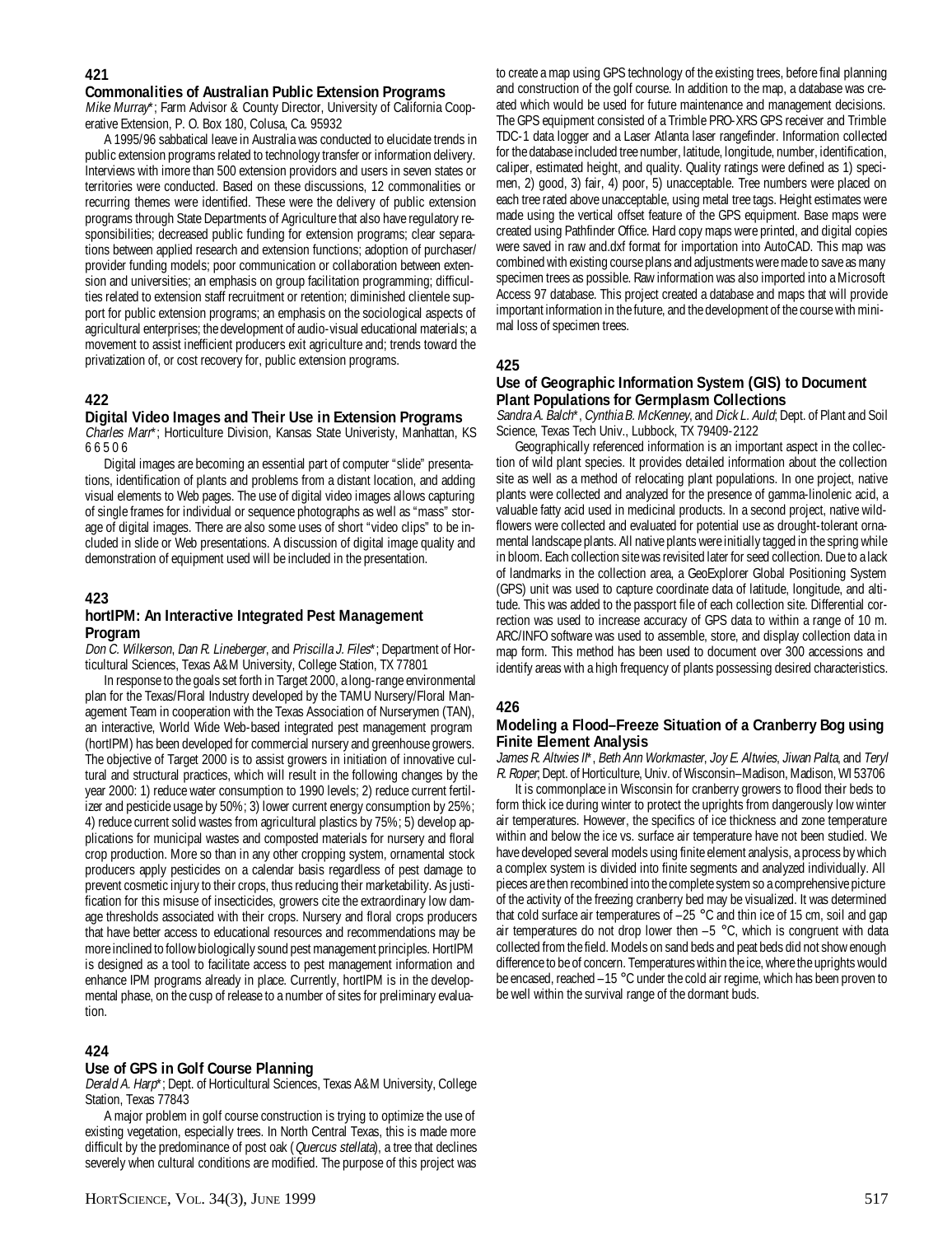## 421

### Commonalities of Australian Public Extension Programs

*Mike Murray*\*; Farm Advisor & County Director, University of California Cooperative Extension, P. O. Box 180, Colusa, Ca. 95932

A 1995/96 sabbatical leave in Australia was conducted to elucidate trends in public extension programs related to technology transfer or information delivery. Interviews with imore than 500 extension providers and users in seven states or territories were conducted. Based on these discussions, 12 commonalities or recurring themes were identified. These were the delivery of public extension programs through State Departments of Agriculture that also have regulatory responsibilities; decreased public funding for extension programs; clear separations between applied research and extension functions; adoption of purchaser/provider funding models; poor communication or collaboration between extension and universities; an emphasis on group facilitation programming; difficulties related to extension staff recruitment or retention; diminished clientele support for public extension programs; an emphasis on the sociological aspects of agricultural enterprises; the development of audio-visual educational materials; a movement to assist inefficient producers exit agriculture and; trends toward the privatization of, or cost recovery for, public extension programs.

## 422

### Digital Video Images and Their Use in Extension Programs

*Charles Marr*\*; Horticulture Division, Kansas State Univeristy, Manhattan, KS 66506

Digital images are becoming an essential part of computer "slide" presentations, identification of plants and problems from a distant location, and adding visual elements to Web pages. The use of digital video images allows capturing of single frames for individual or sequence photographs as well as "mass" storage of digital images. There are also some uses of short "video clips" to be included in slide or Web presentations. A discussion of digital image quality and demonstration of equipment used will be included in the presentation.

## 423

### hortIPM: An Interactive Integrated Pest Management Program

*Don C. Wilkerson*, *Dan R. Lineberger*, and *Priscilla J. Files*\*; Department of Horticultural Sciences, Texas A&M University, College Station, TX 77801

In response to the goals set forth in Target 2000, a long-range environmental plan for the Texas/Floral Industry developed by the TAMU Nursery/Floral Management Team in cooperation with the Texas Association of Nurserymen (TAN), an interactive, World Wide Web-based integrated pest management program (hortIPM) has been developed for commercial nursery and greenhouse growers. The objective of Target 2000 is to assist growers in initiation of innovative cultural and structural practices, which will result in the following changes by the year 2000: 1) reduce water consumption to 1990 levels; 2) reduce current fertilizer and pesticide usage by 50%; 3) lower current energy consumption by 25%; 4) reduce current solid wastes from agricultural plastics by 75%; 5) develop applications for municipal wastes and composted materials for nursery and floral crop production. More so than in any other cropping system, ornamental stock producers apply pesticides on a calendar basis regardless of pest damage to prevent cosmetic injury to their crops, thus reducing their marketability. As justification for this misuse of insecticides, growers cite the extraordinary low damage thresholds associated with their crops. Nursery and floral crops producers that have better access to educational resources and recommendations may be more inclined to follow biologically sound pest management principles. HortIPM is designed as a tool to facilitate access to pest management information and enhance IPM programs already in place. Currently, hortIPM is in the developmental phase, on the cusp of release to a number of sites for preliminary evaluation.

## 424

### Use of GPS in Golf Course Planning

*Derald A. Harp*\*; Dept. of Horticultural Sciences, Texas A&M University, College Station, Texas 77843

A major problem in golf course construction is trying to optimize the use of existing vegetation, especially trees. In North Central Texas, this is made more difficult by the predominance of post oak (*Quercus stellata*), a tree that declines severely when cultural conditions are modified. The purpose of this project was to create a map using GPS technology of the existing trees, before final planning and construction of the golf course. In addition to the map, a database was created which would be used for future maintenance and management decisions. The GPS equipment consisted of a Trimble PRO-XRS GPS receiver and Trimble TDC-1 data logger and a Laser Atlanta laser rangefinder. Information collected for the database included tree number, latitude, longitude, number, identification, caliper, estimated height, and quality. Quality ratings were defined as 1) specimen, 2) good, 3) fair, 4) poor, 5) unacceptable. Tree numbers were placed on each tree rated above unacceptable, using metal tree tags. Height estimates were made using the vertical offset feature of the GPS equipment. Base maps were created using Pathfinder Office. Hard copy maps were printed, and digital copies were saved in raw and.dxf format for importation into AutoCAD. This map was combined with existing course plans and adjustments were made to save as many specimen trees as possible. Raw information was also imported into a Microsoft Access 97 database. This project created a database and maps that will provide important information in the future, and the development of the course with minimal loss of specimen trees.

## 425

### Use of Geographic Information System (GIS) to Document Plant Populations for Germplasm Collections

*Sandra A. Balch*\*, *Cynthia B. McKenney*, and *Dick L. Auld*; Dept. of Plant and Soil Science, Texas Tech Univ., Lubbock, TX 79409-2122

Geographically referenced information is an important aspect in the collection of wild plant species. It provides detailed information about the collection site as well as a method of relocating plant populations. In one project, native plants were collected and analyzed for the presence of gamma-linolenic acid, a valuable fatty acid used in medicinal products. In a second project, native wildflowers were collected and evaluated for potential use as drought-tolerant ornamental landscape plants. All native plants were initially tagged in the spring while in bloom. Each collection site was revisited later for seed collection. Due to a lack of landmarks in the collection area, a GeoExplorer Global Positioning System (GPS) unit was used to capture coordinate data of latitude, longitude, and altitude. This was added to the passport file of each collection site. Differential correction was used to increase accuracy of GPS data to within a range of 10 m. ARC/INFO software was used to assemble, store, and display collection data in map form. This method has been used to document over 300 accessions and identify areas with a high frequency of plants possessing desired characteristics.

## 426

### Modeling a Flood–Freeze Situation of a Cranberry Bog using Finite Element Analysis

*James R. Altwies II*\*, *Beth Ann Workmaster*, *Joy E. Altwies*, *Jiwan Palta*, and *Teryl R. Roper*; Dept. of Horticulture, Univ. of Wisconsin–Madison, Madison, WI 53706

It is commonplace in Wisconsin for cranberry growers to flood their beds to form thick ice during winter to protect the uprights from dangerously low winter air temperatures. However, the specifics of ice thickness and zone temperature within and below the ice vs. surface air temperature have not been studied. We have developed several models using finite element analysis, a process by which a complex system is divided into finite segments and analyzed individually. All pieces are then recombined into the complete system so a comprehensive picture of the activity of the freezing cranberry bed may be visualized. It was determined that cold surface air temperatures of –25 °C and thin ice of 15 cm, soil and gap air temperatures do not drop lower then –5 °C, which is congruent with data collected from the field. Models on sand beds and peat beds did not show enough difference to be of concern. Temperatures within the ice, where the uprights would be encased, reached –15 °C under the cold air regime, which has been proven to be well within the survival range of the dormant buds.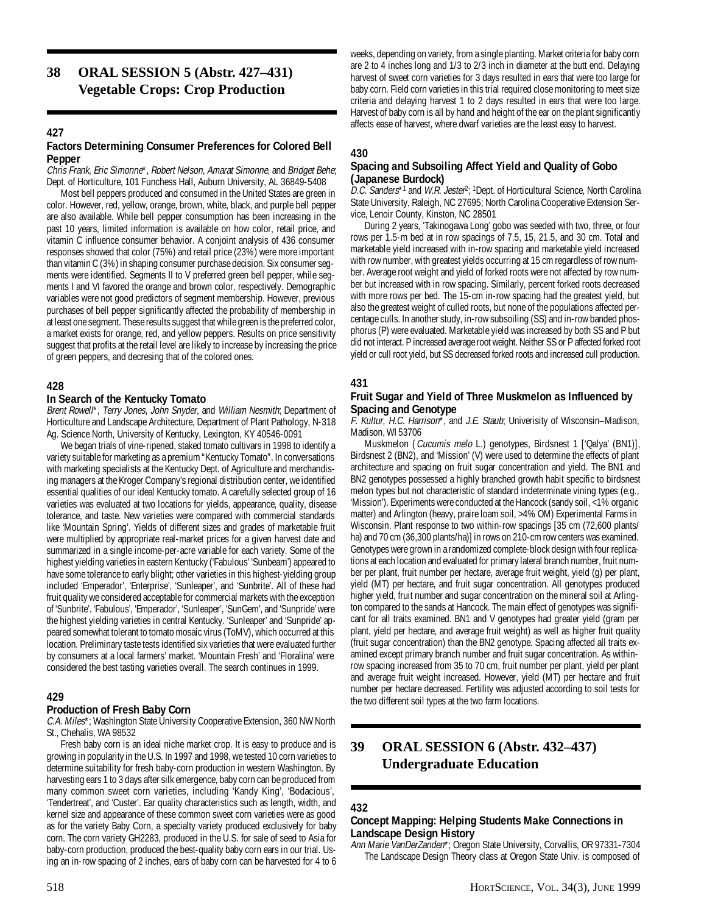## 38 ORAL SESSION 5 (Abstr. 427–431) Vegetable Crops: Crop Production

### 427

#### Factors Determining Consumer Preferences for Colored Bell Pepper

*Chris Frank, Eric Simonne\*, Robert Nelson, Amarat Simonne*, and *Bridget Behe*; Dept. of Horticulture, 101 Funchess Hall, Auburn University, AL 36849-5408

Most bell peppers produced and consumed in the United States are green in color. However, red, yellow, orange, brown, white, black, and purple bell pepper are also available. While bell pepper consumption has been increasing in the past 10 years, limited information is available on how color, retail price, and vitamin C influence consumer behavior. A conjoint analysis of 436 consumer responses showed that color (75%) and retail price (23%) were more important than vitamin C (3%) in shaping consumer purchase decision. Six consumer segments were identified. Segments II to V preferred green bell pepper, while segments I and VI favored the orange and brown color, respectively. Demographic variables were not good predictors of segment membership. However, previous purchases of bell pepper significantly affected the probability of membership in at least one segment. These results suggest that while green is the preferred color, a market exists for orange, red, and yellow peppers. Results on price sensitivity suggest that profits at the retail level are likely to increase by increasing the price of green peppers, and decreasing that of the colored ones.

### 428

#### In Search of the Kentucky Tomato

*Brent Rowell\*, Terry Jones, John Snyder*, and *William Nesmith*; Department of Horticulture and Landscape Architecture, Department of Plant Pathology, N-318 Ag. Science North, University of Kentucky, Lexington, KY 40546-0091

We began trials of vine-ripened, staked tomato cultivars in 1998 to identify a variety suitable for marketing as a premium "Kentucky Tomato". In conversations with marketing specialists at the Kentucky Dept. of Agriculture and merchandising managers at the Kroger Company's regional distribution center, we identified essential qualities of our ideal Kentucky tomato. A carefully selected group of 16 varieties was evaluated at two locations for yields, appearance, quality, disease tolerance, and taste. New varieties were compared with commercial standards like 'Mountain Spring'. Yields of different sizes and grades of marketable fruit were multiplied by appropriate real-market prices for a given harvest date and summarized in a single income-per-acre variable for each variety. Some of the highest yielding varieties in eastern Kentucky ('Fabulous' 'Sunbeam') appeared to have some tolerance to early blight; other varieties in this highest-yielding group included 'Emperador', 'Enterprise', 'Sunleaper', and 'Sunbrite'. All of these had fruit quality we considered acceptable for commercial markets with the exception of 'Sunbrite'. 'Fabulous', 'Emperador', 'Sunleaper', 'SunGem', and 'Sunpride' were the highest yielding varieties in central Kentucky. 'Sunleaper' and 'Sunpride' appeared somewhat tolerant to tomato mosaic virus (ToMV), which occurred at this location. Preliminary taste tests identified six varieties that were evaluated further by consumers at a local farmers' market. 'Mountain Fresh' and 'Floralina' were considered the best tasting varieties overall. The search continues in 1999.

### 429

#### Production of Fresh Baby Corn

*C.A. Miles\**; Washington State University Cooperative Extension, 360 NW North St., Chehalis, WA 98532

Fresh baby corn is an ideal niche market crop. It is easy to produce and is growing in popularity in the U.S. In 1997 and 1998, we tested 10 corn varieties to determine suitability for fresh baby-corn production in western Washington. By harvesting ears 1 to 3 days after silk emergence, baby corn can be produced from many common sweet corn varieties, including 'Kandy King', 'Bodacious', 'Tendertreat', and 'Custer'. Ear quality characteristics such as length, width, and kernel size and appearance of these common sweet corn varieties were as good as for the variety Baby Corn, a specialty variety produced exclusively for baby corn. The corn variety GH2283, produced in the U.S. for sale of seed to Asia for baby-corn production, produced the best-quality baby corn ears in our trial. Using an in-row spacing of 2 inches, ears of baby corn can be harvested for 4 to 6 weeks, depending on variety, from a single planting. Market criteria for baby corn are 2 to 4 inches long and 1/3 to 2/3 inch in diameter at the butt end. Delaying harvest of sweet corn varieties for 3 days resulted in ears that were too large for baby corn. Field corn varieties in this trial required close monitoring to meet size criteria and delaying harvest 1 to 2 days resulted in ears that were too large. Harvest of baby corn is all by hand and height of the ear on the plant significantly affects ease of harvest, where dwarf varieties are the least easy to harvest.

### 430

#### Spacing and Subsoiling Affect Yield and Quality of Gobo (Japanese Burdock)

*D.C. Sanders\**[1] and *W.R. Jester*[2]; [1]Dept. of Horticultural Science, North Carolina State University, Raleigh, NC 27695; North Carolina Cooperative Extension Service, Lenoir County, Kinston, NC 28501

During 2 years, 'Takinogawa Long' gobo was seeded with two, three, or four rows per 1.5-m bed at in row spacings of 7.5, 15, 21.5, and 30 cm. Total and marketable yield increased with in-row spacing and marketable yield increased with row number, with greatest yields occurring at 15 cm regardless of row number. Average root weight and yield of forked roots were not affected by row number but increased with in row spacing. Similarly, percent forked roots decreased with more rows per bed. The 15-cm in-row spacing had the greatest yield, but also the greatest weight of culled roots, but none of the populations affected percentage culls. In another study, in-row subsoiling (SS) and in-row banded phosphorus (P) were evaluated. Marketable yield was increased by both SS and P but did not interact. P increased average root weight. Neither SS or P affected forked root yield or cull root yield, but SS decreased forked roots and increased cull production.

### 431

#### Fruit Sugar and Yield of Three Muskmelon as Influenced by Spacing and Genotype

*F. Kultur, H.C. Harrison\**, and *J.E. Staub*; Univerisity of Wisconsin–Madison, Madison, WI 53706

Muskmelon (*Cucumis melo* L.) genotypes, Birdsnest 1 ['Qalya' (BN1)], Birdsnest 2 (BN2), and 'Mission' (V) were used to determine the effects of plant architecture and spacing on fruit sugar concentration and yield. The BN1 and BN2 genotypes possessed a highly branched growth habit specific to birdsnest melon types but not characteristic of standard indeterminate vining types (e.g., 'Mission'). Experiments were conducted at the Hancock (sandy soil, <1% organic matter) and Arlington (heavy, praire loam soil, >4% OM) Experimental Farms in Wisconsin. Plant response to two within-row spacings [35 cm (72,600 plants/ha) and 70 cm (36,300 plants/ha)] in rows on 210-cm row centers was examined. Genotypes were grown in a randomized complete-block design with four replications at each location and evaluated for primary lateral branch number, fruit number per plant, fruit number per hectare, average fruit weight, yield (g) per plant, yield (MT) per hectare, and fruit sugar concentration. All genotypes produced higher yield, fruit number and sugar concentration on the mineral soil at Arlington compared to the sands at Hancock. The main effect of genotypes was significant for all traits examined. BN1 and V genotypes had greater yield (gram per plant, yield per hectare, and average fruit weight) as well as higher fruit quality (fruit sugar concentration) than the BN2 genotype. Spacing affected all traits examined except primary branch number and fruit sugar concentration. As within-row spacing increased from 35 to 70 cm, fruit number per plant, yield per plant and average fruit weight increased. However, yield (MT) per hectare and fruit number per hectare decreased. Fertility was adjusted according to soil tests for the two different soil types at the two farm locations.

## 39 ORAL SESSION 6 (Abstr. 432–437) Undergraduate Education

### 432

#### Concept Mapping: Helping Students Make Connections in Landscape Design History

*Ann Marie VanDerZanden\**; Oregon State University, Corvallis, OR 97331-7304

The Landscape Design Theory class at Oregon State Univ. is composed of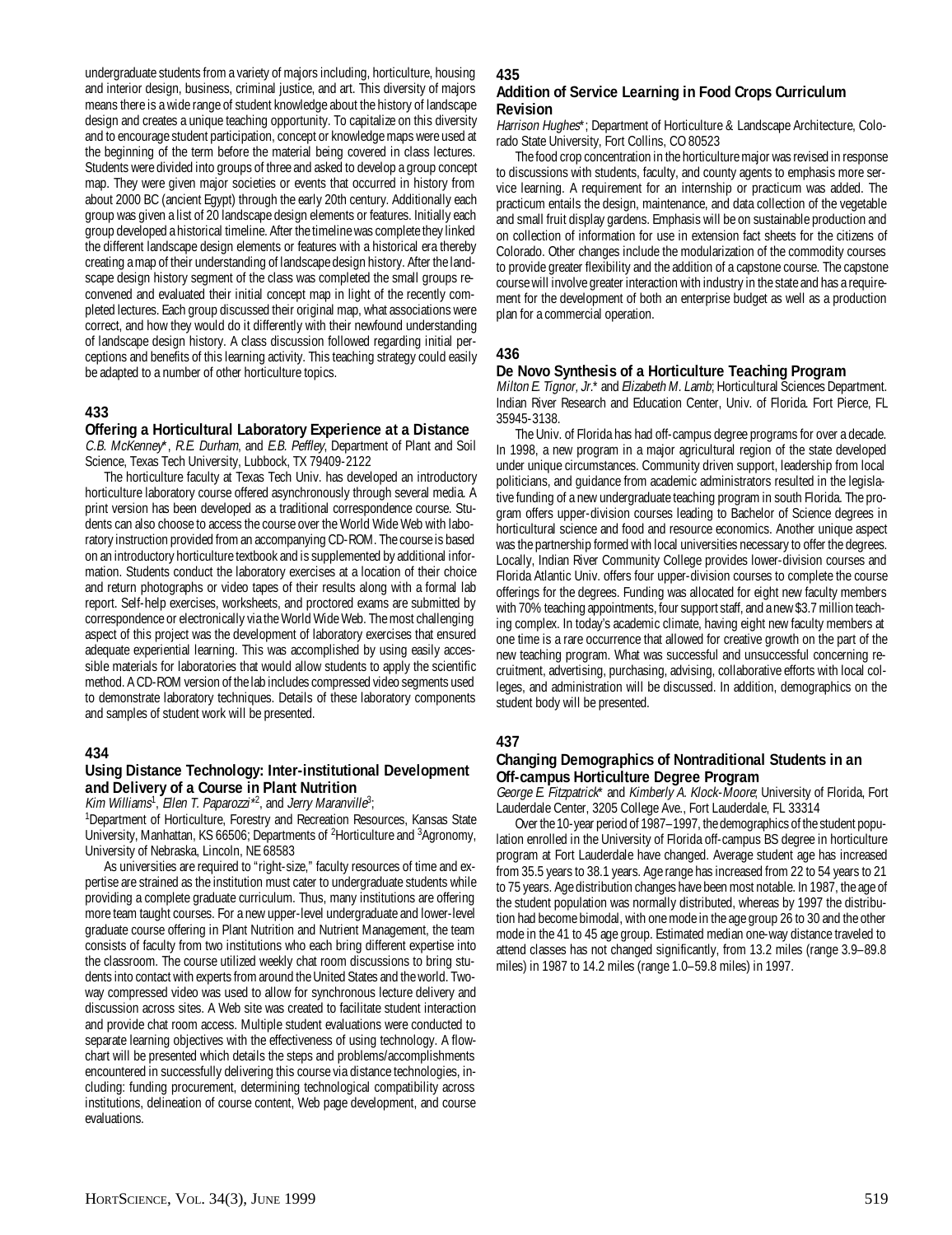undergraduate students from a variety of majors including, horticulture, housing and interior design, business, criminal justice, and art. This diversity of majors means there is a wide range of student knowledge about the history of landscape design and creates a unique teaching opportunity. To capitalize on this diversity and to encourage student participation, concept or knowledge maps were used at the beginning of the term before the material being covered in class lectures. Students were divided into groups of three and asked to develop a group concept map. They were given major societies or events that occurred in history from about 2000 BC (ancient Egypt) through the early 20th century. Additionally each group was given a list of 20 landscape design elements or features. Initially each group developed a historical timeline. After the timeline was complete they linked the different landscape design elements or features with a historical era thereby creating a map of their understanding of landscape design history. After the landscape design history segment of the class was completed the small groups reconvened and evaluated their initial concept map in light of the recently completed lectures. Each group discussed their original map, what associations were correct, and how they would do it differently with their newfound understanding of landscape design history. A class discussion followed regarding initial perceptions and benefits of this learning activity. This teaching strategy could easily be adapted to a number of other horticulture topics.

## 433

### Offering a Horticultural Laboratory Experience at a Distance

*C.B. McKenney*\*, *R.E. Durham*, and *E.B. Peffley*, Department of Plant and Soil Science, Texas Tech University, Lubbock, TX 79409-2122

The horticulture faculty at Texas Tech Univ. has developed an introductory horticulture laboratory course offered asynchronously through several media. A print version has been developed as a traditional correspondence course. Students can also choose to access the course over the World Wide Web with laboratory instruction provided from an accompanying CD-ROM. The course is based on an introductory horticulture textbook and is supplemented by additional information. Students conduct the laboratory exercises at a location of their choice and return photographs or video tapes of their results along with a formal lab report. Self-help exercises, worksheets, and proctored exams are submitted by correspondence or electronically via the World Wide Web. The most challenging aspect of this project was the development of laboratory exercises that ensured adequate experiential learning. This was accomplished by using easily accessible materials for laboratories that would allow students to apply the scientific method. A CD-ROM version of the lab includes compressed video segments used to demonstrate laboratory techniques. Details of these laboratory components and samples of student work will be presented.

## 434

### Using Distance Technology: Inter-institutional Development and Delivery of a Course in Plant Nutrition

*Kim Williams*[1], *Ellen T. Paparozzi*\*[2], and *Jerry Maranville*[3];
[1]Department of Horticulture, Forestry and Recreation Resources, Kansas State University, Manhattan, KS 66506; Departments of [2]Horticulture and [3]Agronomy, University of Nebraska, Lincoln, NE 68583

As universities are required to "right-size," faculty resources of time and expertise are strained as the institution must cater to undergraduate students while providing a complete graduate curriculum. Thus, many institutions are offering more team taught courses. For a new upper-level undergraduate and lower-level graduate course offering in Plant Nutrition and Nutrient Management, the team consists of faculty from two institutions who each bring different expertise into the classroom. The course utilized weekly chat room discussions to bring students into contact with experts from around the United States and the world. Two-way compressed video was used to allow for synchronous lecture delivery and discussion across sites. A Web site was created to facilitate student interaction and provide chat room access. Multiple student evaluations were conducted to separate learning objectives with the effectiveness of using technology. A flowchart will be presented which details the steps and problems/accomplishments encountered in successfully delivering this course via distance technologies, including: funding procurement, determining technological compatibility across institutions, delineation of course content, Web page development, and course evaluations.

## 435

### Addition of Service Learning in Food Crops Curriculum Revision

*Harrison Hughes*\*; Department of Horticulture & Landscape Architecture, Colorado State University, Fort Collins, CO 80523

The food crop concentration in the horticulture major was revised in response to discussions with students, faculty, and county agents to emphasis more service learning. A requirement for an internship or practicum was added. The practicum entails the design, maintenance, and data collection of the vegetable and small fruit display gardens. Emphasis will be on sustainable production and on collection of information for use in extension fact sheets for the citizens of Colorado. Other changes include the modularization of the commodity courses to provide greater flexibility and the addition of a capstone course. The capstone course will involve greater interaction with industry in the state and has a requirement for the development of both an enterprise budget as well as a production plan for a commercial operation.

## 436

### De Novo Synthesis of a Horticulture Teaching Program

*Milton E. Tignor, Jr.*\* and *Elizabeth M. Lamb*; Horticultural Sciences Department. Indian River Research and Education Center, Univ. of Florida. Fort Pierce, FL 35945-3138.

The Univ. of Florida has had off-campus degree programs for over a decade. In 1998, a new program in a major agricultural region of the state developed under unique circumstances. Community driven support, leadership from local politicians, and guidance from academic administrators resulted in the legislative funding of a new undergraduate teaching program in south Florida. The program offers upper-division courses leading to Bachelor of Science degrees in horticultural science and food and resource economics. Another unique aspect was the partnership formed with local universities necessary to offer the degrees. Locally, Indian River Community College provides lower-division courses and Florida Atlantic Univ. offers four upper-division courses to complete the course offerings for the degrees. Funding was allocated for eight new faculty members with 70% teaching appointments, four support staff, and a new $3.7 million teaching complex. In today's academic climate, having eight new faculty members at one time is a rare occurrence that allowed for creative growth on the part of the new teaching program. What was successful and unsuccessful concerning recruitment, advertising, purchasing, advising, collaborative efforts with local colleges, and administration will be discussed. In addition, demographics on the student body will be presented.

## 437

### Changing Demographics of Nontraditional Students in an Off-campus Horticulture Degree Program

*George E. Fitzpatrick*\* and *Kimberly A. Klock-Moore*; University of Florida, Fort Lauderdale Center, 3205 College Ave., Fort Lauderdale, FL 33314

Over the 10-year period of 1987–1997, the demographics of the student population enrolled in the University of Florida off-campus BS degree in horticulture program at Fort Lauderdale have changed. Average student age has increased from 35.5 years to 38.1 years. Age range has increased from 22 to 54 years to 21 to 75 years. Age distribution changes have been most notable. In 1987, the age of the student population was normally distributed, whereas by 1997 the distribution had become bimodal, with one mode in the age group 26 to 30 and the other mode in the 41 to 45 age group. Estimated median one-way distance traveled to attend classes has not changed significantly, from 13.2 miles (range 3.9–89.8 miles) in 1987 to 14.2 miles (range 1.0–59.8 miles) in 1997.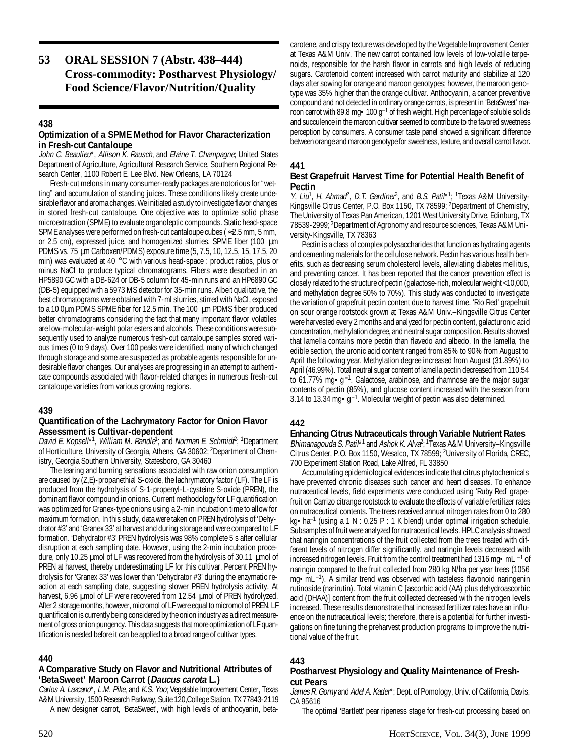# 53 ORAL SESSION 7 (Abstr. 438–444) Cross-commodity: Postharvest Physiology/ Food Science/Flavor/Nutrition/Quality

## 438

### Optimization of a SPME Method for Flavor Characterization in Fresh-cut Cantaloupe

*John C. Beaulieu*\*, *Allison K. Rausch*, and *Elaine T. Champagne*; United States Department of Agriculture, Agricultural Research Service, Southern Regional Research Center, 1100 Robert E. Lee Blvd. New Orleans, LA 70124

Fresh-cut melons in many consumer-ready packages are notorious for "wetting" and accumulation of standing juices. These conditions likely create undesirable flavor and aroma changes. We initiated a study to investigate flavor changes in stored fresh-cut cantaloupe. One objective was to optimize solid phase microextraction (SPME) to evaluate organoleptic compounds. Static head-space SPME analyses were performed on fresh-cut cantaloupe cubes (≈2.5 mm, 5 mm, or 2.5 cm), expressed juice, and homogenized slurries. SPME fiber (100 μm PDMS vs. 75 μm Carboxen/PDMS) exposure time (5, 7.5, 10, 12.5, 15, 17.5, 20 min) was evaluated at 40 °C with various head-space : product ratios, plus or minus NaCl to produce typical chromatograms. Fibers were desorbed in an HP5890 GC with a DB-624 or DB-5 column for 45-min runs and an HP6890 GC (DB-5) equipped with a 5973 MS detector for 35-min runs. Albeit qualitative, the best chromatograms were obtained with 7-ml slurries, stirred with NaCl, exposed to a 10 0μm PDMS SPME fiber for 12.5 min. The 100 μm PDMS fiber produced better chromatograms considering the fact that many important flavor volatiles are low-molecular-weight polar esters and alcohols. These conditions were subsequently used to analyze numerous fresh-cut cantaloupe samples stored various times (0 to 9 days). Over 100 peaks were identified, many of which changed through storage and some are suspected as probable agents responsible for undesirable flavor changes. Our analyses are progressing in an attempt to authenticate compounds associated with flavor-related changes in numerous fresh-cut cantaloupe varieties from various growing regions.

## 439

### Quantification of the Lachrymatory Factor for Onion Flavor Assessment is Cultivar-dependent

*David E. Kopsell*\*[1], *William M. Randle*[1]; and *Norman E. Schmidt*[2]; [1]Department of Horticulture, University of Georgia, Athens, GA 30602; [2]Department of Chemistry, Georgia Southern University, Statesboro, GA 30460

The tearing and burning sensations associated with raw onion consumption are caused by (Z,E)-propanethial S-oxide, the lachrymatory factor (LF). The LF is produced from the hydrolysis of S-1-propenyl-L-cysteine S-oxide (PREN), the dominant flavor compound in onions. Current methodology for LF quantification was optimized for Granex-type onions using a 2-min incubation time to allow for maximum formation. In this study, data were taken on PREN hydrolysis of 'Dehydrator #3' and 'Granex 33' at harvest and during storage and were compared to LF formation. 'Dehydrator #3' PREN hydrolysis was 98% complete 5 s after cellular disruption at each sampling date. However, using the 2-min incubation procedure, only 10.25 μmol of LF was recovered from the hydrolysis of 30.11 μmol of PREN at harvest, thereby underestimating LF for this cultivar. Percent PREN hydrolysis for 'Granex 33' was lower than 'Dehydrator #3' during the enzymatic reaction at each sampling date, suggesting slower PREN hydrolysis activity. At harvest, 6.96 μmol of LF were recovered from 12.54 μmol of PREN hydrolyzed. After 2 storage months, however, micromol of LF were equal to micromol of PREN. LF quantification is currently being considered by the onion industry as a direct measurement of gross onion pungency. This data suggests that more optimization of LF quantification is needed before it can be applied to a broad range of cultivar types.

## 440

### A Comparative Study on Flavor and Nutritional Attributes of 'BetaSweet' Maroon Carrot (*Daucus carota* L.)

*Carlos A. Lazcano*\*, *L.M. Pike*, and *K.S. Yoo*; Vegetable Improvement Center, Texas A&M University, 1500 Research Parkway, Suite 120,College Station, TX 77843-2119

A new designer carrot, 'BetaSweet', with high levels of anthocyanin, beta-carotene, and crispy texture was developed by the Vegetable Improvement Center at Texas A&M Univ. The new carrot contained low levels of low-volatile terpenoids, responsible for the harsh flavor in carrots and high levels of reducing sugars. Carotenoid content increased with carrot maturity and stabilize at 120 days after sowing for orange and maroon genotypes; however, the maroon genotype was 35% higher than the orange cultivar. Anthocyanin, a cancer preventive compound and not detected in ordinary orange carrots, is present in 'BetaSweet' maroon carrot with 89.8 mg• 100 g$^{-1}$ of fresh weight. High percentage of soluble solids and succulence in the maroon cultivar seemed to contribute to the favored sweetness perception by consumers. A consumer taste panel showed a significant difference between orange and maroon genotype for sweetness, texture, and overall carrot flavor.

## 441

### Best Grapefruit Harvest Time for Potential Health Benefit of Pectin

*Y. Liu*[1], *H. Ahmad*[2], *D.T. Gardiner*[3], and *B.S. Patil*\*[1]; [1]Texas A&M University-Kingsville Citrus Center, P.O. Box 1150, TX 78599; [2]Department of Chemistry, The University of Texas Pan American, 1201 West University Drive, Edinburg, TX 78539-2999; [3]Department of Agronomy and resource sciences, Texas A&M University-Kingsville, TX 78363

Pectin is a class of complex polysaccharides that function as hydrating agents and cementing materials for the cellulose network. Pectin has various health benefits, such as decreasing serum cholesterol levels, alleviating diabetes mellitus, and preventing cancer. It has been reported that the cancer prevention effect is closely related to the structure of pectin (galactose-rich, molecular weight <10,000, and methylation degree 50% to 70%). This study was conducted to investigate the variation of grapefruit pectin content due to harvest time. 'Rio Red' grapefruit on sour orange rootstock grown at Texas A&M Univ.–Kingsville Citrus Center were harvested every 2 months and analyzed for pectin content, galacturonic acid concentration, methylation degree, and neutral sugar composition. Results showed that lamella contains more pectin than flavedo and albedo. In the lamella, the edible section, the uronic acid content ranged from 85% to 90% from August to April the following year. Methylation degree increased from August (31.89%) to April (46.99%). Total neutral sugar content of lamella pectin decreased from 110.54 to 61.77% mg• g$^{-1}$. Galactose, arabinose, and rhamnose are the major sugar contents of pectin (85%), and glucose content increased with the season from 3.14 to 13.34 mg• g$^{-1}$. Molecular weight of pectin was also determined.

## 442

### Enhancing Citrus Nutraceuticals through Variable Nutrient Rates

*Bhimanagouda S. Patil*\*[1] and *Ashok K. Alva*[2]; [1]Texas A&M University–Kingsville Citrus Center, P.O. Box 1150, Wesalco, TX 78599; [2]University of Florida, CREC, 700 Experiment Station Road, Lake Alfred, FL 33850

Accumulating epidemiological evidences indicate that citrus phytochemicals have prevented chronic diseases such cancer and heart diseases. To enhance nutraceutical levels, field experiments were conducted using 'Ruby Red' grapefruit on Carrizo citrange rootstock to evaluate the effects of variable fertilizer rates on nutraceutical contents. The trees received annual nitrogen rates from 0 to 280 kg• ha$^{-1}$ (using a 1 N : 0.25 P : 1 K blend) under optimal irrigation schedule. Subsamples of fruit were analyzed for nutraceutical levels. HPLC analysis showed that naringin concentrations of the fruit collected from the trees treated with different levels of nitrogen differ significantly, and naringin levels decreased with increased nitrogen levels. Fruit from the control treatment had 1316 mg• mL$^{-1}$ of naringin compared to the fruit collected from 280 kg N/ha per year trees (1056 mg• mL$^{-1}$). A similar trend was observed with tasteless flavonoid naringenin rutinoside (narirutin). Total vitamin C [ascorbic acid (AA) plus dehydroascorbic acid (DHAA)] content from the fruit collected decreased with the nitrogen levels increased. These results demonstrate that increased fertilizer rates have an influence on the nutraceutical levels; therefore, there is a potential for further investigations on fine tuning the preharvest production programs to improve the nutritional value of the fruit.

## 443

### Postharvest Physiology and Quality Maintenance of Fresh-cut Pears

*James R. Gorny* and *Adel A. Kader*\*; Dept. of Pomology, Univ. of California, Davis, CA 95616

The optimal 'Bartlett' pear ripeness stage for fresh-cut processing based on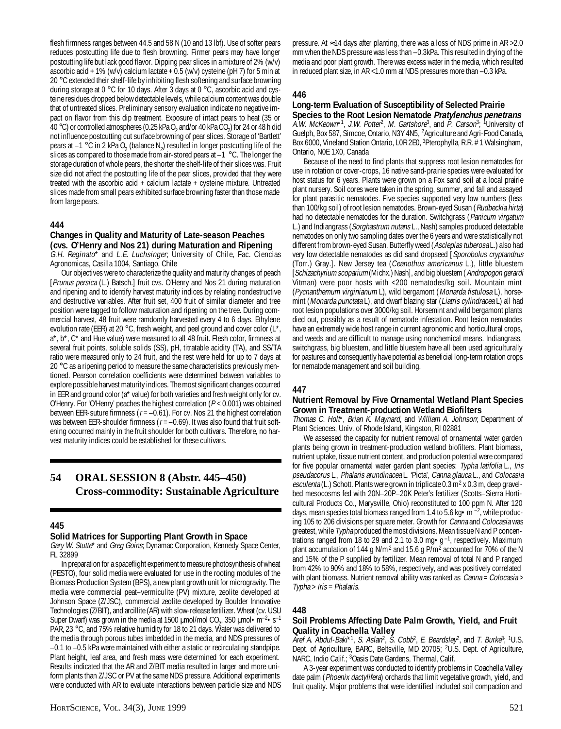flesh firmness ranges between 44.5 and 58 N (10 and 13 lbf). Use of softer pears reduces postcutting life due to flesh browning. Firmer pears may have longer postcutting life but lack good flavor. Dipping pear slices in a mixture of 2% (w/v) ascorbic acid + 1% (w/v) calcium lactate + 0.5 (w/v) cysteine (pH 7) for 5 min at 20 °C extended their shelf-life by inhibiting flesh softening and surface browning during storage at 0 °C for 10 days. After 3 days at 0 °C, ascorbic acid and cysteine residues dropped below detectable levels, while calcium content was double that of untreated slices. Preliminary sensory evaluation indicate no negative impact on flavor from this dip treatment. Exposure of intact pears to heat (35 or 40 °C) or controlled atmospheres (0.25 kPa $O_2$ and/or 40 kPa $CO_2$) for 24 or 48 h did not influence postcutting cut surface browning of pear slices. Storage of 'Bartlett' pears at –1 °C in 2 kPa $O_2$ (balance $N_2$) resulted in longer postcutting life of the slices as compared to those made from air-stored pears at –1 °C. The longer the storage duration of whole pears, the shorter the shelf-life of their slices was. Fruit size did not affect the postcutting life of the pear slices, provided that they were treated with the ascorbic acid + calcium lactate + cysteine mixture. Untreated slices made from small pears exhibited surface browning faster than those made from large pears.

**444**

### Changes in Quality and Maturity of Late-season Peaches (cvs. O'Henry and Nos 21) during Maturation and Ripening

*G.H. Reginato\** and *L.E. Luchsinger*; University of Chile, Fac. Ciencias Agronomicas, Casilla 1004, Santiago, Chile

Our objectives were to characterize the quality and maturity changes of peach [*Prunus persica* (L.) Batsch.] fruit cvs. O'Henry and Nos 21 during maturation and ripening and to identify harvest maturity indices by relating nondestructive and destructive variables. After fruit set, 400 fruit of similar diameter and tree position were tagged to follow maturation and ripening on the tree. During commercial harvest, 48 fruit were ramdomly harvested every 4 to 6 days. Ethylene evolution rate (EER) at 20 °C, fresh weight, and peel ground and cover color (L\*, a\*, b\*, C\* and Hue value) were measured to all 48 fruit. Flesh color, firmness at several fruit points, soluble solids (SS), pH, titratable acidity (TA), and SS/TA ratio were measured only to 24 fruit, and the rest were held for up to 7 days at 20 °C as a ripening period to measure the same characteristics previously mentioned. Pearson correlation coefficients were determined between variables to explore possible harvest maturity indices. The most significant changes occurred in EER and ground color (a\* value) for both varieties and fresh weight only for cv. O'Henry. For 'O'Henry' peaches the highest correlation ($P < 0.001$) was obtained between EER-suture firmness ($r = –0.61$). For cv. Nos 21 the highest correlation was between EER-shoulder firmness ($r = –0.69$). It was also found that fruit softening occurred mainly in the fruit shoulder for both cultivars. Therefore, no harvest maturity indices could be established for these cultivars.

## 54 ORAL SESSION 8 (Abstr. 445–450) Cross-commodity: Sustainable Agriculture

**445**

### Solid Matrices for Supporting Plant Growth in Space

*Gary W. Stutte\** and *Greg Goins*; Dynamac Corporation, Kennedy Space Center, FL 32899

In preparation for a spaceflight experiment to measure photosynthesis of wheat (PESTO), four solid media were evaluated for use in the rooting modules of the Biomass Production System (BPS), a new plant growth unit for microgravity. The media were commercial peat–vermiculite (PV) mixture, zeolite developed at Johnson Space (Z/JSC), commercial zeolite developed by Boulder Innovative Technologies (Z/BIT), and arcillite (AR) with slow-release fertilizer. Wheat (cv. USU Super Dwarf) was grown in the media at 1500 μmol/mol $CO_2$, 350 μmol• $m^{-2}$• $s^{-1}$ PAR, 23 °C, and 75% relative humidity for 18 to 21 days. Water was delivered to the media through porous tubes imbedded in the media, and NDS pressures of –0.1 to –0.5 kPa were maintained with either a static or recirculating standpipe. Plant height, leaf area, and fresh mass were determined for each experiment. Results indicated that the AR and Z/BIT media resulted in larger and more uniform plants than Z/JSC or PV at the same NDS pressure. Additional experiments were conducted with AR to evaluate interactions between particle size and NDS pressure. At ≈14 days after planting, there was a loss of NDS prime in AR >2.0 mm when the NDS pressure was less than –0.3kPa. This resulted in drying of the media and poor plant growth. There was excess water in the media, which resulted in reduced plant size, in AR <1.0 mm at NDS pressures more than –0.3 kPa.

**446**

### Long-term Evaluation of Susceptibility of Selected Prairie Species to the Root Lesion Nematode *Pratylenchus penetrans*

*A.W. McKeown\**[1], *J.W. Potter*[2], *M. Gartshore*[3], and *P. Carson*[3]; [1]University of Guelph, Box 587, Simcoe, Ontario, N3Y 4N5, [2]Agriculture and Agri-Food Canada, Box 6000, Vineland Station Ontario, L0R 2E0, [3]Pterophylla, R.R. # 1 Walsingham, Ontario, N0E 1X0, Canada

Because of the need to find plants that suppress root lesion nematodes for use in rotation or cover-crops, 16 native sand-prairie species were evaluated for host status for 6 years. Plants were grown on a Fox sand soil at a local prairie plant nursery. Soil cores were taken in the spring, summer, and fall and assayed for plant parasitic nematodes. Five species supported very low numbers (less than 100/kg soil) of root lesion nematodes. Brown-eyed Susan (*Rudbeckia hirta*) had no detectable nematodes for the duration. Switchgrass (*Panicum virgatum* L.) and Indiangrass (*Sorghastrum nutans* L., Nash) samples produced detectable nematodes on only two sampling dates over the 6 years and were statistically not different from brown-eyed Susan. Butterfly weed (*Asclepias tuberosa* L.) also had very low detectable nematodes as did sand dropseed [*Sporobolus cryptandrus* (Torr.) Gray.]. New Jersey tea (*Ceanothus americanus* L.), little bluestem [*Schizachyrium scoparium* (Michx.) Nash], and big bluestem (*Andropogon gerardi* Vitman) were poor hosts with <200 nematodes/kg soil. Mountain mint (*Pycnanthemum virginianum* L), wild bergamont (*Monarda fistulosa* L), horsemint (*Monarda punctata* L), and dwarf blazing star (*Liatris cylindracea* L) all had root lesion populations over 3000/kg soil. Horsemint and wild bergamont plants died out, possibly as a result of nematode infestation. Root lesion nematodes have an extremely wide host range in current agronomic and horticultural crops, and weeds and are difficult to manage using nonchemical means. Indiangrass, switchgrass, big bluestem, and little bluestem have all been used agriculturally for pastures and consequently have potential as beneficial long-term rotation crops for nematode management and soil building.

**447**

### Nutrient Removal by Five Ornamental Wetland Plant Species Grown in Treatment-production Wetland Biofilters

*Thomas C. Holt\**, *Brian K. Maynard*, and *William A. Johnson*; Department of Plant Sciences, Univ. of Rhode Island, Kingston, RI 02881

We assessed the capacity for nutrient removal of ornamental water garden plants being grown in treatment-production wetland biofilters. Plant biomass, nutrient uptake, tissue nutrient content, and production potential were compared for five popular ornamental water garden plant species: *Typha latifolia* L., *Iris pseudacorus* L., *Phalaris arundinacea* L. 'Picta', *Canna glauca* L., and *Colocasia esculenta* (L.) Schott. Plants were grown in triplicate 0.3 $m^2$ x 0.3 m, deep gravel-bed mesocosms fed with 20N–20P–20K Peter's fertilizer (Scotts–Sierra Horticultural Products Co., Marysville, Ohio) reconstituted to 100 ppm N. After 120 days, mean species total biomass ranged from 1.4 to 5.6 kg• $m^{-2}$, while producing 105 to 206 divisions per square meter. Growth for *Canna* and *Colocasia* was greatest, while *Typha* produced the most divisions. Mean tissue N and P concentrations ranged from 18 to 29 and 2.1 to 3.0 mg• $g^{-1}$, respectively. Maximum plant accumulation of 144 g N/$m^2$ and 15.6 g P/$m^2$ accounted for 70% of the N and 15% of the P supplied by fertilizer. Mean removal of total N and P ranged from 42% to 90% and 18% to 58%, respectively, and was positively correlated with plant biomass. Nutrient removal ability was ranked as *Canna* = *Colocasia* > *Typha* > *Iris* = *Phalaris*.

**448**

### Soil Problems Affecting Date Palm Growth, Yield, and Fruit Quality in Coachella Valley

*Aref A. Abdul-Baki\**[1], *S. Aslan*[2], *S. Cobb*[2], *E. Beardsley*[2], and *T. Burke*[3]; [1]U.S. Dept. of Agriculture, BARC, Beltsville, MD 20705; [2]U.S. Dept. of Agriculture, NARC, Indio Calif.; [3]Oasis Date Gardens, Thermal, Calif.

A 3-year experiment was conducted to identify problems in Coachella Valley date palm (*Phoenix dactylifera*) orchards that limit vegetative growth, yield, and fruit quality. Major problems that were identified included soil compaction and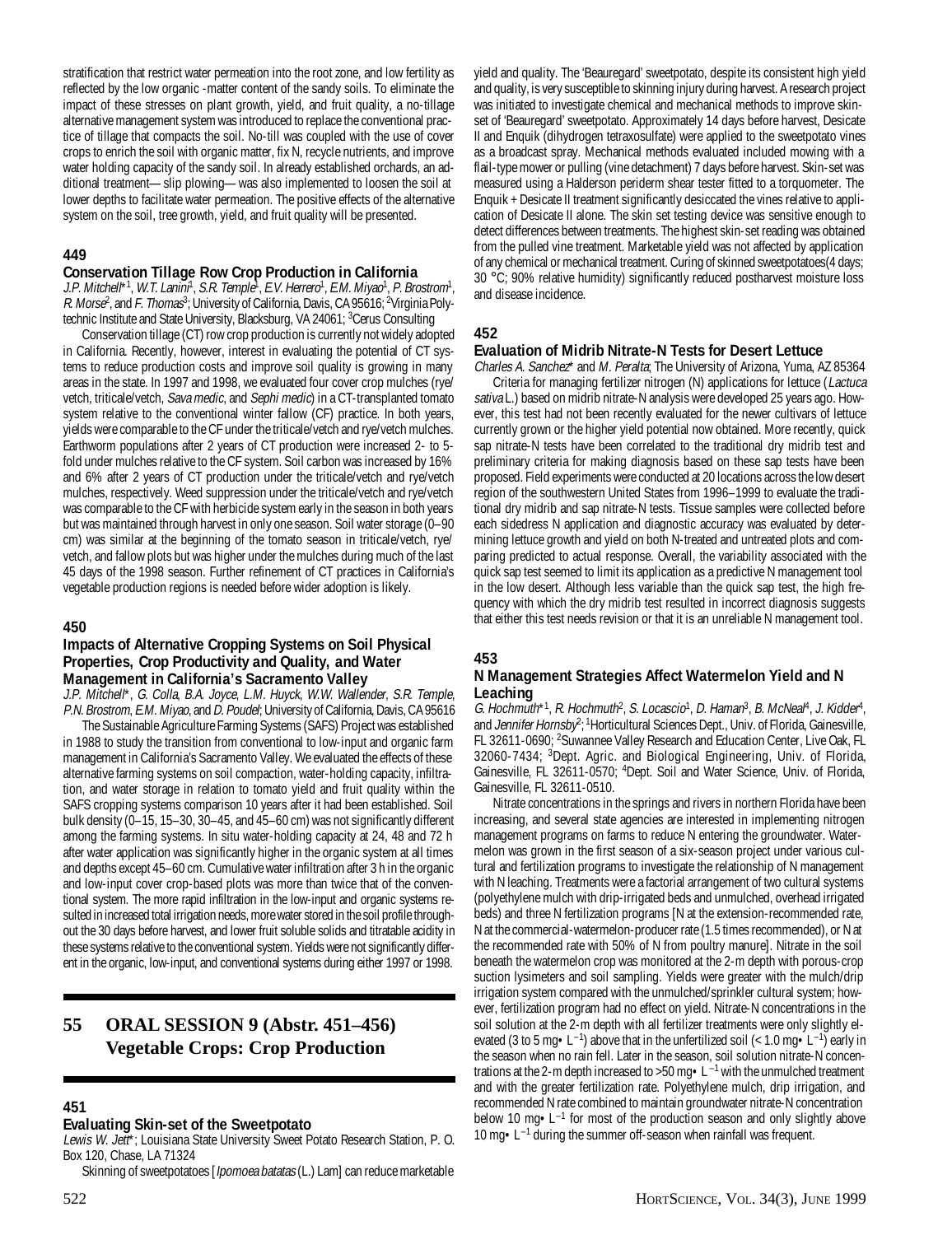stratification that restrict water permeation into the root zone, and low fertility as reflected by the low organic -matter content of the sandy soils. To eliminate the impact of these stresses on plant growth, yield, and fruit quality, a no-tillage alternative management system was introduced to replace the conventional practice of tillage that compacts the soil. No-till was coupled with the use of cover crops to enrich the soil with organic matter, fix N, recycle nutrients, and improve water holding capacity of the sandy soil. In already established orchards, an additional treatment— slip plowing— was also implemented to loosen the soil at lower depths to facilitate water permeation. The positive effects of the alternative system on the soil, tree growth, yield, and fruit quality will be presented.

### 449

### Conservation Tillage Row Crop Production in California

*J.P. Mitchell*\*[1], *W.T. Lanini*[1], *S.R. Temple*[1], *E.V. Herrero*[1], *E.M. Miyao*[1], *P. Brostrom*[1], *R. Morse*[2], and *F. Thomas*[3]; University of California, Davis, CA 95616; [2]Virginia Polytechnic Institute and State University, Blacksburg, VA 24061; [3]Cerus Consulting

Conservation tillage (CT) row crop production is currently not widely adopted in California. Recently, however, interest in evaluating the potential of CT systems to reduce production costs and improve soil quality is growing in many areas in the state. In 1997 and 1998, we evaluated four cover crop mulches (rye/vetch, triticale/vetch, *Sava medic*, and *Sephi medic*) in a CT-transplanted tomato system relative to the conventional winter fallow (CF) practice. In both years, yields were comparable to the CF under the triticale/vetch and rye/vetch mulches. Earthworm populations after 2 years of CT production were increased 2- to 5-fold under mulches relative to the CF system. Soil carbon was increased by 16% and 6% after 2 years of CT production under the triticale/vetch and rye/vetch mulches, respectively. Weed suppression under the triticale/vetch and rye/vetch was comparable to the CF with herbicide system early in the season in both years but was maintained through harvest in only one season. Soil water storage (0–90 cm) was similar at the beginning of the tomato season in triticale/vetch, rye/vetch, and fallow plots but was higher under the mulches during much of the last 45 days of the 1998 season. Further refinement of CT practices in California's vegetable production regions is needed before wider adoption is likely.

### 450

### Impacts of Alternative Cropping Systems on Soil Physical Properties, Crop Productivity and Quality, and Water Management in California's Sacramento Valley

*J.P. Mitchell*\*, *G. Colla*, *B.A. Joyce*, *L.M. Huyck*, *W.W. Wallender*, *S.R. Temple*, *P.N. Brostrom*, *E.M. Miyao*, and *D. Poudel*; University of California, Davis, CA 95616

The Sustainable Agriculture Farming Systems (SAFS) Project was established in 1988 to study the transition from conventional to low-input and organic farm management in California's Sacramento Valley. We evaluated the effects of these alternative farming systems on soil compaction, water-holding capacity, infiltration, and water storage in relation to tomato yield and fruit quality within the SAFS cropping systems comparison 10 years after it had been established. Soil bulk density (0–15, 15–30, 30–45, and 45–60 cm) was not significantly different among the farming systems. In situ water-holding capacity at 24, 48 and 72 h after water application was significantly higher in the organic system at all times and depths except 45–60 cm. Cumulative water infiltration after 3 h in the organic and low-input cover crop-based plots was more than twice that of the conventional system. The more rapid infiltration in the low-input and organic systems resulted in increased total irrigation needs, more water stored in the soil profile throughout the 30 days before harvest, and lower fruit soluble solids and titratable acidity in these systems relative to the conventional system. Yields were not significantly different in the organic, low-input, and conventional systems during either 1997 or 1998.

## 55 ORAL SESSION 9 (Abstr. 451–456) Vegetable Crops: Crop Production

### 451

### Evaluating Skin-set of the Sweetpotato

*Lewis W. Jett*\*; Louisiana State University Sweet Potato Research Station, P. O. Box 120, Chase, LA 71324

Skinning of sweetpotatoes [*Ipomoea batatas* (L.) Lam] can reduce marketable yield and quality. The 'Beauregard' sweetpotato, despite its consistent high yield and quality, is very susceptible to skinning injury during harvest. A research project was initiated to investigate chemical and mechanical methods to improve skin-set of 'Beauregard' sweetpotato. Approximately 14 days before harvest, Desicate II and Enquik (dihydrogen tetraxosulfate) were applied to the sweetpotato vines as a broadcast spray. Mechanical methods evaluated included mowing with a flail-type mower or pulling (vine detachment) 7 days before harvest. Skin-set was measured using a Halderson periderm shear tester fitted to a torquometer. The Enquik + Desicate II treatment significantly desiccated the vines relative to application of Desicate II alone. The skin set testing device was sensitive enough to detect differences between treatments. The highest skin-set reading was obtained from the pulled vine treatment. Marketable yield was not affected by application of any chemical or mechanical treatment. Curing of skinned sweetpotatoes(4 days; 30 °C; 90% relative humidity) significantly reduced postharvest moisture loss and disease incidence.

### 452

### Evaluation of Midrib Nitrate-N Tests for Desert Lettuce

*Charles A. Sanchez*\* and *M. Peralta*; The University of Arizona, Yuma, AZ 85364

Criteria for managing fertilizer nitrogen (N) applications for lettuce (*Lactuca sativa* L.) based on midrib nitrate-N analysis were developed 25 years ago. However, this test had not been recently evaluated for the newer cultivars of lettuce currently grown or the higher yield potential now obtained. More recently, quick sap nitrate-N tests have been correlated to the traditional dry midrib test and preliminary criteria for making diagnosis based on these sap tests have been proposed. Field experiments were conducted at 20 locations across the low desert region of the southwestern United States from 1996–1999 to evaluate the traditional dry midrib and sap nitrate-N tests. Tissue samples were collected before each sidedress N application and diagnostic accuracy was evaluated by determining lettuce growth and yield on both N-treated and untreated plots and comparing predicted to actual response. Overall, the variability associated with the quick sap test seemed to limit its application as a predictive N management tool in the low desert. Although less variable than the quick sap test, the high frequency with which the dry midrib test resulted in incorrect diagnosis suggests that either this test needs revision or that it is an unreliable N management tool.

### 453

### N Management Strategies Affect Watermelon Yield and N Leaching

*G. Hochmuth*\*[1], *R. Hochmuth*[2], *S. Locascio*[1], *D. Haman*[3], *B. McNeal*[4], *J. Kidder*[4], and *Jennifer Hornsby*[2]; [1]Horticultural Sciences Dept., Univ. of Florida, Gainesville, FL 32611-0690; [2]Suwannee Valley Research and Education Center, Live Oak, FL 32060-7434; [3]Dept. Agric. and Biological Engineering, Univ. of Florida, Gainesville, FL 32611-0570; [4]Dept. Soil and Water Science, Univ. of Florida, Gainesville, FL 32611-0510.

Nitrate concentrations in the springs and rivers in northern Florida have been increasing, and several state agencies are interested in implementing nitrogen management programs on farms to reduce N entering the groundwater. Watermelon was grown in the first season of a six-season project under various cultural and fertilization programs to investigate the relationship of N management with N leaching. Treatments were a factorial arrangement of two cultural systems (polyethylene mulch with drip-irrigated beds and unmulched, overhead irrigated beds) and three N fertilization programs [N at the extension-recommended rate, N at the commercial-watermelon-producer rate (1.5 times recommended), or N at the recommended rate with 50% of N from poultry manure]. Nitrate in the soil beneath the watermelon crop was monitored at the 2-m depth with porous-crop suction lysimeters and soil sampling. Yields were greater with the mulch/drip irrigation system compared with the unmulched/sprinkler cultural system; however, fertilization program had no effect on yield. Nitrate-N concentrations in the soil solution at the 2-m depth with all fertilizer treatments were only slightly elevated (3 to 5 mg• $L^{-1}$) above that in the unfertilized soil (< 1.0 mg• $L^{-1}$) early in the season when no rain fell. Later in the season, soil solution nitrate-N concentrations at the 2-m depth increased to >50 mg• $L^{-1}$ with the unmulched treatment and with the greater fertilization rate. Polyethylene mulch, drip irrigation, and recommended N rate combined to maintain groundwater nitrate-N concentration below 10 mg• $L^{-1}$ for most of the production season and only slightly above 10 mg• $L^{-1}$ during the summer off-season when rainfall was frequent.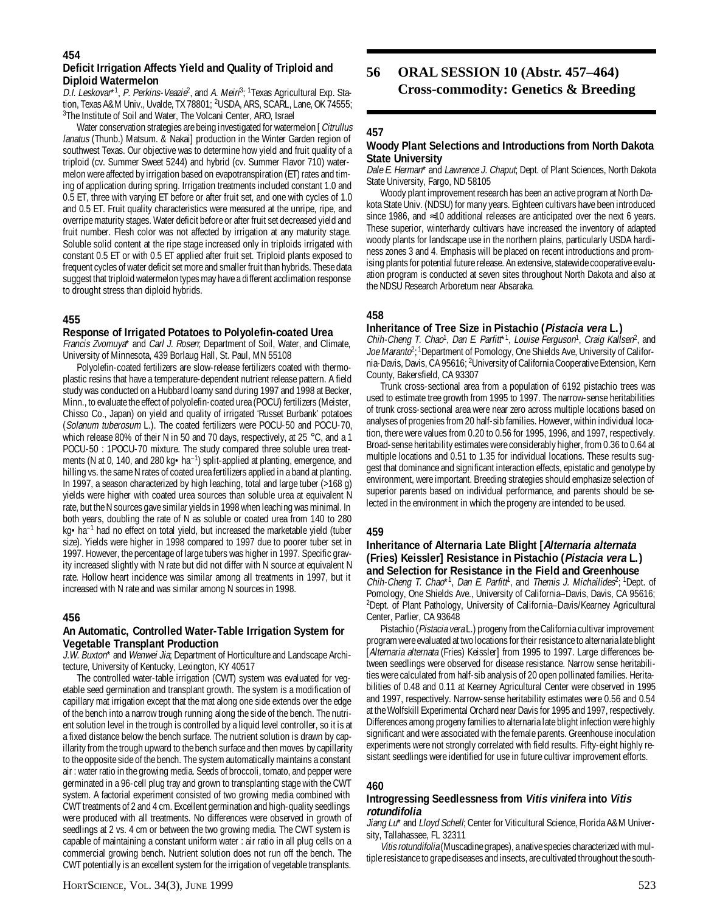### 454

### Deficit Irrigation Affects Yield and Quality of Triploid and Diploid Watermelon

*D.I. Leskovar*\*[1], *P. Perkins-Veazie*[2], and *A. Meiri*[3]; [1]Texas Agricultural Exp. Station, Texas A&M Univ., Uvalde, TX 78801; [2]USDA, ARS, SCARL, Lane, OK 74555; [3]The Institute of Soil and Water, The Volcani Center, ARO, Israel

Water conservation strategies are being investigated for watermelon [*Citrullus lanatus* (Thunb.) Matsum. & Nakai] production in the Winter Garden region of southwest Texas. Our objective was to determine how yield and fruit quality of a triploid (cv. Summer Sweet 5244) and hybrid (cv. Summer Flavor 710) watermelon were affected by irrigation based on evapotranspiration (ET) rates and timing of application during spring. Irrigation treatments included constant 1.0 and 0.5 ET, three with varying ET before or after fruit set, and one with cycles of 1.0 and 0.5 ET. Fruit quality characteristics were measured at the unripe, ripe, and overripe maturity stages. Water deficit before or after fruit set decreased yield and fruit number. Flesh color was not affected by irrigation at any maturity stage. Soluble solid content at the ripe stage increased only in triploids irrigated with constant 0.5 ET or with 0.5 ET applied after fruit set. Triploid plants exposed to frequent cycles of water deficit set more and smaller fruit than hybrids. These data suggest that triploid watermelon types may have a different acclimation response to drought stress than diploid hybrids.

### 455

### Response of Irrigated Potatoes to Polyolefin-coated Urea

*Francis Zvomuya*\* and *Carl J. Rosen*; Department of Soil, Water, and Climate, University of Minnesota, 439 Borlaug Hall, St. Paul, MN 55108

Polyolefin-coated fertilizers are slow-release fertilizers coated with thermoplastic resins that have a temperature-dependent nutrient release pattern. A field study was conducted on a Hubbard loamy sand during 1997 and 1998 at Becker, Minn., to evaluate the effect of polyolefin-coated urea (POCU) fertilizers (Meister, Chisso Co., Japan) on yield and quality of irrigated 'Russet Burbank' potatoes (*Solanum tuberosum* L.). The coated fertilizers were POCU-50 and POCU-70, which release 80% of their N in 50 and 70 days, respectively, at 25 °C, and a 1 POCU-50 : 1POCU-70 mixture. The study compared three soluble urea treatments (N at 0, 140, and 280 kg• ha$^{-1}$) split-applied at planting, emergence, and hilling vs. the same N rates of coated urea fertilizers applied in a band at planting. In 1997, a season characterized by high leaching, total and large tuber (>168 g) yields were higher with coated urea sources than soluble urea at equivalent N rate, but the N sources gave similar yields in 1998 when leaching was minimal. In both years, doubling the rate of N as soluble or coated urea from 140 to 280 kg• ha$^{-1}$ had no effect on total yield, but increased the marketable yield (tuber size). Yields were higher in 1998 compared to 1997 due to poorer tuber set in 1997. However, the percentage of large tubers was higher in 1997. Specific gravity increased slightly with N rate but did not differ with N source at equivalent N rate. Hollow heart incidence was similar among all treatments in 1997, but it increased with N rate and was similar among N sources in 1998.

### 456

### An Automatic, Controlled Water-Table Irrigation System for Vegetable Transplant Production

*J.W. Buxton*\* and *Wenwei Jia*; Department of Horticulture and Landscape Architecture, University of Kentucky, Lexington, KY 40517

The controlled water-table irrigation (CWT) system was evaluated for vegetable seed germination and transplant growth. The system is a modification of capillary mat irrigation except that the mat along one side extends over the edge of the bench into a narrow trough running along the side of the bench. The nutrient solution level in the trough is controlled by a liquid level controller, so it is at a fixed distance below the bench surface. The nutrient solution is drawn by capillarity from the trough upward to the bench surface and then moves by capillarity to the opposite side of the bench. The system automatically maintains a constant air : water ratio in the growing media. Seeds of broccoli, tomato, and pepper were germinated in a 96-cell plug tray and grown to transplanting stage with the CWT system. A factorial experiment consisted of two growing media combined with CWT treatments of 2 and 4 cm. Excellent germination and high-quality seedlings were produced with all treatments. No differences were observed in growth of seedlings at 2 vs. 4 cm or between the two growing media. The CWT system is capable of maintaining a constant uniform water : air ratio in all plug cells on a commercial growing bench. Nutrient solution does not run off the bench. The CWT potentially is an excellent system for the irrigation of vegetable transplants.

## 56 ORAL SESSION 10 (Abstr. 457–464) Cross-commodity: Genetics & Breeding

### 457

### Woody Plant Selections and Introductions from North Dakota State University

*Dale E. Herman*\* and *Lawrence J. Chaput*; Dept. of Plant Sciences, North Dakota State University, Fargo, ND 58105

Woody plant improvement research has been an active program at North Dakota State Univ. (NDSU) for many years. Eighteen cultivars have been introduced since 1986, and ≈10 additional releases are anticipated over the next 6 years. These superior, winterhardy cultivars have increased the inventory of adapted woody plants for landscape use in the northern plains, particularly USDA hardiness zones 3 and 4. Emphasis will be placed on recent introductions and promising plants for potential future release. An extensive, statewide cooperative evaluation program is conducted at seven sites throughout North Dakota and also at the NDSU Research Arboretum near Absaraka.

### 458

### Inheritance of Tree Size in Pistachio (*Pistacia vera* L.)

*Chih-Cheng T. Chao*[1], *Dan E. Parfitt*\*[1], *Louise Ferguson*[1], *Craig Kallsen*[2], and *Joe Maranto*[2]; [1]Department of Pomology, One Shields Ave, University of California-Davis, Davis, CA 95616; [2]University of California Cooperative Extension, Kern County, Bakersfield, CA 93307

Trunk cross-sectional area from a population of 6192 pistachio trees was used to estimate tree growth from 1995 to 1997. The narrow-sense heritabilities of trunk cross-sectional area were near zero across multiple locations based on analyses of progenies from 20 half-sib families. However, within individual location, there were values from 0.20 to 0.56 for 1995, 1996, and 1997, respectively. Broad-sense heritability estimates were considerably higher, from 0.36 to 0.64 at multiple locations and 0.51 to 1.35 for individual locations. These results suggest that dominance and significant interaction effects, epistatic and genotype by environment, were important. Breeding strategies should emphasize selection of superior parents based on individual performance, and parents should be selected in the environment in which the progeny are intended to be used.

### 459

### Inheritance of Alternaria Late Blight [*Alternaria alternata* (Fries) Keissler] Resistance in Pistachio (*Pistacia vera* L.) and Selection for Resistance in the Field and Greenhouse

*Chih-Cheng T. Chao*\*[1], *Dan E. Parfitt*[1], and *Themis J. Michailides*[2]; [1]Dept. of Pomology, One Shields Ave., University of California–Davis, Davis, CA 95616; [2]Dept. of Plant Pathology, University of California–Davis/Kearney Agricultural Center, Parlier, CA 93648

Pistachio (*Pistacia vera* L.) progeny from the California cultivar improvement program were evaluated at two locations for their resistance to alternaria late blight [*Alternaria alternata* (Fries) Keissler] from 1995 to 1997. Large differences between seedlings were observed for disease resistance. Narrow sense heritabilities were calculated from half-sib analysis of 20 open pollinated families. Heritabilities of 0.48 and 0.11 at Kearney Agricultural Center were observed in 1995 and 1997, respectively. Narrow-sense heritability estimates were 0.56 and 0.54 at the Wolfskill Experimental Orchard near Davis for 1995 and 1997, respectively. Differences among progeny families to alternaria late blight infection were highly significant and were associated with the female parents. Greenhouse inoculation experiments were not strongly correlated with field results. Fifty-eight highly resistant seedlings were identified for use in future cultivar improvement efforts.

### 460

### Introgressing Seedlessness from *Vitis vinifera* into *Vitis rotundifolia*

*Jiang Lu*\* and *Lloyd Schell*; Center for Viticultural Science, Florida A&M University, Tallahassee, FL 32311

*Vitis rotundifolia* (Muscadine grapes), a native species characterized with multiple resistance to grape diseases and insects, are cultivated throughout the south-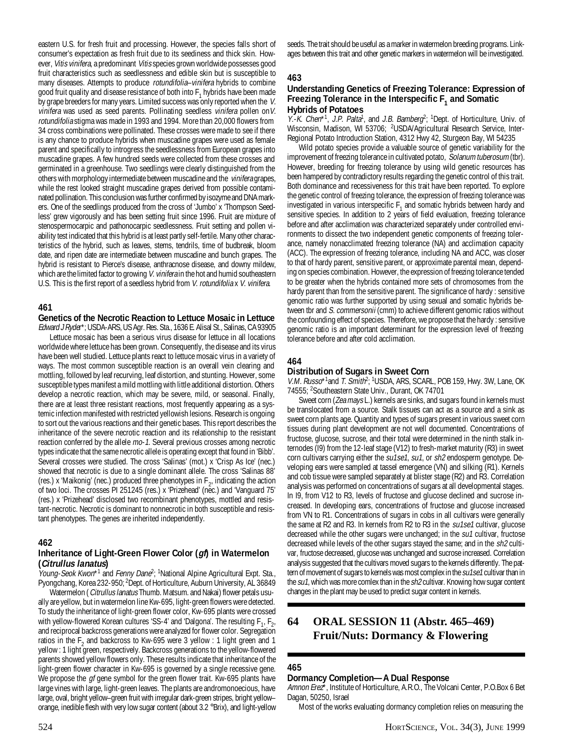eastern U.S. for fresh fruit and processing. However, the species falls short of consumer's expectation as fresh fruit due to its seediness and thick skin. However, *Vitis vinifera*, a predominant *Vitis* species grown worldwide possesses good fruit characteristics such as seedlessness and edible skin but is susceptible to many diseases. Attempts to produce *rotundifolia–vinifera* hybrids to combine good fruit quality and disease resistance of both into $F_1$ hybrids have been made by grape breeders for many years. Limited success was only reported when the *V. vinifera* was used as seed parents. Pollinating seedless *vinifera* pollen on *V. rotundifolia* stigma was made in 1993 and 1994. More than 20,000 flowers from 34 cross combinations were pollinated. These crosses were made to see if there is any chance to produce hybrids when muscadine grapes were used as female parent and specifically to introgress the seedlessness from European grapes into muscadine grapes. A few hundred seeds were collected from these crosses and germinated in a greenhouse. Two seedlings were clearly distinguished from the others with morphology intermediate between muscadine and the *vinifera* grapes, while the rest looked straight muscadine grapes derived from possible contaminated pollination. This conclusion was further confirmed by isozyme and DNA markers. One of the seedlings produced from the cross of 'Jumbo' x 'Thompson Seedless' grew vigorously and has been setting fruit since 1996. Fruit are mixture of stenospermocarpic and pathonocarpic seedlessness. Fruit setting and pollen viability test indicated that this hybrid is at least partly self-fertile. Many other characteristics of the hybrid, such as leaves, stems, tendrils, time of budbreak, bloom date, and ripen date are intermediate between muscadine and bunch grapes. The hybrid is resistant to Pierce's disease, anthracnose disease, and downy mildew, which are the limited factor to growing *V. vinifera* in the hot and humid southeastern U.S. This is the first report of a seedless hybrid from *V. rotundifolia* x *V. vinifera*.

### 461

**Genetics of the Necrotic Reaction to Lettuce Mosaic in Lettuce**

*Edward J Ryder\**; USDA-ARS, US Agr. Res. Sta., 1636 E. Alisal St., Salinas, CA 93905

Lettuce mosaic has been a serious virus disease for lettuce in all locations worldwide where lettuce has been grown. Consequently, the disease and its virus have been well studied. Lettuce plants react to lettuce mosaic virus in a variety of ways. The most common susceptible reaction is an overall vein clearing and mottling, followed by leaf recurving, leaf distortion, and stunting. However, some susceptible types manifest a mild mottling with little additional distortion. Others develop a necrotic reaction, which may be severe, mild, or seasonal. Finally, there are at least three resistant reactions, most frequently appearing as a systemic infection manifested with restricted yellowish lesions. Research is ongoing to sort out the various reactions and their genetic bases. This report describes the inheritance of the severe necrotic reaction and its relationship to the resistant reaction conferred by the allele *mo-1*. Several previous crosses among necrotic types indicate that the same necrotic allele is operating except that found in 'Bibb'. Several crosses were studied. The cross 'Salinas' (mot.) x 'Crisp As Ice' (nec.) showed that necrotic is due to a single dominant allele. The cross 'Salinas 88' (res.) x 'Maikonig' (nec.) produced three phenotypes in $F_2$, indicating the action of two loci. The crosses PI 251245 (res.) x 'Prizehead' (nec.) and 'Vanguard 75' (res.) x 'Prizehead' disclosed two recombinant phenotypes, mottled and resistant-necrotic. Necrotic is dominant to nonnecrotic in both susceptible and resistant phenotypes. The genes are inherited independently.

### 462

**Inheritance of Light-Green Flower Color (*gf*) in Watermelon (*Citrullus lanatus*)**

*Young-Seok Kwon\**[1] and *Fenny Dane*[2]; [1]National Alpine Agricultural Expt. Sta., Pyongchang, Korea 232-950; [2]Dept. of Horticulture, Auburn University, AL 36849

Watermelon (*Citrullus lanatus* Thumb. Matsum. and Nakai) flower petals usually are yellow, but in watermelon line Kw-695, light-green flowers were detected. To study the inheritance of light-green flower color, Kw-695 plants were crossed with yellow-flowered Korean cultures 'SS-4' and 'Dalgona'. The resulting $F_1$, $F_2$, and reciprocal backcross generations were analyzed for flower color. Segregation ratios in the $F_2$ and backcross to Kw-695 were 3 yellow : 1 light green and 1 yellow : 1 light green, respectively. Backcross generations to the yellow-flowered parents showed yellow flowers only. These results indicate that inheritance of the light-green flower character in Kw-695 is governed by a single recessive gene. We propose the *gf* gene symbol for the green flower trait. Kw-695 plants have large vines with large, light-green leaves. The plants are andromonoecious, have large, oval, bright yellow–green fruit with irregular dark-green stripes, bright yellow–orange, inedible flesh with very low sugar content (about 3.2 °Brix), and light-yellow seeds. The trait should be useful as a marker in watermelon breeding programs. Linkages between this trait and other genetic markers in watermelon will be investigated.

### 463

**Understanding Genetics of Freezing Tolerance: Expression of Freezing Tolerance in the Interspecific $F_1$ and Somatic Hybrids of Potatoes**

*Y.-K. Chen\**[1], *J.P. Palta*[1], and *J.B. Bamberg*[2]; [1]Dept. of Horticulture, Univ. of Wisconsin, Madison, WI 53706; [2]USDA/Agricultural Research Service, Inter-Regional Potato Introduction Station, 4312 Hwy 42, Sturgeon Bay, WI 54235

Wild potato species provide a valuable source of genetic variability for the improvement of freezing tolerance in cultivated potato, *Solanum tuberosum* (tbr). However, breeding for freezing tolerance by using wild genetic resources has been hampered by contradictory results regarding the genetic control of this trait. Both dominance and recessiveness for this trait have been reported. To explore the genetic control of freezing tolerance, the expression of freezing tolerance was investigated in various interspecific $F_1$ and somatic hybrids between hardy and sensitive species. In addition to 2 years of field evaluation, freezing tolerance before and after acclimation was characterized separately under controlled environments to dissect the two independent genetic components of freezing tolerance, namely nonacclimated freezing tolerance (NA) and acclimation capacity (ACC). The expression of freezing tolerance, including NA and ACC, was closer to that of hardy parent, sensitive parent, or approximate parental mean, depending on species combination. However, the expression of freezing tolerance tended to be greater when the hybrids contained more sets of chromosomes from the hardy parent than from the sensitive parent. The significance of hardy : sensitive genomic ratio was further supported by using sexual and somatic hybrids between tbr and *S. commersonii* (cmm) to achieve different genomic ratios without the confounding effect of species. Therefore, we propose that the hardy : sensitive genomic ratio is an important determinant for the expression level of freezing tolerance before and after cold acclimation.

### 464

**Distribution of Sugars in Sweet Corn**

*V.M. Russo\**[1] and *T. Smith*[2]; [1]USDA, ARS, SCARL, POB 159, Hwy. 3W, Lane, OK 74555; [2]Southeastern State Univ., Durant, OK 74701

Sweet corn (*Zea mays* L.) kernels are sinks, and sugars found in kernels must be translocated from a source. Stalk tissues can act as a source and a sink as sweet corn plants age. Quantity and types of sugars present in various sweet corn tissues during plant development are not well documented. Concentrations of fructose, glucose, sucrose, and their total were determined in the ninth stalk internodes (I9) from the 12-leaf stage (V12) to fresh-market maturity (R3) in sweet corn cultivars carrying either the *su1se1*, *su1*, or *sh2* endosperm genotype. Developing ears were sampled at tassel emergence (VN) and silking (R1). Kernels and cob tissue were sampled separately at blister stage (R2) and R3. Correlation analysis was performed on concentrations of sugars at all developmental stages. In I9, from V12 to R3, levels of fructose and glucose declined and sucrose increased. In developing ears, concentrations of fructose and glucose increased from VN to R1. Concentrations of sugars in cobs in all cultivars were generally the same at R2 and R3. In kernels from R2 to R3 in the *su1se1* cultivar, glucose decreased while the other sugars were unchanged; in the *su1* cultivar, fructose decreased while levels of the other sugars stayed the same; and in the *sh2* cultivar, fructose decreased, glucose was unchanged and sucrose increased. Correlation analysis suggested that the cultivars moved sugars to the kernels differently. The pattern of movement of sugars to kernels was most complex in the *su1se1* cultivar than in the *su1*, which was more comlex than in the *sh2* cultivar. Knowing how sugar content changes in the plant may be used to predict sugar content in kernels.

## 64 ORAL SESSION 11 (Abstr. 465–469) Fruit/Nuts: Dormancy & Flowering

### 465

**Dormancy Completion—A Dual Response**

*Amnon Erez\**, Institute of Horticulture, A.R.O., The Volcani Center, P.O.Box 6 Bet Dagan, 50250, Israel

Most of the works evaluating dormancy completion relies on measuring the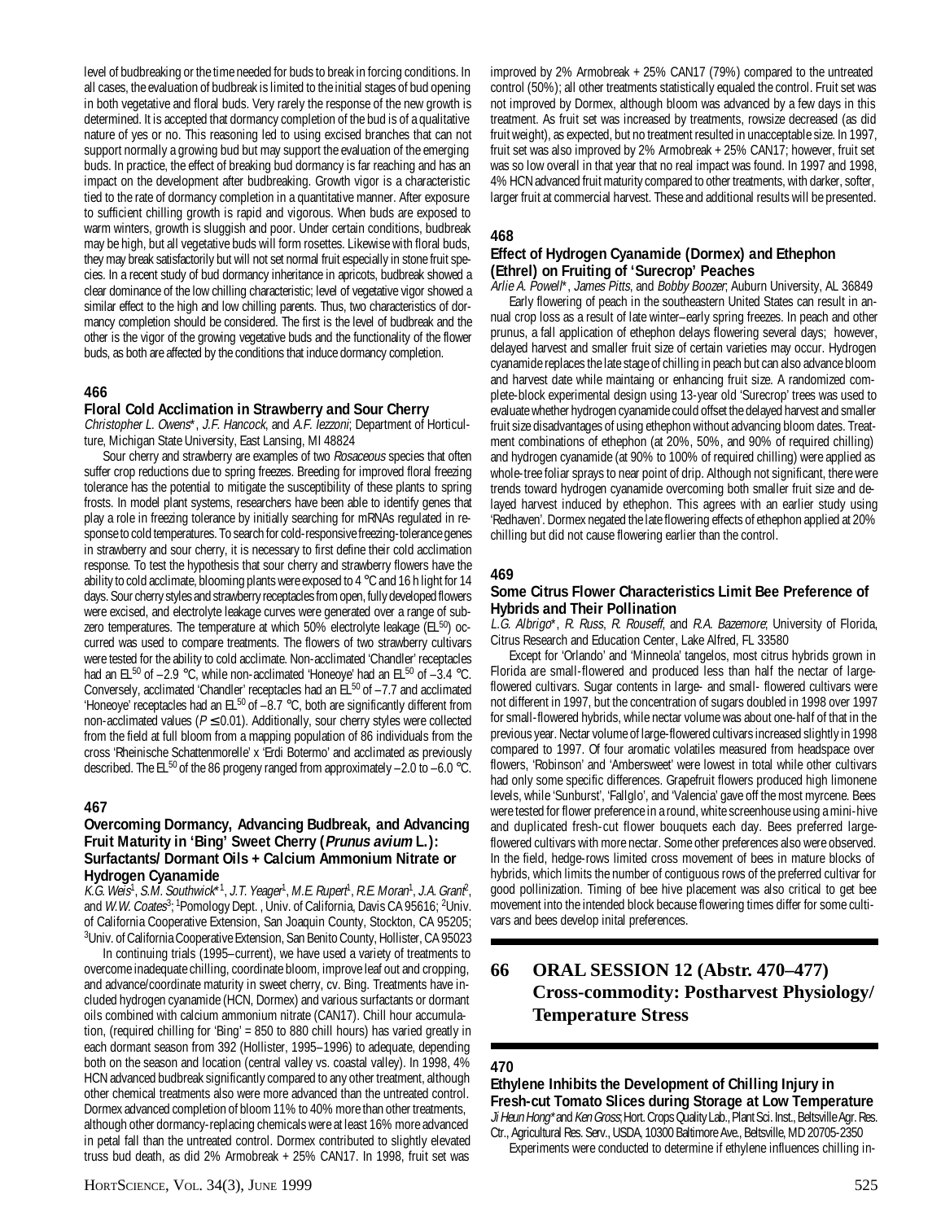level of budbreaking or the time needed for buds to break in forcing conditions. In all cases, the evaluation of budbreak is limited to the initial stages of bud opening in both vegetative and floral buds. Very rarely the response of the new growth is determined. It is accepted that dormancy completion of the bud is of a qualitative nature of yes or no. This reasoning led to using excised branches that can not support normally a growing bud but may support the evaluation of the emerging buds. In practice, the effect of breaking bud dormancy is far reaching and has an impact on the development after budbreaking. Growth vigor is a characteristic tied to the rate of dormancy completion in a quantitative manner. After exposure to sufficient chilling growth is rapid and vigorous. When buds are exposed to warm winters, growth is sluggish and poor. Under certain conditions, budbreak may be high, but all vegetative buds will form rosettes. Likewise with floral buds, they may break satisfactorily but will not set normal fruit especially in stone fruit species. In a recent study of bud dormancy inheritance in apricots, budbreak showed a clear dominance of the low chilling characteristic; level of vegetative vigor showed a similar effect to the high and low chilling parents. Thus, two characteristics of dormancy completion should be considered. The first is the level of budbreak and the other is the vigor of the growing vegetative buds and the functionality of the flower buds, as both are affected by the conditions that induce dormancy completion.

### 466

**Floral Cold Acclimation in Strawberry and Sour Cherry**

*Christopher L. Owens\**, *J.F. Hancock*, and *A.F. Iezzoni*; Department of Horticulture, Michigan State University, East Lansing, MI 48824

Sour cherry and strawberry are examples of two *Rosaceous* species that often suffer crop reductions due to spring freezes. Breeding for improved floral freezing tolerance has the potential to mitigate the susceptibility of these plants to spring frosts. In model plant systems, researchers have been able to identify genes that play a role in freezing tolerance by initially searching for mRNAs regulated in response to cold temperatures. To search for cold-responsive freezing-tolerance genes in strawberry and sour cherry, it is necessary to first define their cold acclimation response. To test the hypothesis that sour cherry and strawberry flowers have the ability to cold acclimate, blooming plants were exposed to 4 °C and 16 h light for 14 days. Sour cherry styles and strawberry receptacles from open, fully developed flowers were excised, and electrolyte leakage curves were generated over a range of subzero temperatures. The temperature at which 50% electrolyte leakage ($EL_{50}$) occurred was used to compare treatments. The flowers of two strawberry cultivars were tested for the ability to cold acclimate. Non-acclimated 'Chandler' receptacles had an $EL_{50}$ of –2.9 °C, while non-acclimated 'Honeoye' had an $EL_{50}$ of –3.4 °C. Conversely, acclimated 'Chandler' receptacles had an $EL_{50}$ of –7.7 and acclimated 'Honeoye' receptacles had an $EL_{50}$ of –8.7 °C, both are significantly different from non-acclimated values ($P \leq 0.01$). Additionally, sour cherry styles were collected from the field at full bloom from a mapping population of 86 individuals from the cross 'Rheinische Schattenmorelle' x 'Erdi Botermo' and acclimated as previously described. The $EL_{50}$ of the 86 progeny ranged from approximately –2.0 to –6.0 °C.

### 467

**Overcoming Dormancy, Advancing Budbreak, and Advancing Fruit Maturity in 'Bing' Sweet Cherry (*Prunus avium* L.): Surfactants/ Dormant Oils + Calcium Ammonium Nitrate or Hydrogen Cyanamide**

*K.G. Weis*[1], *S.M. Southwick*\*[1], *J.T. Yeager*[1], *M.E. Rupert*[1], *R.E. Moran*[1], *J.A. Grant*[2], and *W.W. Coates*[3]; [1]Pomology Dept. , Univ. of California, Davis CA 95616; [2]Univ. of California Cooperative Extension, San Joaquin County, Stockton, CA 95205; [3]Univ. of California Cooperative Extension, San Benito County, Hollister, CA 95023

In continuing trials (1995–current), we have used a variety of treatments to overcome inadequate chilling, coordinate bloom, improve leaf out and cropping, and advance/coordinate maturity in sweet cherry, cv. Bing. Treatments have included hydrogen cyanamide (HCN, Dormex) and various surfactants or dormant oils combined with calcium ammonium nitrate (CAN17). Chill hour accumulation, (required chilling for 'Bing' = 850 to 880 chill hours) has varied greatly in each dormant season from 392 (Hollister, 1995–1996) to adequate, depending both on the season and location (central valley vs. coastal valley). In 1998, 4% HCN advanced budbreak significantly compared to any other treatment, although other chemical treatments also were more advanced than the untreated control. Dormex advanced completion of bloom 11% to 40% more than other treatments, although other dormancy-replacing chemicals were at least 16% more advanced in petal fall than the untreated control. Dormex contributed to slightly elevated truss bud death, as did 2% Armobreak + 25% CAN17. In 1998, fruit set was improved by 2% Armobreak + 25% CAN17 (79%) compared to the untreated control (50%); all other treatments statistically equaled the control. Fruit set was not improved by Dormex, although bloom was advanced by a few days in this treatment. As fruit set was increased by treatments, rowsize decreased (as did fruit weight), as expected, but no treatment resulted in unacceptable size. In 1997, fruit set was also improved by 2% Armobreak + 25% CAN17; however, fruit set was so low overall in that year that no real impact was found. In 1997 and 1998, 4% HCN advanced fruit maturity compared to other treatments, with darker, softer, larger fruit at commercial harvest. These and additional results will be presented.

### 468

**Effect of Hydrogen Cyanamide (Dormex) and Ethephon (Ethrel) on Fruiting of 'Surecrop' Peaches**

*Arlie A. Powell\**, *James Pitts*, and *Bobby Boozer*; Auburn University, AL 36849

Early flowering of peach in the southeastern United States can result in annual crop loss as a result of late winter–early spring freezes. In peach and other prunus, a fall application of ethephon delays flowering several days; however, delayed harvest and smaller fruit size of certain varieties may occur. Hydrogen cyanamide replaces the late stage of chilling in peach but can also advance bloom and harvest date while maintaing or enhancing fruit size. A randomized complete-block experimental design using 13-year old 'Surecrop' trees was used to evaluate whether hydrogen cyanamide could offset the delayed harvest and smaller fruit size disadvantages of using ethephon without advancing bloom dates. Treatment combinations of ethephon (at 20%, 50%, and 90% of required chilling) and hydrogen cyanamide (at 90% to 100% of required chilling) were applied as whole-tree foliar sprays to near point of drip. Although not significant, there were trends toward hydrogen cyanamide overcoming both smaller fruit size and delayed harvest induced by ethephon. This agrees with an earlier study using 'Redhaven'. Dormex negated the late flowering effects of ethephon applied at 20% chilling but did not cause flowering earlier than the control.

### 469

**Some Citrus Flower Characteristics Limit Bee Preference of Hybrids and Their Pollination**

*L.G. Albrigo\**, *R. Russ*, *R. Rouseff*, and *R.A. Bazemore*; University of Florida, Citrus Research and Education Center, Lake Alfred, FL 33580

Except for 'Orlando' and 'Minneola' tangelos, most citrus hybrids grown in Florida are small-flowered and produced less than half the nectar of large-flowered cultivars. Sugar contents in large- and small- flowered cultivars were not different in 1997, but the concentration of sugars doubled in 1998 over 1997 for small-flowered hybrids, while nectar volume was about one-half of that in the previous year. Nectar volume of large-flowered cultivars increased slightly in 1998 compared to 1997. Of four aromatic volatiles measured from headspace over flowers, 'Robinson' and 'Ambersweet' were lowest in total while other cultivars had only some specific differences. Grapefruit flowers produced high limonene levels, while 'Sunburst', 'Fallglo', and 'Valencia' gave off the most myrcene. Bees were tested for flower preference in a round, white screenhouse using a mini-hive and duplicated fresh-cut flower bouquets each day. Bees preferred large-flowered cultivars with more nectar. Some other preferences also were observed. In the field, hedge-rows limited cross movement of bees in mature blocks of hybrids, which limits the number of contiguous rows of the preferred cultivar for good pollinization. Timing of bee hive placement was also critical to get bee movement into the intended block because flowering times differ for some cultivars and bees develop inital preferences.

## 66 ORAL SESSION 12 (Abstr. 470–477) Cross-commodity: Postharvest Physiology/ Temperature Stress

### 470

**Ethylene Inhibits the Development of Chilling Injury in Fresh-cut Tomato Slices during Storage at Low Temperature**

*Ji Heun Hong\** and *Ken Gross*; Hort. Crops Quality Lab., Plant Sci. Inst., Beltsville Agr. Res. Ctr., Agricultural Res. Serv., USDA, 10300 Baltimore Ave., Beltsville, MD 20705-2350

Experiments were conducted to determine if ethylene influences chilling in-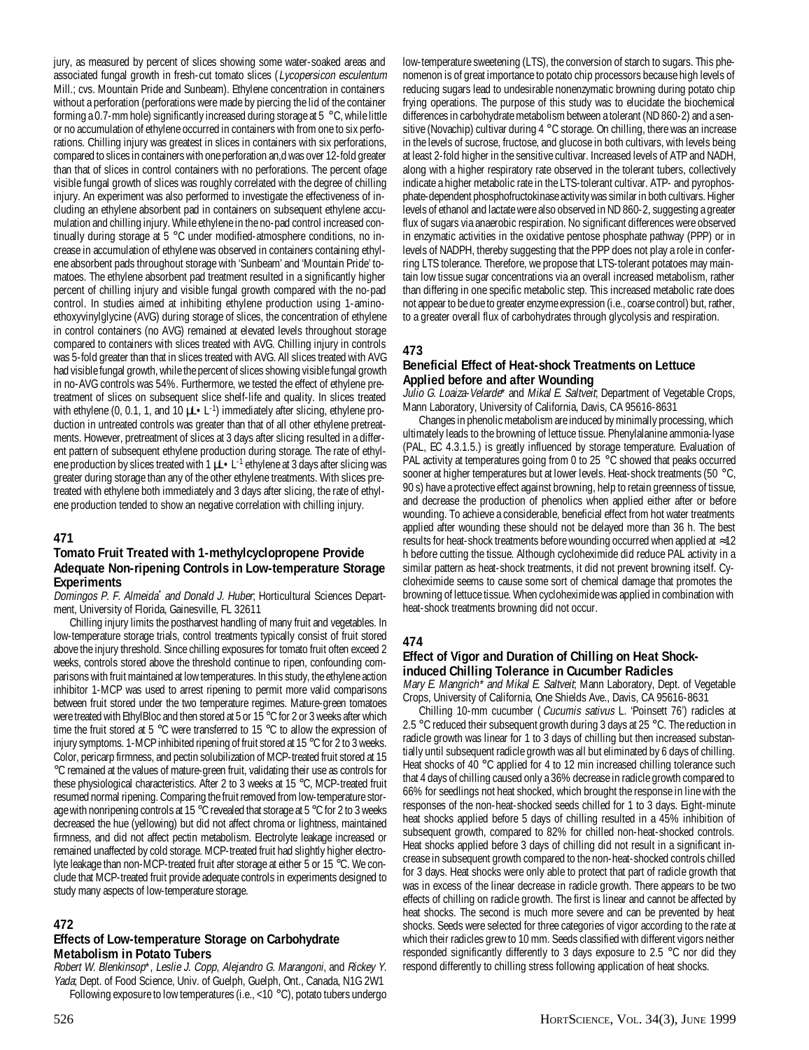jury, as measured by percent of slices showing some water-soaked areas and associated fungal growth in fresh-cut tomato slices (*Lycopersicon esculentum* Mill.; cvs. Mountain Pride and Sunbeam). Ethylene concentration in containers without a perforation (perforations were made by piercing the lid of the container forming a 0.7-mm hole) significantly increased during storage at 5 °C, while little or no accumulation of ethylene occurred in containers with from one to six perforations. Chilling injury was greatest in slices in containers with six perforations, compared to slices in containers with one perforation an,d was over 12-fold greater than that of slices in control containers with no perforations. The percent ofage visible fungal growth of slices was roughly correlated with the degree of chilling injury. An experiment was also performed to investigate the effectiveness of including an ethylene absorbent pad in containers on subsequent ethylene accumulation and chilling injury. While ethylene in the no-pad control increased continually during storage at 5 °C under modified-atmosphere conditions, no increase in accumulation of ethylene was observed in containers containing ethylene absorbent pads throughout storage with 'Sunbeam' and 'Mountain Pride' tomatoes. The ethylene absorbent pad treatment resulted in a significantly higher percent of chilling injury and visible fungal growth compared with the no-pad control. In studies aimed at inhibiting ethylene production using 1-aminoethoxyvinylglycine (AVG) during storage of slices, the concentration of ethylene in control containers (no AVG) remained at elevated levels throughout storage compared to containers with slices treated with AVG. Chilling injury in controls was 5-fold greater than that in slices treated with AVG. All slices treated with AVG had visible fungal growth, while the percent of slices showing visible fungal growth in no-AVG controls was 54%. Furthermore, we tested the effect of ethylene pretreatment of slices on subsequent slice shelf-life and quality. In slices treated with ethylene (0, 0.1, 1, and 10 μL• $L^{-1}$) immediately after slicing, ethylene production in untreated controls was greater than that of all other ethylene pretreatments. However, pretreatment of slices at 3 days after slicing resulted in a different pattern of subsequent ethylene production during storage. The rate of ethylene production by slices treated with 1 μL• $L^{-1}$ ethylene at 3 days after slicing was greater during storage than any of the other ethylene treatments. With slices pretreated with ethylene both immediately and 3 days after slicing, the rate of ethylene production tended to show an negative correlation with chilling injury.

## 471

### Tomato Fruit Treated with 1-methylcyclopropene Provide Adequate Non-ripening Controls in Low-temperature Storage Experiments

*Domingos P. F. Almeida*\* *and Donald J. Huber*; Horticultural Sciences Department, University of Florida, Gainesville, FL 32611

Chilling injury limits the postharvest handling of many fruit and vegetables. In low-temperature storage trials, control treatments typically consist of fruit stored above the injury threshold. Since chilling exposures for tomato fruit often exceed 2 weeks, controls stored above the threshold continue to ripen, confounding comparisons with fruit maintained at low temperatures. In this study, the ethylene action inhibitor 1-MCP was used to arrest ripening to permit more valid comparisons between fruit stored under the two temperature regimes. Mature-green tomatoes were treated with EthylBloc and then stored at 5 or 15 °C for 2 or 3 weeks after which time the fruit stored at 5 °C were transferred to 15 °C to allow the expression of injury symptoms. 1-MCP inhibited ripening of fruit stored at 15 °C for 2 to 3 weeks. Color, pericarp firmness, and pectin solubilization of MCP-treated fruit stored at 15 °C remained at the values of mature-green fruit, validating their use as controls for these physiological characteristics. After 2 to 3 weeks at 15 °C, MCP-treated fruit resumed normal ripening. Comparing the fruit removed from low-temperature storage with nonripening controls at 15 °C revealed that storage at 5 °C for 2 to 3 weeks decreased the hue (yellowing) but did not affect chroma or lightness, maintained firmness, and did not affect pectin metabolism. Electrolyte leakage increased or remained unaffected by cold storage. MCP-treated fruit had slightly higher electrolyte leakage than non-MCP-treated fruit after storage at either 5 or 15 °C. We conclude that MCP-treated fruit provide adequate controls in experiments designed to study many aspects of low-temperature storage.

## 472

### Effects of Low-temperature Storage on Carbohydrate Metabolism in Potato Tubers

*Robert W. Blenkinsop*\*, *Leslie J. Copp*, *Alejandro G. Marangoni*, and *Rickey Y. Yada*; Dept. of Food Science, Univ. of Guelph, Guelph, Ont., Canada, N1G 2W1

Following exposure to low temperatures (i.e., <10 °C), potato tubers undergo low-temperature sweetening (LTS), the conversion of starch to sugars. This phenomenon is of great importance to potato chip processors because high levels of reducing sugars lead to undesirable nonenzymatic browning during potato chip frying operations. The purpose of this study was to elucidate the biochemical differences in carbohydrate metabolism between a tolerant (ND 860-2) and a sensitive (Novachip) cultivar during 4 °C storage. On chilling, there was an increase in the levels of sucrose, fructose, and glucose in both cultivars, with levels being at least 2-fold higher in the sensitive cultivar. Increased levels of ATP and NADH, along with a higher respiratory rate observed in the tolerant tubers, collectively indicate a higher metabolic rate in the LTS-tolerant cultivar. ATP- and pyrophosphate-dependent phosphofructokinase activity was similar in both cultivars. Higher levels of ethanol and lactate were also observed in ND 860-2, suggesting a greater flux of sugars via anaerobic respiration. No significant differences were observed in enzymatic activities in the oxidative pentose phosphate pathway (PPP) or in levels of NADPH, thereby suggesting that the PPP does not play a role in conferring LTS tolerance. Therefore, we propose that LTS-tolerant potatoes may maintain low tissue sugar concentrations via an overall increased metabolism, rather than differing in one specific metabolic step. This increased metabolic rate does not appear to be due to greater enzyme expression (i.e., coarse control) but, rather, to a greater overall flux of carbohydrates through glycolysis and respiration.

## 473

### Beneficial Effect of Heat-shock Treatments on Lettuce Applied before and after Wounding

*Julio G. Loaiza-Velarde*\* and *Mikal E. Saltveit*; Department of Vegetable Crops, Mann Laboratory, University of California, Davis, CA 95616-8631

Changes in phenolic metabolism are induced by minimally processing, which ultimately leads to the browning of lettuce tissue. Phenylalanine ammonia-lyase (PAL, EC 4.3.1.5.) is greatly influenced by storage temperature. Evaluation of PAL activity at temperatures going from 0 to 25 °C showed that peaks occurred sooner at higher temperatures but at lower levels. Heat-shock treatments (50 °C, 90 s) have a protective effect against browning, help to retain greenness of tissue, and decrease the production of phenolics when applied either after or before wounding. To achieve a considerable, beneficial effect from hot water treatments applied after wounding these should not be delayed more than 36 h. The best results for heat-shock treatments before wounding occurred when applied at ≈12 h before cutting the tissue. Although cycloheximide did reduce PAL activity in a similar pattern as heat-shock treatments, it did not prevent browning itself. Cycloheximide seems to cause some sort of chemical damage that promotes the browning of lettuce tissue. When cycloheximide was applied in combination with heat-shock treatments browning did not occur.

## 474

### Effect of Vigor and Duration of Chilling on Heat Shock-induced Chilling Tolerance in Cucumber Radicles

*Mary E. Mangrich*\* and *Mikal E. Saltveit*; Mann Laboratory, Dept. of Vegetable Crops, University of California, One Shields Ave., Davis, CA 95616-8631

Chilling 10-mm cucumber (*Cucumis sativus* L. 'Poinsett 76') radicles at 2.5 °C reduced their subsequent growth during 3 days at 25 °C. The reduction in radicle growth was linear for 1 to 3 days of chilling but then increased substantially until subsequent radicle growth was all but eliminated by 6 days of chilling. Heat shocks of 40 °C applied for 4 to 12 min increased chilling tolerance such that 4 days of chilling caused only a 36% decrease in radicle growth compared to 66% for seedlings not heat shocked, which brought the response in line with the responses of the non-heat-shocked seeds chilled for 1 to 3 days. Eight-minute heat shocks applied before 5 days of chilling resulted in a 45% inhibition of subsequent growth, compared to 82% for chilled non-heat-shocked controls. Heat shocks applied before 3 days of chilling did not result in a significant increase in subsequent growth compared to the non-heat-shocked controls chilled for 3 days. Heat shocks were only able to protect that part of radicle growth that was in excess of the linear decrease in radicle growth. There appears to be two effects of chilling on radicle growth. The first is linear and cannot be affected by heat shocks. The second is much more severe and can be prevented by heat shocks. Seeds were selected for three categories of vigor according to the rate at which their radicles grew to 10 mm. Seeds classified with different vigors neither responded significantly differently to 3 days exposure to 2.5 °C nor did they respond differently to chilling stress following application of heat shocks.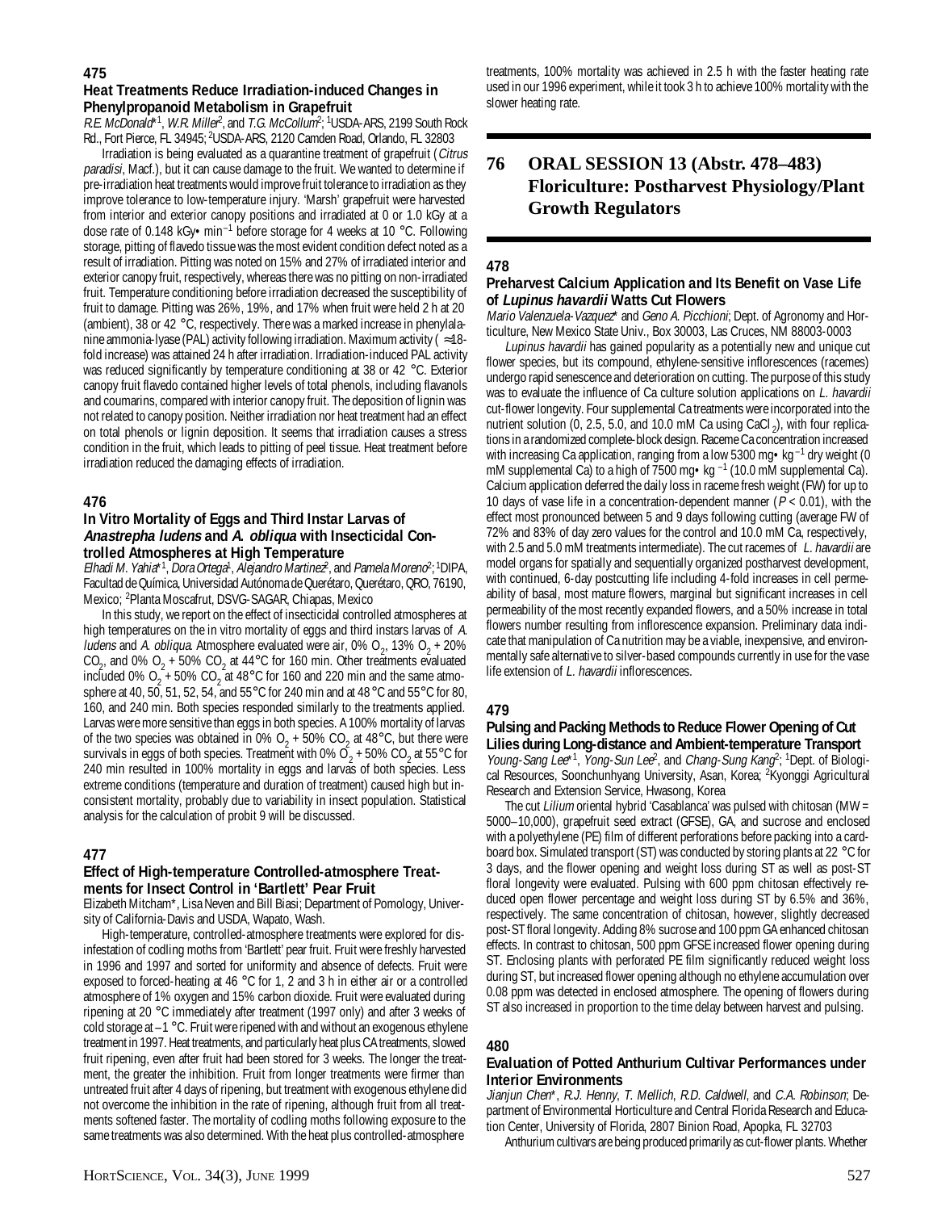## 475

### Heat Treatments Reduce Irradiation-induced Changes in Phenylpropanoid Metabolism in Grapefruit

*R.E. McDonald*\*[1], *W.R. Miller*[2], and *T.G. McCollum*[2]; [1]USDA-ARS, 2199 South Rock Rd., Fort Pierce, FL 34945; [2]USDA-ARS, 2120 Camden Road, Orlando, FL 32803

Irradiation is being evaluated as a quarantine treatment of grapefruit (*Citrus paradisi*, Macf.), but it can cause damage to the fruit. We wanted to determine if pre-irradiation heat treatments would improve fruit tolerance to irradiation as they improve tolerance to low-temperature injury. 'Marsh' grapefruit were harvested from interior and exterior canopy positions and irradiated at 0 or 1.0 kGy at a dose rate of 0.148 kGy• min$^{-1}$ before storage for 4 weeks at 10 °C. Following storage, pitting of flavedo tissue was the most evident condition defect noted as a result of irradiation. Pitting was noted on 15% and 27% of irradiated interior and exterior canopy fruit, respectively, whereas there was no pitting on non-irradiated fruit. Temperature conditioning before irradiation decreased the susceptibility of fruit to damage. Pitting was 26%, 19%, and 17% when fruit were held 2 h at 20 (ambient), 38 or 42 °C, respectively. There was a marked increase in phenylalanine ammonia-lyase (PAL) activity following irradiation. Maximum activity (≈18-fold increase) was attained 24 h after irradiation. Irradiation-induced PAL activity was reduced significantly by temperature conditioning at 38 or 42 °C. Exterior canopy fruit flavedo contained higher levels of total phenols, including flavanols and coumarins, compared with interior canopy fruit. The deposition of lignin was not related to canopy position. Neither irradiation nor heat treatment had an effect on total phenols or lignin deposition. It seems that irradiation causes a stress condition in the fruit, which leads to pitting of peel tissue. Heat treatment before irradiation reduced the damaging effects of irradiation.

## 476

### In Vitro Mortality of Eggs and Third Instar Larvas of *Anastrepha ludens* and *A. obliqua* with Insecticidal Controlled Atmospheres at High Temperature

*Elhadi M. Yahia*\*[1], *Dora Ortega*[1], *Alejandro Martinez*[2], and *Pamela Moreno*[2]; [1]DIPA, Facultad de Química, Universidad Autónoma de Querétaro, Querétaro, QRO, 76190, Mexico; [2]Planta Moscafrut, DSVG-SAGAR, Chiapas, Mexico

In this study, we report on the effect of insecticidal controlled atmospheres at high temperatures on the in vitro mortality of eggs and third instars larvas of *A. ludens* and *A. obliqua*. Atmosphere evaluated were air, 0% $O_2$, 13% $O_2$ + 20% $CO_2$, and 0% $O_2$ + 50% $CO_2$ at 44°C for 160 min. Other treatments evaluated included 0% $O_2$ + 50% $CO_2$ at 48°C for 160 and 220 min and the same atmosphere at 40, 50, 51, 52, 54, and 55°C for 240 min and at 48°C and 55°C for 80, 160, and 240 min. Both species responded similarly to the treatments applied. Larvas were more sensitive than eggs in both species. A 100% mortality of larvas of the two species was obtained in 0% $O_2$ + 50% $CO_2$ at 48°C, but there were survivals in eggs of both species. Treatment with 0% $O_2$ + 50% $CO_2$ at 55°C for 240 min resulted in 100% mortality in eggs and larvas of both species. Less extreme conditions (temperature and duration of treatment) caused high but inconsistent mortality, probably due to variability in insect population. Statistical analysis for the calculation of probit 9 will be discussed.

## 477

### Effect of High-temperature Controlled-atmosphere Treatments for Insect Control in 'Bartlett' Pear Fruit

Elizabeth Mitcham\*, Lisa Neven and Bill Biasi; Department of Pomology, University of California-Davis and USDA, Wapato, Wash.

High-temperature, controlled-atmosphere treatments were explored for disinfestation of codling moths from 'Bartlett' pear fruit. Fruit were freshly harvested in 1996 and 1997 and sorted for uniformity and absence of defects. Fruit were exposed to forced-heating at 46 °C for 1, 2 and 3 h in either air or a controlled atmosphere of 1% oxygen and 15% carbon dioxide. Fruit were evaluated during ripening at 20 °C immediately after treatment (1997 only) and after 3 weeks of cold storage at –1 °C. Fruit were ripened with and without an exogenous ethylene treatment in 1997. Heat treatments, and particularly heat plus CA treatments, slowed fruit ripening, even after fruit had been stored for 3 weeks. The longer the treatment, the greater the inhibition. Fruit from longer treatments were firmer than untreated fruit after 4 days of ripening, but treatment with exogenous ethylene did not overcome the inhibition in the rate of ripening, although fruit from all treatments softened faster. The mortality of codling moths following exposure to the same treatments was also determined. With the heat plus controlled-atmosphere treatments, 100% mortality was achieved in 2.5 h with the faster heating rate used in our 1996 experiment, while it took 3 h to achieve 100% mortality with the slower heating rate.

# 76 ORAL SESSION 13 (Abstr. 478–483) Floriculture: Postharvest Physiology/Plant Growth Regulators

## 478

### Preharvest Calcium Application and Its Benefit on Vase Life of *Lupinus havardii* Watts Cut Flowers

*Mario Valenzuela-Vazquez*\* and *Geno A. Picchioni*; Dept. of Agronomy and Horticulture, New Mexico State Univ., Box 30003, Las Cruces, NM 88003-0003

*Lupinus havardii* has gained popularity as a potentially new and unique cut flower species, but its compound, ethylene-sensitive inflorescences (racemes) undergo rapid senescence and deterioration on cutting. The purpose of this study was to evaluate the influence of Ca culture solution applications on *L. havardii* cut-flower longevity. Four supplemental Ca treatments were incorporated into the nutrient solution (0, 2.5, 5.0, and 10.0 mM Ca using $CaCl_2$), with four replications in a randomized complete-block design. Raceme Ca concentration increased with increasing Ca application, ranging from a low 5300 mg• kg$^{-1}$ dry weight (0 mM supplemental Ca) to a high of 7500 mg• kg$^{-1}$ (10.0 mM supplemental Ca). Calcium application deferred the daily loss in raceme fresh weight (FW) for up to 10 days of vase life in a concentration-dependent manner ($P < 0.01$), with the effect most pronounced between 5 and 9 days following cutting (average FW of 72% and 83% of day zero values for the control and 10.0 mM Ca, respectively, with 2.5 and 5.0 mM treatments intermediate). The cut racemes of *L. havardii* are model organs for spatially and sequentially organized postharvest development, with continued, 6-day postcutting life including 4-fold increases in cell permeability of basal, most mature flowers, marginal but significant increases in cell permeability of the most recently expanded flowers, and a 50% increase in total flowers number resulting from inflorescence expansion. Preliminary data indicate that manipulation of Ca nutrition may be a viable, inexpensive, and environmentally safe alternative to silver-based compounds currently in use for the vase life extension of *L. havardii* inflorescences.

## 479

### Pulsing and Packing Methods to Reduce Flower Opening of Cut Lilies during Long-distance and Ambient-temperature Transport

*Young-Sang Lee*\*[1], *Yong-Sun Lee*[2], and *Chang-Sung Kang*[2]; [1]Dept. of Biological Resources, Soonchunhyang University, Asan, Korea; [2]Kyonggi Agricultural Research and Extension Service, Hwasong, Korea

The cut *Lilium* oriental hybrid 'Casablanca' was pulsed with chitosan (MW = 5000–10,000), grapefruit seed extract (GFSE), GA, and sucrose and enclosed with a polyethylene (PE) film of different perforations before packing into a cardboard box. Simulated transport (ST) was conducted by storing plants at 22 °C for 3 days, and the flower opening and weight loss during ST as well as post-ST floral longevity were evaluated. Pulsing with 600 ppm chitosan effectively reduced open flower percentage and weight loss during ST by 6.5% and 36%, respectively. The same concentration of chitosan, however, slightly decreased post-ST floral longevity. Adding 8% sucrose and 100 ppm GA enhanced chitosan effects. In contrast to chitosan, 500 ppm GFSE increased flower opening during ST. Enclosing plants with perforated PE film significantly reduced weight loss during ST, but increased flower opening although no ethylene accumulation over 0.08 ppm was detected in enclosed atmosphere. The opening of flowers during ST also increased in proportion to the time delay between harvest and pulsing.

## 480

### Evaluation of Potted Anthurium Cultivar Performances under Interior Environments

*Jianjun Chen*\*, *R.J. Henny*, *T. Mellich*, *R.D. Caldwell*, and *C.A. Robinson*; Department of Environmental Horticulture and Central Florida Research and Education Center, University of Florida, 2807 Binion Road, Apopka, FL 32703

Anthurium cultivars are being produced primarily as cut-flower plants. Whether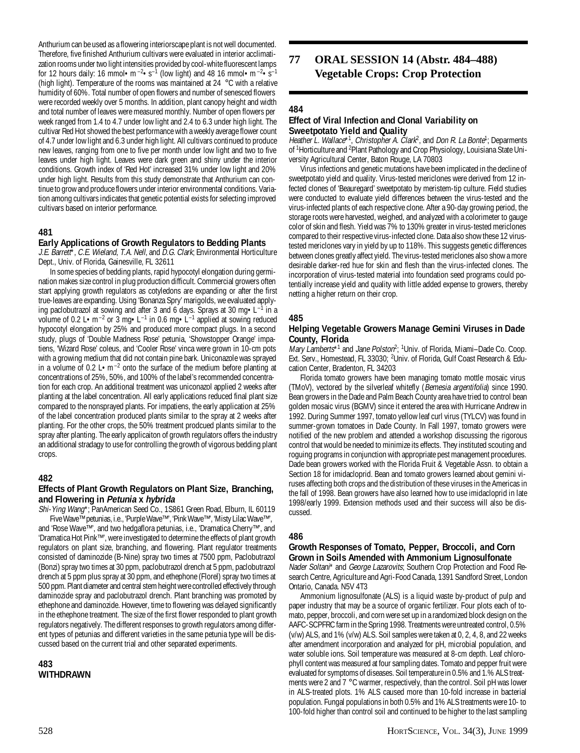Anthurium can be used as a flowering interiorscape plant is not well documented. Therefore, five finished Anthurium cultivars were evaluated in interior acclimatization rooms under two light intensities provided by cool-white fluorescent lamps for 12 hours daily: 16 mmol• $m^{-2}$• $s^{-1}$ (low light) and 48 16 mmol• $m^{-2}$• $s^{-1}$ (high light). Temperature of the rooms was maintained at 24 °C with a relative humidity of 60%. Total number of open flowers and number of senesced flowers were recorded weekly over 5 months. In addition, plant canopy height and width and total number of leaves were measured monthly. Number of open flowers per week ranged from 1.4 to 4.7 under low light and 2.4 to 6.3 under high light. The cultivar Red Hot showed the best performance with a weekly average flower count of 4.7 under low light and 6.3 under high light. All cultivars continued to produce new leaves, ranging from one to five per month under low light and two to five leaves under high light. Leaves were dark green and shiny under the interior conditions. Growth index of 'Red Hot' increased 31% under low light and 20% under high light. Results from this study demonstrate that Anthurium can continue to grow and produce flowers under interior environmental conditions. Variation among cultivars indicates that genetic potential exists for selecting improved cultivars based on interior performance.

### 481

### Early Applications of Growth Regulators to Bedding Plants

*J.E. Barrett\**, *C.E. Wieland*, *T.A. Nell*, and *D.G. Clark*; Environmental Horticulture Dept., Univ. of Florida, Gainesville, FL 32611

In some species of bedding plants, rapid hypocotyl elongation during germination makes size control in plug production difficult. Commercial growers often start applying growth regulators as cotyledons are expanding or after the first true-leaves are expanding. Using 'Bonanza Spry' marigolds, we evaluated applying paclobutrazol at sowing and after 3 and 6 days. Sprays at 30 mg• $L^{-1}$ in a volume of 0.2 L• $m^{-2}$ or 3 mg• $L^{-1}$ in 0.6 mg• $L^{-1}$ applied at sowing reduced hypocotyl elongation by 25% and produced more compact plugs. In a second study, plugs of 'Double Madness Rose' petunia, 'Showstopper Orange' impatiens, 'Wizard Rose' coleus, and 'Cooler Rose' vinca were grown in 10-cm pots with a growing medium that did not contain pine bark. Uniconazole was sprayed in a volume of 0.2 L• $m^{-2}$ onto the surface of the medium before planting at concentrations of 25%, 50%, and 100% of the label's recommended concentration for each crop. An additional treatment was uniconazol applied 2 weeks after planting at the label concentration. All early applications reduced final plant size compared to the nonsprayed plants. For impatiens, the early application at 25% of the label concentration produced plants similar to the spray at 2 weeks after planting. For the other crops, the 50% treatment prodcued plants similar to the spray after planting. The early applicaiton of growth regulators offers the industry an additional stradagy to use for controlling the growth of vigorous bedding plant crops.

### 482

### Effects of Plant Growth Regulators on Plant Size, Branching, and Flowering in *Petunia* x *hybrida*

*Shi-Ying Wang\**; PanAmerican Seed Co., 1S861 Green Road, Elburn, IL 60119

Five Wave™ petunias, i.e., 'Purple Wave™', 'Pink Wave™', 'Misty Lilac Wave™', and 'Rose Wave™', and two hedgaflora petunias, i.e., 'Dramatica Cherry™', and 'Dramatica Hot Pink™', were investigated to determine the effects of plant growth regulators on plant size, branching, and flowering. Plant regulator treatments consisted of daminozide (B-Nine) spray two times at 7500 ppm, Paclobutrazol (Bonzi) spray two times at 30 ppm, paclobutrazol drench at 5 ppm, paclobutrazol drench at 5 ppm plus spray at 30 ppm, and ethephone (Florel) spray two times at 500 ppm. Plant diameter and central stem height were controlled effectively through daminozide spray and paclobutrazol drench. Plant branching was promoted by ethephone and daminozide. However, time to flowering was delayed significantly in the ethephone treatment. The size of the first flower responded to plant growth regulators negatively. The different responses to growth regulators among different types of petunias and different varieties in the same petunia type will be discussed based on the current trial and other separated experiments.

### 483

### WITHDRAWN

## 77 ORAL SESSION 14 (Abstr. 484–488) Vegetable Crops: Crop Protection

### 484

### Effect of Viral Infection and Clonal Variability on Sweetpotato Yield and Quality

*Heather L. Wallace\**[1], *Christopher A. Clark*[2], and *Don R. La Bonte*[1]; Deparments of [1]Horticulture and [2]Plant Pathology and Crop Physiology, Louisiana State University Agricultural Center, Baton Rouge, LA 70803

Virus infections and genetic mutations have been implicated in the decline of sweetpotato yield and quality. Virus-tested mericlones were derived from 12 infected clones of 'Beauregard' sweetpotato by meristem-tip culture. Field studies were conducted to evaluate yield differences between the virus-tested and the virus-infected plants of each respective clone. After a 90-day growing period, the storage roots were harvested, weighed, and analyzed with a colorimeter to gauge color of skin and flesh. Yield was 7% to 130% greater in virus-tested mericlones compared to their respective virus-infected clone. Data also show these 12 virus-tested mericlones vary in yield by up to 118%. This suggests genetic differences between clones greatly affect yield. The virus-tested mericlones also show a more desirable darker-red hue for skin and flesh than the virus-infected clones. The incorporation of virus-tested material into foundation seed programs could potentially increase yield and quality with little added expense to growers, thereby netting a higher return on their crop.

### 485

### Helping Vegetable Growers Manage Gemini Viruses in Dade County, Florida

*Mary Lamberts\**[1] and *Jane Polston*[2]; [1]Univ. of Florida, Miami–Dade Co. Coop. Ext. Serv., Homestead, FL 33030; [2]Univ. of Florida, Gulf Coast Research & Education Center, Bradenton, FL 34203

Florida tomato growers have been managing tomato mottle mosaic virus (TMoV), vectored by the silverleaf whitefly (*Bemesia argentifolia*) since 1990. Bean growers in the Dade and Palm Beach County area have tried to control bean golden mosaic virus (BGMV) since it entered the area with Hurricane Andrew in 1992. During Summer 1997, tomato yellow leaf curl virus (TYLCV) was found in summer-grown tomatoes in Dade County. In Fall 1997, tomato growers were notified of the new problem and attended a workshop discussing the rigorous control that would be needed to minimize its effects. They instituted scouting and roguing programs in conjunction with appropriate pest management procedures. Dade bean growers worked with the Florida Fruit & Vegetable Assn. to obtain a Section 18 for imidacloprid. Bean and tomato growers learned about gemini viruses affecting both crops and the distribution of these viruses in the Americas in the fall of 1998. Bean growers have also learned how to use imidacloprid in late 1998/early 1999. Extension methods used and their success will also be discussed.

### 486

### Growth Responses of Tomato, Pepper, Broccoli, and Corn Grown in Soils Amended with Ammonium Lignosulfonate

*Nader Soltani\** and *George Lazarovits*; Southern Crop Protection and Food Research Centre, Agriculture and Agri-Food Canada, 1391 Sandford Street, London Ontario, Canada. N5V 4T3

Ammonium lignosulfonate (ALS) is a liquid waste by-product of pulp and paper industry that may be a source of organic fertilizer. Four plots each of tomato, pepper, broccoli, and corn were set up in a randomized block design on the AAFC-SCPFRC farm in the Spring 1998. Treatments were untreated control, 0.5% (v/w) ALS, and 1% (v/w) ALS. Soil samples were taken at 0, 2, 4, 8, and 22 weeks after amendment incorporation and analyzed for pH, microbial population, and water soluble ions. Soil temperature was measured at 8-cm depth. Leaf chlorophyll content was measured at four sampling dates. Tomato and pepper fruit were evaluated for symptoms of diseases. Soil temperature in 0.5% and 1.% ALS treatments were 2 and 7 °C warmer, respectively, than the control. Soil pH was lower in ALS-treated plots. 1% ALS caused more than 10-fold increase in bacterial population. Fungal populations in both 0.5% and 1% ALS treatments were 10- to 100-fold higher than control soil and continued to be higher to the last sampling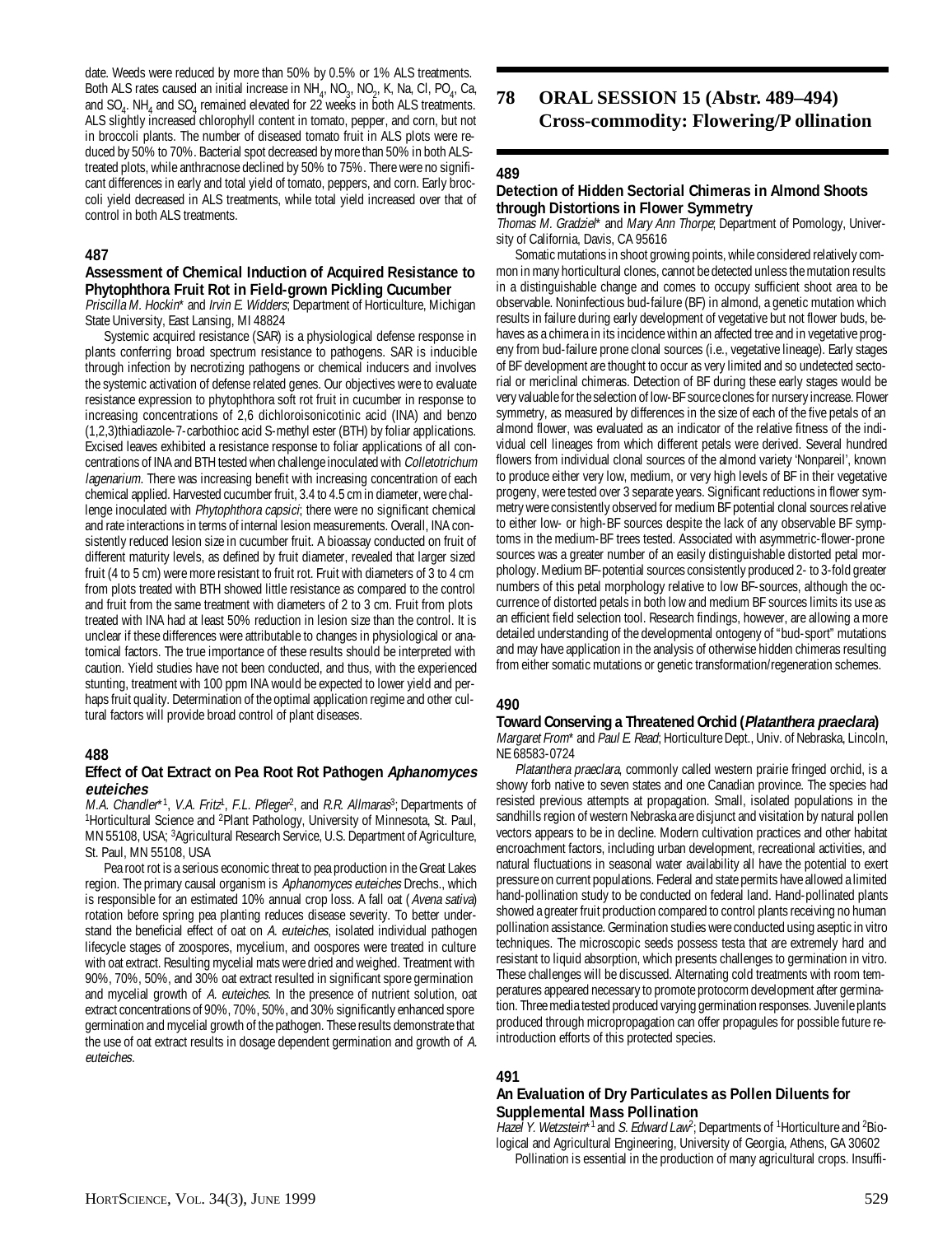date. Weeds were reduced by more than 50% by 0.5% or 1% ALS treatments. Both ALS rates caused an initial increase in $NH_4$, $NO_3$, $NO_2$, K, Na, Cl, $PO_4$, Ca, and $SO_4$. $NH_4$ and $SO_4$ remained elevated for 22 weeks in both ALS treatments. ALS slightly increased chlorophyll content in tomato, pepper, and corn, but not in broccoli plants. The number of diseased tomato fruit in ALS plots were reduced by 50% to 70%. Bacterial spot decreased by more than 50% in both ALS-treated plots, while anthracnose declined by 50% to 75%. There were no significant differences in early and total yield of tomato, peppers, and corn. Early broccoli yield decreased in ALS treatments, while total yield increased over that of control in both ALS treatments.

### 487

#### Assessment of Chemical Induction of Acquired Resistance to Phytophthora Fruit Rot in Field-grown Pickling Cucumber

*Priscilla M. Hockin** and *Irvin E. Widders*; Department of Horticulture, Michigan State University, East Lansing, MI 48824

Systemic acquired resistance (SAR) is a physiological defense response in plants conferring broad spectrum resistance to pathogens. SAR is inducible through infection by necrotizing pathogens or chemical inducers and involves the systemic activation of defense related genes. Our objectives were to evaluate resistance expression to phytophthora soft rot fruit in cucumber in response to increasing concentrations of 2,6 dichloroisonicotinic acid (INA) and benzo (1,2,3)thiadiazole-7-carbothioc acid S-methyl ester (BTH) by foliar applications. Excised leaves exhibited a resistance response to foliar applications of all concentrations of INA and BTH tested when challenge inoculated with *Colletotrichum lagenarium*. There was increasing benefit with increasing concentration of each chemical applied. Harvested cucumber fruit, 3.4 to 4.5 cm in diameter, were challenge inoculated with *Phytophthora capsici*; there were no significant chemical and rate interactions in terms of internal lesion measurements. Overall, INA consistently reduced lesion size in cucumber fruit. A bioassay conducted on fruit of different maturity levels, as defined by fruit diameter, revealed that larger sized fruit (4 to 5 cm) were more resistant to fruit rot. Fruit with diameters of 3 to 4 cm from plots treated with BTH showed little resistance as compared to the control and fruit from the same treatment with diameters of 2 to 3 cm. Fruit from plots treated with INA had at least 50% reduction in lesion size than the control. It is unclear if these differences were attributable to changes in physiological or anatomical factors. The true importance of these results should be interpreted with caution. Yield studies have not been conducted, and thus, with the experienced stunting, treatment with 100 ppm INA would be expected to lower yield and perhaps fruit quality. Determination of the optimal application regime and other cultural factors will provide broad control of plant diseases.

### 488

#### Effect of Oat Extract on Pea Root Rot Pathogen *Aphanomyces euteiches*

*M.A. Chandler**[1], *V.A. Fritz*[1], *F.L. Pfleger*[2], and *R.R. Allmaras*[3]; Departments of [1]Horticultural Science and [2]Plant Pathology, University of Minnesota, St. Paul, MN 55108, USA; [3]Agricultural Research Service, U.S. Department of Agriculture, St. Paul, MN 55108, USA

Pea root rot is a serious economic threat to pea production in the Great Lakes region. The primary causal organism is *Aphanomyces euteiches* Drechs., which is responsible for an estimated 10% annual crop loss. A fall oat (*Avena sativa*) rotation before spring pea planting reduces disease severity. To better understand the beneficial effect of oat on *A. euteiches*, isolated individual pathogen lifecycle stages of zoospores, mycelium, and oospores were treated in culture with oat extract. Resulting mycelial mats were dried and weighed. Treatment with 90%, 70%, 50%, and 30% oat extract resulted in significant spore germination and mycelial growth of *A. euteiches*. In the presence of nutrient solution, oat extract concentrations of 90%, 70%, 50%, and 30% significantly enhanced spore germination and mycelial growth of the pathogen. These results demonstrate that the use of oat extract results in dosage dependent germination and growth of *A. euteiches*.

## 78 ORAL SESSION 15 (Abstr. 489–494) Cross-commodity: Flowering/Pollination

### 489

#### Detection of Hidden Sectorial Chimeras in Almond Shoots through Distortions in Flower Symmetry

*Thomas M. Gradziel** and *Mary Ann Thorpe*; Department of Pomology, University of California, Davis, CA 95616

Somatic mutations in shoot growing points, while considered relatively common in many horticultural clones, cannot be detected unless the mutation results in a distinguishable change and comes to occupy sufficient shoot area to be observable. Noninfectious bud-failure (BF) in almond, a genetic mutation which results in failure during early development of vegetative but not flower buds, behaves as a chimera in its incidence within an affected tree and in vegetative progeny from bud-failure prone clonal sources (i.e., vegetative lineage). Early stages of BF development are thought to occur as very limited and so undetected sectorial or mericlinal chimeras. Detection of BF during these early stages would be very valuable for the selection of low-BF source clones for nursery increase. Flower symmetry, as measured by differences in the size of each of the five petals of an almond flower, was evaluated as an indicator of the relative fitness of the individual cell lineages from which different petals were derived. Several hundred flowers from individual clonal sources of the almond variety 'Nonpareil', known to produce either very low, medium, or very high levels of BF in their vegetative progeny, were tested over 3 separate years. Significant reductions in flower symmetry were consistently observed for medium BF potential clonal sources relative to either low- or high-BF sources despite the lack of any observable BF symptoms in the medium-BF trees tested. Associated with asymmetric-flower-prone sources was a greater number of an easily distinguishable distorted petal morphology. Medium BF-potential sources consistently produced 2- to 3-fold greater numbers of this petal morphology relative to low BF-sources, although the occurrence of distorted petals in both low and medium BF sources limits its use as an efficient field selection tool. Research findings, however, are allowing a more detailed understanding of the developmental ontogeny of "bud-sport" mutations and may have application in the analysis of otherwise hidden chimeras resulting from either somatic mutations or genetic transformation/regeneration schemes.

### 490

#### Toward Conserving a Threatened Orchid (*Platanthera praeclara*)

*Margaret From** and *Paul E. Read*; Horticulture Dept., Univ. of Nebraska, Lincoln, NE 68583-0724

*Platanthera praeclara*, commonly called western prairie fringed orchid, is a showy forb native to seven states and one Canadian province. The species had resisted previous attempts at propagation. Small, isolated populations in the sandhills region of western Nebraska are disjunct and visitation by natural pollen vectors appears to be in decline. Modern cultivation practices and other habitat encroachment factors, including urban development, recreational activities, and natural fluctuations in seasonal water availability all have the potential to exert pressure on current populations. Federal and state permits have allowed a limited hand-pollination study to be conducted on federal land. Hand-pollinated plants showed a greater fruit production compared to control plants receiving no human pollination assistance. Germination studies were conducted using aseptic in vitro techniques. The microscopic seeds possess testa that are extremely hard and resistant to liquid absorption, which presents challenges to germination in vitro. These challenges will be discussed. Alternating cold treatments with room temperatures appeared necessary to promote protocorm development after germination. Three media tested produced varying germination responses. Juvenile plants produced through micropropagation can offer propagules for possible future reintroduction efforts of this protected species.

### 491

#### An Evaluation of Dry Particulates as Pollen Diluents for Supplemental Mass Pollination

*Hazel Y. Wetzstein**[1] and *S. Edward Law*[2]; Departments of [1]Horticulture and [2]Biological and Agricultural Engineering, University of Georgia, Athens, GA 30602

Pollination is essential in the production of many agricultural crops. Insuffi-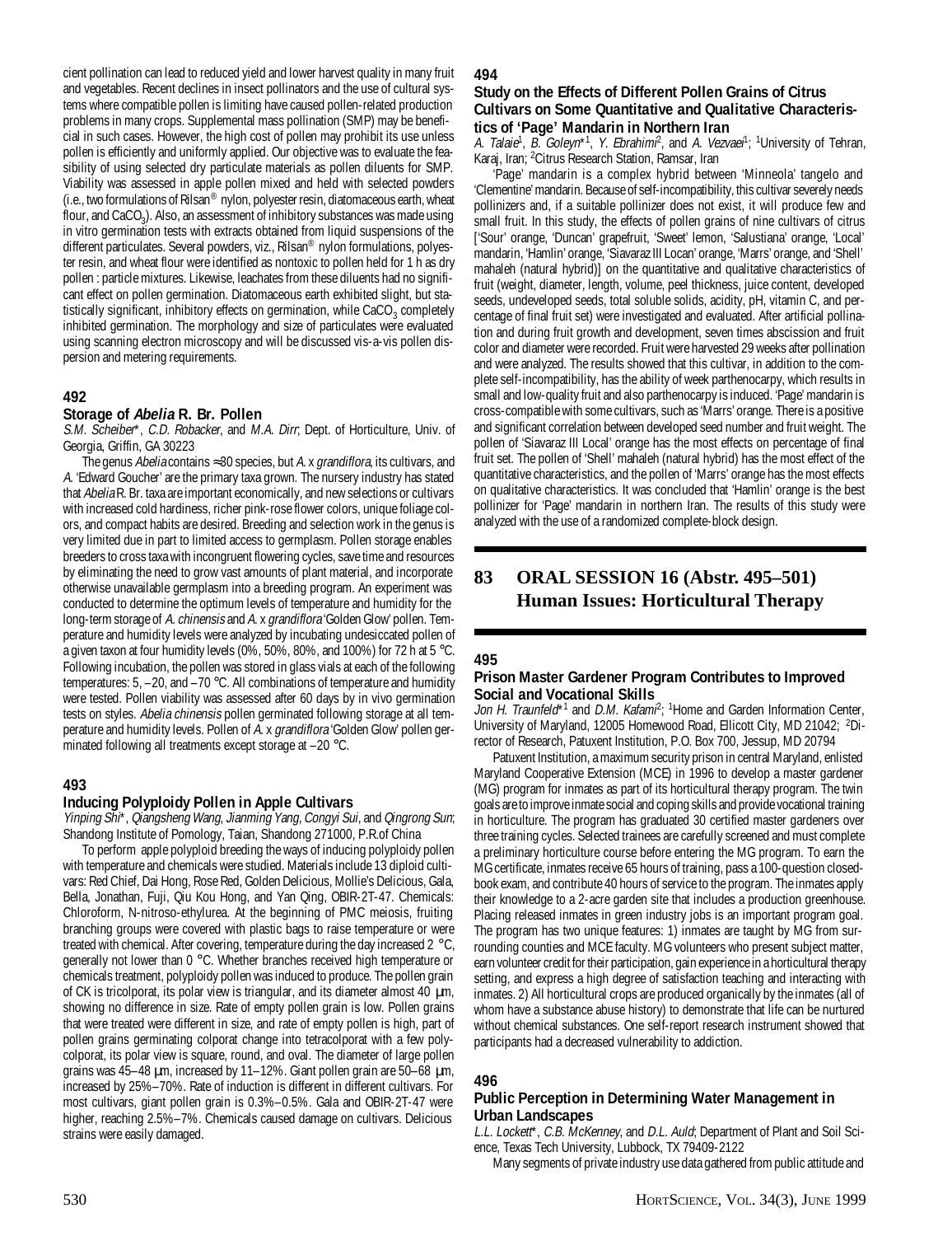cient pollination can lead to reduced yield and lower harvest quality in many fruit and vegetables. Recent declines in insect pollinators and the use of cultural systems where compatible pollen is limiting have caused pollen-related production problems in many crops. Supplemental mass pollination (SMP) may be beneficial in such cases. However, the high cost of pollen may prohibit its use unless pollen is efficiently and uniformly applied. Our objective was to evaluate the feasibility of using selected dry particulate materials as pollen diluents for SMP. Viability was assessed in apple pollen mixed and held with selected powders (i.e., two formulations of Rilsan® nylon, polyester resin, diatomaceous earth, wheat flour, and $CaCO_3$). Also, an assessment of inhibitory substances was made using in vitro germination tests with extracts obtained from liquid suspensions of the different particulates. Several powders, viz., Rilsan® nylon formulations, polyester resin, and wheat flour were identified as nontoxic to pollen held for 1 h as dry pollen : particle mixtures. Likewise, leachates from these diluents had no significant effect on pollen germination. Diatomaceous earth exhibited slight, but statistically significant, inhibitory effects on germination, while $CaCO_3$ completely inhibited germination. The morphology and size of particulates were evaluated using scanning electron microscopy and will be discussed vis-a-vis pollen dispersion and metering requirements.

### 492

#### Storage of *Abelia* R. Br. Pollen

*S.M. Scheiber*\*, *C.D. Robacker*, and *M.A. Dirr*; Dept. of Horticulture, Univ. of Georgia, Griffin, GA 30223

The genus *Abelia* contains ≈30 species, but *A.* x *grandiflora*, its cultivars, and *A.* 'Edward Goucher' are the primary taxa grown. The nursery industry has stated that *Abelia* R. Br. taxa are important economically, and new selections or cultivars with increased cold hardiness, richer pink-rose flower colors, unique foliage colors, and compact habits are desired. Breeding and selection work in the genus is very limited due in part to limited access to germplasm. Pollen storage enables breeders to cross taxa with incongruent flowering cycles, save time and resources by eliminating the need to grow vast amounts of plant material, and incorporate otherwise unavailable germplasm into a breeding program. An experiment was conducted to determine the optimum levels of temperature and humidity for the long-term storage of *A. chinensis* and *A.* x *grandiflora* 'Golden Glow' pollen. Temperature and humidity levels were analyzed by incubating undesiccated pollen of a given taxon at four humidity levels (0%, 50%, 80%, and 100%) for 72 h at 5 °C. Following incubation, the pollen was stored in glass vials at each of the following temperatures: 5, –20, and –70 °C. All combinations of temperature and humidity were tested. Pollen viability was assessed after 60 days by in vivo germination tests on styles. *Abelia chinensis* pollen germinated following storage at all temperature and humidity levels. Pollen of *A.* x *grandiflora* 'Golden Glow' pollen germinated following all treatments except storage at –20 °C.

### 493

#### Inducing Polyploidy Pollen in Apple Cultivars

*Yinping Shi*\*, *Qiangsheng Wang*, *Jianming Yang*, *Congyi Sui*, and *Qingrong Sun*; Shandong Institute of Pomology, Taian, Shandong 271000, P.R.of China

To perform apple polyploid breeding the ways of inducing polyploidy pollen with temperature and chemicals were studied. Materials include 13 diploid cultivars: Red Chief, Dai Hong, Rose Red, Golden Delicious, Mollie's Delicious, Gala, Bella, Jonathan, Fuji, Qiu Kou Hong, and Yan Qing, OBIR-2T-47. Chemicals: Chloroform, N-nitroso-ethylurea. At the beginning of PMC meiosis, fruiting branching groups were covered with plastic bags to raise temperature or were treated with chemical. After covering, temperature during the day increased 2 °C, generally not lower than 0 °C. Whether branches received high temperature or chemicals treatment, polyploidy pollen was induced to produce. The pollen grain of CK is tricolporat, its polar view is triangular, and its diameter almost 40 µm, showing no difference in size. Rate of empty pollen grain is low. Pollen grains that were treated were different in size, and rate of empty pollen is high, part of pollen grains germinating colporat change into tetracolporat with a few polycolporat, its polar view is square, round, and oval. The diameter of large pollen grains was 45–48 µm, increased by 11–12%. Giant pollen grain are 50–68 µm, increased by 25%–70%. Rate of induction is different in different cultivars. For most cultivars, giant pollen grain is 0.3%–0.5%. Gala and OBIR-2T-47 were higher, reaching 2.5%–7%. Chemicals caused damage on cultivars. Delicious strains were easily damaged.

### 494

#### Study on the Effects of Different Pollen Grains of Citrus Cultivars on Some Quantitative and Qualitative Characteristics of 'Page' Mandarin in Northern Iran

*A. Talaie*[1], *B. Goleyn*\*[1], *Y. Ebrahimi*[2], and *A. Vezvaei*[1]; [1]University of Tehran, Karaj, Iran; [2]Citrus Research Station, Ramsar, Iran

'Page' mandarin is a complex hybrid between 'Minneola' tangelo and 'Clementine' mandarin. Because of self-incompatibility, this cultivar severely needs pollinizers and, if a suitable pollinizer does not exist, it will produce few and small fruit. In this study, the effects of pollen grains of nine cultivars of citrus ['Sour' orange, 'Duncan' grapefruit, 'Sweet' lemon, 'Salustiana' orange, 'Local' mandarin, 'Hamlin' orange, 'Siavaraz III Locan' orange, 'Marrs' orange, and 'Shell' mahaleh (natural hybrid)] on the quantitative and qualitative characteristics of fruit (weight, diameter, length, volume, peel thickness, juice content, developed seeds, undeveloped seeds, total soluble solids, acidity, pH, vitamin C, and percentage of final fruit set) were investigated and evaluated. After artificial pollination and during fruit growth and development, seven times abscission and fruit color and diameter were recorded. Fruit were harvested 29 weeks after pollination and were analyzed. The results showed that this cultivar, in addition to the complete self-incompatibility, has the ability of week parthenocarpy, which results in small and low-quality fruit and also parthenocarpy is induced. 'Page' mandarin is cross-compatible with some cultivars, such as 'Marrs' orange. There is a positive and significant correlation between developed seed number and fruit weight. The pollen of 'Siavaraz III Local' orange has the most effects on percentage of final fruit set. The pollen of 'Shell' mahaleh (natural hybrid) has the most effect of the quantitative characteristics, and the pollen of 'Marrs' orange has the most effects on qualitative characteristics. It was concluded that 'Hamlin' orange is the best pollinizer for 'Page' mandarin in northern Iran. The results of this study were analyzed with the use of a randomized complete-block design.

## 83 ORAL SESSION 16 (Abstr. 495–501) Human Issues: Horticultural Therapy

### 495

#### Prison Master Gardener Program Contributes to Improved Social and Vocational Skills

*Jon H. Traunfeld*\*[1] and *D.M. Kafami*[2]; [1]Home and Garden Information Center, University of Maryland, 12005 Homewood Road, Ellicott City, MD 21042; [2]Director of Research, Patuxent Institution, P.O. Box 700, Jessup, MD 20794

Patuxent Institution, a maximum security prison in central Maryland, enlisted Maryland Cooperative Extension (MCE) in 1996 to develop a master gardener (MG) program for inmates as part of its horticultural therapy program. The twin goals are to improve inmate social and coping skills and provide vocational training in horticulture. The program has graduated 30 certified master gardeners over three training cycles. Selected trainees are carefully screened and must complete a preliminary horticulture course before entering the MG program. To earn the MG certificate, inmates receive 65 hours of training, pass a 100-question closed-book exam, and contribute 40 hours of service to the program. The inmates apply their knowledge to a 2-acre garden site that includes a production greenhouse. Placing released inmates in green industry jobs is an important program goal. The program has two unique features: 1) inmates are taught by MG from surrounding counties and MCE faculty. MG volunteers who present subject matter, earn volunteer credit for their participation, gain experience in a horticultural therapy setting, and express a high degree of satisfaction teaching and interacting with inmates. 2) All horticultural crops are produced organically by the inmates (all of whom have a substance abuse history) to demonstrate that life can be nurtured without chemical substances. One self-report research instrument showed that participants had a decreased vulnerability to addiction.

### 496

#### Public Perception in Determining Water Management in Urban Landscapes

*L.L. Lockett*\*, *C.B. McKenney*, and *D.L. Auld*; Department of Plant and Soil Science, Texas Tech University, Lubbock, TX 79409-2122

Many segments of private industry use data gathered from public attitude and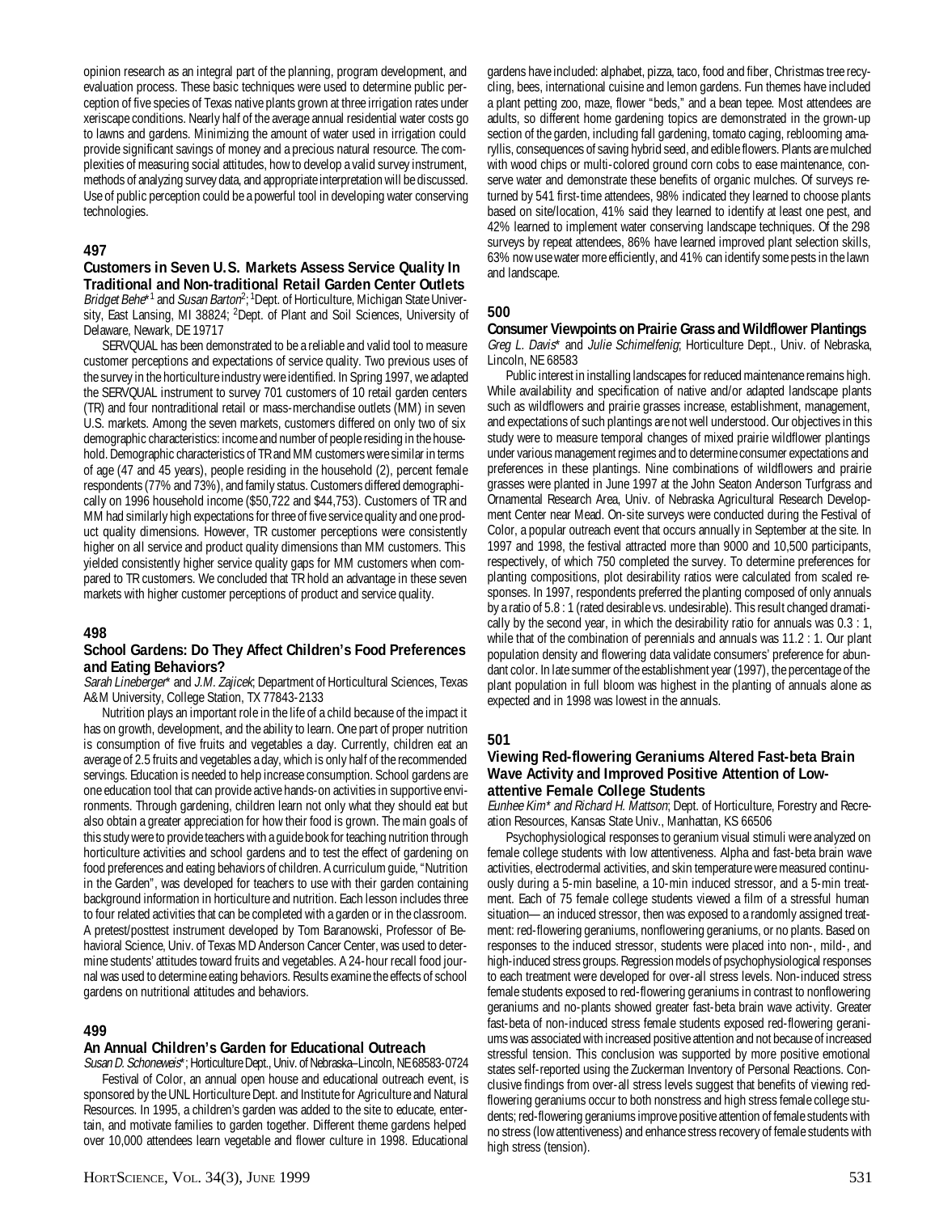opinion research as an integral part of the planning, program development, and evaluation process. These basic techniques were used to determine public perception of five species of Texas native plants grown at three irrigation rates under xeriscape conditions. Nearly half of the average annual residential water costs go to lawns and gardens. Minimizing the amount of water used in irrigation could provide significant savings of money and a precious natural resource. The complexities of measuring social attitudes, how to develop a valid survey instrument, methods of analyzing survey data, and appropriate interpretation will be discussed. Use of public perception could be a powerful tool in developing water conserving technologies.

## 497

### Customers in Seven U.S. Markets Assess Service Quality In Traditional and Non-traditional Retail Garden Center Outlets

*Bridget Behe*\*[1] and *Susan Barton*[2]; [1]Dept. of Horticulture, Michigan State University, East Lansing, MI 38824; [2]Dept. of Plant and Soil Sciences, University of Delaware, Newark, DE 19717

SERVQUAL has been demonstrated to be a reliable and valid tool to measure customer perceptions and expectations of service quality. Two previous uses of the survey in the horticulture industry were identified. In Spring 1997, we adapted the SERVQUAL instrument to survey 701 customers of 10 retail garden centers (TR) and four nontraditional retail or mass-merchandise outlets (MM) in seven U.S. markets. Among the seven markets, customers differed on only two of six demographic characteristics: income and number of people residing in the household. Demographic characteristics of TR and MM customers were similar in terms of age (47 and 45 years), people residing in the household (2), percent female respondents (77% and 73%), and family status. Customers differed demographically on 1996 household income ($50,722 and $44,753). Customers of TR and MM had similarly high expectations for three of five service quality and one product quality dimensions. However, TR customer perceptions were consistently higher on all service and product quality dimensions than MM customers. This yielded consistently higher service quality gaps for MM customers when compared to TR customers. We concluded that TR hold an advantage in these seven markets with higher customer perceptions of product and service quality.

## 498

### School Gardens: Do They Affect Children's Food Preferences and Eating Behaviors?

*Sarah Lineberger*\* and *J.M. Zajicek*; Department of Horticultural Sciences, Texas A&M University, College Station, TX 77843-2133

Nutrition plays an important role in the life of a child because of the impact it has on growth, development, and the ability to learn. One part of proper nutrition is consumption of five fruits and vegetables a day. Currently, children eat an average of 2.5 fruits and vegetables a day, which is only half of the recommended servings. Education is needed to help increase consumption. School gardens are one education tool that can provide active hands-on activities in supportive environments. Through gardening, children learn not only what they should eat but also obtain a greater appreciation for how their food is grown. The main goals of this study were to provide teachers with a guide book for teaching nutrition through horticulture activities and school gardens and to test the effect of gardening on food preferences and eating behaviors of children. A curriculum guide, "Nutrition in the Garden", was developed for teachers to use with their garden containing background information in horticulture and nutrition. Each lesson includes three to four related activities that can be completed with a garden or in the classroom. A pretest/posttest instrument developed by Tom Baranowski, Professor of Behavioral Science, Univ. of Texas MD Anderson Cancer Center, was used to determine students' attitudes toward fruits and vegetables. A 24-hour recall food journal was used to determine eating behaviors. Results examine the effects of school gardens on nutritional attitudes and behaviors.

## 499

### An Annual Children's Garden for Educational Outreach

*Susan D. Schoneweis*\*; Horticulture Dept., Univ. of Nebraska–Lincoln, NE 68583-0724

Festival of Color, an annual open house and educational outreach event, is sponsored by the UNL Horticulture Dept. and Institute for Agriculture and Natural Resources. In 1995, a children's garden was added to the site to educate, entertain, and motivate families to garden together. Different theme gardens helped over 10,000 attendees learn vegetable and flower culture in 1998. Educational gardens have included: alphabet, pizza, taco, food and fiber, Christmas tree recycling, bees, international cuisine and lemon gardens. Fun themes have included a plant petting zoo, maze, flower "beds," and a bean tepee. Most attendees are adults, so different home gardening topics are demonstrated in the grown-up section of the garden, including fall gardening, tomato caging, reblooming amaryllis, consequences of saving hybrid seed, and edible flowers. Plants are mulched with wood chips or multi-colored ground corn cobs to ease maintenance, conserve water and demonstrate these benefits of organic mulches. Of surveys returned by 541 first-time attendees, 98% indicated they learned to choose plants based on site/location, 41% said they learned to identify at least one pest, and 42% learned to implement water conserving landscape techniques. Of the 298 surveys by repeat attendees, 86% have learned improved plant selection skills, 63% now use water more efficiently, and 41% can identify some pests in the lawn and landscape.

## 500

### Consumer Viewpoints on Prairie Grass and Wildflower Plantings

*Greg L. Davis*\* and *Julie Schimelfenig*; Horticulture Dept., Univ. of Nebraska, Lincoln, NE 68583

Public interest in installing landscapes for reduced maintenance remains high. While availability and specification of native and/or adapted landscape plants such as wildflowers and prairie grasses increase, establishment, management, and expectations of such plantings are not well understood. Our objectives in this study were to measure temporal changes of mixed prairie wildflower plantings under various management regimes and to determine consumer expectations and preferences in these plantings. Nine combinations of wildflowers and prairie grasses were planted in June 1997 at the John Seaton Anderson Turfgrass and Ornamental Research Area, Univ. of Nebraska Agricultural Research Development Center near Mead. On-site surveys were conducted during the Festival of Color, a popular outreach event that occurs annually in September at the site. In 1997 and 1998, the festival attracted more than 9000 and 10,500 participants, respectively, of which 750 completed the survey. To determine preferences for planting compositions, plot desirability ratios were calculated from scaled responses. In 1997, respondents preferred the planting composed of only annuals by a ratio of 5.8 : 1 (rated desirable vs. undesirable). This result changed dramatically by the second year, in which the desirability ratio for annuals was 0.3 : 1, while that of the combination of perennials and annuals was 11.2 : 1. Our plant population density and flowering data validate consumers' preference for abundant color. In late summer of the establishment year (1997), the percentage of the plant population in full bloom was highest in the planting of annuals alone as expected and in 1998 was lowest in the annuals.

## 501

### Viewing Red-flowering Geraniums Altered Fast-beta Brain Wave Activity and Improved Positive Attention of Low-attentive Female College Students

*Eunhee Kim\* and Richard H. Mattson*; Dept. of Horticulture, Forestry and Recreation Resources, Kansas State Univ., Manhattan, KS 66506

Psychophysiological responses to geranium visual stimuli were analyzed on female college students with low attentiveness. Alpha and fast-beta brain wave activities, electrodermal activities, and skin temperature were measured continuously during a 5-min baseline, a 10-min induced stressor, and a 5-min treatment. Each of 75 female college students viewed a film of a stressful human situation—an induced stressor, then was exposed to a randomly assigned treatment: red-flowering geraniums, nonflowering geraniums, or no plants. Based on responses to the induced stressor, students were placed into non-, mild-, and high-induced stress groups. Regression models of psychophysiological responses to each treatment were developed for over-all stress levels. Non-induced stress female students exposed to red-flowering geraniums in contrast to nonflowering geraniums and no-plants showed greater fast-beta brain wave activity. Greater fast-beta of non-induced stress female students exposed red-flowering geraniums was associated with increased positive attention and not because of increased stressful tension. This conclusion was supported by more positive emotional states self-reported using the Zuckerman Inventory of Personal Reactions. Conclusive findings from over-all stress levels suggest that benefits of viewing red-flowering geraniums occur to both nonstress and high stress female college students; red-flowering geraniums improve positive attention of female students with no stress (low attentiveness) and enhance stress recovery of female students with high stress (tension).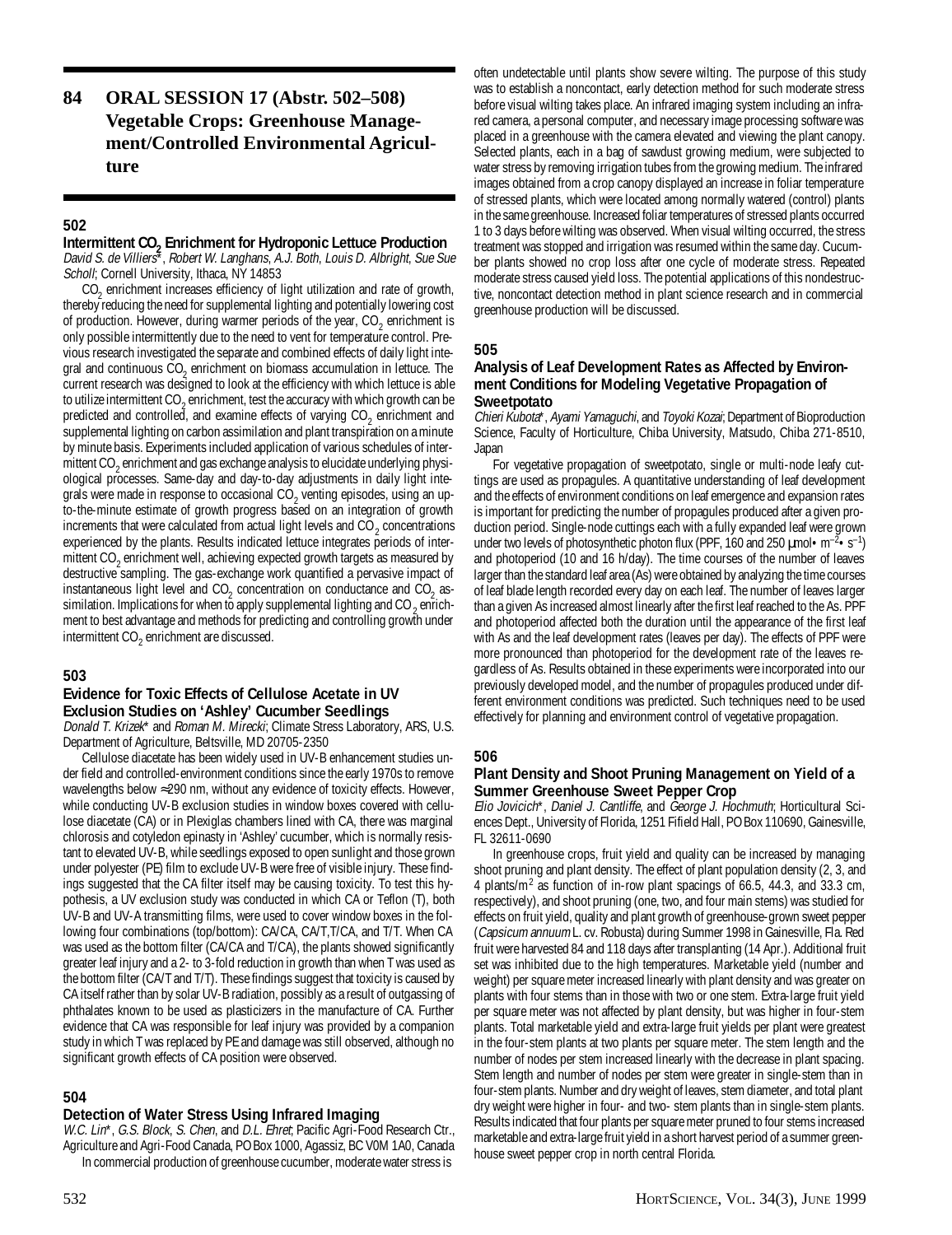# 84 ORAL SESSION 17 (Abstr. 502–508) Vegetable Crops: Greenhouse Management/Controlled Environmental Agriculture

## 502

### Intermittent $CO_2$ Enrichment for Hydroponic Lettuce Production

*David S. de Villiers\**, *Robert W. Langhans*, *A.J. Both*, *Louis D. Albright*, *Sue Sue Scholl*; Cornell University, Ithaca, NY 14853

$CO_2$ enrichment increases efficiency of light utilization and rate of growth, thereby reducing the need for supplemental lighting and potentially lowering cost of production. However, during warmer periods of the year, $CO_2$ enrichment is only possible intermittently due to the need to vent for temperature control. Previous research investigated the separate and combined effects of daily light integral and continuous $CO_2$ enrichment on biomass accumulation in lettuce. The current research was designed to look at the efficiency with which lettuce is able to utilize intermittent $CO_2$ enrichment, test the accuracy with which growth can be predicted and controlled, and examine effects of varying $CO_2$ enrichment and supplemental lighting on carbon assimilation and plant transpiration on a minute by minute basis. Experiments included application of various schedules of intermittent $CO_2$ enrichment and gas exchange analysis to elucidate underlying physiological processes. Same-day and day-to-day adjustments in daily light integrals were made in response to occasional $CO_2$ venting episodes, using an up-to-the-minute estimate of growth progress based on an integration of growth increments that were calculated from actual light levels and $CO_2$ concentrations experienced by the plants. Results indicated lettuce integrates periods of intermittent $CO_2$ enrichment well, achieving expected growth targets as measured by destructive sampling. The gas-exchange work quantified a pervasive impact of instantaneous light level and $CO_2$ concentration on conductance and $CO_2$ assimilation. Implications for when to apply supplemental lighting and $CO_2$ enrichment to best advantage and methods for predicting and controlling growth under intermittent $CO_2$ enrichment are discussed.

## 503

### Evidence for Toxic Effects of Cellulose Acetate in UV Exclusion Studies on 'Ashley' Cucumber Seedlings

*Donald T. Krizek\** and *Roman M. Mirecki*; Climate Stress Laboratory, ARS, U.S. Department of Agriculture, Beltsville, MD 20705-2350

Cellulose diacetate has been widely used in UV-B enhancement studies under field and controlled-environment conditions since the early 1970s to remove wavelengths below ≈290 nm, without any evidence of toxicity effects. However, while conducting UV-B exclusion studies in window boxes covered with cellulose diacetate (CA) or in Plexiglas chambers lined with CA, there was marginal chlorosis and cotyledon epinasty in 'Ashley' cucumber, which is normally resistant to elevated UV-B, while seedlings exposed to open sunlight and those grown under polyester (PE) film to exclude UV-B were free of visible injury. These findings suggested that the CA filter itself may be causing toxicity. To test this hypothesis, a UV exclusion study was conducted in which CA or Teflon (T), both UV-B and UV-A transmitting films, were used to cover window boxes in the following four combinations (top/bottom): CA/CA, CA/T,T/CA, and T/T. When CA was used as the bottom filter (CA/CA and T/CA), the plants showed significantly greater leaf injury and a 2- to 3-fold reduction in growth than when T was used as the bottom filter (CA/T and T/T). These findings suggest that toxicity is caused by CA itself rather than by solar UV-B radiation, possibly as a result of outgassing of phthalates known to be used as plasticizers in the manufacture of CA. Further evidence that CA was responsible for leaf injury was provided by a companion study in which T was replaced by PE and damage was still observed, although no significant growth effects of CA position were observed.

## 504

### Detection of Water Stress Using Infrared Imaging

*W.C. Lin\**, *G.S. Block*, *S. Chen*, and *D.L. Ehret*; Pacific Agri-Food Research Ctr., Agriculture and Agri-Food Canada, PO Box 1000, Agassiz, BC V0M 1A0, Canada

In commercial production of greenhouse cucumber, moderate water stress is often undetectable until plants show severe wilting. The purpose of this study was to establish a noncontact, early detection method for such moderate stress before visual wilting takes place. An infrared imaging system including an infrared camera, a personal computer, and necessary image processing software was placed in a greenhouse with the camera elevated and viewing the plant canopy. Selected plants, each in a bag of sawdust growing medium, were subjected to water stress by removing irrigation tubes from the growing medium. The infrared images obtained from a crop canopy displayed an increase in foliar temperature of stressed plants, which were located among normally watered (control) plants in the same greenhouse. Increased foliar temperatures of stressed plants occurred 1 to 3 days before wilting was observed. When visual wilting occurred, the stress treatment was stopped and irrigation was resumed within the same day. Cucumber plants showed no crop loss after one cycle of moderate stress. Repeated moderate stress caused yield loss. The potential applications of this nondestructive, noncontact detection method in plant science research and in commercial greenhouse production will be discussed.

## 505

### Analysis of Leaf Development Rates as Affected by Environment Conditions for Modeling Vegetative Propagation of Sweetpotato

*Chieri Kubota\**, *Ayami Yamaguchi*, and *Toyoki Kozai*; Department of Bioproduction Science, Faculty of Horticulture, Chiba University, Matsudo, Chiba 271-8510, Japan

For vegetative propagation of sweetpotato, single or multi-node leafy cuttings are used as propagules. A quantitative understanding of leaf development and the effects of environment conditions on leaf emergence and expansion rates is important for predicting the number of propagules produced after a given production period. Single-node cuttings each with a fully expanded leaf were grown under two levels of photosynthetic photon flux (PPF, 160 and 250 µmol•m$^{-2}$•s$^{-1}$) and photoperiod (10 and 16 h/day). The time courses of the number of leaves larger than the standard leaf area (As) were obtained by analyzing the time courses of leaf blade length recorded every day on each leaf. The number of leaves larger than a given As increased almost linearly after the first leaf reached to the As. PPF and photoperiod affected both the duration until the appearance of the first leaf with As and the leaf development rates (leaves per day). The effects of PPF were more pronounced than photoperiod for the development rate of the leaves regardless of As. Results obtained in these experiments were incorporated into our previously developed model, and the number of propagules produced under different environment conditions was predicted. Such techniques need to be used effectively for planning and environment control of vegetative propagation.

## 506

### Plant Density and Shoot Pruning Management on Yield of a Summer Greenhouse Sweet Pepper Crop

*Elio Jovicich\**, *Daniel J. Cantliffe*, and *George J. Hochmuth*; Horticultural Sciences Dept., University of Florida, 1251 Fifield Hall, PO Box 110690, Gainesville, FL 32611-0690

In greenhouse crops, fruit yield and quality can be increased by managing shoot pruning and plant density. The effect of plant population density (2, 3, and 4 plants/m$^2$ as function of in-row plant spacings of 66.5, 44.3, and 33.3 cm, respectively), and shoot pruning (one, two, and four main stems) was studied for effects on fruit yield, quality and plant growth of greenhouse-grown sweet pepper (*Capsicum annuum* L. cv. Robusta) during Summer 1998 in Gainesville, Fla. Red fruit were harvested 84 and 118 days after transplanting (14 Apr.). Additional fruit set was inhibited due to the high temperatures. Marketable yield (number and weight) per square meter increased linearly with plant density and was greater on plants with four stems than in those with two or one stem. Extra-large fruit yield per square meter was not affected by plant density, but was higher in four-stem plants. Total marketable yield and extra-large fruit yields per plant were greatest in the four-stem plants at two plants per square meter. The stem length and the number of nodes per stem increased linearly with the decrease in plant spacing. Stem length and number of nodes per stem were greater in single-stem than in four-stem plants. Number and dry weight of leaves, stem diameter, and total plant dry weight were higher in four- and two- stem plants than in single-stem plants. Results indicated that four plants per square meter pruned to four stems increased marketable and extra-large fruit yield in a short harvest period of a summer greenhouse sweet pepper crop in north central Florida.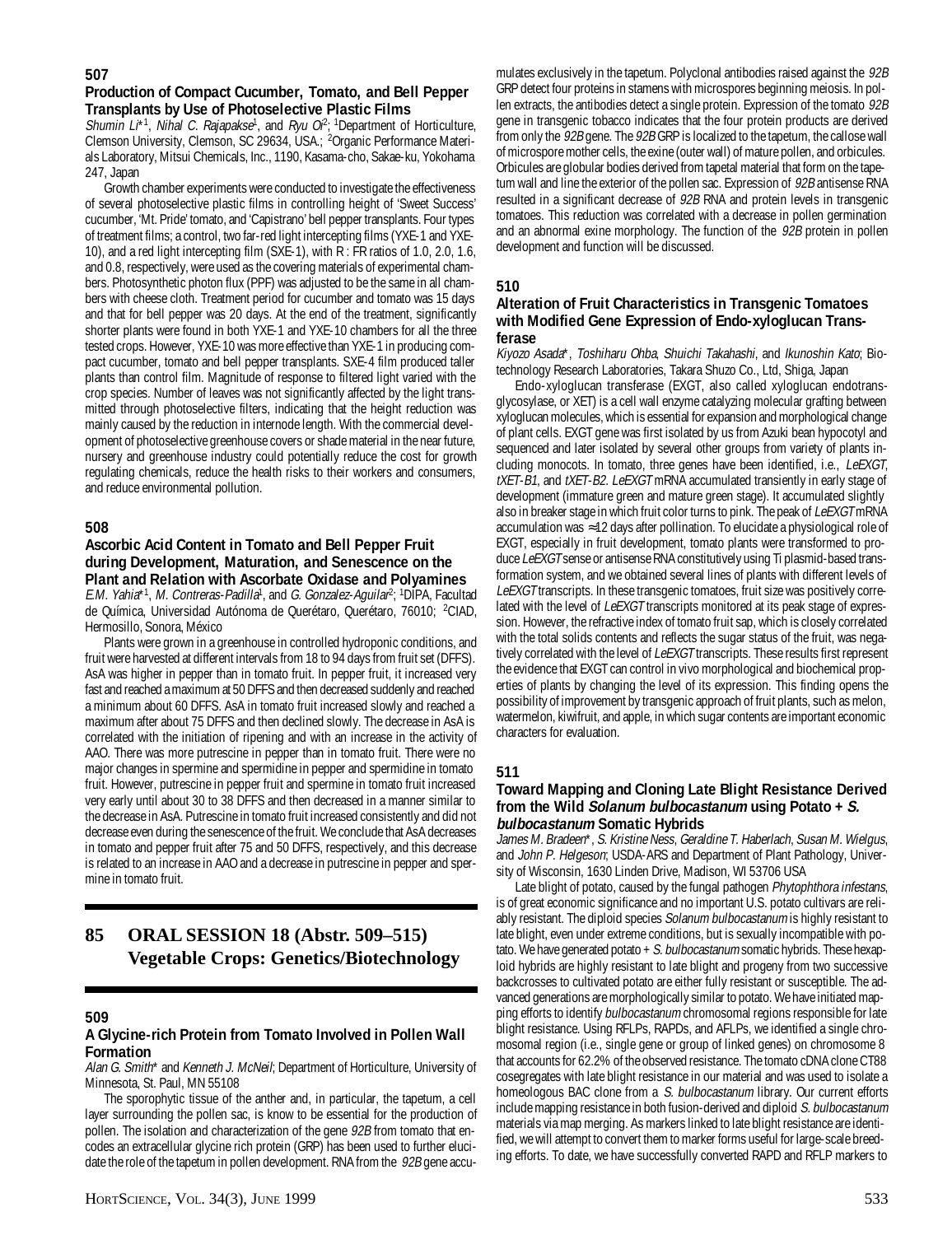## 507

### Production of Compact Cucumber, Tomato, and Bell Pepper Transplants by Use of Photoselective Plastic Films

*Shumin Li*[*1], *Nihal C. Rajapakse*[1], and *Ryu Oi*[2]; [1]Department of Horticulture, Clemson University, Clemson, SC 29634, USA.; [2]Organic Performance Materials Laboratory, Mitsui Chemicals, Inc., 1190, Kasama-cho, Sakae-ku, Yokohama 247, Japan

Growth chamber experiments were conducted to investigate the effectiveness of several photoselective plastic films in controlling height of 'Sweet Success' cucumber, 'Mt. Pride' tomato, and 'Capistrano' bell pepper transplants. Four types of treatment films; a control, two far-red light intercepting films (YXE-1 and YXE-10), and a red light intercepting film (SXE-1), with R : FR ratios of 1.0, 2.0, 1.6, and 0.8, respectively, were used as the covering materials of experimental chambers. Photosynthetic photon flux (PPF) was adjusted to be the same in all chambers with cheese cloth. Treatment period for cucumber and tomato was 15 days and that for bell pepper was 20 days. At the end of the treatment, significantly shorter plants were found in both YXE-1 and YXE-10 chambers for all the three tested crops. However, YXE-10 was more effective than YXE-1 in producing compact cucumber, tomato and bell pepper transplants. SXE-4 film produced taller plants than control film. Magnitude of response to filtered light varied with the crop species. Number of leaves was not significantly affected by the light transmitted through photoselective filters, indicating that the height reduction was mainly caused by the reduction in internode length. With the commercial development of photoselective greenhouse covers or shade material in the near future, nursery and greenhouse industry could potentially reduce the cost for growth regulating chemicals, reduce the health risks to their workers and consumers, and reduce environmental pollution.

## 508

### Ascorbic Acid Content in Tomato and Bell Pepper Fruit during Development, Maturation, and Senescence on the Plant and Relation with Ascorbate Oxidase and Polyamines

*E.M. Yahia*[*1], *M. Contreras-Padilla*[1], and *G. Gonzalez-Aguilar*[2]; [1]DIPA, Facultad de Química, Universidad Autónoma de Querétaro, Querétaro, 76010; [2]CIAD, Hermosillo, Sonora, México

Plants were grown in a greenhouse in controlled hydroponic conditions, and fruit were harvested at different intervals from 18 to 94 days from fruit set (DFFS). AsA was higher in pepper than in tomato fruit. In pepper fruit, it increased very fast and reached a maximum at 50 DFFS and then decreased suddenly and reached a minimum about 60 DFFS. AsA in tomato fruit increased slowly and reached a maximum after about 75 DFFS and then declined slowly. The decrease in AsA is correlated with the initiation of ripening and with an increase in the activity of AAO. There was more putrescine in pepper than in tomato fruit. There were no major changes in spermine and spermidine in pepper and spermidine in tomato fruit. However, putrescine in pepper fruit and spermine in tomato fruit increased very early until about 30 to 38 DFFS and then decreased in a manner similar to the decrease in AsA. Putrescine in tomato fruit increased consistently and did not decrease even during the senescence of the fruit. We conclude that AsA decreases in tomato and pepper fruit after 75 and 50 DFFS, respectively, and this decrease is related to an increase in AAO and a decrease in putrescine in pepper and spermine in tomato fruit.

# 85 ORAL SESSION 18 (Abstr. 509–515) Vegetable Crops: Genetics/Biotechnology

## 509

### A Glycine-rich Protein from Tomato Involved in Pollen Wall Formation

*Alan G. Smith*[*] and *Kenneth J. McNeil*; Department of Horticulture, University of Minnesota, St. Paul, MN 55108

The sporophytic tissue of the anther and, in particular, the tapetum, a cell layer surrounding the pollen sac, is know to be essential for the production of pollen. The isolation and characterization of the gene *92B* from tomato that encodes an extracellular glycine rich protein (GRP) has been used to further elucidate the role of the tapetum in pollen development. RNA from the *92B* gene accumulates exclusively in the tapetum. Polyclonal antibodies raised against the *92B* GRP detect four proteins in stamens with microspores beginning meiosis. In pollen extracts, the antibodies detect a single protein. Expression of the tomato *92B* gene in transgenic tobacco indicates that the four protein products are derived from only the *92B* gene. The *92B* GRP is localized to the tapetum, the callose wall of microspore mother cells, the exine (outer wall) of mature pollen, and orbicules. Orbicules are globular bodies derived from tapetal material that form on the tapetum wall and line the exterior of the pollen sac. Expression of *92B* antisense RNA resulted in a significant decrease of *92B* RNA and protein levels in transgenic tomatoes. This reduction was correlated with a decrease in pollen germination and an abnormal exine morphology. The function of the *92B* protein in pollen development and function will be discussed.

## 510

### Alteration of Fruit Characteristics in Transgenic Tomatoes with Modified Gene Expression of Endo-xyloglucan Transferase

*Kiyozo Asada*[*], *Toshiharu Ohba*, *Shuichi Takahashi*, and *Ikunoshin Kato*; Biotechnology Research Laboratories, Takara Shuzo Co., Ltd, Shiga, Japan

Endo-xyloglucan transferase (EXGT, also called xyloglucan endotransglycosylase, or XET) is a cell wall enzyme catalyzing molecular grafting between xyloglucan molecules, which is essential for expansion and morphological change of plant cells. EXGT gene was first isolated by us from Azuki bean hypocotyl and sequenced and later isolated by several other groups from variety of plants including monocots. In tomato, three genes have been identified, i.e., *LeEXGT*, *tXET-B1*, and *tXET-B2*. *LeEXGT* mRNA accumulated transiently in early stage of development (immature green and mature green stage). It accumulated slightly also in breaker stage in which fruit color turns to pink. The peak of *LeEXGT* mRNA accumulation was ≈12 days after pollination. To elucidate a physiological role of EXGT, especially in fruit development, tomato plants were transformed to produce *LeEXGT* sense or antisense RNA constitutively using Ti plasmid-based transformation system, and we obtained several lines of plants with different levels of *LeEXGT* transcripts. In these transgenic tomatoes, fruit size was positively correlated with the level of *LeEXGT* transcripts monitored at its peak stage of expression. However, the refractive index of tomato fruit sap, which is closely correlated with the total solids contents and reflects the sugar status of the fruit, was negatively correlated with the level of *LeEXGT* transcripts. These results first represent the evidence that EXGT can control in vivo morphological and biochemical properties of plants by changing the level of its expression. This finding opens the possibility of improvement by transgenic approach of fruit plants, such as melon, watermelon, kiwifruit, and apple, in which sugar contents are important economic characters for evaluation.

## 511

### Toward Mapping and Cloning Late Blight Resistance Derived from the Wild *Solanum bulbocastanum* using Potato + *S. bulbocastanum* Somatic Hybrids

*James M. Bradeen*[*], *S. Kristine Ness*, *Geraldine T. Haberlach*, *Susan M. Wielgus*, and *John P. Helgeson*; USDA-ARS and Department of Plant Pathology, University of Wisconsin, 1630 Linden Drive, Madison, WI 53706 USA

Late blight of potato, caused by the fungal pathogen *Phytophthora infestans*, is of great economic significance and no important U.S. potato cultivars are reliably resistant. The diploid species *Solanum bulbocastanum* is highly resistant to late blight, even under extreme conditions, but is sexually incompatible with potato. We have generated potato + *S. bulbocastanum* somatic hybrids. These hexaploid hybrids are highly resistant to late blight and progeny from two successive backcrosses to cultivated potato are either fully resistant or susceptible. The advanced generations are morphologically similar to potato. We have initiated mapping efforts to identify *bulbocastanum* chromosomal regions responsible for late blight resistance. Using RFLPs, RAPDs, and AFLPs, we identified a single chromosomal region (i.e., single gene or group of linked genes) on chromosome 8 that accounts for 62.2% of the observed resistance. The tomato cDNA clone CT88 cosegregates with late blight resistance in our material and was used to isolate a homeologous BAC clone from a *S. bulbocastanum* library. Our current efforts include mapping resistance in both fusion-derived and diploid *S. bulbocastanum* materials via map merging. As markers linked to late blight resistance are identified, we will attempt to convert them to marker forms useful for large-scale breeding efforts. To date, we have successfully converted RAPD and RFLP markers to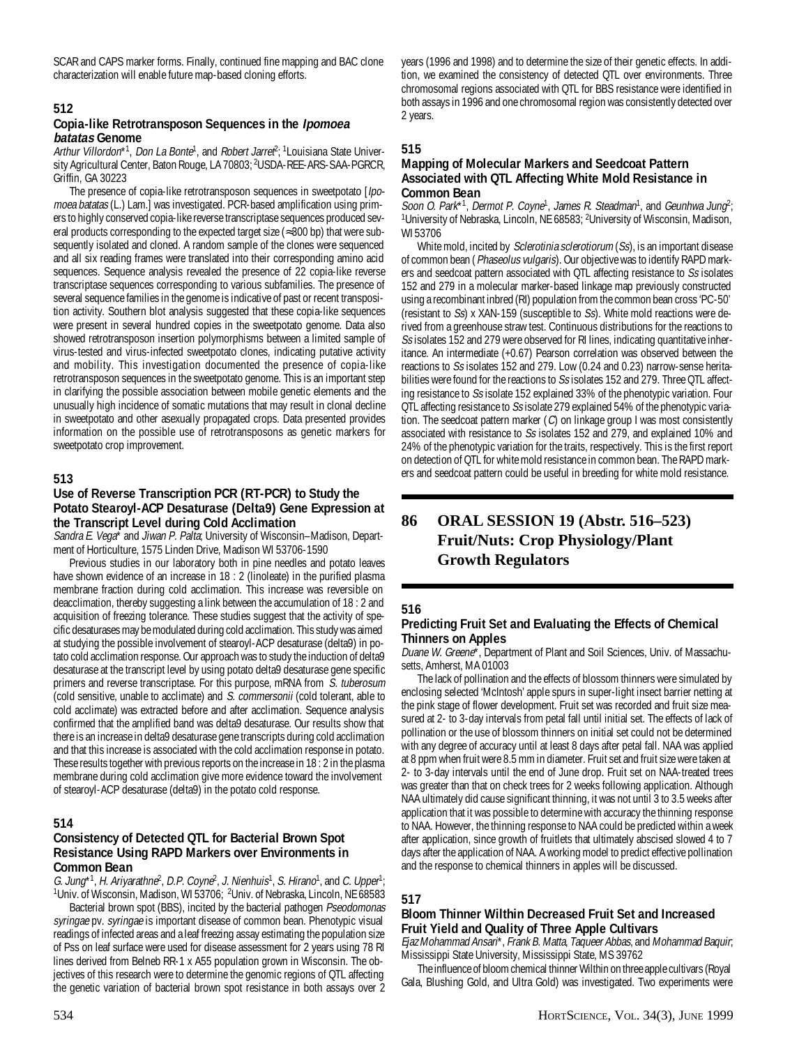SCAR and CAPS marker forms. Finally, continued fine mapping and BAC clone characterization will enable future map-based cloning efforts.

### 512

#### Copia-like Retrotransposon Sequences in the *Ipomoea batatas* Genome

*Arthur Villordon*\*[1], *Don La Bonte*[1], and *Robert Jarret*[2]; [1]Louisiana State University Agricultural Center, Baton Rouge, LA 70803; [2]USDA-REE-ARS-SAA-PGRCR, Griffin, GA 30223

The presence of copia-like retrotransposon sequences in sweetpotato [*Ipomoea batatas* (L.) Lam.] was investigated. PCR-based amplification using primers to highly conserved copia-like reverse transcriptase sequences produced several products corresponding to the expected target size (≈300 bp) that were subsequently isolated and cloned. A random sample of the clones were sequenced and all six reading frames were translated into their corresponding amino acid sequences. Sequence analysis revealed the presence of 22 copia-like reverse transcriptase sequences corresponding to various subfamilies. The presence of several sequence families in the genome is indicative of past or recent transposition activity. Southern blot analysis suggested that these copia-like sequences were present in several hundred copies in the sweetpotato genome. Data also showed retrotransposon insertion polymorphisms between a limited sample of virus-tested and virus-infected sweetpotato clones, indicating putative activity and mobility. This investigation documented the presence of copia-like retrotransposon sequences in the sweetpotato genome. This is an important step in clarifying the possible association between mobile genetic elements and the unusually high incidence of somatic mutations that may result in clonal decline in sweetpotato and other asexually propagated crops. Data presented provides information on the possible use of retrotransposons as genetic markers for sweetpotato crop improvement.

### 513

#### Use of Reverse Transcription PCR (RT-PCR) to Study the Potato Stearoyl-ACP Desaturase (Delta9) Gene Expression at the Transcript Level during Cold Acclimation

*Sandra E. Vega*\* and *Jiwan P. Palta*; University of Wisconsin–Madison, Department of Horticulture, 1575 Linden Drive, Madison WI 53706-1590

Previous studies in our laboratory both in pine needles and potato leaves have shown evidence of an increase in 18 : 2 (linoleate) in the purified plasma membrane fraction during cold acclimation. This increase was reversible on deacclimation, thereby suggesting a link between the accumulation of 18 : 2 and acquisition of freezing tolerance. These studies suggest that the activity of specific desaturases may be modulated during cold acclimation. This study was aimed at studying the possible involvement of stearoyl-ACP desaturase (delta9) in potato cold acclimation response. Our approach was to study the induction of delta9 desaturase at the transcript level by using potato delta9 desaturase gene specific primers and reverse transcriptase. For this purpose, mRNA from *S. tuberosum* (cold sensitive, unable to acclimate) and *S. commersonii* (cold tolerant, able to cold acclimate) was extracted before and after acclimation. Sequence analysis confirmed that the amplified band was delta9 desaturase. Our results show that there is an increase in delta9 desaturase gene transcripts during cold acclimation and that this increase is associated with the cold acclimation response in potato. These results together with previous reports on the increase in 18 : 2 in the plasma membrane during cold acclimation give more evidence toward the involvement of stearoyl-ACP desaturase (delta9) in the potato cold response.

### 514

#### Consistency of Detected QTL for Bacterial Brown Spot Resistance Using RAPD Markers over Environments in Common Bean

*G. Jung*\*[1], *H. Ariyarathne*[2], *D.P. Coyne*[2], *J. Nienhuis*[1], *S. Hirano*[1], and *C. Upper*[1]; [1]Univ. of Wisconsin, Madison, WI 53706; [2]Univ. of Nebraska, Lincoln, NE 68583

Bacterial brown spot (BBS), incited by the bacterial pathogen *Pseodomonas syringae* pv. *syringae* is important disease of common bean. Phenotypic visual readings of infected areas and a leaf freezing assay estimating the population size of Pss on leaf surface were used for disease assessment for 2 years using 78 RI lines derived from Belneb RR-1 x A55 population grown in Wisconsin. The objectives of this research were to determine the genomic regions of QTL affecting the genetic variation of bacterial brown spot resistance in both assays over 2 years (1996 and 1998) and to determine the size of their genetic effects. In addition, we examined the consistency of detected QTL over environments. Three chromosomal regions associated with QTL for BBS resistance were identified in both assays in 1996 and one chromosomal region was consistently detected over 2 years.

### 515

#### Mapping of Molecular Markers and Seedcoat Pattern Associated with QTL Affecting White Mold Resistance in Common Bean

*Soon O. Park*\*[1], *Dermot P. Coyne*[1], *James R. Steadman*[1], and *Geunhwa Jung*[2]; [1]University of Nebraska, Lincoln, NE 68583; [2]University of Wisconsin, Madison, WI 53706

White mold, incited by *Sclerotinia sclerotiorum* (*Ss*), is an important disease of common bean (*Phaseolus vulgaris*). Our objective was to identify RAPD markers and seedcoat pattern associated with QTL affecting resistance to *Ss* isolates 152 and 279 in a molecular marker-based linkage map previously constructed using a recombinant inbred (RI) population from the common bean cross 'PC-50' (resistant to *Ss*) x XAN-159 (susceptible to *Ss*). White mold reactions were derived from a greenhouse straw test. Continuous distributions for the reactions to *Ss* isolates 152 and 279 were observed for RI lines, indicating quantitative inheritance. An intermediate (+0.67) Pearson correlation was observed between the reactions to *Ss* isolates 152 and 279. Low (0.24 and 0.23) narrow-sense heritabilities were found for the reactions to *Ss* isolates 152 and 279. Three QTL affecting resistance to *Ss* isolate 152 explained 33% of the phenotypic variation. Four QTL affecting resistance to *Ss* isolate 279 explained 54% of the phenotypic variation. The seedcoat pattern marker (*C*) on linkage group I was most consistently associated with resistance to *Ss* isolates 152 and 279, and explained 10% and 24% of the phenotypic variation for the traits, respectively. This is the first report on detection of QTL for white mold resistance in common bean. The RAPD markers and seedcoat pattern could be useful in breeding for white mold resistance.

## 86 ORAL SESSION 19 (Abstr. 516–523) Fruit/Nuts: Crop Physiology/Plant Growth Regulators

### 516

#### Predicting Fruit Set and Evaluating the Effects of Chemical Thinners on Apples

*Duane W. Greene*\*, Department of Plant and Soil Sciences, Univ. of Massachusetts, Amherst, MA 01003

The lack of pollination and the effects of blossom thinners were simulated by enclosing selected 'McIntosh' apple spurs in super-light insect barrier netting at the pink stage of flower development. Fruit set was recorded and fruit size measured at 2- to 3-day intervals from petal fall until initial set. The effects of lack of pollination or the use of blossom thinners on initial set could not be determined with any degree of accuracy until at least 8 days after petal fall. NAA was applied at 8 ppm when fruit were 8.5 mm in diameter. Fruit set and fruit size were taken at 2- to 3-day intervals until the end of June drop. Fruit set on NAA-treated trees was greater than that on check trees for 2 weeks following application. Although NAA ultimately did cause significant thinning, it was not until 3 to 3.5 weeks after application that it was possible to determine with accuracy the thinning response to NAA. However, the thinning response to NAA could be predicted within a week after application, since growth of fruitlets that ultimately abscised slowed 4 to 7 days after the application of NAA. A working model to predict effective pollination and the response to chemical thinners in apples will be discussed.

### 517

#### Bloom Thinner Wilthin Decreased Fruit Set and Increased Fruit Yield and Quality of Three Apple Cultivars

*Ejaz Mohammad Ansari*\*, *Frank B. Matta*, *Taqueer Abbas*, and *Mohammad Baquir*; Mississippi State University, Mississippi State, MS 39762

The influence of bloom chemical thinner Wilthin on three apple cultivars (Royal Gala, Blushing Gold, and Ultra Gold) was investigated. Two experiments were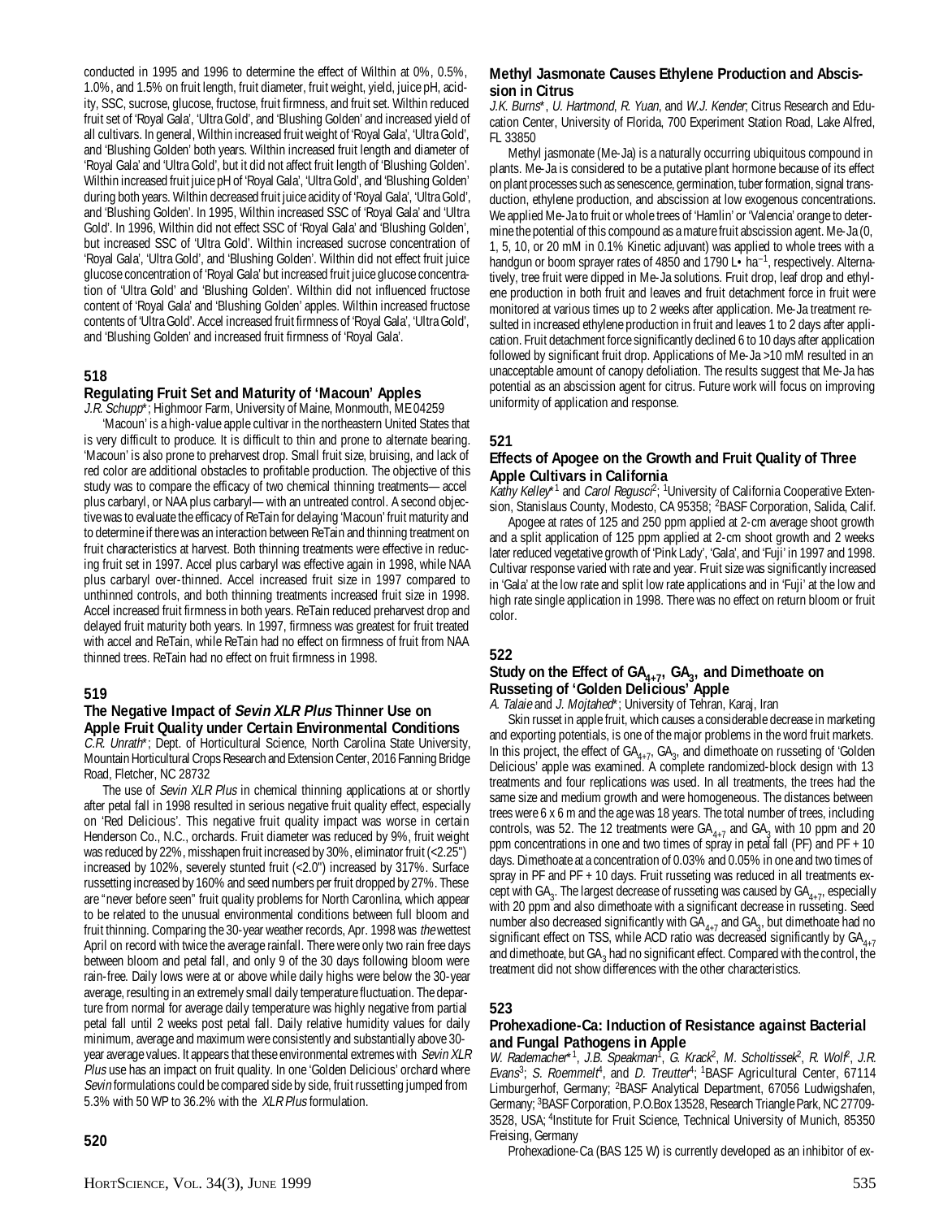conducted in 1995 and 1996 to determine the effect of Wilthin at 0%, 0.5%, 1.0%, and 1.5% on fruit length, fruit diameter, fruit weight, yield, juice pH, acidity, SSC, sucrose, glucose, fructose, fruit firmness, and fruit set. Wilthin reduced fruit set of 'Royal Gala', 'Ultra Gold', and 'Blushing Golden' and increased yield of all cultivars. In general, Wilthin increased fruit weight of 'Royal Gala', 'Ultra Gold', and 'Blushing Golden' both years. Wilthin increased fruit length and diameter of 'Royal Gala' and 'Ultra Gold', but it did not affect fruit length of 'Blushing Golden'. Wilthin increased fruit juice pH of 'Royal Gala', 'Ultra Gold', and 'Blushing Golden' during both years. Wilthin decreased fruit juice acidity of 'Royal Gala', 'Ultra Gold', and 'Blushing Golden'. In 1995, Wilthin increased SSC of 'Royal Gala' and 'Ultra Gold'. In 1996, Wilthin did not effect SSC of 'Royal Gala' and 'Blushing Golden', but increased SSC of 'Ultra Gold'. Wilthin increased sucrose concentration of 'Royal Gala', 'Ultra Gold', and 'Blushing Golden'. Wilthin did not effect fruit juice glucose concentration of 'Royal Gala' but increased fruit juice glucose concentration of 'Ultra Gold' and 'Blushing Golden'. Wilthin did not influenced fructose content of 'Royal Gala' and 'Blushing Golden' apples. Wilthin increased fructose contents of 'Ultra Gold'. Accel increased fruit firmness of 'Royal Gala', 'Ultra Gold', and 'Blushing Golden' and increased fruit firmness of 'Royal Gala'.

### 518

### Regulating Fruit Set and Maturity of 'Macoun' Apples

*J.R. Schupp**; Highmoor Farm, University of Maine, Monmouth, ME 04259

'Macoun' is a high-value apple cultivar in the northeastern United States that is very difficult to produce. It is difficult to thin and prone to alternate bearing. 'Macoun' is also prone to preharvest drop. Small fruit size, bruising, and lack of red color are additional obstacles to profitable production. The objective of this study was to compare the efficacy of two chemical thinning treatments—accel plus carbaryl, or NAA plus carbaryl—with an untreated control. A second objective was to evaluate the efficacy of ReTain for delaying 'Macoun' fruit maturity and to determine if there was an interaction between ReTain and thinning treatment on fruit characteristics at harvest. Both thinning treatments were effective in reducing fruit set in 1997. Accel plus carbaryl was effective again in 1998, while NAA plus carbaryl over-thinned. Accel increased fruit size in 1997 compared to unthinned controls, and both thinning treatments increased fruit size in 1998. Accel increased fruit firmness in both years. ReTain reduced preharvest drop and delayed fruit maturity both years. In 1997, firmness was greatest for fruit treated with accel and ReTain, while ReTain had no effect on firmness of fruit from NAA thinned trees. ReTain had no effect on fruit firmness in 1998.

### 519

### The Negative Impact of *Sevin XLR Plus* Thinner Use on Apple Fruit Quality under Certain Environmental Conditions

*C.R. Unrath**; Dept. of Horticultural Science, North Carolina State University, Mountain Horticultural Crops Research and Extension Center, 2016 Fanning Bridge Road, Fletcher, NC 28732

The use of *Sevin XLR Plus* in chemical thinning applications at or shortly after petal fall in 1998 resulted in serious negative fruit quality effect, especially on 'Red Delicious'. This negative fruit quality impact was worse in certain Henderson Co., N.C., orchards. Fruit diameter was reduced by 9%, fruit weight was reduced by 22%, misshapen fruit increased by 30%, eliminator fruit (<2.25") increased by 102%, severely stunted fruit (<2.0") increased by 317%. Surface russetting increased by 160% and seed numbers per fruit dropped by 27%. These are "never before seen" fruit quality problems for North Caronlina, which appear to be related to the unusual environmental conditions between full bloom and fruit thinning. Comparing the 30-year weather records, Apr. 1998 was *the* wettest April on record with twice the average rainfall. There were only two rain free days between bloom and petal fall, and only 9 of the 30 days following bloom were rain-free. Daily lows were at or above while daily highs were below the 30-year average, resulting in an extremely small daily temperature fluctuation. The departure from normal for average daily temperature was highly negative from partial petal fall until 2 weeks post petal fall. Daily relative humidity values for daily minimum, average and maximum were consistently and substantially above 30-year average values. It appears that these environmental extremes with *Sevin XLR Plus* use has an impact on fruit quality. In one 'Golden Delicious' orchard where *Sevin* formulations could be compared side by side, fruit russetting jumped from 5.3% with 50 WP to 36.2% with the *XLR Plus* formulation.

### 520

### Methyl Jasmonate Causes Ethylene Production and Abscission in Citrus

*J.K. Burns**, *U. Hartmond*, *R. Yuan*, and *W.J. Kender*; Citrus Research and Education Center, University of Florida, 700 Experiment Station Road, Lake Alfred, FL 33850

Methyl jasmonate (Me-Ja) is a naturally occurring ubiquitous compound in plants. Me-Ja is considered to be a putative plant hormone because of its effect on plant processes such as senescence, germination, tuber formation, signal transduction, ethylene production, and abscission at low exogenous concentrations. We applied Me-Ja to fruit or whole trees of 'Hamlin' or 'Valencia' orange to determine the potential of this compound as a mature fruit abscission agent. Me-Ja (0, 1, 5, 10, or 20 mM in 0.1% Kinetic adjuvant) was applied to whole trees with a handgun or boom sprayer rates of 4850 and 1790 $L\cdot ha^{-1}$, respectively. Alternatively, tree fruit were dipped in Me-Ja solutions. Fruit drop, leaf drop and ethylene production in both fruit and leaves and fruit detachment force in fruit were monitored at various times up to 2 weeks after application. Me-Ja treatment resulted in increased ethylene production in fruit and leaves 1 to 2 days after application. Fruit detachment force significantly declined 6 to 10 days after application followed by significant fruit drop. Applications of Me-Ja >10 mM resulted in an unacceptable amount of canopy defoliation. The results suggest that Me-Ja has potential as an abscission agent for citrus. Future work will focus on improving uniformity of application and response.

### 521

### Effects of Apogee on the Growth and Fruit Quality of Three Apple Cultivars in California

*Kathy Kelley**[1] and *Carol Regusci*[2]; [1]University of California Cooperative Extension, Stanislaus County, Modesto, CA 95358; [2]BASF Corporation, Salida, Calif.

Apogee at rates of 125 and 250 ppm applied at 2-cm average shoot growth and a split application of 125 ppm applied at 2-cm shoot growth and 2 weeks later reduced vegetative growth of 'Pink Lady', 'Gala', and 'Fuji' in 1997 and 1998. Cultivar response varied with rate and year. Fruit size was significantly increased in 'Gala' at the low rate and split low rate applications and in 'Fuji' at the low and high rate single application in 1998. There was no effect on return bloom or fruit color.

### 522

### Study on the Effect of $GA_{4+7}$, $GA_3$, and Dimethoate on Russeting of 'Golden Delicious' Apple

*A. Talaie* and *J. Mojtahed**; University of Tehran, Karaj, Iran

Skin russet in apple fruit, which causes a considerable decrease in marketing and exporting potentials, is one of the major problems in the word fruit markets. In this project, the effect of $GA_{4+7}$, $GA_3$, and dimethoate on russeting of 'Golden Delicious' apple was examined. A complete randomized-block design with 13 treatments and four replications was used. In all treatments, the trees had the same size and medium growth and were homogeneous. The distances between trees were 6 x 6 m and the age was 18 years. The total number of trees, including controls, was 52. The 12 treatments were $GA_{4+7}$ and $GA_3$ with 10 ppm and 20 ppm concentrations in one and two times of spray in petal fall (PF) and PF + 10 days. Dimethoate at a concentration of 0.03% and 0.05% in one and two times of spray in PF and PF + 10 days. Fruit russeting was reduced in all treatments except with $GA_3$. The largest decrease of russeting was caused by $GA_{4+7}$, especially with 20 ppm and also dimethoate with a significant decrease in russeting. Seed number also decreased significantly with $GA_{4+7}$ and $GA_3$, but dimethoate had no significant effect on TSS, while ACD ratio was decreased significantly by $GA_{4+7}$ and dimethoate, but $GA_3$ had no significant effect. Compared with the control, the treatment did not show differences with the other characteristics.

### 523

### Prohexadione-Ca: Induction of Resistance against Bacterial and Fungal Pathogens in Apple

*W. Rademacher**[1], *J.B. Speakman*[1], *G. Krack*[2], *M. Scholtissek*[2], *R. Wolf*[2], *J.R. Evans*[3]; *S. Roemmelt*[4], and *D. Treutter*[4]; [1]BASF Agricultural Center, 67114 Limburgerhof, Germany; [2]BASF Analytical Department, 67056 Ludwigshafen, Germany; [3]BASF Corporation, P.O.Box 13528, Research Triangle Park, NC 27709-3528, USA; [4]Institute for Fruit Science, Technical University of Munich, 85350 Freising, Germany

Prohexadione-Ca (BAS 125 W) is currently developed as an inhibitor of ex-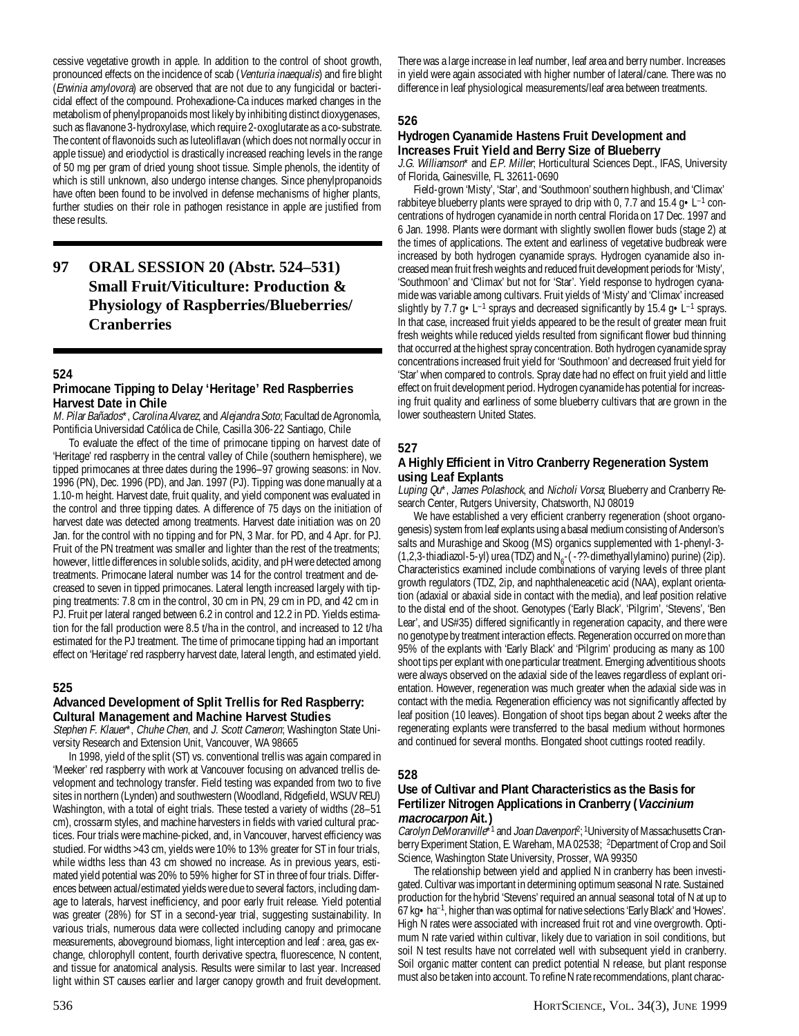cessive vegetative growth in apple. In addition to the control of shoot growth, pronounced effects on the incidence of scab (*Venturia inaequalis*) and fire blight (*Erwinia amylovora*) are observed that are not due to any fungicidal or bactericidal effect of the compound. Prohexadione-Ca induces marked changes in the metabolism of phenylpropanoids most likely by inhibiting distinct dioxygenases, such as flavanone 3-hydroxylase, which require 2-oxoglutarate as a co-substrate. The content of flavonoids such as luteoliflavan (which does not normally occur in apple tissue) and eriodyctiol is drastically increased reaching levels in the range of 50 mg per gram of dried young shoot tissue. Simple phenols, the identity of which is still unknown, also undergo intense changes. Since phenylpropanoids have often been found to be involved in defense mechanisms of higher plants, further studies on their role in pathogen resistance in apple are justified from these results.

# 97 ORAL SESSION 20 (Abstr. 524–531) Small Fruit/Viticulture: Production & Physiology of Raspberries/Blueberries/Cranberries

## 524

### Primocane Tipping to Delay 'Heritage' Red Raspberries Harvest Date in Chile

*M. Pilar Bañados\**, *Carolina Alvarez*, and *Alejandra Soto*; Facultad de AgronomÌa, Pontificia Universidad Católica de Chile, Casilla 306-22 Santiago, Chile

To evaluate the effect of the time of primocane tipping on harvest date of 'Heritage' red raspberry in the central valley of Chile (southern hemisphere), we tipped primocanes at three dates during the 1996–97 growing seasons: in Nov. 1996 (PN), Dec. 1996 (PD), and Jan. 1997 (PJ). Tipping was done manually at a 1.10-m height. Harvest date, fruit quality, and yield component was evaluated in the control and three tipping dates. A difference of 75 days on the initiation of harvest date was detected among treatments. Harvest date initiation was on 20 Jan. for the control with no tipping and for PN, 3 Mar. for PD, and 4 Apr. for PJ. Fruit of the PN treatment was smaller and lighter than the rest of the treatments; however, little differences in soluble solids, acidity, and pH were detected among treatments. Primocane lateral number was 14 for the control treatment and decreased to seven in tipped primocanes. Lateral length increased largely with tipping treatments: 7.8 cm in the control, 30 cm in PN, 29 cm in PD, and 42 cm in PJ. Fruit per lateral ranged between 6.2 in control and 12.2 in PD. Yields estimation for the fall production were 8.5 t/ha in the control, and increased to 12 t/ha estimated for the PJ treatment. The time of primocane tipping had an important effect on 'Heritage' red raspberry harvest date, lateral length, and estimated yield.

## 525

### Advanced Development of Split Trellis for Red Raspberry: Cultural Management and Machine Harvest Studies

*Stephen F. Klauer\**, *Chuhe Chen*, and *J. Scott Cameron*; Washington State University Research and Extension Unit, Vancouver, WA 98665

In 1998, yield of the split (ST) vs. conventional trellis was again compared in 'Meeker' red raspberry with work at Vancouver focusing on advanced trellis development and technology transfer. Field testing was expanded from two to five sites in northern (Lynden) and southwestern (Woodland, Ridgefield, WSUV REU) Washington, with a total of eight trials. These tested a variety of widths (28–51 cm), crossarm styles, and machine harvesters in fields with varied cultural practices. Four trials were machine-picked, and, in Vancouver, harvest efficiency was studied. For widths >43 cm, yields were 10% to 13% greater for ST in four trials, while widths less than 43 cm showed no increase. As in previous years, estimated yield potential was 20% to 59% higher for ST in three of four trials. Differences between actual/estimated yields were due to several factors, including damage to laterals, harvest inefficiency, and poor early fruit release. Yield potential was greater (28%) for ST in a second-year trial, suggesting sustainability. In various trials, numerous data were collected including canopy and primocane measurements, aboveground biomass, light interception and leaf : area, gas exchange, chlorophyll content, fourth derivative spectra, fluorescence, N content, and tissue for anatomical analysis. Results were similar to last year. Increased light within ST causes earlier and larger canopy growth and fruit development. There was a large increase in leaf number, leaf area and berry number. Increases in yield were again associated with higher number of lateral/cane. There was no difference in leaf physiological measurements/leaf area between treatments.

## 526

### Hydrogen Cyanamide Hastens Fruit Development and Increases Fruit Yield and Berry Size of Blueberry

*J.G. Williamson\** and *E.P. Miller*; Horticultural Sciences Dept., IFAS, University of Florida, Gainesville, FL 32611-0690

Field-grown 'Misty', 'Star', and 'Southmoon' southern highbush, and 'Climax' rabbiteye blueberry plants were sprayed to drip with 0, 7.7 and 15.4 g• L$^{-1}$ concentrations of hydrogen cyanamide in north central Florida on 17 Dec. 1997 and 6 Jan. 1998. Plants were dormant with slightly swollen flower buds (stage 2) at the times of applications. The extent and earliness of vegetative budbreak were increased by both hydrogen cyanamide sprays. Hydrogen cyanamide also increased mean fruit fresh weights and reduced fruit development periods for 'Misty', 'Southmoon' and 'Climax' but not for 'Star'. Yield response to hydrogen cyanamide was variable among cultivars. Fruit yields of 'Misty' and 'Climax' increased slightly by 7.7 g• L$^{-1}$ sprays and decreased significantly by 15.4 g• L$^{-1}$ sprays. In that case, increased fruit yields appeared to be the result of greater mean fruit fresh weights while reduced yields resulted from significant flower bud thinning that occurred at the highest spray concentration. Both hydrogen cyanamide spray concentrations increased fruit yield for 'Southmoon' and decreased fruit yield for 'Star' when compared to controls. Spray date had no effect on fruit yield and little effect on fruit development period. Hydrogen cyanamide has potential for increasing fruit quality and earliness of some blueberry cultivars that are grown in the lower southeastern United States.

## 527

### A Highly Efficient in Vitro Cranberry Regeneration System using Leaf Explants

*Luping Qu\**, *James Polashock*, and *Nicholi Vorsa*; Blueberry and Cranberry Research Center, Rutgers University, Chatsworth, NJ 08019

We have established a very efficient cranberry regeneration (shoot organogenesis) system from leaf explants using a basal medium consisting of Anderson's salts and Murashige and Skoog (MS) organics supplemented with 1-phenyl-3-(1,2,3-thiadiazol-5-yl) urea (TDZ) and N$_6$-( -??-dimethyallylamino) purine) (2ip). Characteristics examined include combinations of varying levels of three plant growth regulators (TDZ, 2ip, and naphthaleneacetic acid (NAA), explant orientation (adaxial or abaxial side in contact with the media), and leaf position relative to the distal end of the shoot. Genotypes ('Early Black', 'Pilgrim', 'Stevens', 'Ben Lear', and US#35) differed significantly in regeneration capacity, and there were no genotype by treatment interaction effects. Regeneration occurred on more than 95% of the explants with 'Early Black' and 'Pilgrim' producing as many as 100 shoot tips per explant with one particular treatment. Emerging adventitious shoots were always observed on the adaxial side of the leaves regardless of explant orientation. However, regeneration was much greater when the adaxial side was in contact with the media. Regeneration efficiency was not significantly affected by leaf position (10 leaves). Elongation of shoot tips began about 2 weeks after the regenerating explants were transferred to the basal medium without hormones and continued for several months. Elongated shoot cuttings rooted readily.

## 528

### Use of Cultivar and Plant Characteristics as the Basis for Fertilizer Nitrogen Applications in Cranberry (*Vaccinium macrocarpon* Ait.)

*Carolyn DeMoranville\**[1] and *Joan Davenport*[2]; [1]University of Massachusetts Cranberry Experiment Station, E. Wareham, MA 02538; [2]Department of Crop and Soil Science, Washington State University, Prosser, WA 99350

The relationship between yield and applied N in cranberry has been investigated. Cultivar was important in determining optimum seasonal N rate. Sustained production for the hybrid 'Stevens' required an annual seasonal total of N at up to 67 kg• ha$^{-1}$, higher than was optimal for native selections 'Early Black' and 'Howes'. High N rates were associated with increased fruit rot and vine overgrowth. Optimum N rate varied within cultivar, likely due to variation in soil conditions, but soil N test results have not correlated well with subsequent yield in cranberry. Soil organic matter content can predict potential N release, but plant response must also be taken into account. To refine N rate recommendations, plant charac-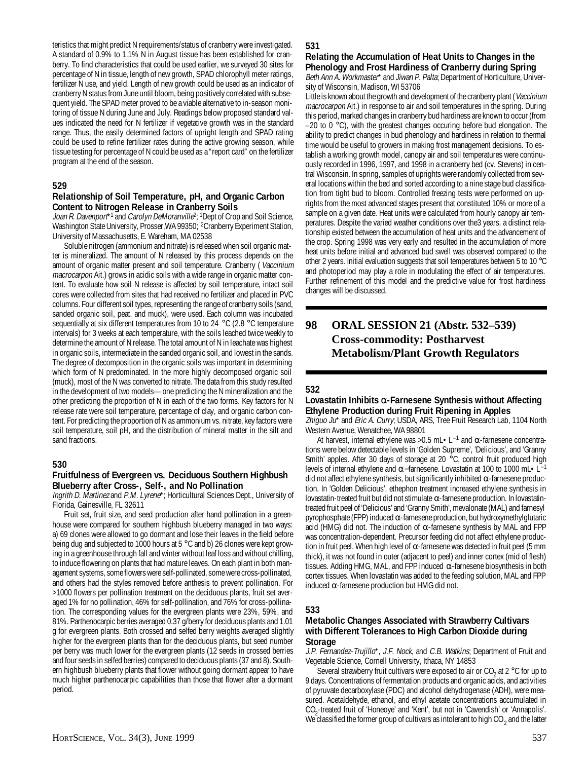teristics that might predict N requirements/status of cranberry were investigated. A standard of 0.9% to 1.1% N in August tissue has been established for cranberry. To find characteristics that could be used earlier, we surveyed 30 sites for percentage of N in tissue, length of new growth, SPAD chlorophyll meter ratings, fertilizer N use, and yield. Length of new growth could be used as an indicator of cranberry N status from June until bloom, being positively correlated with subsequent yield. The SPAD meter proved to be a viable alternative to in-season monitoring of tissue N during June and July. Readings below proposed standard values indicated the need for N fertilizer if vegetative growth was in the standard range. Thus, the easily determined factors of upright length and SPAD rating could be used to refine fertilizer rates during the active growing season, while tissue testing for percentage of N could be used as a "report card" on the fertilizer program at the end of the season.

### 529

### Relationship of Soil Temperature, pH, and Organic Carbon Content to Nitrogen Release in Cranberry Soils

*Joan R. Davenport*\*[1] and *Carolyn DeMoranville*[2]; [1]Dept of Crop and Soil Science, Washington State University, Prosser, WA 99350; [2]Cranberry Experiment Station, University of Massachusetts, E. Wareham, MA 02538

Soluble nitrogen (ammonium and nitrate) is released when soil organic matter is mineralized. The amount of N released by this process depends on the amount of organic matter present and soil temperature. Cranberry (*Vaccinium macrocarpon* Ait.) grows in acidic soils with a wide range in organic matter content. To evaluate how soil N release is affected by soil temperature, intact soil cores were collected from sites that had received no fertilizer and placed in PVC columns. Four different soil types, representing the range of cranberry soils (sand, sanded organic soil, peat, and muck), were used. Each column was incubated sequentially at six different temperatures from 10 to 24 °C (2.8 °C temperature intervals) for 3 weeks at each temperature, with the soils leached twice weekly to determine the amount of N release. The total amount of N in leachate was highest in organic soils, intermediate in the sanded organic soil, and lowest in the sands. The degree of decomposition in the organic soils was important in determining which form of N predominated. In the more highly decomposed organic soil (muck), most of the N was converted to nitrate. The data from this study resulted in the development of two models—one predicting the N mineralization and the other predicting the proportion of N in each of the two forms. Key factors for N release rate were soil temperature, percentage of clay, and organic carbon content. For predicting the proportion of N as ammonium vs. nitrate, key factors were soil temperature, soil pH, and the distribution of mineral matter in the silt and sand fractions.

### 530

### Fruitfulness of Evergreen vs. Deciduous Southern Highbush Blueberry after Cross-, Self-, and No Pollination

*Ingrith D. Martinez* and *P.M. Lyrene*\*; Horticultural Sciences Dept., University of Florida, Gainesville, FL 32611

Fruit set, fruit size, and seed production after hand pollination in a greenhouse were compared for southern highbush blueberry managed in two ways: a) 69 clones were allowed to go dormant and lose their leaves in the field before being dug and subjected to 1000 hours at 5 °C and b) 26 clones were kept growing in a greenhouse through fall and winter without leaf loss and without chilling, to induce flowering on plants that had mature leaves. On each plant in both management systems, some flowers were self-pollinated, some were cross-pollinated, and others had the styles removed before anthesis to prevent pollination. For >1000 flowers per pollination treatment on the deciduous plants, fruit set averaged 1% for no pollination, 46% for self-pollination, and 76% for cross-pollination. The corresponding values for the evergreen plants were 23%, 59%, and 81%. Parthenocarpic berries averaged 0.37 g/berry for deciduous plants and 1.01 g for evergreen plants. Both crossed and selfed berry weights averaged slightly higher for the evergreen plants than for the deciduous plants, but seed number per berry was much lower for the evergreen plants (12 seeds in crossed berries and four seeds in selfed berries) compared to deciduous plants (37 and 8). Southern highbush blueberry plants that flower without going dormant appear to have much higher parthenocarpic capabilities than those that flower after a dormant period.

### 531

### Relating the Accumulation of Heat Units to Changes in the Phenology and Frost Hardiness of Cranberry during Spring

*Beth Ann A. Workmaster*\* and *Jiwan P. Palta*; Department of Horticulture, University of Wisconsin, Madison, WI 53706

Little is known about the growth and development of the cranberry plant (*Vaccinium macrocarpon* Ait.) in response to air and soil temperatures in the spring. During this period, marked changes in cranberry bud hardiness are known to occur (from –20 to 0 °C), with the greatest changes occuring before bud elongation. The ability to predict changes in bud phenology and hardiness in relation to thermal time would be useful to growers in making frost management decisions. To establish a working growth model, canopy air and soil temperatures were continuously recorded in 1996, 1997, and 1998 in a cranberry bed (cv. Stevens) in central Wisconsin. In spring, samples of uprights were randomly collected from several locations within the bed and sorted according to a nine stage bud classification from tight bud to bloom. Controlled freezing tests were performed on uprights from the most advanced stages present that constituted 10% or more of a sample on a given date. Heat units were calculated from hourly canopy air temperatures. Despite the varied weather conditions over the3 years, a distinct relationship existed between the accumulation of heat units and the advancement of the crop. Spring 1998 was very early and resulted in the accumulation of more heat units before initial and advanced bud swell was observed compared to the other 2 years. Initial evaluation suggests that soil temperatures between 5 to 10 °C and photoperiod may play a role in modulating the effect of air temperatures. Further refinement of this model and the predictive value for frost hardiness changes will be discussed.

## 98 ORAL SESSION 21 (Abstr. 532–539) Cross-commodity: Postharvest Metabolism/Plant Growth Regulators

### 532

### Lovastatin Inhibits α-Farnesene Synthesis without Affecting Ethylene Production during Fruit Ripening in Apples

*Zhiguo Ju*\* and *Eric A. Curry*; USDA, ARS, Tree Fruit Research Lab, 1104 North Western Avenue, Wenatchee, WA 98801

At harvest, internal ethylene was >0.5 mL• $L^{-1}$ and α-farnesene concentrations were below detectable levels in 'Golden Supreme', 'Delicious', and 'Granny Smith' apples. After 30 days of storage at 20 °C, control fruit produced high levels of internal ethylene and α–farnesene. Lovastatin at 100 to 1000 mL• $L^{-1}$ did not affect ethylene synthesis, but significantly inhibited α-farnesene production. In 'Golden Delicious', ethephon treatment increased ethylene synthesis in lovastatin-treated fruit but did not stimulate α-farnesene production. In lovastatin-treated fruit peel of 'Delicious' and 'Granny Smith', mevalonate (MAL) and farnesyl pyrophosphate (FPP) induced α-farnesene production, but hydroxymethylglutaric acid (HMG) did not. The induction of α-farnesene synthesis by MAL and FPP was concentration-dependent. Precursor feeding did not affect ethylene production in fruit peel. When high level of α-farnesene was detected in fruit peel (5 mm thick), it was not found in outer (adjacent to peel) and inner cortex (mid of flesh) tissues. Adding HMG, MAL, and FPP induced α-farnesene biosynthesis in both cortex tissues. When lovastatin was added to the feeding solution, MAL and FPP induced α-farnesene production but HMG did not.

### 533

### Metabolic Changes Associated with Strawberry Cultivars with Different Tolerances to High Carbon Dioxide during Storage

*J.P. Fernandez-Trujillo*\*, *J.F. Nock*, and *C.B. Watkins*; Department of Fruit and Vegetable Science, Cornell University, Ithaca, NY 14853

Several strawberry fruit cultivars were exposed to air or $CO_2$ at 2 °C for up to 9 days. Concentrations of fermentation products and organic acids, and activities of pyruvate decarboxylase (PDC) and alcohol dehydrogenase (ADH), were measured. Acetaldehyde, ethanol, and ethyl acetate concentrations accumulated in $CO_2$-treated fruit of 'Honeoye' and 'Kent', but not in 'Cavendish' or 'Annapolis'. We classified the former group of cultivars as intolerant to high $CO_2$ and the latter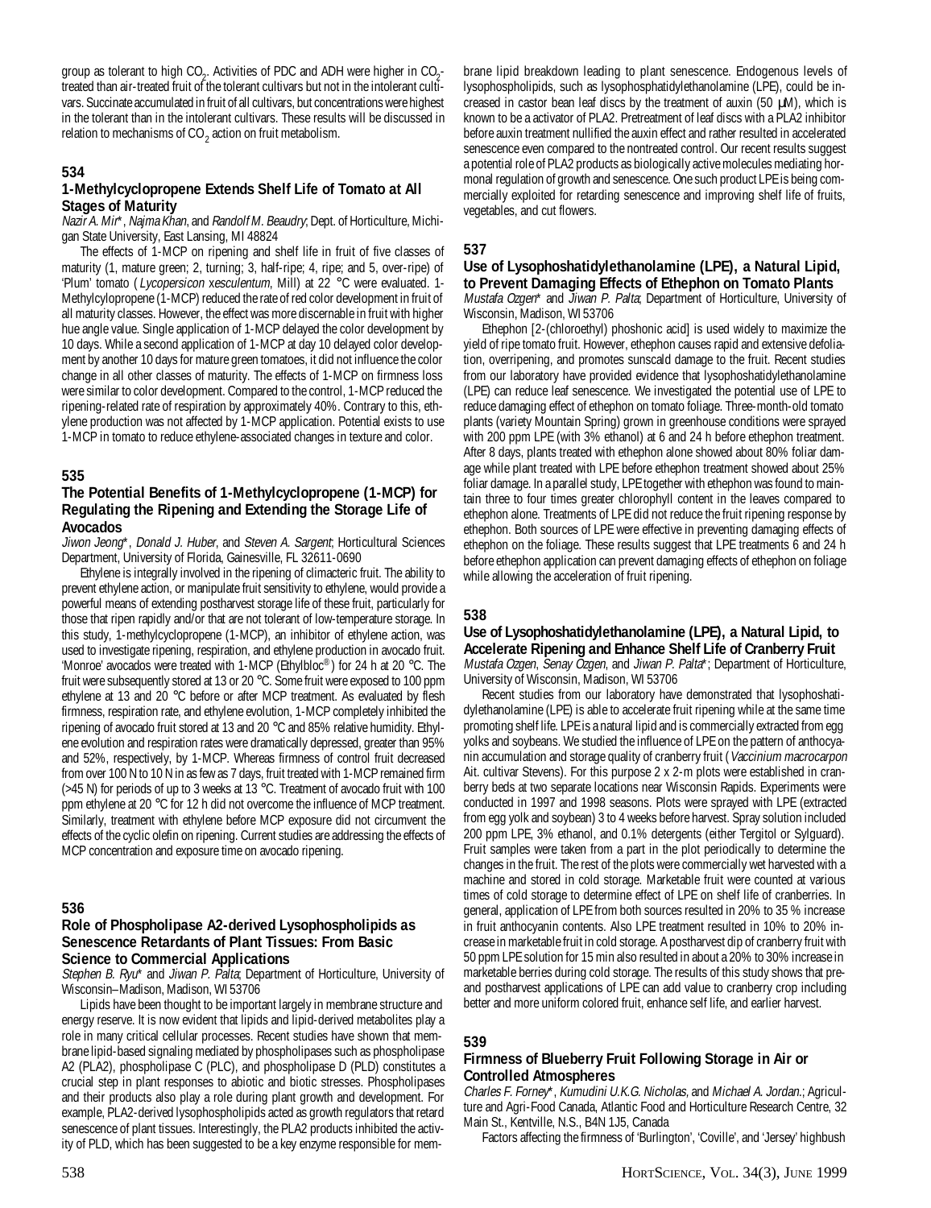group as tolerant to high $CO_2$. Activities of PDC and ADH were higher in $CO_2$-treated than air-treated fruit of the tolerant cultivars but not in the intolerant cultivars. Succinate accumulated in fruit of all cultivars, but concentrations were highest in the tolerant than in the intolerant cultivars. These results will be discussed in relation to mechanisms of $CO_2$ action on fruit metabolism.

### 534

### 1-Methylcyclopropene Extends Shelf Life of Tomato at All Stages of Maturity

*Nazir A. Mir\**, *Najma Khan*, and *Randolf M. Beaudry*; Dept. of Horticulture, Michigan State University, East Lansing, MI 48824

The effects of 1-MCP on ripening and shelf life in fruit of five classes of maturity (1, mature green; 2, turning; 3, half-ripe; 4, ripe; and 5, over-ripe) of 'Plum' tomato (*Lycopersicon xesculentum*, Mill) at 22 °C were evaluated. 1-Methylcylopropene (1-MCP) reduced the rate of red color development in fruit of all maturity classes. However, the effect was more discernable in fruit with higher hue angle value. Single application of 1-MCP delayed the color development by 10 days. While a second application of 1-MCP at day 10 delayed color development by another 10 days for mature green tomatoes, it did not influence the color change in all other classes of maturity. The effects of 1-MCP on firmness loss were similar to color development. Compared to the control, 1-MCP reduced the ripening-related rate of respiration by approximately 40%. Contrary to this, ethylene production was not affected by 1-MCP application. Potential exists to use 1-MCP in tomato to reduce ethylene-associated changes in texture and color.

### 535

### The Potential Benefits of 1-Methylcyclopropene (1-MCP) for Regulating the Ripening and Extending the Storage Life of Avocados

*Jiwon Jeong\**, *Donald J. Huber*, and *Steven A. Sargent*; Horticultural Sciences Department, University of Florida, Gainesville, FL 32611-0690

Ethylene is integrally involved in the ripening of climacteric fruit. The ability to prevent ethylene action, or manipulate fruit sensitivity to ethylene, would provide a powerful means of extending postharvest storage life of these fruit, particularly for those that ripen rapidly and/or that are not tolerant of low-temperature storage. In this study, 1-methylcyclopropene (1-MCP), an inhibitor of ethylene action, was used to investigate ripening, respiration, and ethylene production in avocado fruit. 'Monroe' avocados were treated with 1-MCP (Ethylbloc®) for 24 h at 20 °C. The fruit were subsequently stored at 13 or 20 °C. Some fruit were exposed to 100 ppm ethylene at 13 and 20 °C before or after MCP treatment. As evaluated by flesh firmness, respiration rate, and ethylene evolution, 1-MCP completely inhibited the ripening of avocado fruit stored at 13 and 20 °C and 85% relative humidity. Ethylene evolution and respiration rates were dramatically depressed, greater than 95% and 52%, respectively, by 1-MCP. Whereas firmness of control fruit decreased from over 100 N to 10 N in as few as 7 days, fruit treated with 1-MCP remained firm (>45 N) for periods of up to 3 weeks at 13 °C. Treatment of avocado fruit with 100 ppm ethylene at 20 °C for 12 h did not overcome the influence of MCP treatment. Similarly, treatment with ethylene before MCP exposure did not circumvent the effects of the cyclic olefin on ripening. Current studies are addressing the effects of MCP concentration and exposure time on avocado ripening.

### 536

### Role of Phospholipase A2-derived Lysophospholipids as Senescence Retardants of Plant Tissues: From Basic Science to Commercial Applications

*Stephen B. Ryu\** and *Jiwan P. Palta*; Department of Horticulture, University of Wisconsin–Madison, Madison, WI 53706

Lipids have been thought to be important largely in membrane structure and energy reserve. It is now evident that lipids and lipid-derived metabolites play a role in many critical cellular processes. Recent studies have shown that membrane lipid-based signaling mediated by phospholipases such as phospholipase A2 (PLA2), phospholipase C (PLC), and phospholipase D (PLD) constitutes a crucial step in plant responses to abiotic and biotic stresses. Phospholipases and their products also play a role during plant growth and development. For example, PLA2-derived lysophospholipids acted as growth regulators that retard senescence of plant tissues. Interestingly, the PLA2 products inhibited the activity of PLD, which has been suggested to be a key enzyme responsible for membrane lipid breakdown leading to plant senescence. Endogenous levels of lysophospholipids, such as lysophosphatidylethanolamine (LPE), could be increased in castor bean leaf discs by the treatment of auxin (50 μM), which is known to be a activator of PLA2. Pretreatment of leaf discs with a PLA2 inhibitor before auxin treatment nullified the auxin effect and rather resulted in accelerated senescence even compared to the nontreated control. Our recent results suggest a potential role of PLA2 products as biologically active molecules mediating hormonal regulation of growth and senescence. One such product LPE is being commercially exploited for retarding senescence and improving shelf life of fruits, vegetables, and cut flowers.

### 537

### Use of Lysophoshatidylethanolamine (LPE), a Natural Lipid, to Prevent Damaging Effects of Ethephon on Tomato Plants

*Mustafa Ozgen\** and *Jiwan P. Palta*; Department of Horticulture, University of Wisconsin, Madison, WI 53706

Ethephon [2-(chloroethyl) phoshonic acid] is used widely to maximize the yield of ripe tomato fruit. However, ethephon causes rapid and extensive defoliation, overripening, and promotes sunscald damage to the fruit. Recent studies from our laboratory have provided evidence that lysophoshatidylethanolamine (LPE) can reduce leaf senescence. We investigated the potential use of LPE to reduce damaging effect of ethephon on tomato foliage. Three-month-old tomato plants (variety Mountain Spring) grown in greenhouse conditions were sprayed with 200 ppm LPE (with 3% ethanol) at 6 and 24 h before ethephon treatment. After 8 days, plants treated with ethephon alone showed about 80% foliar damage while plant treated with LPE before ethephon treatment showed about 25% foliar damage. In a parallel study, LPE together with ethephon was found to maintain three to four times greater chlorophyll content in the leaves compared to ethephon alone. Treatments of LPE did not reduce the fruit ripening response by ethephon. Both sources of LPE were effective in preventing damaging effects of ethephon on the foliage. These results suggest that LPE treatments 6 and 24 h before ethephon application can prevent damaging effects of ethephon on foliage while allowing the acceleration of fruit ripening.

### 538

### Use of Lysophoshatidylethanolamine (LPE), a Natural Lipid, to Accelerate Ripening and Enhance Shelf Life of Cranberry Fruit

*Mustafa Ozgen*, *Senay Ozgen*, and *Jiwan P. Palta\**; Department of Horticulture, University of Wisconsin, Madison, WI 53706

Recent studies from our laboratory have demonstrated that lysophoshatidylethanolamine (LPE) is able to accelerate fruit ripening while at the same time promoting shelf life. LPE is a natural lipid and is commercially extracted from egg yolks and soybeans. We studied the influence of LPE on the pattern of anthocyanin accumulation and storage quality of cranberry fruit (*Vaccinium macrocarpon* Ait. cultivar Stevens). For this purpose 2 x 2-m plots were established in cranberry beds at two separate locations near Wisconsin Rapids. Experiments were conducted in 1997 and 1998 seasons. Plots were sprayed with LPE (extracted from egg yolk and soybean) 3 to 4 weeks before harvest. Spray solution included 200 ppm LPE, 3% ethanol, and 0.1% detergents (either Tergitol or Sylguard). Fruit samples were taken from a part in the plot periodically to determine the changes in the fruit. The rest of the plots were commercially wet harvested with a machine and stored in cold storage. Marketable fruit were counted at various times of cold storage to determine effect of LPE on shelf life of cranberries. In general, application of LPE from both sources resulted in 20% to 35 % increase in fruit anthocyanin contents. Also LPE treatment resulted in 10% to 20% increase in marketable fruit in cold storage. A postharvest dip of cranberry fruit with 50 ppm LPE solution for 15 min also resulted in about a 20% to 30% increase in marketable berries during cold storage. The results of this study shows that pre- and postharvest applications of LPE can add value to cranberry crop including better and more uniform colored fruit, enhance self life, and earlier harvest.

### 539

### Firmness of Blueberry Fruit Following Storage in Air or Controlled Atmospheres

*Charles F. Forney\**, *Kumudini U.K.G. Nicholas*, and *Michael A. Jordan.*; Agriculture and Agri-Food Canada, Atlantic Food and Horticulture Research Centre, 32 Main St., Kentville, N.S., B4N 1J5, Canada

Factors affecting the firmness of 'Burlington', 'Coville', and 'Jersey' highbush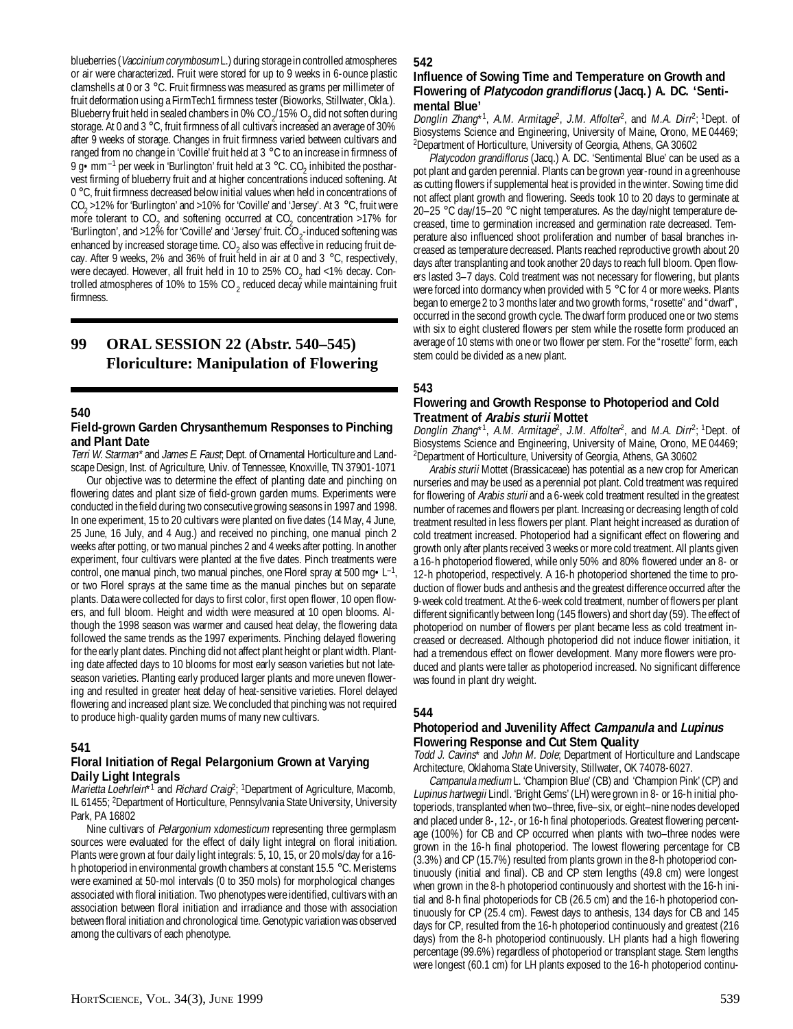blueberries (*Vaccinium corymbosum* L.) during storage in controlled atmospheres or air were characterized. Fruit were stored for up to 9 weeks in 6-ounce plastic clamshells at 0 or 3 °C. Fruit firmness was measured as grams per millimeter of fruit deformation using a FirmTech1 firmness tester (Bioworks, Stillwater, Okla.). Blueberry fruit held in sealed chambers in 0% $CO_2$/15% $O_2$ did not soften during storage. At 0 and 3 °C, fruit firmness of all cultivars increased an average of 30% after 9 weeks of storage. Changes in fruit firmness varied between cultivars and ranged from no change in 'Coville' fruit held at 3 °C to an increase in firmness of 9 g• $mm^{-1}$ per week in 'Burlington' fruit held at 3 °C. $CO_2$ inhibited the postharvest firming of blueberry fruit and at higher concentrations induced softening. At 0 °C, fruit firmness decreased below initial values when held in concentrations of $CO_2$ >12% for 'Burlington' and >10% for 'Coville' and 'Jersey'. At 3 °C, fruit were more tolerant to $CO_2$ and softening occurred at $CO_2$ concentration >17% for 'Burlington', and >12% for 'Coville' and 'Jersey' fruit. $CO_2$-induced softening was enhanced by increased storage time. $CO_2$ also was effective in reducing fruit decay. After 9 weeks, 2% and 36% of fruit held in air at 0 and 3 °C, respectively, were decayed. However, all fruit held in 10 to 25% $CO_2$ had <1% decay. Controlled atmospheres of 10% to 15% $CO_2$ reduced decay while maintaining fruit firmness.

## 99 ORAL SESSION 22 (Abstr. 540–545) Floriculture: Manipulation of Flowering

### 540
### Field-grown Garden Chrysanthemum Responses to Pinching and Plant Date

*Terri W. Starman** and *James E. Faust*; Dept. of Ornamental Horticulture and Landscape Design, Inst. of Agriculture, Univ. of Tennessee, Knoxville, TN 37901-1071

Our objective was to determine the effect of planting date and pinching on flowering dates and plant size of field-grown garden mums. Experiments were conducted in the field during two consecutive growing seasons in 1997 and 1998. In one experiment, 15 to 20 cultivars were planted on five dates (14 May, 4 June, 25 June, 16 July, and 4 Aug.) and received no pinching, one manual pinch 2 weeks after potting, or two manual pinches 2 and 4 weeks after potting. In another experiment, four cultivars were planted at the five dates. Pinch treatments were control, one manual pinch, two manual pinches, one Florel spray at 500 mg• $L^{-1}$, or two Florel sprays at the same time as the manual pinches but on separate plants. Data were collected for days to first color, first open flower, 10 open flowers, and full bloom. Height and width were measured at 10 open blooms. Although the 1998 season was warmer and caused heat delay, the flowering data followed the same trends as the 1997 experiments. Pinching delayed flowering for the early plant dates. Pinching did not affect plant height or plant width. Planting date affected days to 10 blooms for most early season varieties but not late-season varieties. Planting early produced larger plants and more uneven flowering and resulted in greater heat delay of heat-sensitive varieties. Florel delayed flowering and increased plant size. We concluded that pinching was not required to produce high-quality garden mums of many new cultivars.

### 541
### Floral Initiation of Regal Pelargonium Grown at Varying Daily Light Integrals

*Marietta Loehrlein**[1] and *Richard Craig*[2]; [1]Department of Agriculture, Macomb, IL 61455; [2]Department of Horticulture, Pennsylvania State University, University Park, PA 16802

Nine cultivars of *Pelargonium* x*domesticum* representing three germplasm sources were evaluated for the effect of daily light integral on floral initiation. Plants were grown at four daily light integrals: 5, 10, 15, or 20 mols/day for a 16-h photoperiod in environmental growth chambers at constant 15.5 °C. Meristems were examined at 50-mol intervals (0 to 350 mols) for morphological changes associated with floral initiation. Two phenotypes were identified, cultivars with an association between floral initiation and irradiance and those with association between floral initiation and chronological time. Genotypic variation was observed among the cultivars of each phenotype.

### 542
### Influence of Sowing Time and Temperature on Growth and Flowering of *Platycodon grandiflorus* (Jacq.) A. DC. 'Sentimental Blue'

*Donglin Zhang**[1], *A.M. Armitage*[2], *J.M. Affolter*[2], and *M.A. Dirr*[2]; [1]Dept. of Biosystems Science and Engineering, University of Maine, Orono, ME 04469; [2]Department of Horticulture, University of Georgia, Athens, GA 30602

*Platycodon grandiflorus* (Jacq.) A. DC. 'Sentimental Blue' can be used as a pot plant and garden perennial. Plants can be grown year-round in a greenhouse as cutting flowers if supplemental heat is provided in the winter. Sowing time did not affect plant growth and flowering. Seeds took 10 to 20 days to germinate at 20–25 °C day/15–20 °C night temperatures. As the day/night temperature decreased, time to germination increased and germination rate decreased. Temperature also influenced shoot proliferation and number of basal branches increased as temperature decreased. Plants reached reproductive growth about 20 days after transplanting and took another 20 days to reach full bloom. Open flowers lasted 3–7 days. Cold treatment was not necessary for flowering, but plants were forced into dormancy when provided with 5 °C for 4 or more weeks. Plants began to emerge 2 to 3 months later and two growth forms, "rosette" and "dwarf", occurred in the second growth cycle. The dwarf form produced one or two stems with six to eight clustered flowers per stem while the rosette form produced an average of 10 stems with one or two flower per stem. For the "rosette" form, each stem could be divided as a new plant.

### 543
### Flowering and Growth Response to Photoperiod and Cold Treatment of *Arabis sturii* Mottet

*Donglin Zhang**[1], *A.M. Armitage*[2], *J.M. Affolter*[2], and *M.A. Dirr*[2]; [1]Dept. of Biosystems Science and Engineering, University of Maine, Orono, ME 04469; [2]Department of Horticulture, University of Georgia, Athens, GA 30602

*Arabis sturii* Mottet (Brassicaceae) has potential as a new crop for American nurseries and may be used as a perennial pot plant. Cold treatment was required for flowering of *Arabis sturii* and a 6-week cold treatment resulted in the greatest number of racemes and flowers per plant. Increasing or decreasing length of cold treatment resulted in less flowers per plant. Plant height increased as duration of cold treatment increased. Photoperiod had a significant effect on flowering and growth only after plants received 3 weeks or more cold treatment. All plants given a 16-h photoperiod flowered, while only 50% and 80% flowered under an 8- or 12-h photoperiod, respectively. A 16-h photoperiod shortened the time to production of flower buds and anthesis and the greatest difference occurred after the 9-week cold treatment. At the 6-week cold treatment, number of flowers per plant different significantly between long (145 flowers) and short day (59). The effect of photoperiod on number of flowers per plant became less as cold treatment increased or decreased. Although photoperiod did not induce flower initiation, it had a tremendous effect on flower development. Many more flowers were produced and plants were taller as photoperiod increased. No significant difference was found in plant dry weight.

### 544
### Photoperiod and Juvenility Affect *Campanula* and *Lupinus* Flowering Response and Cut Stem Quality

*Todd J. Cavins** and *John M. Dole*; Department of Horticulture and Landscape Architecture, Oklahoma State University, Stillwater, OK 74078-6027.

*Campanula medium* L. 'Champion Blue' (CB) and 'Champion Pink' (CP) and *Lupinus hartwegii* Lindl. 'Bright Gems' (LH) were grown in 8- or 16-h initial photoperiods, transplanted when two–three, five–six, or eight–nine nodes developed and placed under 8-, 12-, or 16-h final photoperiods. Greatest flowering percentage (100%) for CB and CP occurred when plants with two–three nodes were grown in the 16-h final photoperiod. The lowest flowering percentage for CB (3.3%) and CP (15.7%) resulted from plants grown in the 8-h photoperiod continuously (initial and final). CB and CP stem lengths (49.8 cm) were longest when grown in the 8-h photoperiod continuously and shortest with the 16-h initial and 8-h final photoperiods for CB (26.5 cm) and the 16-h photoperiod continuously for CP (25.4 cm). Fewest days to anthesis, 134 days for CB and 145 days for CP, resulted from the 16-h photoperiod continuously and greatest (216 days) from the 8-h photoperiod continuously. LH plants had a high flowering percentage (99.6%) regardless of photoperiod or transplant stage. Stem lengths were longest (60.1 cm) for LH plants exposed to the 16-h photoperiod continu-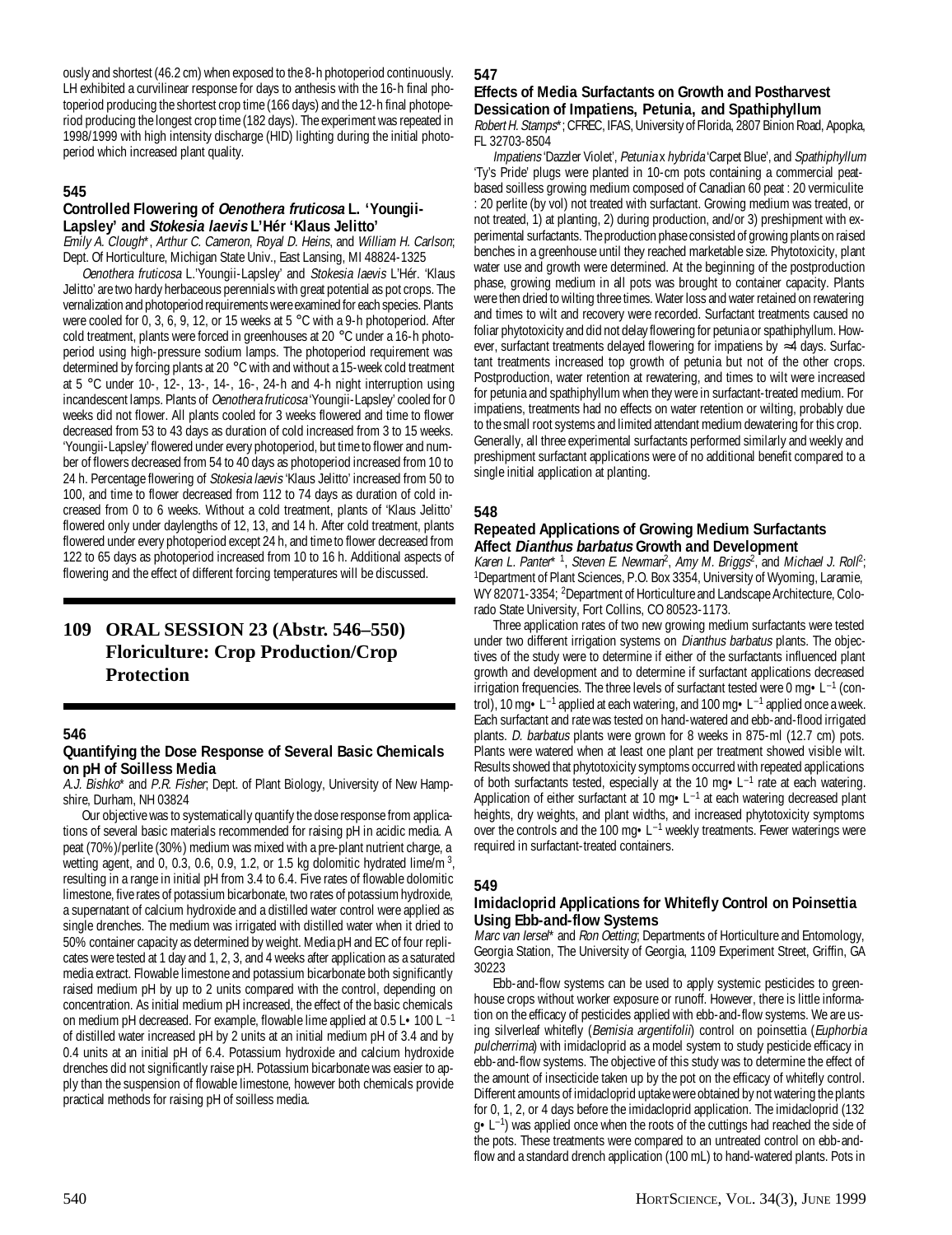ously and shortest (46.2 cm) when exposed to the 8-h photoperiod continuously. LH exhibited a curvilinear response for days to anthesis with the 16-h final photoperiod producing the shortest crop time (166 days) and the 12-h final photoperiod producing the longest crop time (182 days). The experiment was repeated in 1998/1999 with high intensity discharge (HID) lighting during the initial photoperiod which increased plant quality.

### 545

### Controlled Flowering of *Oenothera fruticosa* L. 'Youngii-Lapsley' and *Stokesia laevis* L'Hér 'Klaus Jelitto'

*Emily A. Clough*\*, *Arthur C. Cameron*, *Royal D. Heins*, and *William H. Carlson*; Dept. Of Horticulture, Michigan State Univ., East Lansing, MI 48824-1325

*Oenothera fruticosa* L.'Youngii-Lapsley' and *Stokesia laevis* L'Hér. 'Klaus Jelitto' are two hardy herbaceous perennials with great potential as pot crops. The vernalization and photoperiod requirements were examined for each species. Plants were cooled for 0, 3, 6, 9, 12, or 15 weeks at 5 °C with a 9-h photoperiod. After cold treatment, plants were forced in greenhouses at 20 °C under a 16-h photoperiod using high-pressure sodium lamps. The photoperiod requirement was determined by forcing plants at 20 °C with and without a 15-week cold treatment at 5 °C under 10-, 12-, 13-, 14-, 16-, 24-h and 4-h night interruption using incandescent lamps. Plants of *Oenothera fruticosa* 'Youngii-Lapsley' cooled for 0 weeks did not flower. All plants cooled for 3 weeks flowered and time to flower decreased from 53 to 43 days as duration of cold increased from 3 to 15 weeks. 'Youngii-Lapsley' flowered under every photoperiod, but time to flower and number of flowers decreased from 54 to 40 days as photoperiod increased from 10 to 24 h. Percentage flowering of *Stokesia laevis* 'Klaus Jelitto' increased from 50 to 100, and time to flower decreased from 112 to 74 days as duration of cold increased from 0 to 6 weeks. Without a cold treatment, plants of 'Klaus Jelitto' flowered only under daylengths of 12, 13, and 14 h. After cold treatment, plants flowered under every photoperiod except 24 h, and time to flower decreased from 122 to 65 days as photoperiod increased from 10 to 16 h. Additional aspects of flowering and the effect of different forcing temperatures will be discussed.

## 109 ORAL SESSION 23 (Abstr. 546–550) Floriculture: Crop Production/Crop Protection

### 546

### Quantifying the Dose Response of Several Basic Chemicals on pH of Soilless Media

*A.J. Bishko*\* and *P.R. Fisher*; Dept. of Plant Biology, University of New Hampshire, Durham, NH 03824

Our objective was to systematically quantify the dose response from applications of several basic materials recommended for raising pH in acidic media. A peat (70%)/perlite (30%) medium was mixed with a pre-plant nutrient charge, a wetting agent, and 0, 0.3, 0.6, 0.9, 1.2, or 1.5 kg dolomitic hydrated lime/m$^3$, resulting in a range in initial pH from 3.4 to 6.4. Five rates of flowable dolomitic limestone, five rates of potassium bicarbonate, two rates of potassium hydroxide, a supernatant of calcium hydroxide and a distilled water control were applied as single drenches. The medium was irrigated with distilled water when it dried to 50% container capacity as determined by weight. Media pH and EC of four replicates were tested at 1 day and 1, 2, 3, and 4 weeks after application as a saturated media extract. Flowable limestone and potassium bicarbonate both significantly raised medium pH by up to 2 units compared with the control, depending on concentration. As initial medium pH increased, the effect of the basic chemicals on medium pH decreased. For example, flowable lime applied at 0.5 L•100 L$^{-1}$ of distilled water increased pH by 2 units at an initial medium pH of 3.4 and by 0.4 units at an initial pH of 6.4. Potassium hydroxide and calcium hydroxide drenches did not significantly raise pH. Potassium bicarbonate was easier to apply than the suspension of flowable limestone, however both chemicals provide practical methods for raising pH of soilless media.

### 547

### Effects of Media Surfactants on Growth and Postharvest Dessication of Impatiens, Petunia, and Spathiphyllum

*Robert H. Stamps*\*; CFREC, IFAS, University of Florida, 2807 Binion Road, Apopka, FL 32703-8504

*Impatiens* 'Dazzler Violet', *Petunia* x *hybrida* 'Carpet Blue', and *Spathiphyllum* 'Ty's Pride' plugs were planted in 10-cm pots containing a commercial peat-based soilless growing medium composed of Canadian 60 peat : 20 vermiculite : 20 perlite (by vol) not treated with surfactant. Growing medium was treated, or not treated, 1) at planting, 2) during production, and/or 3) preshipment with experimental surfactants. The production phase consisted of growing plants on raised benches in a greenhouse until they reached marketable size. Phytotoxicity, plant water use and growth were determined. At the beginning of the postproduction phase, growing medium in all pots was brought to container capacity. Plants were then dried to wilting three times. Water loss and water retained on rewatering and times to wilt and recovery were recorded. Surfactant treatments caused no foliar phytotoxicity and did not delay flowering for petunia or spathiphyllum. However, surfactant treatments delayed flowering for impatiens by ≈4 days. Surfactant treatments increased top growth of petunia but not of the other crops. Postproduction, water retention at rewatering, and times to wilt were increased for petunia and spathiphyllum when they were in surfactant-treated medium. For impatiens, treatments had no effects on water retention or wilting, probably due to the small root systems and limited attendant medium dewatering for this crop. Generally, all three experimental surfactants performed similarly and weekly and preshipment surfactant applications were of no additional benefit compared to a single initial application at planting.

### 548

### Repeated Applications of Growing Medium Surfactants Affect *Dianthus barbatus* Growth and Development

*Karen L. Panter*\*[1], *Steven E. Newman*[2], *Amy M. Briggs*[2], and *Michael J. Roll*[2]; [1]Department of Plant Sciences, P.O. Box 3354, University of Wyoming, Laramie, WY 82071-3354; [2]Department of Horticulture and Landscape Architecture, Colorado State University, Fort Collins, CO 80523-1173.

Three application rates of two new growing medium surfactants were tested under two different irrigation systems on *Dianthus barbatus* plants. The objectives of the study were to determine if either of the surfactants influenced plant growth and development and to determine if surfactant applications decreased irrigation frequencies. The three levels of surfactant tested were 0 mg•L$^{-1}$ (control), 10 mg•L$^{-1}$ applied at each watering, and 100 mg•L$^{-1}$ applied once a week. Each surfactant and rate was tested on hand-watered and ebb-and-flood irrigated plants. *D. barbatus* plants were grown for 8 weeks in 875-ml (12.7 cm) pots. Plants were watered when at least one plant per treatment showed visible wilt. Results showed that phytotoxicity symptoms occurred with repeated applications of both surfactants tested, especially at the 10 mg•L$^{-1}$ rate at each watering. Application of either surfactant at 10 mg•L$^{-1}$ at each watering decreased plant heights, dry weights, and plant widths, and increased phytotoxicity symptoms over the controls and the 100 mg•L$^{-1}$ weekly treatments. Fewer waterings were required in surfactant-treated containers.

### 549

### Imidacloprid Applications for Whitefly Control on Poinsettia Using Ebb-and-flow Systems

*Marc van Iersel*\* and *Ron Oetting*; Departments of Horticulture and Entomology, Georgia Station, The University of Georgia, 1109 Experiment Street, Griffin, GA 30223

Ebb-and-flow systems can be used to apply systemic pesticides to greenhouse crops without worker exposure or runoff. However, there is little information on the efficacy of pesticides applied with ebb-and-flow systems. We are using silverleaf whitefly (*Bemisia argentifolii*) control on poinsettia (*Euphorbia pulcherrima*) with imidacloprid as a model system to study pesticide efficacy in ebb-and-flow systems. The objective of this study was to determine the effect of the amount of insecticide taken up by the pot on the efficacy of whitefly control. Different amounts of imidacloprid uptake were obtained by not watering the plants for 0, 1, 2, or 4 days before the imidacloprid application. The imidacloprid (132 g•L$^{-1}$) was applied once when the roots of the cuttings had reached the side of the pots. These treatments were compared to an untreated control on ebb-and-flow and a standard drench application (100 mL) to hand-watered plants. Pots in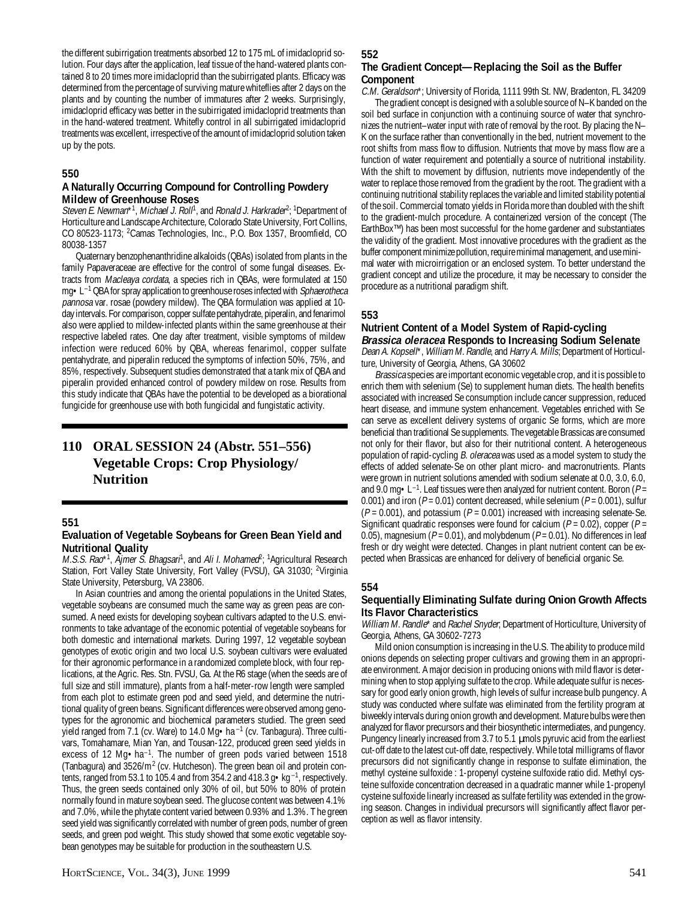the different subirrigation treatments absorbed 12 to 175 mL of imidacloprid solution. Four days after the application, leaf tissue of the hand-watered plants contained 8 to 20 times more imidacloprid than the subirrigated plants. Efficacy was determined from the percentage of surviving mature whiteflies after 2 days on the plants and by counting the number of immatures after 2 weeks. Surprisingly, imidacloprid efficacy was better in the subirrigated imidacloprid treatments than in the hand-watered treatment. Whitefly control in all subirrigated imidacloprid treatments was excellent, irrespective of the amount of imidacloprid solution taken up by the pots.

### 550

### A Naturally Occurring Compound for Controlling Powdery Mildew of Greenhouse Roses

*Steven E. Newman*\*[1], *Michael J. Roll*[1], and *Ronald J. Harkrader*[2]; [1]Department of Horticulture and Landscape Architecture, Colorado State University, Fort Collins, CO 80523-1173; [2]Camas Technologies, Inc., P.O. Box 1357, Broomfield, CO 80038-1357

Quaternary benzophenanthridine alkaloids (QBAs) isolated from plants in the family Papaveraceae are effective for the control of some fungal diseases. Extracts from *Macleaya cordata*, a species rich in QBAs, were formulated at 150 mg•L$^{-1}$ QBA for spray application to greenhouse roses infected with *Sphaerotheca pannosa* var. rosae (powdery mildew). The QBA formulation was applied at 10-day intervals. For comparison, copper sulfate pentahydrate, piperalin, and fenarimol also were applied to mildew-infected plants within the same greenhouse at their respective labeled rates. One day after treatment, visible symptoms of mildew infection were reduced 60% by QBA, whereas fenarimol, copper sulfate pentahydrate, and piperalin reduced the symptoms of infection 50%, 75%, and 85%, respectively. Subsequent studies demonstrated that a tank mix of QBA and piperalin provided enhanced control of powdery mildew on rose. Results from this study indicate that QBAs have the potential to be developed as a biorational fungicide for greenhouse use with both fungicidal and fungistatic activity.

## 110 ORAL SESSION 24 (Abstr. 551–556) Vegetable Crops: Crop Physiology/ Nutrition

### 551

### Evaluation of Vegetable Soybeans for Green Bean Yield and Nutritional Quality

*M.S.S. Rao*\*[1], *Ajmer S. Bhagsari*[1], and *Ali I. Mohamed*[2]; [1]Agricultural Research Station, Fort Valley State University, Fort Valley (FVSU), GA 31030; [2]Virginia State University, Petersburg, VA 23806.

In Asian countries and among the oriental populations in the United States, vegetable soybeans are consumed much the same way as green peas are consumed. A need exists for developing soybean cultivars adapted to the U.S. environments to take advantage of the economic potential of vegetable soybeans for both domestic and international markets. During 1997, 12 vegetable soybean genotypes of exotic origin and two local U.S. soybean cultivars were evaluated for their agronomic performance in a randomized complete block, with four replications, at the Agric. Res. Stn. FVSU, Ga. At the R6 stage (when the seeds are of full size and still immature), plants from a half-meter-row length were sampled from each plot to estimate green pod and seed yield, and determine the nutritional quality of green beans. Significant differences were observed among genotypes for the agronomic and biochemical parameters studied. The green seed yield ranged from 7.1 (cv. Ware) to 14.0 Mg•ha$^{-1}$ (cv. Tanbagura). Three cultivars, Tomahamare, Mian Yan, and Tousan-122, produced green seed yields in excess of 12 Mg•ha$^{-1}$. The number of green pods varied between 1518 (Tanbagura) and 3526/m$^2$ (cv. Hutcheson). The green bean oil and protein contents, ranged from 53.1 to 105.4 and from 354.2 and 418.3 g•kg$^{-1}$, respectively. Thus, the green seeds contained only 30% of oil, but 50% to 80% of protein normally found in mature soybean seed. The glucose content was between 4.1% and 7.0%, while the phytate content varied between 0.93% and 1.3%. The green seed yield was significantly correlated with number of green pods, number of green seeds, and green pod weight. This study showed that some exotic vegetable soybean genotypes may be suitable for production in the southeastern U.S.

### 552

### The Gradient Concept—Replacing the Soil as the Buffer Component

*C.M. Geraldson*\*; University of Florida, 1111 99th St. NW, Bradenton, FL 34209

The gradient concept is designed with a soluble source of N–K banded on the soil bed surface in conjunction with a continuing source of water that synchronizes the nutrient–water input with rate of removal by the root. By placing the N–K on the surface rather than conventionally in the bed, nutrient movement to the root shifts from mass flow to diffusion. Nutrients that move by mass flow are a function of water requirement and potentially a source of nutritional instability. With the shift to movement by diffusion, nutrients move independently of the water to replace those removed from the gradient by the root. The gradient with a continuing nutritional stability replaces the variable and limited stability potential of the soil. Commercial tomato yields in Florida more than doubled with the shift to the gradient-mulch procedure. A containerized version of the concept (The EarthBox™) has been most successful for the home gardener and substantiates the validity of the gradient. Most innovative procedures with the gradient as the buffer component minimize pollution, require minimal management, and use minimal water with microirrigation or an enclosed system. To better understand the gradient concept and utilize the procedure, it may be necessary to consider the procedure as a nutritional paradigm shift.

### 553

### Nutrient Content of a Model System of Rapid-cycling *Brassica oleracea* Responds to Increasing Sodium Selenate

*Dean A. Kopsell*\*, *William M. Randle*, and *Harry A. Mills*; Department of Horticulture, University of Georgia, Athens, GA 30602

*Brassica* species are important economic vegetable crop, and it is possible to enrich them with selenium (Se) to supplement human diets. The health benefits associated with increased Se consumption include cancer suppression, reduced heart disease, and immune system enhancement. Vegetables enriched with Se can serve as excellent delivery systems of organic Se forms, which are more beneficial than traditional Se supplements. The vegetable Brassicas are consumed not only for their flavor, but also for their nutritional content. A heterogeneous population of rapid-cycling *B. oleracea* was used as a model system to study the effects of added selenate-Se on other plant micro- and macronutrients. Plants were grown in nutrient solutions amended with sodium selenate at 0.0, 3.0, 6.0, and 9.0 mg•L$^{-1}$. Leaf tissues were then analyzed for nutrient content. Boron ($P$ = 0.001) and iron ($P$ = 0.01) content decreased, while selenium ($P$ = 0.001), sulfur ($P$ = 0.001), and potassium ($P$ = 0.001) increased with increasing selenate-Se. Significant quadratic responses were found for calcium ($P$ = 0.02), copper ($P$ = 0.05), magnesium ($P$ = 0.01), and molybdenum ($P$ = 0.01). No differences in leaf fresh or dry weight were detected. Changes in plant nutrient content can be expected when Brassicas are enhanced for delivery of beneficial organic Se.

### 554

### Sequentially Eliminating Sulfate during Onion Growth Affects Its Flavor Characteristics

*William M. Randle*\* and *Rachel Snyder*; Department of Horticulture, University of Georgia, Athens, GA 30602-7273

Mild onion consumption is increasing in the U.S. The ability to produce mild onions depends on selecting proper cultivars and growing them in an appropriate environment. A major decision in producing onions with mild flavor is determining when to stop applying sulfate to the crop. While adequate sulfur is necessary for good early onion growth, high levels of sulfur increase bulb pungency. A study was conducted where sulfate was eliminated from the fertility program at biweekly intervals during onion growth and development. Mature bulbs were then analyzed for flavor precursors and their biosynthetic intermediates, and pungency. Pungency linearly increased from 3.7 to 5.1 μmols pyruvic acid from the earliest cut-off date to the latest cut-off date, respectively. While total milligrams of flavor precursors did not significantly change in response to sulfate elimination, the methyl cysteine sulfoxide : 1-propenyl cysteine sulfoxide ratio did. Methyl cysteine sulfoxide concentration decreased in a quadratic manner while 1-propenyl cysteine sulfoxide linearly increased as sulfate fertility was extended in the growing season. Changes in individual precursors will significantly affect flavor perception as well as flavor intensity.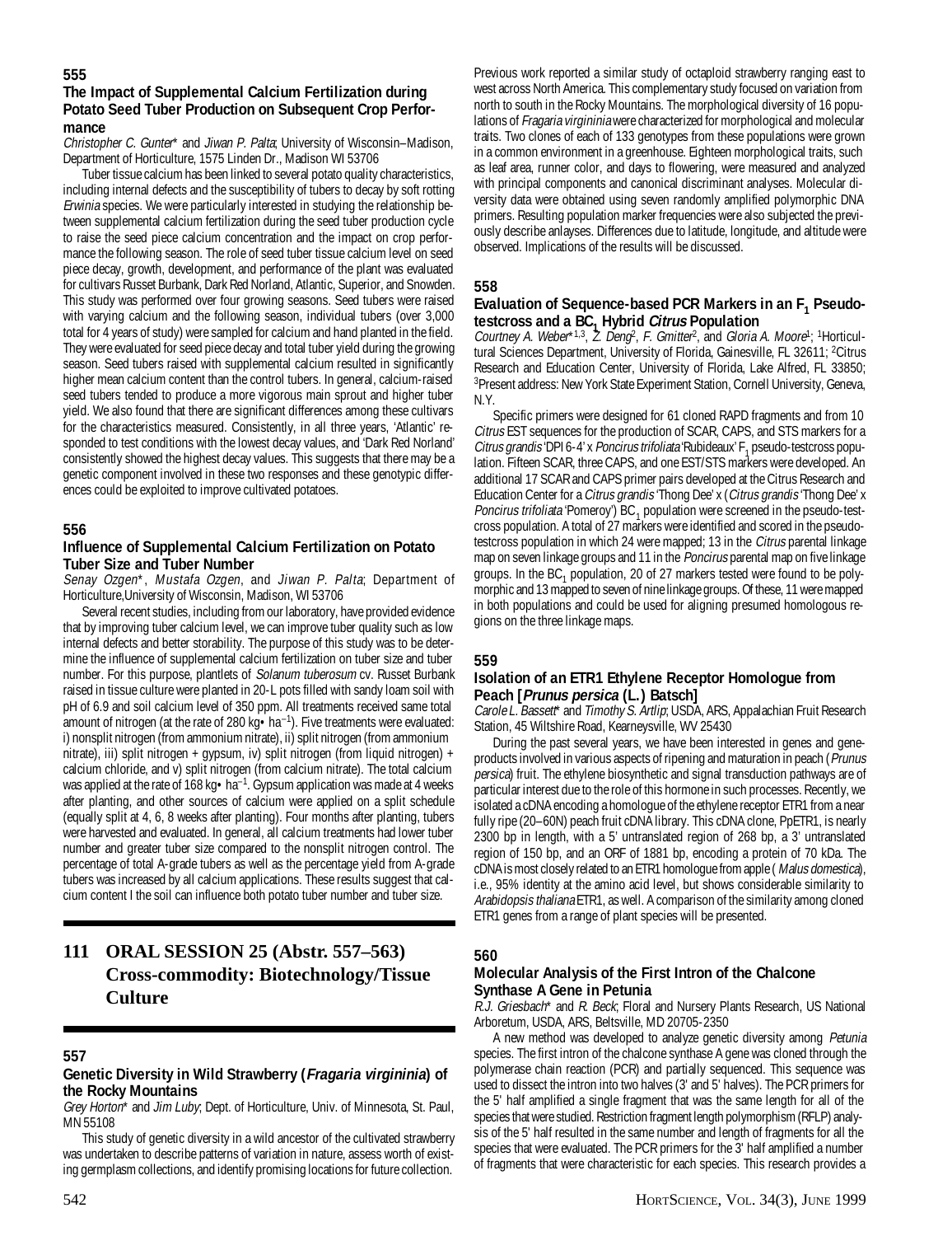## 555

### The Impact of Supplemental Calcium Fertilization during Potato Seed Tuber Production on Subsequent Crop Performance

*Christopher C. Gunter\** and *Jiwan P. Palta*; University of Wisconsin–Madison, Department of Horticulture, 1575 Linden Dr., Madison WI 53706

Tuber tissue calcium has been linked to several potato quality characteristics, including internal defects and the susceptibility of tubers to decay by soft rotting *Erwinia* species. We were particularly interested in studying the relationship between supplemental calcium fertilization during the seed tuber production cycle to raise the seed piece calcium concentration and the impact on crop performance the following season. The role of seed tuber tissue calcium level on seed piece decay, growth, development, and performance of the plant was evaluated for cultivars Russet Burbank, Dark Red Norland, Atlantic, Superior, and Snowden. This study was performed over four growing seasons. Seed tubers were raised with varying calcium and the following season, individual tubers (over 3,000 total for 4 years of study) were sampled for calcium and hand planted in the field. They were evaluated for seed piece decay and total tuber yield during the growing season. Seed tubers raised with supplemental calcium resulted in significantly higher mean calcium content than the control tubers. In general, calcium-raised seed tubers tended to produce a more vigorous main sprout and higher tuber yield. We also found that there are significant differences among these cultivars for the characteristics measured. Consistently, in all three years, 'Atlantic' responded to test conditions with the lowest decay values, and 'Dark Red Norland' consistently showed the highest decay values. This suggests that there may be a genetic component involved in these two responses and these genotypic differences could be exploited to improve cultivated potatoes.

## 556

### Influence of Supplemental Calcium Fertilization on Potato Tuber Size and Tuber Number

*Senay Ozgen\**, *Mustafa Ozgen*, and *Jiwan P. Palta*; Department of Horticulture,University of Wisconsin, Madison, WI 53706

Several recent studies, including from our laboratory, have provided evidence that by improving tuber calcium level, we can improve tuber quality such as low internal defects and better storability. The purpose of this study was to determine the influence of supplemental calcium fertilization on tuber size and tuber number. For this purpose, plantlets of *Solanum tuberosum* cv. Russet Burbank raised in tissue culture were planted in 20-L pots filled with sandy loam soil with pH of 6.9 and soil calcium level of 350 ppm. All treatments received same total amount of nitrogen (at the rate of 280 kg• ha$^{-1}$). Five treatments were evaluated: i) nonsplit nitrogen (from ammonium nitrate), ii) split nitrogen (from ammonium nitrate), iii) split nitrogen + gypsum, iv) split nitrogen (from liquid nitrogen) + calcium chloride, and v) split nitrogen (from calcium nitrate). The total calcium was applied at the rate of 168 kg• ha$^{-1}$. Gypsum application was made at 4 weeks after planting, and other sources of calcium were applied on a split schedule (equally split at 4, 6, 8 weeks after planting). Four months after planting, tubers were harvested and evaluated. In general, all calcium treatments had lower tuber number and greater tuber size compared to the nonsplit nitrogen control. The percentage of total A-grade tubers as well as the percentage yield from A-grade tubers was increased by all calcium applications. These results suggest that calcium content I the soil can influence both potato tuber number and tuber size.

# 111 ORAL SESSION 25 (Abstr. 557–563) Cross-commodity: Biotechnology/Tissue Culture

## 557

### Genetic Diversity in Wild Strawberry (*Fragaria virginina*) of the Rocky Mountains

*Grey Horton\** and *Jim Luby*; Dept. of Horticulture, Univ. of Minnesota, St. Paul, MN 55108

This study of genetic diversity in a wild ancestor of the cultivated strawberry was undertaken to describe patterns of variation in nature, assess worth of existing germplasm collections, and identify promising locations for future collection. Previous work reported a similar study of octaploid strawberry ranging east to west across North America. This complementary study focused on variation from north to south in the Rocky Mountains. The morphological diversity of 16 populations of *Fragaria virginina* were characterized for morphological and molecular traits. Two clones of each of 133 genotypes from these populations were grown in a common environment in a greenhouse. Eighteen morphological traits, such as leaf area, runner color, and days to flowering, were measured and analyzed with principal components and canonical discriminant analyses. Molecular diversity data were obtained using seven randomly amplified polymorphic DNA primers. Resulting population marker frequencies were also subjected the previously describe anlayses. Differences due to latitude, longitude, and altitude were observed. Implications of the results will be discussed.

## 558

### Evaluation of Sequence-based PCR Markers in an $F_1$ Pseudo-testcross and a $BC_1$ Hybrid *Citrus* Population

*Courtney A. Weber\**[1,3], *Z. Deng*[2], *F. Gmitter*[2], and *Gloria A. Moore*[1]; [1]Horticultural Sciences Department, University of Florida, Gainesville, FL 32611; [2]Citrus Research and Education Center, University of Florida, Lake Alfred, FL 33850; [3]Present address: New York State Experiment Station, Cornell University, Geneva, N.Y.

Specific primers were designed for 61 cloned RAPD fragments and from 10 *Citrus* EST sequences for the production of SCAR, CAPS, and STS markers for a *Citrus grandis* 'DPI 6-4' x *Poncirus trifoliata* 'Rubideaux' $F_1$ pseudo-testcross population. Fifteen SCAR, three CAPS, and one EST/STS markers were developed. An additional 17 SCAR and CAPS primer pairs developed at the Citrus Research and Education Center for a *Citrus grandis* 'Thong Dee' x (*Citrus grandis* 'Thong Dee' x *Poncirus trifoliata* 'Pomeroy') $BC_1$ population were screened in the pseudo-testcross population. A total of 27 markers were identified and scored in the pseudo-testcross population in which 24 were mapped; 13 in the *Citrus* parental linkage map on seven linkage groups and 11 in the *Poncirus* parental map on five linkage groups. In the $BC_1$ population, 20 of 27 markers tested were found to be polymorphic and 13 mapped to seven of nine linkage groups. Of these, 11 were mapped in both populations and could be used for aligning presumed homologous regions on the three linkage maps.

## 559

### Isolation of an ETR1 Ethylene Receptor Homologue from Peach [*Prunus persica* (L.) Batsch]

*Carole L. Bassett\** and *Timothy S. Artlip*; USDA, ARS, Appalachian Fruit Research Station, 45 Wiltshire Road, Kearneysville, WV 25430

During the past several years, we have been interested in genes and gene-products involved in various aspects of ripening and maturation in peach (*Prunus persica*) fruit. The ethylene biosynthetic and signal transduction pathways are of particular interest due to the role of this hormone in such processes. Recently, we isolated a cDNA encoding a homologue of the ethylene receptor ETR1 from a near fully ripe (20–60N) peach fruit cDNA library. This cDNA clone, PpETR1, is nearly 2300 bp in length, with a 5' untranslated region of 268 bp, a 3' untranslated region of 150 bp, and an ORF of 1881 bp, encoding a protein of 70 kDa. The cDNA is most closely related to an ETR1 homologue from apple ( *Malus domestica*), i.e., 95% identity at the amino acid level, but shows considerable similarity to *Arabidopsis thaliana* ETR1, as well. A comparison of the similarity among cloned ETR1 genes from a range of plant species will be presented.

## 560

### Molecular Analysis of the First Intron of the Chalcone Synthase A Gene in Petunia

*R.J. Griesbach\** and *R. Beck*; Floral and Nursery Plants Research, US National Arboretum, USDA, ARS, Beltsville, MD 20705-2350

A new method was developed to analyze genetic diversity among *Petunia* species. The first intron of the chalcone synthase A gene was cloned through the polymerase chain reaction (PCR) and partially sequenced. This sequence was used to dissect the intron into two halves (3' and 5' halves). The PCR primers for the 5' half amplified a single fragment that was the same length for all of the species that were studied. Restriction fragment length polymorphism (RFLP) analysis of the 5' half resulted in the same number and length of fragments for all the species that were evaluated. The PCR primers for the 3' half amplified a number of fragments that were characteristic for each species. This research provides a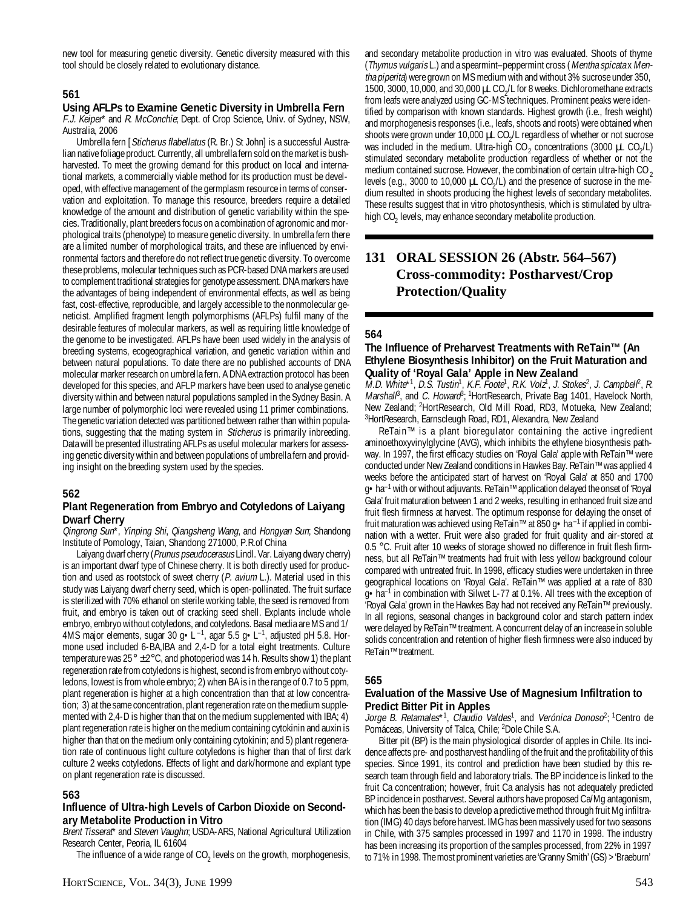new tool for measuring genetic diversity. Genetic diversity measured with this tool should be closely related to evolutionary distance.

### 561

### Using AFLPs to Examine Genetic Diversity in Umbrella Fern

*F.J. Keiper** and *R. McConchie*; Dept. of Crop Science, Univ. of Sydney, NSW, Australia, 2006

Umbrella fern [*Sticherus flabellatus* (R. Br.) St John] is a successful Australian native foliage product. Currently, all umbrella fern sold on the market is bush-harvested. To meet the growing demand for this product on local and international markets, a commercially viable method for its production must be developed, with effective management of the germplasm resource in terms of conservation and exploitation. To manage this resource, breeders require a detailed knowledge of the amount and distribution of genetic variability within the species. Traditionally, plant breeders focus on a combination of agronomic and morphological traits (phenotype) to measure genetic diversity. In umbrella fern there are a limited number of morphological traits, and these are influenced by environmental factors and therefore do not reflect true genetic diversity. To overcome these problems, molecular techniques such as PCR-based DNA markers are used to complement traditional strategies for genotype assessment. DNA markers have the advantages of being independent of environmental effects, as well as being fast, cost-effective, reproducible, and largely accessible to the nonmolecular geneticist. Amplified fragment length polymorphisms (AFLPs) fulfil many of the desirable features of molecular markers, as well as requiring little knowledge of the genome to be investigated. AFLPs have been used widely in the analysis of breeding systems, ecogeographical variation, and genetic variation within and between natural populations. To date there are no published accounts of DNA molecular marker research on umbrella fern. A DNA extraction protocol has been developed for this species, and AFLP markers have been used to analyse genetic diversity within and between natural populations sampled in the Sydney Basin. A large number of polymorphic loci were revealed using 11 primer combinations. The genetic variation detected was partitioned between rather than within populations, suggesting that the mating system in *Sticherus* is primarily inbreeding. Data will be presented illustrating AFLPs as useful molecular markers for assessing genetic diversity within and between populations of umbrella fern and providing insight on the breeding system used by the species.

### 562

### Plant Regeneration from Embryo and Cotyledons of Laiyang Dwarf Cherry

*Qingrong Sun**, *Yinping Shi*, *Qiangsheng Wang*, and *Hongyan Sun*; Shandong Institute of Pomology, Taian, Shandong 271000, P.R.of China

Laiyang dwarf cherry (*Prunus pseudocerasus* Lindl. Var. Laiyang dwary cherry) is an important dwarf type of Chinese cherry. It is both directly used for production and used as rootstock of sweet cherry (*P. avium* L.). Material used in this study was Laiyang dwarf cherry seed, which is open-pollinated. The fruit surface is sterilized with 70% ethanol on sterile working table, the seed is removed from fruit, and embryo is taken out of cracking seed shell. Explants include whole embryo, embryo without cotyledons, and cotyledons. Basal media are MS and 1/4MS major elements, sugar 30 g• L$^{-1}$, agar 5.5 g• L$^{-1}$, adjusted pH 5.8. Hormone used included 6-BA,IBA and 2,4-D for a total eight treatments. Culture temperature was 25° ±2°C, and photoperiod was 14 h. Results show 1) the plant regeneration rate from cotyledons is highest, second is from embryo without cotyledons, lowest is from whole embryo; 2) when BA is in the range of 0.7 to 5 ppm, plant regeneration is higher at a high concentration than that at low concentration; 3) at the same concentration, plant regeneration rate on the medium supplemented with 2,4-D is higher than that on the medium supplemented with IBA; 4) plant regeneration rate is higher on the medium containing cytokinin and auxin is higher than that on the medium only containing cytokinin; and 5) plant regeneration rate of continuous light culture cotyledons is higher than that of first dark culture 2 weeks cotyledons. Effects of light and dark/hormone and explant type on plant regeneration rate is discussed.

### 563

### Influence of Ultra-high Levels of Carbon Dioxide on Secondary Metabolite Production in Vitro

*Brent Tisserat** and *Steven Vaughn*; USDA-ARS, National Agricultural Utilization Research Center, Peoria, IL 61604

The influence of a wide range of $CO_2$ levels on the growth, morphogenesis, and secondary metabolite production in vitro was evaluated. Shoots of thyme (*Thymus vulgaris* L.) and a spearmint–peppermint cross (*Mentha spicata* x *Mentha piperita*) were grown on MS medium with and without 3% sucrose under 350, 1500, 3000, 10,000, and 30,000 µL $CO_2$/L for 8 weeks. Dichloromethane extracts from leafs were analyzed using GC-MS techniques. Prominent peaks were identified by comparison with known standards. Highest growth (i.e., fresh weight) and morphogenesis responses (i.e., leafs, shoots and roots) were obtained when shoots were grown under 10,000 µL $CO_2$/L regardless of whether or not sucrose was included in the medium. Ultra-high $CO_2$ concentrations (3000 µL $CO_2$/L) stimulated secondary metabolite production regardless of whether or not the medium contained sucrose. However, the combination of certain ultra-high $CO_2$ levels (e.g., 3000 to 10,000 µL $CO_2$/L) and the presence of sucrose in the medium resulted in shoots producing the highest levels of secondary metabolites. These results suggest that in vitro photosynthesis, which is stimulated by ultra-high $CO_2$ levels, may enhance secondary metabolite production.

## 131 ORAL SESSION 26 (Abstr. 564–567) Cross-commodity: Postharvest/Crop Protection/Quality

### 564

### The Influence of Preharvest Treatments with ReTain™ (An Ethylene Biosynthesis Inhibitor) on the Fruit Maturation and Quality of 'Royal Gala' Apple in New Zealand

*M.D. White**[1], *D.S. Tustin*[1], *K.F. Foote*[1], *R.K. Volz*[1], *J. Stokes*[2], *J. Campbell*[2], *R. Marshall*[3], and *C. Howard*[3]; [1]HortResearch, Private Bag 1401, Havelock North, New Zealand; [2]HortResearch, Old Mill Road, RD3, Motueka, New Zealand; [3]HortResearch, Earnscleugh Road, RD1, Alexandra, New Zealand

ReTain™ is a plant bioregulator containing the active ingredient aminoethoxyvinylglycine (AVG), which inhibits the ethylene biosynthesis pathway. In 1997, the first efficacy studies on 'Royal Gala' apple with ReTain™ were conducted under New Zealand conditions in Hawkes Bay. ReTain™ was applied 4 weeks before the anticipated start of harvest on 'Royal Gala' at 850 and 1700 g• ha$^{-1}$ with or without adjuvants. ReTain™ application delayed the onset of 'Royal Gala' fruit maturation between 1 and 2 weeks, resulting in enhanced fruit size and fruit flesh firmness at harvest. The optimum response for delaying the onset of fruit maturation was achieved using ReTain™ at 850 g• ha$^{-1}$ if applied in combination with a wetter. Fruit were also graded for fruit quality and air-stored at 0.5 °C. Fruit after 10 weeks of storage showed no difference in fruit flesh firmness, but all ReTain™ treatments had fruit with less yellow background colour compared with untreated fruit. In 1998, efficacy studies were undertaken in three geographical locations on 'Royal Gala'. ReTain™ was applied at a rate of 830 g• ha$^{-1}$ in combination with Silwet L-77 at 0.1%. All trees with the exception of 'Royal Gala' grown in the Hawkes Bay had not received any ReTain™ previously. In all regions, seasonal changes in background color and starch pattern index were delayed by ReTain™ treatment. A concurrent delay of an increase in soluble solids concentration and retention of higher flesh firmness were also induced by ReTain™ treatment.

### 565

### Evaluation of the Massive Use of Magnesium Infiltration to Predict Bitter Pit in Apples

*Jorge B. Retamales**[1], *Claudio Valdes*[1], and *Verónica Donoso*[2]; [1]Centro de Pomáceas, University of Talca, Chile; [2]Dole Chile S.A.

Bitter pit (BP) is the main physiological disorder of apples in Chile. Its incidence affects pre- and postharvest handling of the fruit and the profitability of this species. Since 1991, its control and prediction have been studied by this research team through field and laboratory trials. The BP incidence is linked to the fruit Ca concentration; however, fruit Ca analysis has not adequately predicted BP incidence in postharvest. Several authors have proposed Ca/Mg antagonism, which has been the basis to develop a predictive method through fruit Mg infiltration (IMG) 40 days before harvest. IMG has been massively used for two seasons in Chile, with 375 samples processed in 1997 and 1170 in 1998. The industry has been increasing its proportion of the samples processed, from 22% in 1997 to 71% in 1998. The most prominent varieties are 'Granny Smith' (GS) > 'Braeburn'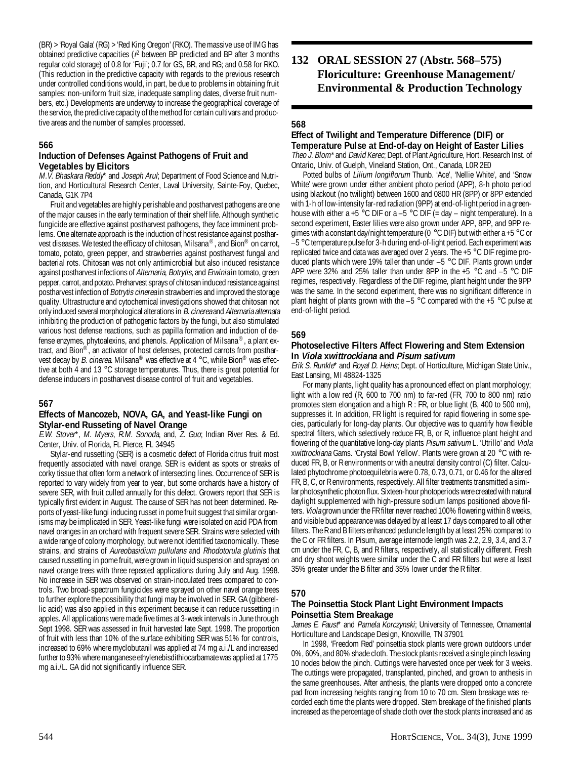(BR) > 'Royal Gala' (RG) > 'Red King Oregon' (RKO). The massive use of IMG has obtained predictive capacities ($r^2$ between BP predicted and BP after 3 months regular cold storage) of 0.8 for 'Fuji'; 0.7 for GS, BR, and RG; and 0.58 for RKO. (This reduction in the predictive capacity with regards to the previous research under controlled conditions would, in part, be due to problems in obtaining fruit samples: non-uniform fruit size, inadequate sampling dates, diverse fruit numbers, etc.) Developments are underway to increase the geographical coverage of the service, the predictive capacity of the method for certain cultivars and productive areas and the number of samples processed.

### 566

### Induction of Defenses Against Pathogens of Fruit and Vegetables by Elicitors

*M.V. Bhaskara Reddy\** and *Joseph Arul*; Department of Food Science and Nutrition, and Horticultural Research Center, Laval University, Sainte-Foy, Quebec, Canada, G1K 7P4

Fruit and vegetables are highly perishable and postharvest pathogens are one of the major causes in the early termination of their shelf life. Although synthetic fungicide are effective against postharvest pathogens, they face imminent problems. One alternate approach is the induction of host resistance against postharvest diseases. We tested the efficacy of chitosan, Milsana®, and Bion® on carrot, tomato, potato, green pepper, and strawberries against postharvest fungal and bacterial rots. Chitosan was not only antimicrobial but also induced resistance against postharvest infections of *Alternaria*, *Botrytis*, and *Erwinia* in tomato, green pepper, carrot, and potato. Preharvest sprays of chitosan induced resistance against postharvest infection of *Botrytis cinerea* in strawberries and improved the storage quality. Ultrastructure and cytochemical investigations showed that chitosan not only induced several morphological alterations in *B. cinerea* and *Alternaria alternata* inhibiting the production of pathogenic factors by the fungi, but also stimulated various host defense reactions, such as papilla formation and induction of defense enzymes, phytoalexins, and phenols. Application of Milsana®, a plant extract, and Bion®, an activator of host defenses, protected carrots from postharvest decay by *B. cinerea*. Milsana® was effective at 4 °C, while Bion® was effective at both 4 and 13 °C storage temperatures. Thus, there is great potential for defense inducers in postharvest disease control of fruit and vegetables.

### 567

### Effects of Mancozeb, NOVA, GA, and Yeast-like Fungi on Stylar-end Russeting of Navel Orange

*E.W. Stover\**, *M. Myers*, *R.M. Sonoda*, and, *Z. Guo*; Indian River Res. & Ed. Center, Univ. of Florida, Ft. Pierce, FL 34945

Stylar-end russetting (SER) is a cosmetic defect of Florida citrus fruit most frequently associated with navel orange. SER is evident as spots or streaks of corky tissue that often form a network of intersecting lines. Occurrence of SER is reported to vary widely from year to year, but some orchards have a history of severe SER, with fruit culled annually for this defect. Growers report that SER is typically first evident in August. The cause of SER has not been determined. Reports of yeast-like fungi inducing russet in pome fruit suggest that similar organisms may be implicated in SER. Yeast-like fungi were isolated on acid PDA from navel oranges in an orchard with frequent severe SER. Strains were selected with a wide range of colony morphology, but were not identified taxonomically. These strains, and strains of *Aureobasidium pullulans* and *Rhodotorula glutinis* that caused russetting in pome fruit, were grown in liquid suspension and sprayed on navel orange trees with three repeated applications during July and Aug. 1998. No increase in SER was observed on strain-inoculated trees compared to controls. Two broad-spectrum fungicides were sprayed on other navel orange trees to further explore the possibility that fungi may be involved in SER. GA (gibberellic acid) was also applied in this experiment because it can reduce russetting in apples. All applications were made five times at 3-week intervals in June through Sept 1998. SER was assessed in fruit harvested late Sept. 1998. The proportion of fruit with less than 10% of the surface exhibiting SER was 51% for controls, increased to 69% where myclobutanil was applied at 74 mg a.i./L and increased further to 93% where manganese ethylenebisdithiocarbamate was applied at 1775 mg a.i./L. GA did not significantly influence SER.

## 132 ORAL SESSION 27 (Abstr. 568–575) Floriculture: Greenhouse Management/ Environmental & Production Technology

### 568

### Effect of Twilight and Temperature Difference (DIF) or Temperature Pulse at End-of-day on Height of Easter Lilies

*Theo J. Blom\** and *David Kerec*; Dept. of Plant Agriculture, Hort. Research Inst. of Ontario, Univ. of Guelph, Vineland Station, Ont., Canada, L0R 2E0

Potted bulbs of *Lilium longiflorum* Thunb. 'Ace', 'Nellie White', and 'Snow White' were grown under either ambient photo period (APP), 8-h photo period using blackout (no twilight) between 1600 and 0800 HR (8PP) or 8PP extended with 1-h of low-intensity far-red radiation (9PP) at end-of-light period in a greenhouse with either a +5 °C DIF or a –5 °C DIF (= day – night temperature). In a second experiment, Easter lilies were also grown under APP, 8PP, and 9PP regimes with a constant day/night temperature (0 °C DIF) but with either a +5 °C or –5 °C temperature pulse for 3-h during end-of-light period. Each experiment was replicated twice and data was averaged over 2 years. The +5 °C DIF regime produced plants which were 19% taller than under –5 °C DIF. Plants grown under APP were 32% and 25% taller than under 8PP in the +5 °C and –5 °C DIF regimes, respectively. Regardless of the DIF regime, plant height under the 9PP was the same. In the second experiment, there was no significant difference in plant height of plants grown with the –5 °C compared with the +5 °C pulse at end-of-light period.

### 569

### Photoselective Filters Affect Flowering and Stem Extension In *Viola xwittrockiana* and *Pisum sativum*

*Erik S. Runkle\** and *Royal D. Heins*; Dept. of Horticulture, Michigan State Univ., East Lansing, MI 48824-1325

For many plants, light quality has a pronounced effect on plant morphology; light with a low red (R, 600 to 700 nm) to far-red (FR, 700 to 800 nm) ratio promotes stem elongation and a high R : FR, or blue light (B, 400 to 500 nm), suppresses it. In addition, FR light is required for rapid flowering in some species, particularly for long-day plants. Our objective was to quantify how flexible spectral filters, which selectively reduce FR, B, or R, influence plant height and flowering of the quantitative long-day plants *Pisum sativum* L. 'Utrillo' and *Viola xwittrockiana* Gams. 'Crystal Bowl Yellow'. Plants were grown at 20 °C with reduced FR, B, or R environments or with a neutral density control (C) filter. Calculated phytochrome photoequilebria were 0.78, 0.73, 0.71, or 0.46 for the altered FR, B, C, or R environments, respectively. All filter treatments transmitted a similar photosynthetic photon flux. Sixteen-hour photoperiods were created with natural daylight supplemented with high-pressure sodium lamps positioned above filters. *Viola* grown under the FR filter never reached 100% flowering within 8 weeks, and visible bud appearance was delayed by at least 17 days compared to all other filters. The R and B filters enhanced peduncle length by at least 25% compared to the C or FR filters. In Pisum, average internode length was 2.2, 2.9, 3.4, and 3.7 cm under the FR, C, B, and R filters, respectively, all statistically different. Fresh and dry shoot weights were similar under the C and FR filters but were at least 35% greater under the B filter and 35% lower under the R filter.

### 570

### The Poinsettia Stock Plant Light Environment Impacts Poinsettia Stem Breakage

*James E. Faust\** and *Pamela Korczynski*; University of Tennessee, Ornamental Horticulture and Landscape Design, Knoxville, TN 37901

In 1998, 'Freedom Red' poinsettia stock plants were grown outdoors under 0%, 60%, and 80% shade cloth. The stock plants received a single pinch leaving 10 nodes below the pinch. Cuttings were harvested once per week for 3 weeks. The cuttings were propagated, transplanted, pinched, and grown to anthesis in the same greenhouses. After anthesis, the plants were dropped onto a concrete pad from increasing heights ranging from 10 to 70 cm. Stem breakage was recorded each time the plants were dropped. Stem breakage of the finished plants increased as the percentage of shade cloth over the stock plants increased and as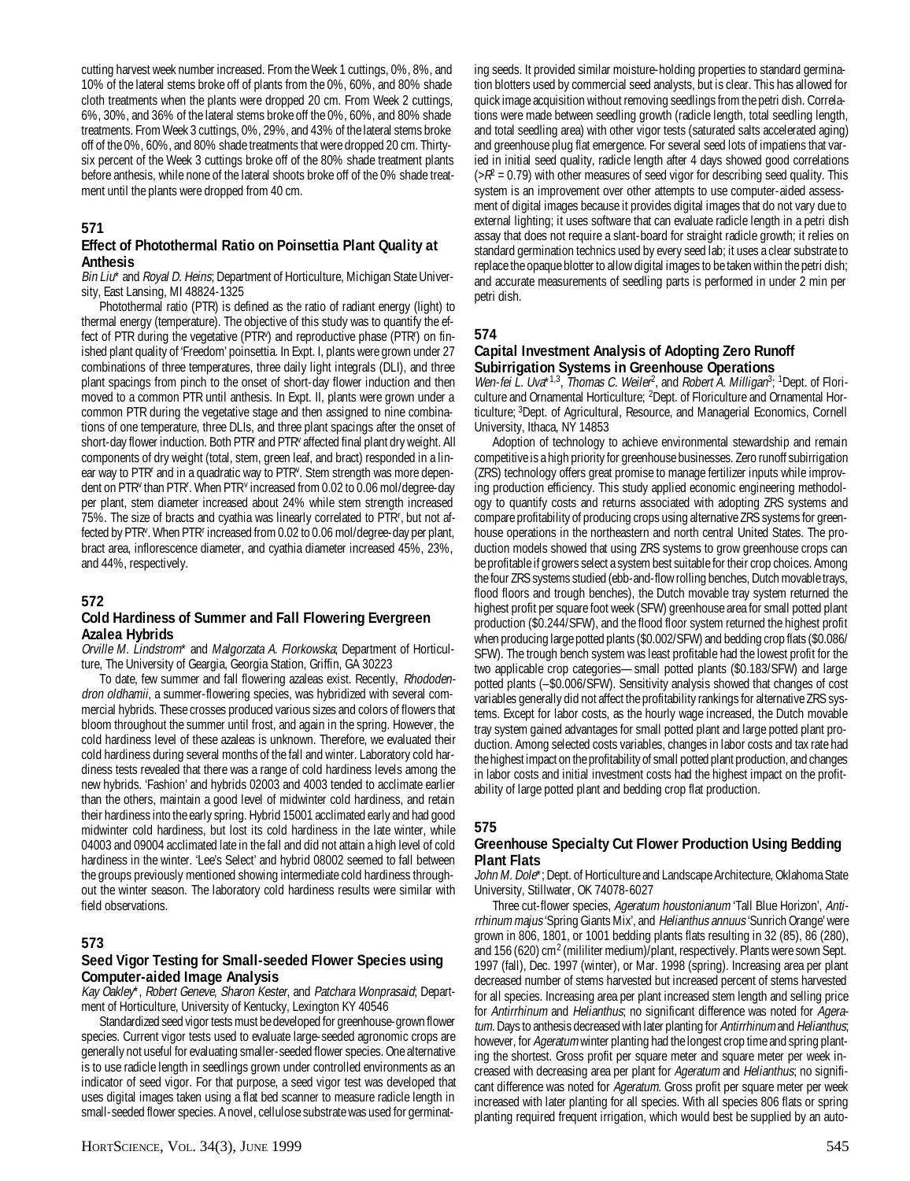cutting harvest week number increased. From the Week 1 cuttings, 0%, 8%, and 10% of the lateral stems broke off of plants from the 0%, 60%, and 80% shade cloth treatments when the plants were dropped 20 cm. From Week 2 cuttings, 6%, 30%, and 36% of the lateral stems broke off the 0%, 60%, and 80% shade treatments. From Week 3 cuttings, 0%, 29%, and 43% of the lateral stems broke off of the 0%, 60%, and 80% shade treatments that were dropped 20 cm. Thirty-six percent of the Week 3 cuttings broke off of the 80% shade treatment plants before anthesis, while none of the lateral shoots broke off of the 0% shade treatment until the plants were dropped from 40 cm.

## 571

### Effect of Photothermal Ratio on Poinsettia Plant Quality at Anthesis

*Bin Liu\** and *Royal D. Heins*; Department of Horticulture, Michigan State University, East Lansing, MI 48824-1325

Photothermal ratio (PTR) is defined as the ratio of radiant energy (light) to thermal energy (temperature). The objective of this study was to quantify the effect of PTR during the vegetative ($PTR^v$) and reproductive phase ($PTR^r$) on finished plant quality of 'Freedom' poinsettia. In Expt. I, plants were grown under 27 combinations of three temperatures, three daily light integrals (DLI), and three plant spacings from pinch to the onset of short-day flower induction and then moved to a common PTR until anthesis. In Expt. II, plants were grown under a common PTR during the vegetative stage and then assigned to nine combinations of one temperature, three DLIs, and three plant spacings after the onset of short-day flower induction. Both $PTR^r$ and $PTR^v$ affected final plant dry weight. All components of dry weight (total, stem, green leaf, and bract) responded in a linear way to $PTR^r$ and in a quadratic way to $PTR^v$. Stem strength was more dependent on $PTR^v$ than $PTR^r$. When $PTR^v$ increased from 0.02 to 0.06 mol/degree-day per plant, stem diameter increased about 24% while stem strength increased 75%. The size of bracts and cyathia was linearly correlated to $PTR^r$, but not affected by $PTR^v$. When $PTR^r$ increased from 0.02 to 0.06 mol/degree-day per plant, bract area, inflorescence diameter, and cyathia diameter increased 45%, 23%, and 44%, respectively.

## 572

### Cold Hardiness of Summer and Fall Flowering Evergreen Azalea Hybrids

*Orville M. Lindstrom\** and *Malgorzata A. Florkowska*; Department of Horticulture, The University of Geargia, Georgia Station, Griffin, GA 30223

To date, few summer and fall flowering azaleas exist. Recently, *Rhododendron oldhamii*, a summer-flowering species, was hybridized with several commercial hybrids. These crosses produced various sizes and colors of flowers that bloom throughout the summer until frost, and again in the spring. However, the cold hardiness level of these azaleas is unknown. Therefore, we evaluated their cold hardiness during several months of the fall and winter. Laboratory cold hardiness tests revealed that there was a range of cold hardiness levels among the new hybrids. 'Fashion' and hybrids 02003 and 4003 tended to acclimate earlier than the others, maintain a good level of midwinter cold hardiness, and retain their hardiness into the early spring. Hybrid 15001 acclimated early and had good midwinter cold hardiness, but lost its cold hardiness in the late winter, while 04003 and 09004 acclimated late in the fall and did not attain a high level of cold hardiness in the winter. 'Lee's Select' and hybrid 08002 seemed to fall between the groups previously mentioned showing intermediate cold hardiness throughout the winter season. The laboratory cold hardiness results were similar with field observations.

## 573

### Seed Vigor Testing for Small-seeded Flower Species using Computer-aided Image Analysis

*Kay Oakley\**, *Robert Geneve*, *Sharon Kester*, and *Patchara Wonprasaid*; Department of Horticulture, University of Kentucky, Lexington KY 40546

Standardized seed vigor tests must be developed for greenhouse-grown flower species. Current vigor tests used to evaluate large-seeded agronomic crops are generally not useful for evaluating smaller-seeded flower species. One alternative is to use radicle length in seedlings grown under controlled environments as an indicator of seed vigor. For that purpose, a seed vigor test was developed that uses digital images taken using a flat bed scanner to measure radicle length in small-seeded flower species. A novel, cellulose substrate was used for germinating seeds. It provided similar moisture-holding properties to standard germination blotters used by commercial seed analysts, but is clear. This has allowed for quick image acquisition without removing seedlings from the petri dish. Correlations were made between seedling growth (radicle length, total seedling length, and total seedling area) with other vigor tests (saturated salts accelerated aging) and greenhouse plug flat emergence. For several seed lots of impatiens that varied in initial seed quality, radicle length after 4 days showed good correlations ($>R^2 = 0.79$) with other measures of seed vigor for describing seed quality. This system is an improvement over other attempts to use computer-aided assessment of digital images because it provides digital images that do not vary due to external lighting; it uses software that can evaluate radicle length in a petri dish assay that does not require a slant-board for straight radicle growth; it relies on standard germination technics used by every seed lab; it uses a clear substrate to replace the opaque blotter to allow digital images to be taken within the petri dish; and accurate measurements of seedling parts is performed in under 2 min per petri dish.

## 574

### Capital Investment Analysis of Adopting Zero Runoff Subirrigation Systems in Greenhouse Operations

*Wen-fei L. Uva\**[1,3], *Thomas C. Weiler*[2], and *Robert A. Milligan*[3]; [1]Dept. of Floriculture and Ornamental Horticulture; [2]Dept. of Floriculture and Ornamental Horticulture; [3]Dept. of Agricultural, Resource, and Managerial Economics, Cornell University, Ithaca, NY 14853

Adoption of technology to achieve environmental stewardship and remain competitive is a high priority for greenhouse businesses. Zero runoff subirrigation (ZRS) technology offers great promise to manage fertilizer inputs while improving production efficiency. This study applied economic engineering methodology to quantify costs and returns associated with adopting ZRS systems and compare profitability of producing crops using alternative ZRS systems for greenhouse operations in the northeastern and north central United States. The production models showed that using ZRS systems to grow greenhouse crops can be profitable if growers select a system best suitable for their crop choices. Among the four ZRS systems studied (ebb-and-flow rolling benches, Dutch movable trays, flood floors and trough benches), the Dutch movable tray system returned the highest profit per square foot week (SFW) greenhouse area for small potted plant production ($0.244/SFW), and the flood floor system returned the highest profit when producing large potted plants ($0.002/SFW) and bedding crop flats ($0.086/SFW). The trough bench system was least profitable had the lowest profit for the two applicable crop categories— small potted plants ($0.183/SFW) and large potted plants (–$0.006/SFW). Sensitivity analysis showed that changes of cost variables generally did not affect the profitability rankings for alternative ZRS systems. Except for labor costs, as the hourly wage increased, the Dutch movable tray system gained advantages for small potted plant and large potted plant production. Among selected costs variables, changes in labor costs and tax rate had the highest impact on the profitability of small potted plant production, and changes in labor costs and initial investment costs had the highest impact on the profitability of large potted plant and bedding crop flat production.

## 575

### Greenhouse Specialty Cut Flower Production Using Bedding Plant Flats

*John M. Dole\**; Dept. of Horticulture and Landscape Architecture, Oklahoma State University, Stillwater, OK 74078-6027

Three cut-flower species, *Ageratum houstonianum* 'Tall Blue Horizon', *Antirrhinum majus* 'Spring Giants Mix', and *Helianthus annuus* 'Sunrich Orange' were grown in 806, 1801, or 1001 bedding plants flats resulting in 32 (85), 86 (280), and 156 (620) $cm^2$ (mililiter medium)/plant, respectively. Plants were sown Sept. 1997 (fall), Dec. 1997 (winter), or Mar. 1998 (spring). Increasing area per plant decreased number of stems harvested but increased percent of stems harvested for all species. Increasing area per plant increased stem length and selling price for *Antirrhinum* and *Helianthus*; no significant difference was noted for *Ageratum*. Days to anthesis decreased with later planting for *Antirrhinum* and *Helianthus*; however, for *Ageratum* winter planting had the longest crop time and spring planting the shortest. Gross profit per square meter and square meter per week increased with decreasing area per plant for *Ageratum* and *Helianthus*; no significant difference was noted for *Ageratum*. Gross profit per square meter per week increased with later planting for all species. With all species 806 flats or spring planting required frequent irrigation, which would best be supplied by an auto-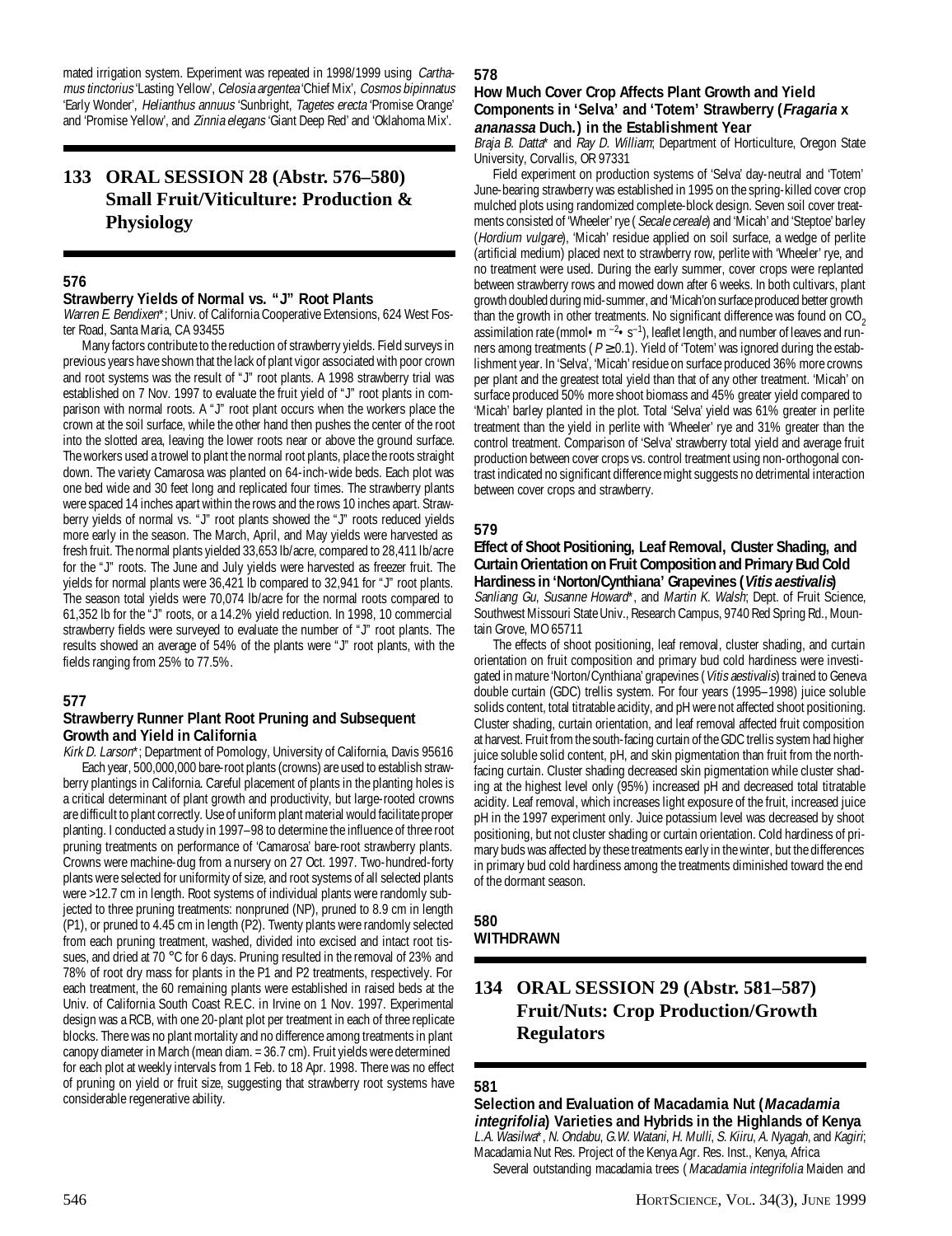mated irrigation system. Experiment was repeated in 1998/1999 using *Carthamus tinctorius* 'Lasting Yellow', *Celosia argentea* 'Chief Mix', *Cosmos bipinnatus* 'Early Wonder', *Helianthus annuus* 'Sunbright, *Tagetes erecta* 'Promise Orange' and 'Promise Yellow', and *Zinnia elegans* 'Giant Deep Red' and 'Oklahoma Mix'.

# 133 ORAL SESSION 28 (Abstr. 576–580) Small Fruit/Viticulture: Production & Physiology

### 576

**Strawberry Yields of Normal vs. "J" Root Plants**

*Warren E. Bendixen**; Univ. of California Cooperative Extensions, 624 West Foster Road, Santa Maria, CA 93455

Many factors contribute to the reduction of strawberry yields. Field surveys in previous years have shown that the lack of plant vigor associated with poor crown and root systems was the result of "J" root plants. A 1998 strawberry trial was established on 7 Nov. 1997 to evaluate the fruit yield of "J" root plants in comparison with normal roots. A "J" root plant occurs when the workers place the crown at the soil surface, while the other hand then pushes the center of the root into the slotted area, leaving the lower roots near or above the ground surface. The workers used a trowel to plant the normal root plants, place the roots straight down. The variety Camarosa was planted on 64-inch-wide beds. Each plot was one bed wide and 30 feet long and replicated four times. The strawberry plants were spaced 14 inches apart within the rows and the rows 10 inches apart. Strawberry yields of normal vs. "J" root plants showed the "J" roots reduced yields more early in the season. The March, April, and May yields were harvested as fresh fruit. The normal plants yielded 33,653 lb/acre, compared to 28,411 lb/acre for the "J" roots. The June and July yields were harvested as freezer fruit. The yields for normal plants were 36,421 lb compared to 32,941 for "J" root plants. The season total yields were 70,074 lb/acre for the normal roots compared to 61,352 lb for the "J" roots, or a 14.2% yield reduction. In 1998, 10 commercial strawberry fields were surveyed to evaluate the number of "J" root plants. The results showed an average of 54% of the plants were "J" root plants, with the fields ranging from 25% to 77.5%.

### 577

**Strawberry Runner Plant Root Pruning and Subsequent Growth and Yield in California**

*Kirk D. Larson**; Department of Pomology, University of California, Davis 95616

Each year, 500,000,000 bare-root plants (crowns) are used to establish strawberry plantings in California. Careful placement of plants in the planting holes is a critical determinant of plant growth and productivity, but large-rooted crowns are difficult to plant correctly. Use of uniform plant material would facilitate proper planting. I conducted a study in 1997–98 to determine the influence of three root pruning treatments on performance of 'Camarosa' bare-root strawberry plants. Crowns were machine-dug from a nursery on 27 Oct. 1997. Two-hundred-forty plants were selected for uniformity of size, and root systems of all selected plants were >12.7 cm in length. Root systems of individual plants were randomly subjected to three pruning treatments: nonpruned (NP), pruned to 8.9 cm in length (P1), or pruned to 4.45 cm in length (P2). Twenty plants were randomly selected from each pruning treatment, washed, divided into excised and intact root tissues, and dried at 70 °C for 6 days. Pruning resulted in the removal of 23% and 78% of root dry mass for plants in the P1 and P2 treatments, respectively. For each treatment, the 60 remaining plants were established in raised beds at the Univ. of California South Coast R.E.C. in Irvine on 1 Nov. 1997. Experimental design was a RCB, with one 20-plant plot per treatment in each of three replicate blocks. There was no plant mortality and no difference among treatments in plant canopy diameter in March (mean diam. = 36.7 cm). Fruit yields were determined for each plot at weekly intervals from 1 Feb. to 18 Apr. 1998. There was no effect of pruning on yield or fruit size, suggesting that strawberry root systems have considerable regenerative ability.

### 578

**How Much Cover Crop Affects Plant Growth and Yield Components in 'Selva' and 'Totem' Strawberry (*Fragaria* x *ananassa* Duch.) in the Establishment Year**

*Braja B. Datta** and *Ray D. William*; Department of Horticulture, Oregon State University, Corvallis, OR 97331

Field experiment on production systems of 'Selva' day-neutral and 'Totem' June-bearing strawberry was established in 1995 on the spring-killed cover crop mulched plots using randomized complete-block design. Seven soil cover treatments consisted of 'Wheeler' rye (*Secale cereale*) and 'Micah' and 'Steptoe' barley (*Hordium vulgare*), 'Micah' residue applied on soil surface, a wedge of perlite (artificial medium) placed next to strawberry row, perlite with 'Wheeler' rye, and no treatment were used. During the early summer, cover crops were replanted between strawberry rows and mowed down after 6 weeks. In both cultivars, plant growth doubled during mid-summer, and 'Micah' on surface produced better growth than the growth in other treatments. No significant difference was found on $CO_2$ assimilation rate (mmol• $m^{-2}$• $s^{-1}$), leaflet length, and number of leaves and runners among treatments ($P \geq 0.1$). Yield of 'Totem' was ignored during the establishment year. In 'Selva', 'Micah' residue on surface produced 36% more crowns per plant and the greatest total yield than that of any other treatment. 'Micah' on surface produced 50% more shoot biomass and 45% greater yield compared to 'Micah' barley planted in the plot. Total 'Selva' yield was 61% greater in perlite treatment than the yield in perlite with 'Wheeler' rye and 31% greater than the control treatment. Comparison of 'Selva' strawberry total yield and average fruit production between cover crops vs. control treatment using non-orthogonal contrast indicated no significant difference might suggests no detrimental interaction between cover crops and strawberry.

### 579

**Effect of Shoot Positioning, Leaf Removal, Cluster Shading, and Curtain Orientation on Fruit Composition and Primary Bud Cold Hardiness in 'Norton/Cynthiana' Grapevines (*Vitis aestivalis*)**

*Sanliang Gu*, *Susanne Howard**, and *Martin K. Walsh*; Dept. of Fruit Science, Southwest Missouri State Univ., Research Campus, 9740 Red Spring Rd., Mountain Grove, MO 65711

The effects of shoot positioning, leaf removal, cluster shading, and curtain orientation on fruit composition and primary bud cold hardiness were investigated in mature 'Norton/Cynthiana' grapevines (*Vitis aestivalis*) trained to Geneva double curtain (GDC) trellis system. For four years (1995–1998) juice soluble solids content, total titratable acidity, and pH were not affected shoot positioning. Cluster shading, curtain orientation, and leaf removal affected fruit composition at harvest. Fruit from the south-facing curtain of the GDC trellis system had higher juice soluble solid content, pH, and skin pigmentation than fruit from the north-facing curtain. Cluster shading decreased skin pigmentation while cluster shading at the highest level only (95%) increased pH and decreased total titratable acidity. Leaf removal, which increases light exposure of the fruit, increased juice pH in the 1997 experiment only. Juice potassium level was decreased by shoot positioning, but not cluster shading or curtain orientation. Cold hardiness of primary buds was affected by these treatments early in the winter, but the differences in primary bud cold hardiness among the treatments diminished toward the end of the dormant season.

### 580

**WITHDRAWN**

# 134 ORAL SESSION 29 (Abstr. 581–587) Fruit/Nuts: Crop Production/Growth Regulators

### 581

**Selection and Evaluation of Macadamia Nut (*Macadamia integrifolia*) Varieties and Hybrids in the Highlands of Kenya**

*L.A. Wasilwa**, *N. Ondabu*, *G.W. Watani*, *H. Mulli*, *S. Kiiru*, *A. Nyagah*, and *Kagiri*; Macadamia Nut Res. Project of the Kenya Agr. Res. Inst., Kenya, Africa

Several outstanding macadamia trees (*Macadamia integrifolia* Maiden and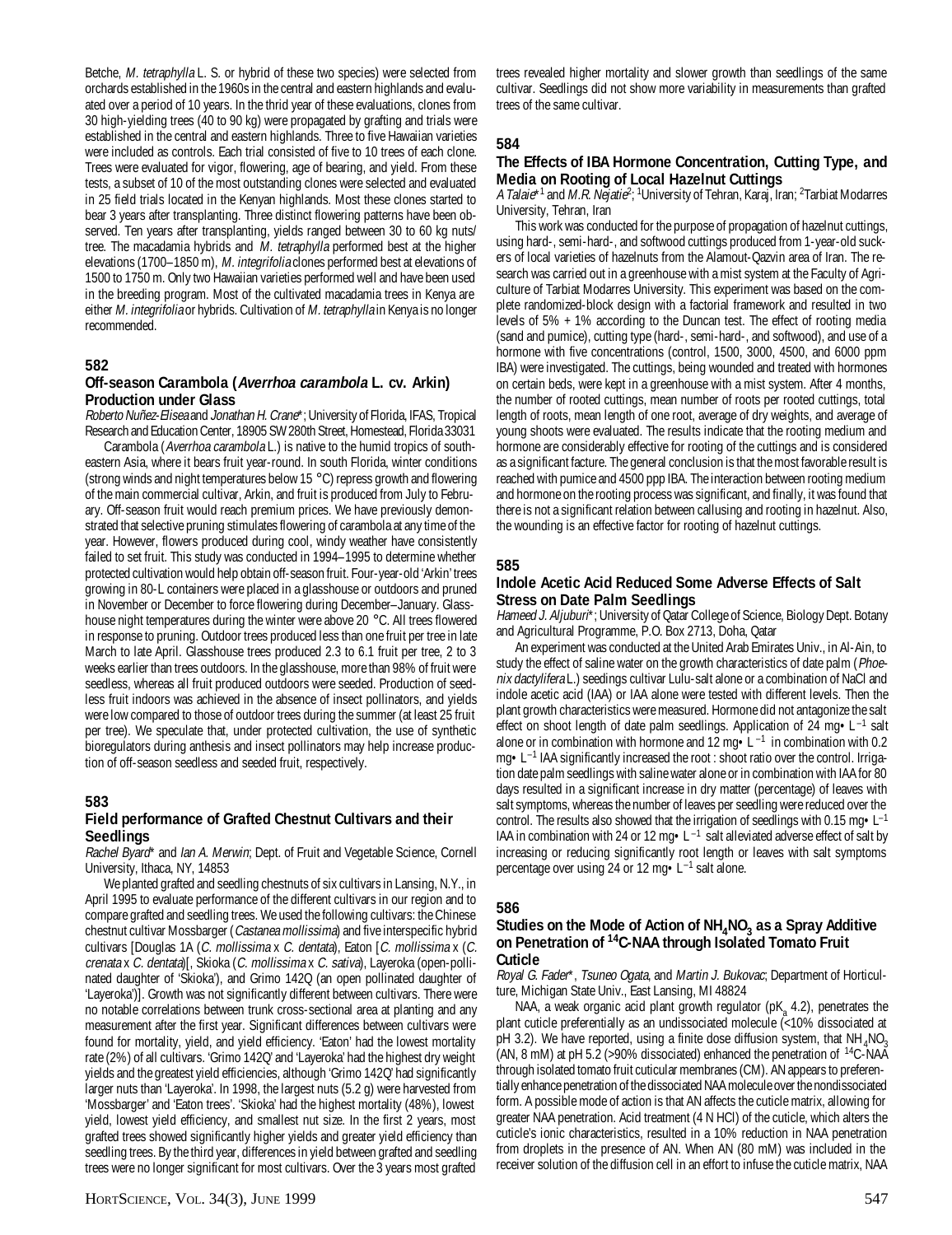Betche, *M. tetraphylla* L. S. or hybrid of these two species) were selected from orchards established in the 1960s in the central and eastern highlands and evaluated over a period of 10 years. In the thrid year of these evaluations, clones from 30 high-yielding trees (40 to 90 kg) were propagated by grafting and trials were established in the central and eastern highlands. Three to five Hawaiian varieties were included as controls. Each trial consisted of five to 10 trees of each clone. Trees were evaluated for vigor, flowering, age of bearing, and yield. From these tests, a subset of 10 of the most outstanding clones were selected and evaluated in 25 field trials located in the Kenyan highlands. Most these clones started to bear 3 years after transplanting. Three distinct flowering patterns have been observed. Ten years after transplanting, yields ranged between 30 to 60 kg nuts/tree. The macadamia hybrids and *M. tetraphylla* performed best at the higher elevations (1700–1850 m), *M. integrifolia* clones performed best at elevations of 1500 to 1750 m. Only two Hawaiian varieties performed well and have been used in the breeding program. Most of the cultivated macadamia trees in Kenya are either *M. integrifolia* or hybrids. Cultivation of *M. tetraphylla* in Kenya is no longer recommended.

## 582

### Off-season Carambola (*Averrhoa carambola* L. cv. Arkin) Production under Glass

*Roberto Nuñez-Elisea* and *Jonathan H. Crane*\*; University of Florida, IFAS, Tropical Research and Education Center, 18905 SW 280th Street, Homestead, Florida 33031

Carambola (*Averrhoa carambola* L.) is native to the humid tropics of southeastern Asia, where it bears fruit year-round. In south Florida, winter conditions (strong winds and night temperatures below 15 °C) repress growth and flowering of the main commercial cultivar, Arkin, and fruit is produced from July to February. Off-season fruit would reach premium prices. We have previously demonstrated that selective pruning stimulates flowering of carambola at any time of the year. However, flowers produced during cool, windy weather have consistently failed to set fruit. This study was conducted in 1994–1995 to determine whether protected cultivation would help obtain off-season fruit. Four-year-old 'Arkin' trees growing in 80-L containers were placed in a glasshouse or outdoors and pruned in November or December to force flowering during December–January. Glasshouse night temperatures during the winter were above 20 °C. All trees flowered in response to pruning. Outdoor trees produced less than one fruit per tree in late March to late April. Glasshouse trees produced 2.3 to 6.1 fruit per tree, 2 to 3 weeks earlier than trees outdoors. In the glasshouse, more than 98% of fruit were seedless, whereas all fruit produced outdoors were seeded. Production of seedless fruit indoors was achieved in the absence of insect pollinators, and yields were low compared to those of outdoor trees during the summer (at least 25 fruit per tree). We speculate that, under protected cultivation, the use of synthetic bioregulators during anthesis and insect pollinators may help increase production of off-season seedless and seeded fruit, respectively.

## 583

### Field performance of Grafted Chestnut Cultivars and their Seedlings

*Rachel Byard*\* and *Ian A. Merwin*; Dept. of Fruit and Vegetable Science, Cornell University, Ithaca, NY, 14853

We planted grafted and seedling chestnuts of six cultivars in Lansing, N.Y., in April 1995 to evaluate performance of the different cultivars in our region and to compare grafted and seedling trees. We used the following cultivars: the Chinese chestnut cultivar Mossbarger (*Castanea mollissima*) and five interspecific hybrid cultivars [Douglas 1A (*C. mollissima* x *C. dentata*), Eaton [*C. mollissima* x (*C. crenata* x *C. dentata*)[, Skioka (*C. mollissima* x *C. sativa*), Layeroka (open-pollinated daughter of 'Skioka'), and Grimo 142Q (an open pollinated daughter of 'Layeroka')]. Growth was not significantly different between cultivars. There were no notable correlations between trunk cross-sectional area at planting and any measurement after the first year. Significant differences between cultivars were found for mortality, yield, and yield efficiency. 'Eaton' had the lowest mortality rate (2%) of all cultivars. 'Grimo 142Q' and 'Layeroka' had the highest dry weight yields and the greatest yield efficiencies, although 'Grimo 142Q' had significantly larger nuts than 'Layeroka'. In 1998, the largest nuts (5.2 g) were harvested from 'Mossbarger' and 'Eaton trees'. 'Skioka' had the highest mortality (48%), lowest yield, lowest yield efficiency, and smallest nut size. In the first 2 years, most grafted trees showed significantly higher yields and greater yield efficiency than seedling trees. By the third year, differences in yield between grafted and seedling trees were no longer significant for most cultivars. Over the 3 years most grafted trees revealed higher mortality and slower growth than seedlings of the same cultivar. Seedlings did not show more variability in measurements than grafted trees of the same cultivar.

## 584

### The Effects of IBA Hormone Concentration, Cutting Type, and Media on Rooting of Local Hazelnut Cuttings

*A Talaie*\*[1] and *M.R. Nejatie*[2]; [1]University of Tehran, Karaj, Iran; [2]Tarbiat Modarres University, Tehran, Iran

This work was conducted for the purpose of propagation of hazelnut cuttings, using hard-, semi-hard-, and softwood cuttings produced from 1-year-old suckers of local varieties of hazelnuts from the Alamout-Qazvin area of Iran. The research was carried out in a greenhouse with a mist system at the Faculty of Agriculture of Tarbiat Modarres University. This experiment was based on the complete randomized-block design with a factorial framework and resulted in two levels of 5% + 1% according to the Duncan test. The effect of rooting media (sand and pumice), cutting type (hard-, semi-hard-, and softwood), and use of a hormone with five concentrations (control, 1500, 3000, 4500, and 6000 ppm IBA) were investigated. The cuttings, being wounded and treated with hormones on certain beds, were kept in a greenhouse with a mist system. After 4 months, the number of rooted cuttings, mean number of roots per rooted cuttings, total length of roots, mean length of one root, average of dry weights, and average of young shoots were evaluated. The results indicate that the rooting medium and hormone are considerably effective for rooting of the cuttings and is considered as a significant facture. The general conclusion is that the most favorable result is reached with pumice and 4500 ppp IBA. The interaction between rooting medium and hormone on the rooting process was significant, and finally, it was found that there is not a significant relation between callusing and rooting in hazelnut. Also, the wounding is an effective factor for rooting of hazelnut cuttings.

## 585

### Indole Acetic Acid Reduced Some Adverse Effects of Salt Stress on Date Palm Seedlings

*Hameed J. Aljuburi*\*; University of Qatar College of Science, Biology Dept. Botany and Agricultural Programme, P.O. Box 2713, Doha, Qatar

An experiment was conducted at the United Arab Emirates Univ., in Al-Ain, to study the effect of saline water on the growth characteristics of date palm (*Phoenix dactylifera* L.) seedings cultivar Lulu-salt alone or a combination of NaCl and indole acetic acid (IAA) or IAA alone were tested with different levels. Then the plant growth characteristics were measured. Hormone did not antagonize the salt effect on shoot length of date palm seedlings. Application of 24 mg• $L^{-1}$ salt alone or in combination with hormone and 12 mg• $L^{-1}$ in combination with 0.2 mg• $L^{-1}$ IAA significantly increased the root : shoot ratio over the control. Irrigation date palm seedlings with saline water alone or in combination with IAA for 80 days resulted in a significant increase in dry matter (percentage) of leaves with salt symptoms, whereas the number of leaves per seedling were reduced over the control. The results also showed that the irrigation of seedlings with 0.15 mg• $L^{-1}$ IAA in combination with 24 or 12 mg• $L^{-1}$ salt alleviated adverse effect of salt by increasing or reducing significantly root length or leaves with salt symptoms percentage over using 24 or 12 mg• $L^{-1}$ salt alone.

## 586

### Studies on the Mode of Action of $NH_4NO_3$ as a Spray Additive on Penetration of $^{14}$C-NAA through Isolated Tomato Fruit Cuticle

*Royal G. Fader*\*, *Tsuneo Ogata*, and *Martin J. Bukovac*; Department of Horticulture, Michigan State Univ., East Lansing, MI 48824

NAA, a weak organic acid plant growth regulator ($pK_a$ 4.2), penetrates the plant cuticle preferentially as an undissociated molecule (<10% dissociated at pH 3.2). We have reported, using a finite dose diffusion system, that $NH_4NO_3$ (AN, 8 mM) at pH 5.2 (>90% dissociated) enhanced the penetration of $^{14}$C-NAA through isolated tomato fruit cuticular membranes (CM). AN appears to preferentially enhance penetration of the dissociated NAA molecule over the nondissociated form. A possible mode of action is that AN affects the cuticle matrix, allowing for greater NAA penetration. Acid treatment (4 N HCl) of the cuticle, which alters the cuticle's ionic characteristics, resulted in a 10% reduction in NAA penetration from droplets in the presence of AN. When AN (80 mM) was included in the receiver solution of the diffusion cell in an effort to infuse the cuticle matrix, NAA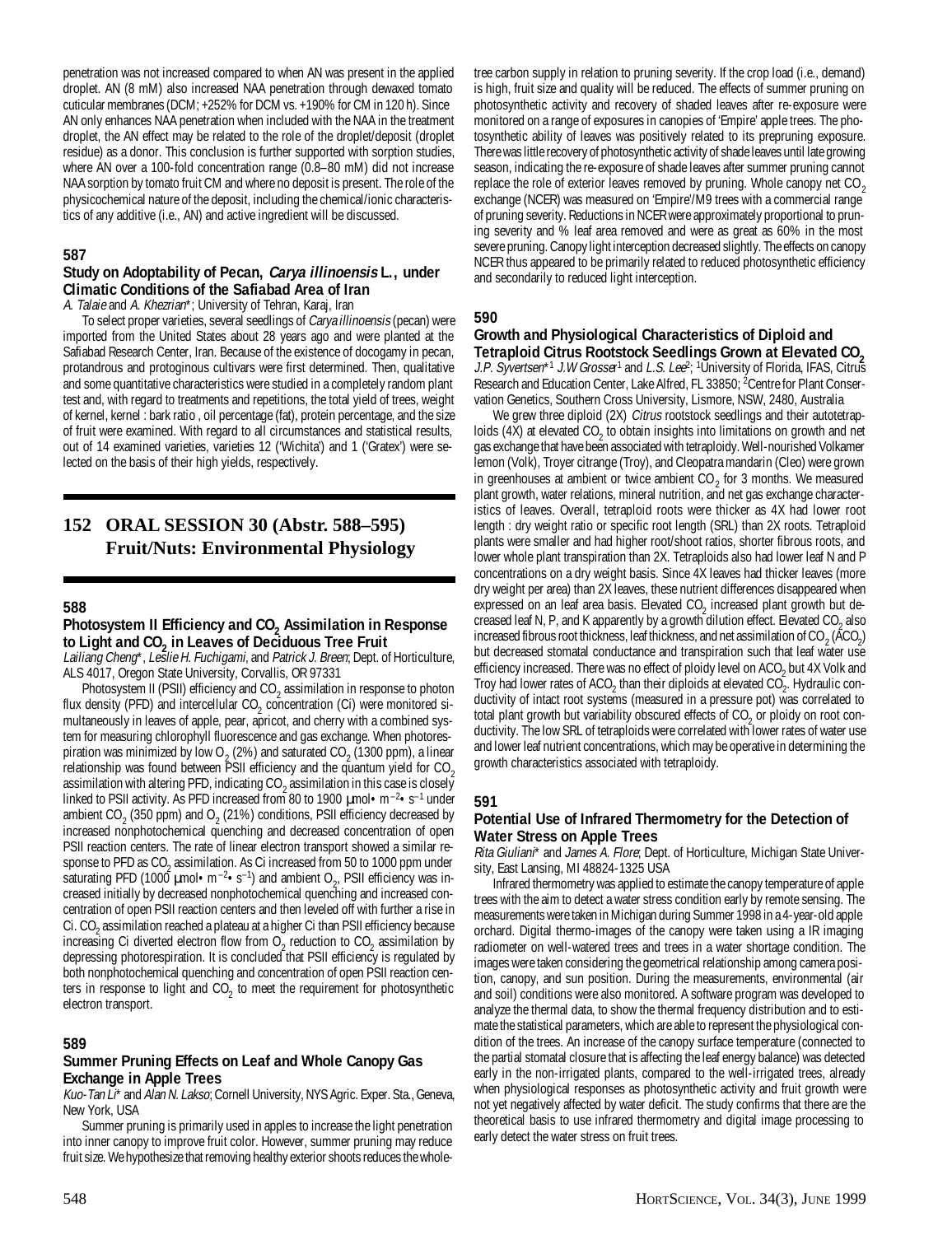penetration was not increased compared to when AN was present in the applied droplet. AN (8 mM) also increased NAA penetration through dewaxed tomato cuticular membranes (DCM; +252% for DCM vs. +190% for CM in 120 h). Since AN only enhances NAA penetration when included with the NAA in the treatment droplet, the AN effect may be related to the role of the droplet/deposit (droplet residue) as a donor. This conclusion is further supported with sorption studies, where AN over a 100-fold concentration range (0.8–80 mM) did not increase NAA sorption by tomato fruit CM and where no deposit is present. The role of the physicochemical nature of the deposit, including the chemical/ionic characteristics of any additive (i.e., AN) and active ingredient will be discussed.

### 587

### Study on Adoptability of Pecan, *Carya illinoensis* L., under Climatic Conditions of the Safiabad Area of Iran

*A. Talaie* and *A. Khezrian**; University of Tehran, Karaj, Iran

To select proper varieties, several seedlings of *Carya illinoensis* (pecan) were imported from the United States about 28 years ago and were planted at the Safiabad Research Center, Iran. Because of the existence of docogamy in pecan, protandrous and protoginous cultivars were first determined. Then, qualitative and some quantitative characteristics were studied in a completely random plant test and, with regard to treatments and repetitions, the total yield of trees, weight of kernel, kernel : bark ratio , oil percentage (fat), protein percentage, and the size of fruit were examined. With regard to all circumstances and statistical results, out of 14 examined varieties, varieties 12 ('Wichita') and 1 ('Gratex') were selected on the basis of their high yields, respectively.

## 152 ORAL SESSION 30 (Abstr. 588–595) Fruit/Nuts: Environmental Physiology

### 588

### Photosystem II Efficiency and $CO_2$ Assimilation in Response to Light and $CO_2$ in Leaves of Deciduous Tree Fruit

*Lailiang Cheng**, *Leslie H. Fuchigami*, and *Patrick J. Breen*; Dept. of Horticulture, ALS 4017, Oregon State University, Corvallis, OR 97331

Photosystem II (PSII) efficiency and $CO_2$ assimilation in response to photon flux density (PFD) and intercellular $CO_2$ concentration (Ci) were monitored simultaneously in leaves of apple, pear, apricot, and cherry with a combined system for measuring chlorophyll fluorescence and gas exchange. When photorespiration was minimized by low $O_2$ (2%) and saturated $CO_2$ (1300 ppm), a linear relationship was found between PSII efficiency and the quantum yield for $CO_2$ assimilation with altering PFD, indicating $CO_2$ assimilation in this case is closely linked to PSII activity. As PFD increased from 80 to 1900 μmol• m$^{-2}$• s$^{-1}$ under ambient $CO_2$ (350 ppm) and $O_2$ (21%) conditions, PSII efficiency decreased by increased nonphotochemical quenching and decreased concentration of open PSII reaction centers. The rate of linear electron transport showed a similar response to PFD as $CO_2$ assimilation. As Ci increased from 50 to 1000 ppm under saturating PFD (1000 μmol• m$^{-2}$• s$^{-1}$) and ambient $O_2$, PSII efficiency was increased initially by decreased nonphotochemical quenching and increased concentration of open PSII reaction centers and then leveled off with further a rise in Ci. $CO_2$ assimilation reached a plateau at a higher Ci than PSII efficiency because increasing Ci diverted electron flow from $O_2$ reduction to $CO_2$ assimilation by depressing photorespiration. It is concluded that PSII efficiency is regulated by both nonphotochemical quenching and concentration of open PSII reaction centers in response to light and $CO_2$ to meet the requirement for photosynthetic electron transport.

### 589

### Summer Pruning Effects on Leaf and Whole Canopy Gas Exchange in Apple Trees

*Kuo-Tan Li** and *Alan N. Lakso*; Cornell University, NYS Agric. Exper. Sta., Geneva, New York, USA

Summer pruning is primarily used in apples to increase the light penetration into inner canopy to improve fruit color. However, summer pruning may reduce fruit size. We hypothesize that removing healthy exterior shoots reduces the whole-tree carbon supply in relation to pruning severity. If the crop load (i.e., demand) is high, fruit size and quality will be reduced. The effects of summer pruning on photosynthetic activity and recovery of shaded leaves after re-exposure were monitored on a range of exposures in canopies of 'Empire' apple trees. The photosynthetic ability of leaves was positively related to its prepruning exposure. There was little recovery of photosynthetic activity of shade leaves until late growing season, indicating the re-exposure of shade leaves after summer pruning cannot replace the role of exterior leaves removed by pruning. Whole canopy net $CO_2$ exchange (NCER) was measured on 'Empire'/M9 trees with a commercial range of pruning severity. Reductions in NCER were approximately proportional to pruning severity and % leaf area removed and were as great as 60% in the most severe pruning. Canopy light interception decreased slightly. The effects on canopy NCER thus appeared to be primarily related to reduced photosynthetic efficiency and secondarily to reduced light interception.

### 590

### Growth and Physiological Characteristics of Diploid and Tetraploid Citrus Rootstock Seedlings Grown at Elevated $CO_2$

*J.P. Syvertsen**[1] *J.W Grosser*[1] and *L.S. Lee*[2]; [1]University of Florida, IFAS, Citrus Research and Education Center, Lake Alfred, FL 33850; [2]Centre for Plant Conservation Genetics, Southern Cross University, Lismore, NSW, 2480, Australia

We grew three diploid (2X) *Citrus* rootstock seedlings and their autotetraploids (4X) at elevated $CO_2$ to obtain insights into limitations on growth and net gas exchange that have been associated with tetraploidy. Well-nourished Volkamer lemon (Volk), Troyer citrange (Troy), and Cleopatra mandarin (Cleo) were grown in greenhouses at ambient or twice ambient $CO_2$ for 3 months. We measured plant growth, water relations, mineral nutrition, and net gas exchange characteristics of leaves. Overall, tetraploid roots were thicker as 4X had lower root length : dry weight ratio or specific root length (SRL) than 2X roots. Tetraploid plants were smaller and had higher root/shoot ratios, shorter fibrous roots, and lower whole plant transpiration than 2X. Tetraploids also had lower leaf N and P concentrations on a dry weight basis. Since 4X leaves had thicker leaves (more dry weight per area) than 2X leaves, these nutrient differences disappeared when expressed on an leaf area basis. Elevated $CO_2$ increased plant growth but decreased leaf N, P, and K apparently by a growth dilution effect. Elevated $CO_2$ also increased fibrous root thickness, leaf thickness, and net assimilation of $CO_2$ ($ACO_2$) but decreased stomatal conductance and transpiration such that leaf water use efficiency increased. There was no effect of ploidy level on $ACO_2$ but 4X Volk and Troy had lower rates of $ACO_2$ than their diploids at elevated $CO_2$. Hydraulic conductivity of intact root systems (measured in a pressure pot) was correlated to total plant growth but variability obscured effects of $CO_2$ or ploidy on root conductivity. The low SRL of tetraploids were correlated with lower rates of water use and lower leaf nutrient concentrations, which may be operative in determining the growth characteristics associated with tetraploidy.

### 591

### Potential Use of Infrared Thermometry for the Detection of Water Stress on Apple Trees

*Rita Giuliani** and *James A. Flore*; Dept. of Horticulture, Michigan State University, East Lansing, MI 48824-1325 USA

Infrared thermometry was applied to estimate the canopy temperature of apple trees with the aim to detect a water stress condition early by remote sensing. The measurements were taken in Michigan during Summer 1998 in a 4-year-old apple orchard. Digital thermo-images of the canopy were taken using a IR imaging radiometer on well-watered trees and trees in a water shortage condition. The images were taken considering the geometrical relationship among camera position, canopy, and sun position. During the measurements, environmental (air and soil) conditions were also monitored. A software program was developed to analyze the thermal data, to show the thermal frequency distribution and to estimate the statistical parameters, which are able to represent the physiological condition of the trees. An increase of the canopy surface temperature (connected to the partial stomatal closure that is affecting the leaf energy balance) was detected early in the non-irrigated plants, compared to the well-irrigated trees, already when physiological responses as photosynthetic activity and fruit growth were not yet negatively affected by water deficit. The study confirms that there are the theoretical basis to use infrared thermometry and digital image processing to early detect the water stress on fruit trees.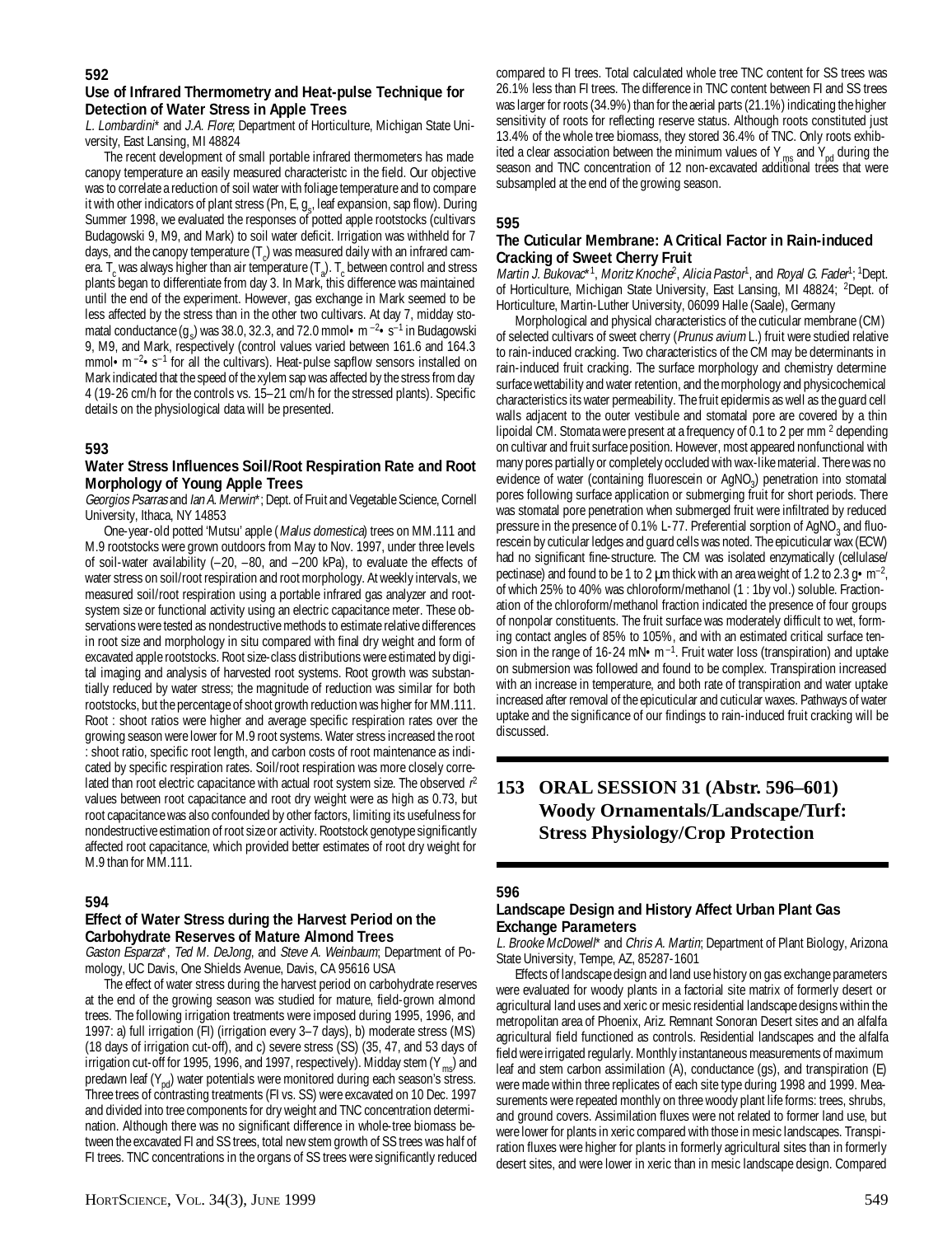## 592

### Use of Infrared Thermometry and Heat-pulse Technique for Detection of Water Stress in Apple Trees

*L. Lombardini\** and *J.A. Flore*; Department of Horticulture, Michigan State University, East Lansing, MI 48824

The recent development of small portable infrared thermometers has made canopy temperature an easily measured characteristc in the field. Our objective was to correlate a reduction of soil water with foliage temperature and to compare it with other indicators of plant stress (Pn, E, $g_s$, leaf expansion, sap flow). During Summer 1998, we evaluated the responses of potted apple rootstocks (cultivars Budagowski 9, M9, and Mark) to soil water deficit. Irrigation was withheld for 7 days, and the canopy temperature ($T_c$) was measured daily with an infrared camera. $T_c$ was always higher than air temperature ($T_a$). $T_c$ between control and stress plants began to differentiate from day 3. In Mark, this difference was maintained until the end of the experiment. However, gas exchange in Mark seemed to be less affected by the stress than in the other two cultivars. At day 7, midday stomatal conductance ($g_s$) was 38.0, 32.3, and 72.0 mmol• $m^{-2}$• $s^{-1}$ in Budagowski 9, M9, and Mark, respectively (control values varied between 161.6 and 164.3 mmol• $m^{-2}$• $s^{-1}$ for all the cultivars). Heat-pulse sapflow sensors installed on Mark indicated that the speed of the xylem sap was affected by the stress from day 4 (19-26 cm/h for the controls vs. 15–21 cm/h for the stressed plants). Specific details on the physiological data will be presented.

## 593

### Water Stress Influences Soil/Root Respiration Rate and Root Morphology of Young Apple Trees

*Georgios Psarras* and *Ian A. Merwin\**; Dept. of Fruit and Vegetable Science, Cornell University, Ithaca, NY 14853

One-year-old potted 'Mutsu' apple (*Malus domestica*) trees on MM.111 and M.9 rootstocks were grown outdoors from May to Nov. 1997, under three levels of soil-water availability (–20, –80, and –200 kPa), to evaluate the effects of water stress on soil/root respiration and root morphology. At weekly intervals, we measured soil/root respiration using a portable infrared gas analyzer and root-system size or functional activity using an electric capacitance meter. These observations were tested as nondestructive methods to estimate relative differences in root size and morphology in situ compared with final dry weight and form of excavated apple rootstocks. Root size-class distributions were estimated by digital imaging and analysis of harvested root systems. Root growth was substantially reduced by water stress; the magnitude of reduction was similar for both rootstocks, but the percentage of shoot growth reduction was higher for MM.111. Root : shoot ratios were higher and average specific respiration rates over the growing season were lower for M.9 root systems. Water stress increased the root : shoot ratio, specific root length, and carbon costs of root maintenance as indicated by specific respiration rates. Soil/root respiration was more closely correlated than root electric capacitance with actual root system size. The observed $r^2$ values between root capacitance and root dry weight were as high as 0.73, but root capacitance was also confounded by other factors, limiting its usefulness for nondestructive estimation of root size or activity. Rootstock genotype significantly affected root capacitance, which provided better estimates of root dry weight for M.9 than for MM.111.

## 594

### Effect of Water Stress during the Harvest Period on the Carbohydrate Reserves of Mature Almond Trees

*Gaston Esparza\**, *Ted M. DeJong*, and *Steve A. Weinbaum*; Department of Pomology, UC Davis, One Shields Avenue, Davis, CA 95616 USA

The effect of water stress during the harvest period on carbohydrate reserves at the end of the growing season was studied for mature, field-grown almond trees. The following irrigation treatments were imposed during 1995, 1996, and 1997: a) full irrigation (FI) (irrigation every 3–7 days), b) moderate stress (MS) (18 days of irrigation cut-off), and c) severe stress (SS) (35, 47, and 53 days of irrigation cut-off for 1995, 1996, and 1997, respectively). Midday stem ($Y_{ms}$) and predawn leaf ($Y_{pd}$) water potentials were monitored during each season's stress. Three trees of contrasting treatments (FI vs. SS) were excavated on 10 Dec. 1997 and divided into tree components for dry weight and TNC concentration determination. Although there was no significant difference in whole-tree biomass between the excavated FI and SS trees, total new stem growth of SS trees was half of FI trees. TNC concentrations in the organs of SS trees were significantly reduced compared to FI trees. Total calculated whole tree TNC content for SS trees was 26.1% less than FI trees. The difference in TNC content between FI and SS trees was larger for roots (34.9%) than for the aerial parts (21.1%) indicating the higher sensitivity of roots for reflecting reserve status. Although roots constituted just 13.4% of the whole tree biomass, they stored 36.4% of TNC. Only roots exhibited a clear association between the minimum values of $Y_{ms}$ and $Y_{pd}$ during the season and TNC concentration of 12 non-excavated additional trees that were subsampled at the end of the growing season.

## 595

### The Cuticular Membrane: A Critical Factor in Rain-induced Cracking of Sweet Cherry Fruit

*Martin J. Bukovac\**[1], *Moritz Knoche*[2], *Alicia Pastor*[1], and *Royal G. Fader*[1]; [1]Dept. of Horticulture, Michigan State University, East Lansing, MI 48824; [2]Dept. of Horticulture, Martin-Luther University, 06099 Halle (Saale), Germany

Morphological and physical characteristics of the cuticular membrane (CM) of selected cultivars of sweet cherry (*Prunus avium* L.) fruit were studied relative to rain-induced cracking. Two characteristics of the CM may be determinants in rain-induced fruit cracking. The surface morphology and chemistry determine surface wettability and water retention, and the morphology and physicochemical characteristics its water permeability. The fruit epidermis as well as the guard cell walls adjacent to the outer vestibule and stomatal pore are covered by a thin lipoidal CM. Stomata were present at a frequency of 0.1 to 2 per mm $^{2}$ depending on cultivar and fruit surface position. However, most appeared nonfunctional with many pores partially or completely occluded with wax-like material. There was no evidence of water (containing fluorescein or $AgNO_3$) penetration into stomatal pores following surface application or submerging fruit for short periods. There was stomatal pore penetration when submerged fruit were infiltrated by reduced pressure in the presence of 0.1% L-77. Preferential sorption of $AgNO_3$ and fluorescein by cuticular ledges and guard cells was noted. The epicuticular wax (ECW) had no significant fine-structure. The CM was isolated enzymatically (cellulase/pectinase) and found to be 1 to 2 µm thick with an area weight of 1.2 to 2.3 g• $m^{-2}$, of which 25% to 40% was chloroform/methanol (1 : 1by vol.) soluble. Fractionation of the chloroform/methanol fraction indicated the presence of four groups of nonpolar constituents. The fruit surface was moderately difficult to wet, forming contact angles of 85% to 105%, and with an estimated critical surface tension in the range of 16-24 mN• $m^{-1}$. Fruit water loss (transpiration) and uptake on submersion was followed and found to be complex. Transpiration increased with an increase in temperature, and both rate of transpiration and water uptake increased after removal of the epicuticular and cuticular waxes. Pathways of water uptake and the significance of our findings to rain-induced fruit cracking will be discussed.

# 153 ORAL SESSION 31 (Abstr. 596–601) Woody Ornamentals/Landscape/Turf: Stress Physiology/Crop Protection

## 596

### Landscape Design and History Affect Urban Plant Gas Exchange Parameters

*L. Brooke McDowell\** and *Chris A. Martin*; Department of Plant Biology, Arizona State University, Tempe, AZ, 85287-1601

Effects of landscape design and land use history on gas exchange parameters were evaluated for woody plants in a factorial site matrix of formerly desert or agricultural land uses and xeric or mesic residential landscape designs within the metropolitan area of Phoenix, Ariz. Remnant Sonoran Desert sites and an alfalfa agricultural field functioned as controls. Residential landscapes and the alfalfa field were irrigated regularly. Monthly instantaneous measurements of maximum leaf and stem carbon assimilation (A), conductance (gs), and transpiration (E) were made within three replicates of each site type during 1998 and 1999. Measurements were repeated monthly on three woody plant life forms: trees, shrubs, and ground covers. Assimilation fluxes were not related to former land use, but were lower for plants in xeric compared with those in mesic landscapes. Transpiration fluxes were higher for plants in formerly agricultural sites than in formerly desert sites, and were lower in xeric than in mesic landscape design. Compared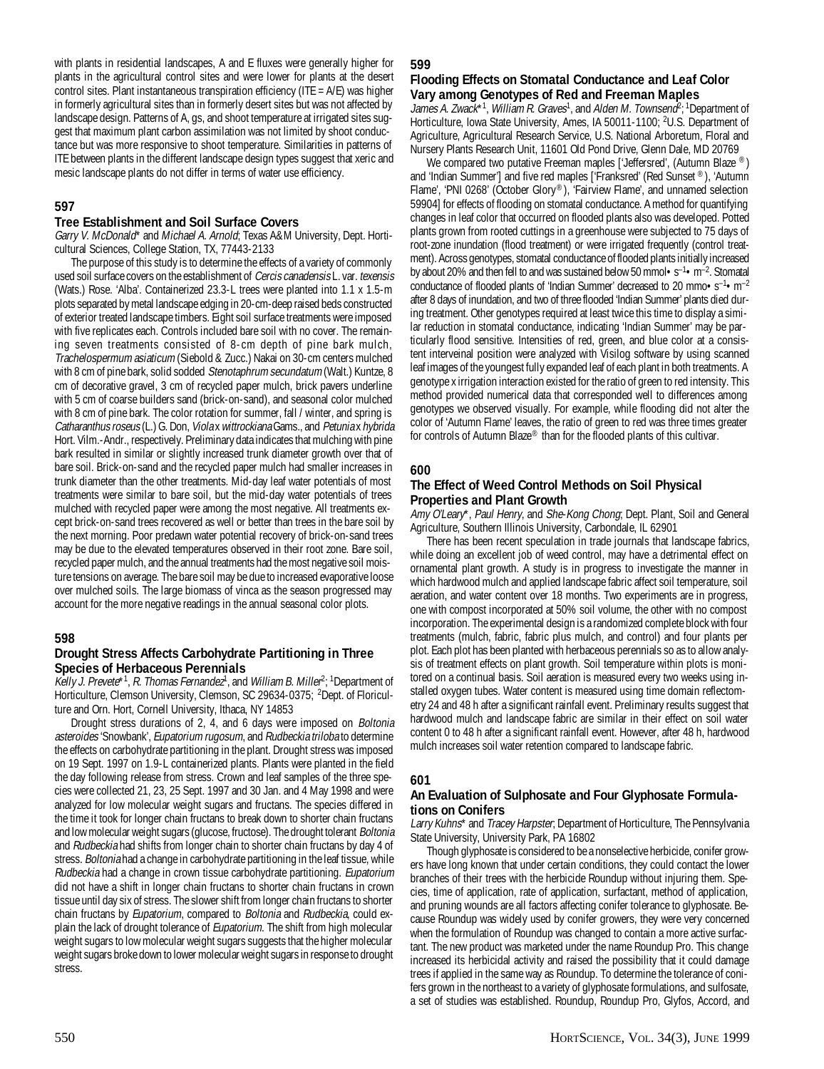with plants in residential landscapes, A and E fluxes were generally higher for plants in the agricultural control sites and were lower for plants at the desert control sites. Plant instantaneous transpiration efficiency (ITE = A/E) was higher in formerly agricultural sites than in formerly desert sites but was not affected by landscape design. Patterns of A, gs, and shoot temperature at irrigated sites suggest that maximum plant carbon assimilation was not limited by shoot conductance but was more responsive to shoot temperature. Similarities in patterns of ITE between plants in the different landscape design types suggest that xeric and mesic landscape plants do not differ in terms of water use efficiency.

## 597

### Tree Establishment and Soil Surface Covers

*Garry V. McDonald** and *Michael A. Arnold*; Texas A&M University, Dept. Horticultural Sciences, College Station, TX, 77443-2133

The purpose of this study is to determine the effects of a variety of commonly used soil surface covers on the establishment of *Cercis canadensis* L. var. *texensis* (Wats.) Rose. 'Alba'. Containerized 23.3-L trees were planted into 1.1 x 1.5-m plots separated by metal landscape edging in 20-cm-deep raised beds constructed of exterior treated landscape timbers. Eight soil surface treatments were imposed with five replicates each. Controls included bare soil with no cover. The remaining seven treatments consisted of 8-cm depth of pine bark mulch, *Trachelospermum asiaticum* (Siebold & Zucc.) Nakai on 30-cm centers mulched with 8 cm of pine bark, solid sodded *Stenotaphrum secundatum* (Walt.) Kuntze, 8 cm of decorative gravel, 3 cm of recycled paper mulch, brick pavers underline with 5 cm of coarse builders sand (brick-on-sand), and seasonal color mulched with 8 cm of pine bark. The color rotation for summer, fall / winter, and spring is *Catharanthus roseus* (L.) G. Don, *Viola x wittrockiana* Gams., and *Petunia x hybrida* Hort. Vilm.-Andr., respectively. Preliminary data indicates that mulching with pine bark resulted in similar or slightly increased trunk diameter growth over that of bare soil. Brick-on-sand and the recycled paper mulch had smaller increases in trunk diameter than the other treatments. Mid-day leaf water potentials of most treatments were similar to bare soil, but the mid-day water potentials of trees mulched with recycled paper were among the most negative. All treatments except brick-on-sand trees recovered as well or better than trees in the bare soil by the next morning. Poor predawn water potential recovery of brick-on-sand trees may be due to the elevated temperatures observed in their root zone. Bare soil, recycled paper mulch, and the annual treatments had the most negative soil moisture tensions on average. The bare soil may be due to increased evaporative loose over mulched soils. The large biomass of vinca as the season progressed may account for the more negative readings in the annual seasonal color plots.

## 598

### Drought Stress Affects Carbohydrate Partitioning in Three Species of Herbaceous Perennials

*Kelly J. Prevete**[1], *R. Thomas Fernandez*[1], and *William B. Miller*[2]; [1]Department of Horticulture, Clemson University, Clemson, SC 29634-0375; [2]Dept. of Floriculture and Orn. Hort, Cornell University, Ithaca, NY 14853

Drought stress durations of 2, 4, and 6 days were imposed on *Boltonia asteroides* 'Snowbank', *Eupatorium rugosum*, and *Rudbeckia triloba* to determine the effects on carbohydrate partitioning in the plant. Drought stress was imposed on 19 Sept. 1997 on 1.9-L containerized plants. Plants were planted in the field the day following release from stress. Crown and leaf samples of the three species were collected 21, 23, 25 Sept. 1997 and 30 Jan. and 4 May 1998 and were analyzed for low molecular weight sugars and fructans. The species differed in the time it took for longer chain fructans to break down to shorter chain fructans and low molecular weight sugars (glucose, fructose). The drought tolerant *Boltonia* and *Rudbeckia* had shifts from longer chain to shorter chain fructans by day 4 of stress. *Boltonia* had a change in carbohydrate partitioning in the leaf tissue, while *Rudbeckia* had a change in crown tissue carbohydrate partitioning. *Eupatorium* did not have a shift in longer chain fructans to shorter chain fructans in crown tissue until day six of stress. The slower shift from longer chain fructans to shorter chain fructans by *Eupatorium*, compared to *Boltonia* and *Rudbeckia*, could explain the lack of drought tolerance of *Eupatorium*. The shift from high molecular weight sugars to low molecular weight sugars suggests that the higher molecular weight sugars broke down to lower molecular weight sugars in response to drought stress.

## 599

### Flooding Effects on Stomatal Conductance and Leaf Color Vary among Genotypes of Red and Freeman Maples

*James A. Zwack**[1], *William R. Graves*[1], and *Alden M. Townsend*[2]; [1]Department of Horticulture, Iowa State University, Ames, IA 50011-1100; [2]U.S. Department of Agriculture, Agricultural Research Service, U.S. National Arboretum, Floral and Nursery Plants Research Unit, 11601 Old Pond Drive, Glenn Dale, MD 20769

We compared two putative Freeman maples ['Jeffersred', (Autumn Blaze ®) and 'Indian Summer'] and five red maples ['Franksred' (Red Sunset ®), 'Autumn Flame', 'PNI 0268' (October Glory®), 'Fairview Flame', and unnamed selection 59904] for effects of flooding on stomatal conductance. A method for quantifying changes in leaf color that occurred on flooded plants also was developed. Potted plants grown from rooted cuttings in a greenhouse were subjected to 75 days of root-zone inundation (flood treatment) or were irrigated frequently (control treatment). Across genotypes, stomatal conductance of flooded plants initially increased by about 20% and then fell to and was sustained below 50 $mmol\cdot s^{-1}\cdot m^{-2}$. Stomatal conductance of flooded plants of 'Indian Summer' decreased to 20 $mmo\cdot s^{-1}\cdot m^{-2}$ after 8 days of inundation, and two of three flooded 'Indian Summer' plants died during treatment. Other genotypes required at least twice this time to display a similar reduction in stomatal conductance, indicating 'Indian Summer' may be particularly flood sensitive. Intensities of red, green, and blue color at a consistent interveinal position were analyzed with Visilog software by using scanned leaf images of the youngest fully expanded leaf of each plant in both treatments. A genotype x irrigation interaction existed for the ratio of green to red intensity. This method provided numerical data that corresponded well to differences among genotypes we observed visually. For example, while flooding did not alter the color of 'Autumn Flame' leaves, the ratio of green to red was three times greater for controls of Autumn Blaze® than for the flooded plants of this cultivar.

## 600

### The Effect of Weed Control Methods on Soil Physical Properties and Plant Growth

*Amy O'Leary**, *Paul Henry*, and *She-Kong Chong*; Dept. Plant, Soil and General Agriculture, Southern Illinois University, Carbondale, IL 62901

There has been recent speculation in trade journals that landscape fabrics, while doing an excellent job of weed control, may have a detrimental effect on ornamental plant growth. A study is in progress to investigate the manner in which hardwood mulch and applied landscape fabric affect soil temperature, soil aeration, and water content over 18 months. Two experiments are in progress, one with compost incorporated at 50% soil volume, the other with no compost incorporation. The experimental design is a randomized complete block with four treatments (mulch, fabric, fabric plus mulch, and control) and four plants per plot. Each plot has been planted with herbaceous perennials so as to allow analysis of treatment effects on plant growth. Soil temperature within plots is monitored on a continual basis. Soil aeration is measured every two weeks using installed oxygen tubes. Water content is measured using time domain reflectometry 24 and 48 h after a significant rainfall event. Preliminary results suggest that hardwood mulch and landscape fabric are similar in their effect on soil water content 0 to 48 h after a significant rainfall event. However, after 48 h, hardwood mulch increases soil water retention compared to landscape fabric.

## 601

### An Evaluation of Sulphosate and Four Glyphosate Formulations on Conifers

*Larry Kuhns** and *Tracey Harpster*; Department of Horticulture, The Pennsylvania State University, University Park, PA 16802

Though glyphosate is considered to be a nonselective herbicide, conifer growers have long known that under certain conditions, they could contact the lower branches of their trees with the herbicide Roundup without injuring them. Species, time of application, rate of application, surfactant, method of application, and pruning wounds are all factors affecting conifer tolerance to glyphosate. Because Roundup was widely used by conifer growers, they were very concerned when the formulation of Roundup was changed to contain a more active surfactant. The new product was marketed under the name Roundup Pro. This change increased its herbicidal activity and raised the possibility that it could damage trees if applied in the same way as Roundup. To determine the tolerance of conifers grown in the northeast to a variety of glyphosate formulations, and sulfosate, a set of studies was established. Roundup, Roundup Pro, Glyfos, Accord, and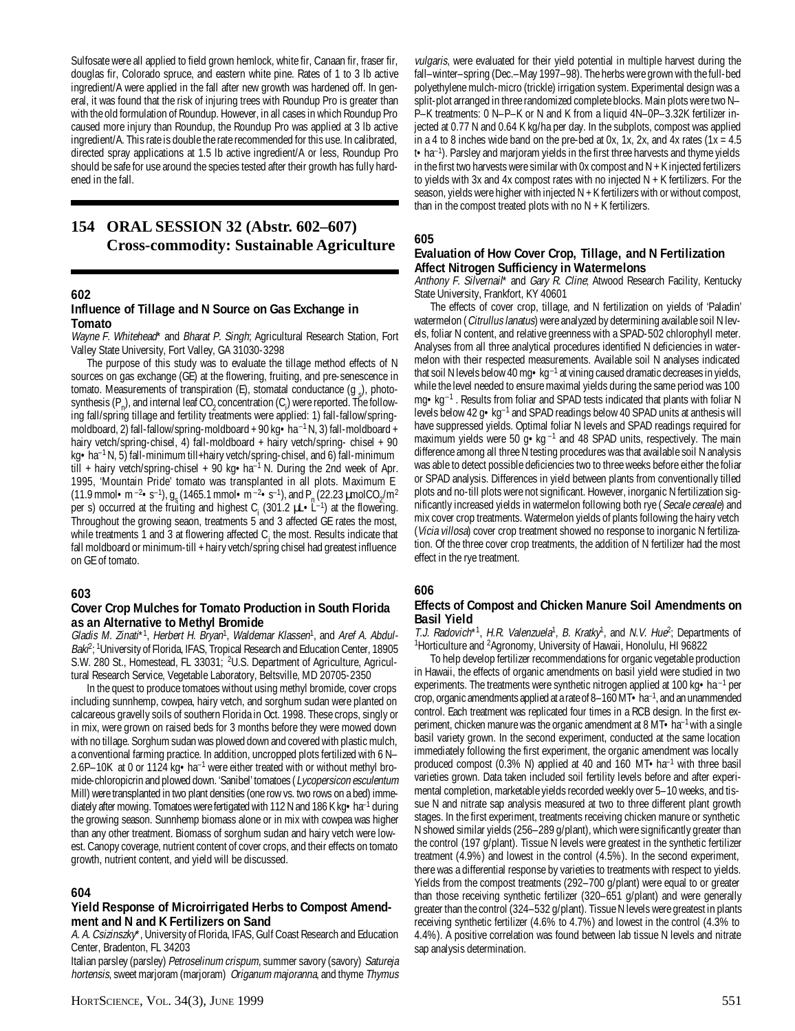Sulfosate were all applied to field grown hemlock, white fir, Canaan fir, fraser fir, douglas fir, Colorado spruce, and eastern white pine. Rates of 1 to 3 lb active ingredient/A were applied in the fall after new growth was hardened off. In general, it was found that the risk of injuring trees with Roundup Pro is greater than with the old formulation of Roundup. However, in all cases in which Roundup Pro caused more injury than Roundup, the Roundup Pro was applied at 3 lb active ingredient/A. This rate is double the rate recommended for this use. In calibrated, directed spray applications at 1.5 lb active ingredient/A or less, Roundup Pro should be safe for use around the species tested after their growth has fully hardened in the fall.

## 154 ORAL SESSION 32 (Abstr. 602–607) Cross-commodity: Sustainable Agriculture

### 602

#### Influence of Tillage and N Source on Gas Exchange in Tomato

*Wayne F. Whitehead\** and *Bharat P. Singh*; Agricultural Research Station, Fort Valley State University, Fort Valley, GA 31030-3298

The purpose of this study was to evaluate the tillage method effects of N sources on gas exchange (GE) at the flowering, fruiting, and pre-senescence in tomato. Measurements of transpiration (E), stomatal conductance ($g_s$), photosynthesis ($P_n$), and internal leaf $CO_2$ concentration ($C_i$) were reported. The following fall/spring tillage and fertility treatments were applied: 1) fall-fallow/spring-moldboard, 2) fall-fallow/spring-moldboard + 90 kg• ha$^{-1}$ N, 3) fall-moldboard + hairy vetch/spring-chisel, 4) fall-moldboard + hairy vetch/spring- chisel + 90 kg• ha$^{-1}$ N, 5) fall-minimum till+hairy vetch/spring-chisel, and 6) fall-minimum till + hairy vetch/spring-chisel + 90 kg• ha$^{-1}$ N. During the 2nd week of Apr. 1995, 'Mountain Pride' tomato was transplanted in all plots. Maximum E (11.9 mmol• m$^{-2}$• s$^{-1}$), $g_s$ (1465.1 mmol• m$^{-2}$• s$^{-1}$), and $P_n$ (22.23 µmolCO$_2$/m$^2$ per s) occurred at the fruiting and highest $C_i$ (301.2 µL• L$^{-1}$) at the flowering. Throughout the growing seaon, treatments 5 and 3 affected GE rates the most, while treatments 1 and 3 at flowering affected $C_i$ the most. Results indicate that fall moldboard or minimum-till + hairy vetch/spring chisel had greatest influence on GE of tomato.

### 603

#### Cover Crop Mulches for Tomato Production in South Florida as an Alternative to Methyl Bromide

*Gladis M. Zinati\**[1], *Herbert H. Bryan*[1], *Waldemar Klassen*[1], and *Aref A. Abdul-Baki*[2]; [1]University of Florida, IFAS, Tropical Research and Education Center, 18905 S.W. 280 St., Homestead, FL 33031; [2]U.S. Department of Agriculture, Agricultural Research Service, Vegetable Laboratory, Beltsville, MD 20705-2350

In the quest to produce tomatoes without using methyl bromide, cover crops including sunnhemp, cowpea, hairy vetch, and sorghum sudan were planted on calcareous gravelly soils of southern Florida in Oct. 1998. These crops, singly or in mix, were grown on raised beds for 3 months before they were mowed down with no tillage. Sorghum sudan was plowed down and covered with plastic mulch, a conventional farming practice. In addition, uncropped plots fertilized with 6 N–2.6P–10K at 0 or 1124 kg• ha$^{-1}$ were either treated with or without methyl bromide-chloropicrin and plowed down. 'Sanibel' tomatoes (*Lycopersicon esculentum* Mill) were transplanted in two plant densities (one row vs. two rows on a bed) immediately after mowing. Tomatoes were fertigated with 112 N and 186 K kg• ha$^{-1}$ during the growing season. Sunnhemp biomass alone or in mix with cowpea was higher than any other treatment. Biomass of sorghum sudan and hairy vetch were lowest. Canopy coverage, nutrient content of cover crops, and their effects on tomato growth, nutrient content, and yield will be discussed.

### 604

#### Yield Response of Microirrigated Herbs to Compost Amendment and N and K Fertilizers on Sand

*A. A. Csizinszky\**, University of Florida, IFAS, Gulf Coast Research and Education Center, Bradenton, FL 34203

Italian parsley (parsley) *Petroselinum crispum*, summer savory (savory) *Satureja hortensis*, sweet marjoram (marjoram) *Origanum majoranna*, and thyme *Thymus vulgaris*, were evaluated for their yield potential in multiple harvest during the fall–winter–spring (Dec.–May 1997–98). The herbs were grown with the full-bed polyethylene mulch-micro (trickle) irrigation system. Experimental design was a split-plot arranged in three randomized complete blocks. Main plots were two N–P–K treatments: 0 N–P–K or N and K from a liquid 4N–0P–3.32K fertilizer injected at 0.77 N and 0.64 K kg/ha per day. In the subplots, compost was applied in a 4 to 8 inches wide band on the pre-bed at 0x, 1x, 2x, and 4x rates (1x = 4.5 t• ha$^{-1}$). Parsley and marjoram yields in the first three harvests and thyme yields in the first two harvests were similar with 0x compost and N + K injected fertilizers to yields with 3x and 4x compost rates with no injected N + K fertilizers. For the season, yields were higher with injected N + K fertilizers with or without compost, than in the compost treated plots with no N + K fertilizers.

### 605

#### Evaluation of How Cover Crop, Tillage, and N Fertilization Affect Nitrogen Sufficiency in Watermelons

*Anthony F. Silvernail\** and *Gary R. Cline*; Atwood Research Facility, Kentucky State University, Frankfort, KY 40601

The effects of cover crop, tillage, and N fertilization on yields of 'Paladin' watermelon (*Citrullus lanatus*) were analyzed by determining available soil N levels, foliar N content, and relative greenness with a SPAD-502 chlorophyll meter. Analyses from all three analytical procedures identified N deficiencies in watermelon with their respected measurements. Available soil N analyses indicated that soil N levels below 40 mg• kg$^{-1}$ at vining caused dramatic decreases in yields, while the level needed to ensure maximal yields during the same period was 100 mg• kg$^{-1}$ . Results from foliar and SPAD tests indicated that plants with foliar N levels below 42 g• kg$^{-1}$ and SPAD readings below 40 SPAD units at anthesis will have suppressed yields. Optimal foliar N levels and SPAD readings required for maximum yields were 50 g• kg$^{-1}$ and 48 SPAD units, respectively. The main difference among all three N testing procedures was that available soil N analysis was able to detect possible deficiencies two to three weeks before either the foliar or SPAD analysis. Differences in yield between plants from conventionally tilled plots and no-till plots were not significant. However, inorganic N fertilization significantly increased yields in watermelon following both rye (*Secale cereale*) and mix cover crop treatments. Watermelon yields of plants following the hairy vetch (*Vicia villosa*) cover crop treatment showed no response to inorganic N fertilization. Of the three cover crop treatments, the addition of N fertilizer had the most effect in the rye treatment.

### 606

#### Effects of Compost and Chicken Manure Soil Amendments on Basil Yield

*T.J. Radovich\**[1], *H.R. Valenzuela*[1], *B. Kratky*[1], and *N.V. Hue*[2]; Departments of [1]Horticulture and [2]Agronomy, University of Hawaii, Honolulu, HI 96822

To help develop fertilizer recommendations for organic vegetable production in Hawaii, the effects of organic amendments on basil yield were studied in two experiments. The treatments were synthetic nitrogen applied at 100 kg• ha$^{-1}$ per crop, organic amendments applied at a rate of 8–160 MT• ha$^{-1}$, and an unammended control. Each treatment was replicated four times in a RCB design. In the first experiment, chicken manure was the organic amendment at 8 MT• ha$^{-1}$ with a single basil variety grown. In the second experiment, conducted at the same location immediately following the first experiment, the organic amendment was locally produced compost (0.3% N) applied at 40 and 160 MT• ha$^{-1}$ with three basil varieties grown. Data taken included soil fertility levels before and after experimental completion, marketable yields recorded weekly over 5–10 weeks, and tissue N and nitrate sap analysis measured at two to three different plant growth stages. In the first experiment, treatments receiving chicken manure or synthetic N showed similar yields (256–289 g/plant), which were significantly greater than the control (197 g/plant). Tissue N levels were greatest in the synthetic fertilizer treatment (4.9%) and lowest in the control (4.5%). In the second experiment, there was a differential response by varieties to treatments with respect to yields. Yields from the compost treatments (292–700 g/plant) were equal to or greater than those receiving synthetic fertilizer (320–651 g/plant) and were generally greater than the control (324–532 g/plant). Tissue N levels were greatest in plants receiving synthetic fertilizer (4.6% to 4.7%) and lowest in the control (4.3% to 4.4%). A positive correlation was found between lab tissue N levels and nitrate sap analysis determination.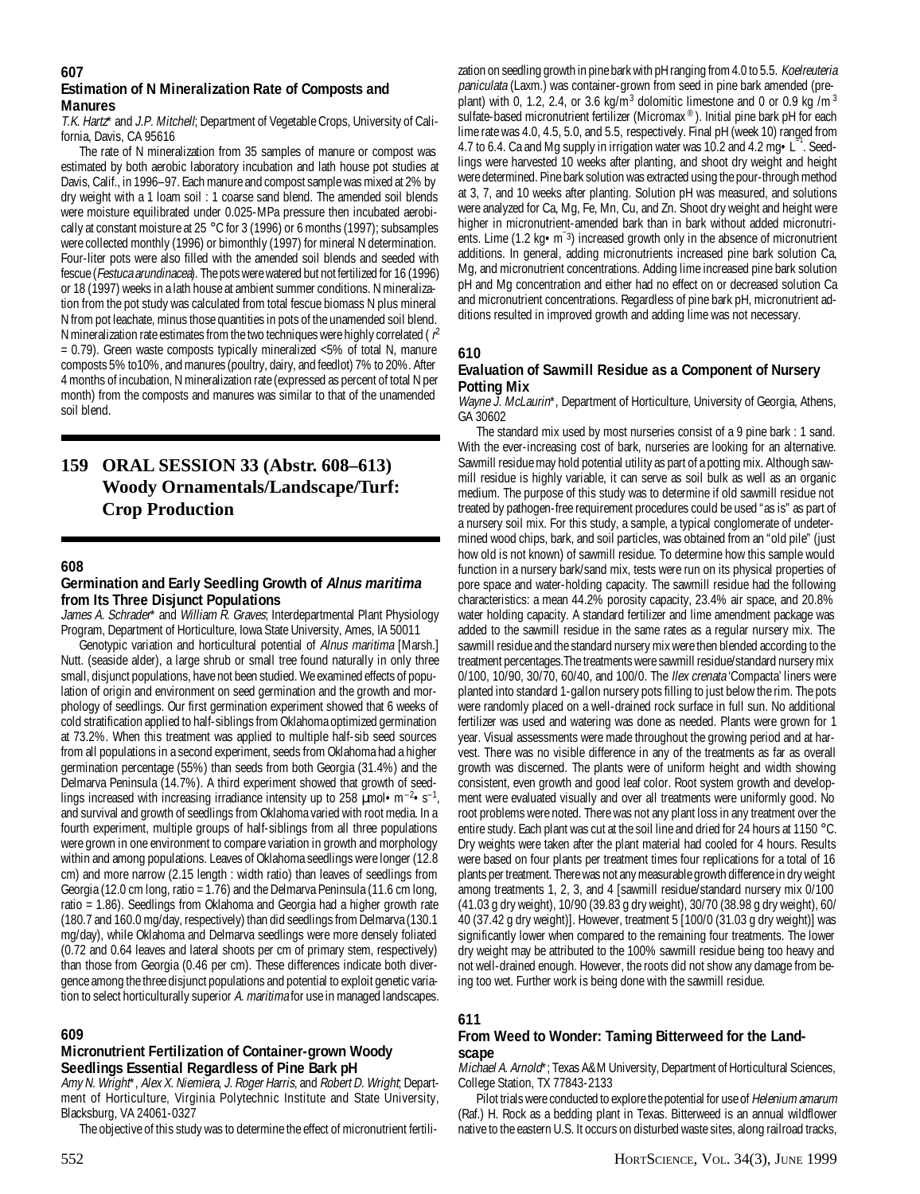### 607

#### Estimation of N Mineralization Rate of Composts and Manures

*T.K. Hartz\** and *J.P. Mitchell*; Department of Vegetable Crops, University of California, Davis, CA 95616

The rate of N mineralization from 35 samples of manure or compost was estimated by both aerobic laboratory incubation and lath house pot studies at Davis, Calif., in 1996–97. Each manure and compost sample was mixed at 2% by dry weight with a 1 loam soil : 1 coarse sand blend. The amended soil blends were moisture equilibrated under 0.025-MPa pressure then incubated aerobically at constant moisture at 25 °C for 3 (1996) or 6 months (1997); subsamples were collected monthly (1996) or bimonthly (1997) for mineral N determination. Four-liter pots were also filled with the amended soil blends and seeded with fescue (*Festuca arundinacea*). The pots were watered but not fertilized for 16 (1996) or 18 (1997) weeks in a lath house at ambient summer conditions. N mineralization from the pot study was calculated from total fescue biomass N plus mineral N from pot leachate, minus those quantities in pots of the unamended soil blend. N mineralization rate estimates from the two techniques were highly correlated ( $r^2$ = 0.79). Green waste composts typically mineralized <5% of total N, manure composts 5% to10%, and manures (poultry, dairy, and feedlot) 7% to 20%. After 4 months of incubation, N mineralization rate (expressed as percent of total N per month) from the composts and manures was similar to that of the unamended soil blend.

## 159 ORAL SESSION 33 (Abstr. 608–613) Woody Ornamentals/Landscape/Turf: Crop Production

### 608

#### Germination and Early Seedling Growth of *Alnus maritima* from Its Three Disjunct Populations

*James A. Schrader\** and *William R. Graves*; Interdepartmental Plant Physiology Program, Department of Horticulture, Iowa State University, Ames, IA 50011

Genotypic variation and horticultural potential of *Alnus maritima* [Marsh.] Nutt. (seaside alder), a large shrub or small tree found naturally in only three small, disjunct populations, have not been studied. We examined effects of population of origin and environment on seed germination and the growth and morphology of seedlings. Our first germination experiment showed that 6 weeks of cold stratification applied to half-siblings from Oklahoma optimized germination at 73.2%. When this treatment was applied to multiple half-sib seed sources from all populations in a second experiment, seeds from Oklahoma had a higher germination percentage (55%) than seeds from both Georgia (31.4%) and the Delmarva Peninsula (14.7%). A third experiment showed that growth of seedlings increased with increasing irradiance intensity up to 258 µmol•m$^{-2}$•s$^{-1}$, and survival and growth of seedlings from Oklahoma varied with root media. In a fourth experiment, multiple groups of half-siblings from all three populations were grown in one environment to compare variation in growth and morphology within and among populations. Leaves of Oklahoma seedlings were longer (12.8 cm) and more narrow (2.15 length : width ratio) than leaves of seedlings from Georgia (12.0 cm long, ratio = 1.76) and the Delmarva Peninsula (11.6 cm long, ratio = 1.86). Seedlings from Oklahoma and Georgia had a higher growth rate (180.7 and 160.0 mg/day, respectively) than did seedlings from Delmarva (130.1 mg/day), while Oklahoma and Delmarva seedlings were more densely foliated (0.72 and 0.64 leaves and lateral shoots per cm of primary stem, respectively) than those from Georgia (0.46 per cm). These differences indicate both divergence among the three disjunct populations and potential to exploit genetic variation to select horticulturally superior *A. maritima* for use in managed landscapes.

### 609

#### Micronutrient Fertilization of Container-grown Woody Seedlings Essential Regardless of Pine Bark pH

*Amy N. Wright\**, *Alex X. Niemiera*, *J. Roger Harris*, and *Robert D. Wright*; Department of Horticulture, Virginia Polytechnic Institute and State University, Blacksburg, VA 24061-0327

The objective of this study was to determine the effect of micronutrient fertilization on seedling growth in pine bark with pH ranging from 4.0 to 5.5. *Koelreuteria paniculata* (Laxm.) was container-grown from seed in pine bark amended (preplant) with 0, 1.2, 2.4, or 3.6 kg/m$^3$ dolomitic limestone and 0 or 0.9 kg /m$^3$ sulfate-based micronutrient fertilizer (Micromax®). Initial pine bark pH for each lime rate was 4.0, 4.5, 5.0, and 5.5, respectively. Final pH (week 10) ranged from 4.7 to 6.4. Ca and Mg supply in irrigation water was 10.2 and 4.2 mg•L$^{-1}$. Seedlings were harvested 10 weeks after planting, and shoot dry weight and height were determined. Pine bark solution was extracted using the pour-through method at 3, 7, and 10 weeks after planting. Solution pH was measured, and solutions were analyzed for Ca, Mg, Fe, Mn, Cu, and Zn. Shoot dry weight and height were higher in micronutrient-amended bark than in bark without added micronutrients. Lime (1.2 kg•m$^{-3}$) increased growth only in the absence of micronutrient additions. In general, adding micronutrients increased pine bark solution Ca, Mg, and micronutrient concentrations. Adding lime increased pine bark solution pH and Mg concentration and either had no effect on or decreased solution Ca and micronutrient concentrations. Regardless of pine bark pH, micronutrient additions resulted in improved growth and adding lime was not necessary.

### 610

#### Evaluation of Sawmill Residue as a Component of Nursery Potting Mix

*Wayne J. McLaurin\**, Department of Horticulture, University of Georgia, Athens, GA 30602

The standard mix used by most nurseries consist of a 9 pine bark : 1 sand. With the ever-increasing cost of bark, nurseries are looking for an alternative. Sawmill residue may hold potential utility as part of a potting mix. Although sawmill residue is highly variable, it can serve as soil bulk as well as an organic medium. The purpose of this study was to determine if old sawmill residue not treated by pathogen-free requirement procedures could be used "as is" as part of a nursery soil mix. For this study, a sample, a typical conglomerate of undetermined wood chips, bark, and soil particles, was obtained from an "old pile" (just how old is not known) of sawmill residue. To determine how this sample would function in a nursery bark/sand mix, tests were run on its physical properties of pore space and water-holding capacity. The sawmill residue had the following characteristics: a mean 44.2% porosity capacity, 23.4% air space, and 20.8% water holding capacity. A standard fertilizer and lime amendment package was added to the sawmill residue in the same rates as a regular nursery mix. The sawmill residue and the standard nursery mix were then blended according to the treatment percentages.The treatments were sawmill residue/standard nursery mix 0/100, 10/90, 30/70, 60/40, and 100/0. The *Ilex crenata* 'Compacta' liners were planted into standard 1-gallon nursery pots filling to just below the rim. The pots were randomly placed on a well-drained rock surface in full sun. No additional fertilizer was used and watering was done as needed. Plants were grown for 1 year. Visual assessments were made throughout the growing period and at harvest. There was no visible difference in any of the treatments as far as overall growth was discerned. The plants were of uniform height and width showing consistent, even growth and good leaf color. Root system growth and development were evaluated visually and over all treatments were uniformly good. No root problems were noted. There was not any plant loss in any treatment over the entire study. Each plant was cut at the soil line and dried for 24 hours at 1150 °C. Dry weights were taken after the plant material had cooled for 4 hours. Results were based on four plants per treatment times four replications for a total of 16 plants per treatment. There was not any measurable growth difference in dry weight among treatments 1, 2, 3, and 4 [sawmill residue/standard nursery mix 0/100 (41.03 g dry weight), 10/90 (39.83 g dry weight), 30/70 (38.98 g dry weight), 60/40 (37.42 g dry weight)]. However, treatment 5 [100/0 (31.03 g dry weight)] was significantly lower when compared to the remaining four treatments. The lower dry weight may be attributed to the 100% sawmill residue being too heavy and not well-drained enough. However, the roots did not show any damage from being too wet. Further work is being done with the sawmill residue.

### 611

#### From Weed to Wonder: Taming Bitterweed for the Landscape

*Michael A. Arnold\**; Texas A&M University, Department of Horticultural Sciences, College Station, TX 77843-2133

Pilot trials were conducted to explore the potential for use of *Helenium amarum* (Raf.) H. Rock as a bedding plant in Texas. Bitterweed is an annual wildflower native to the eastern U.S. It occurs on disturbed waste sites, along railroad tracks,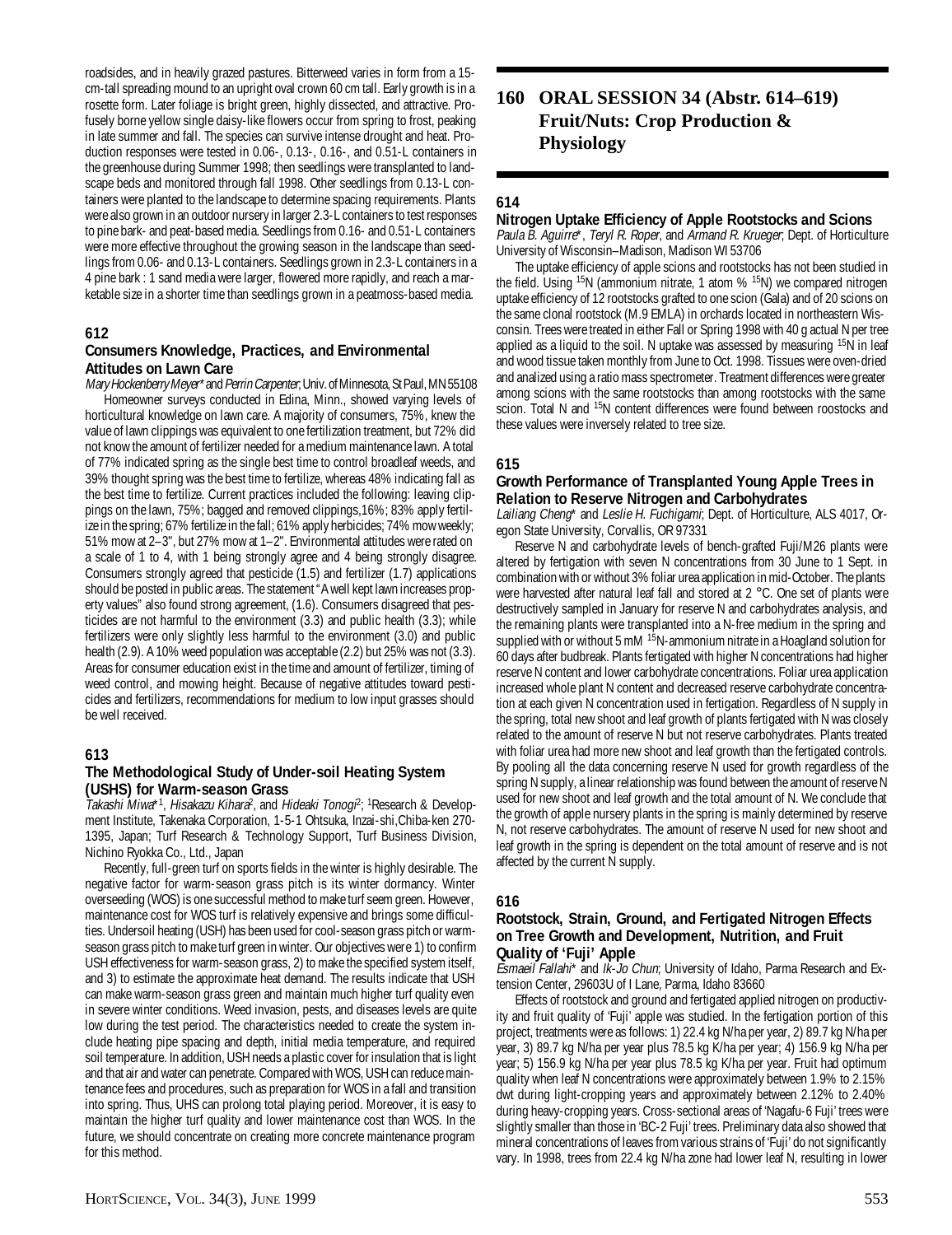roadsides, and in heavily grazed pastures. Bitterweed varies in form from a 15-cm-tall spreading mound to an upright oval crown 60 cm tall. Early growth is in a rosette form. Later foliage is bright green, highly dissected, and attractive. Profusely borne yellow single daisy-like flowers occur from spring to frost, peaking in late summer and fall. The species can survive intense drought and heat. Production responses were tested in 0.06-, 0.13-, 0.16-, and 0.51-L containers in the greenhouse during Summer 1998; then seedlings were transplanted to landscape beds and monitored through fall 1998. Other seedlings from 0.13-L containers were planted to the landscape to determine spacing requirements. Plants were also grown in an outdoor nursery in larger 2.3-L containers to test responses to pine bark- and peat-based media. Seedlings from 0.16- and 0.51-L containers were more effective throughout the growing season in the landscape than seedlings from 0.06- and 0.13-L containers. Seedlings grown in 2.3-L containers in a 4 pine bark : 1 sand media were larger, flowered more rapidly, and reach a marketable size in a shorter time than seedlings grown in a peatmoss-based media.

### 612

**Consumers Knowledge, Practices, and Environmental Attitudes on Lawn Care**

*Mary Hockenberry Meyer\** and *Perrin Carpenter*; Univ. of Minnesota, St Paul, MN 55108

Homeowner surveys conducted in Edina, Minn., showed varying levels of horticultural knowledge on lawn care. A majority of consumers, 75%, knew the value of lawn clippings was equivalent to one fertilization treatment, but 72% did not know the amount of fertilizer needed for a medium maintenance lawn. A total of 77% indicated spring as the single best time to control broadleaf weeds, and 39% thought spring was the best time to fertilize, whereas 48% indicating fall as the best time to fertilize. Current practices included the following: leaving clippings on the lawn, 75%; bagged and removed clippings,16%; 83% apply fertilize in the spring; 67% fertilize in the fall; 61% apply herbicides; 74% mow weekly; 51% mow at 2–3", but 27% mow at 1–2". Environmental attitudes were rated on a scale of 1 to 4, with 1 being strongly agree and 4 being strongly disagree. Consumers strongly agreed that pesticide (1.5) and fertilizer (1.7) applications should be posted in public areas. The statement "A well kept lawn increases property values" also found strong agreement, (1.6). Consumers disagreed that pesticides are not harmful to the environment (3.3) and public health (3.3); while fertilizers were only slightly less harmful to the environment (3.0) and public health (2.9). A 10% weed population was acceptable (2.2) but 25% was not (3.3). Areas for consumer education exist in the time and amount of fertilizer, timing of weed control, and mowing height. Because of negative attitudes toward pesticides and fertilizers, recommendations for medium to low input grasses should be well received.

### 613

**The Methodological Study of Under-soil Heating System (USHS) for Warm-season Grass**

*Takashi Miwa\**[1], *Hisakazu Kihara*[2], and *Hideaki Tonogi*[2]; [1]Research & Development Institute, Takenaka Corporation, 1-5-1 Ohtsuka, Inzai-shi,Chiba-ken 270-1395, Japan; Turf Research & Technology Support, Turf Business Division, Nichino Ryokka Co., Ltd., Japan

Recently, full-green turf on sports fields in the winter is highly desirable. The negative factor for warm-season grass pitch is its winter dormancy. Winter overseeding (WOS) is one successful method to make turf seem green. However, maintenance cost for WOS turf is relatively expensive and brings some difficulties. Undersoil heating (USH) has been used for cool-season grass pitch or warm-season grass pitch to make turf green in winter. Our objectives were 1) to confirm USH effectiveness for warm-season grass, 2) to make the specified system itself, and 3) to estimate the approximate heat demand. The results indicate that USH can make warm-season grass green and maintain much higher turf quality even in severe winter conditions. Weed invasion, pests, and diseases levels are quite low during the test period. The characteristics needed to create the system include heating pipe spacing and depth, initial media temperature, and required soil temperature. In addition, USH needs a plastic cover for insulation that is light and that air and water can penetrate. Compared with WOS, USH can reduce maintenance fees and procedures, such as preparation for WOS in a fall and transition into spring. Thus, UHS can prolong total playing period. Moreover, it is easy to maintain the higher turf quality and lower maintenance cost than WOS. In the future, we should concentrate on creating more concrete maintenance program for this method.

## 160 ORAL SESSION 34 (Abstr. 614–619) Fruit/Nuts: Crop Production & Physiology

### 614

**Nitrogen Uptake Efficiency of Apple Rootstocks and Scions**

*Paula B. Aguirre\**, *Teryl R. Roper*, and *Armand R. Krueger*; Dept. of Horticulture University of Wisconsin–Madison, Madison WI 53706

The uptake efficiency of apple scions and rootstocks has not been studied in the field. Using $^{15}$N (ammonium nitrate, 1 atom % $^{15}$N) we compared nitrogen uptake efficiency of 12 rootstocks grafted to one scion (Gala) and of 20 scions on the same clonal rootstock (M.9 EMLA) in orchards located in northeastern Wisconsin. Trees were treated in either Fall or Spring 1998 with 40 g actual N per tree applied as a liquid to the soil. N uptake was assessed by measuring $^{15}$N in leaf and wood tissue taken monthly from June to Oct. 1998. Tissues were oven-dried and analized using a ratio mass spectrometer. Treatment differences were greater among scions with the same rootstocks than among rootstocks with the same scion. Total N and $^{15}$N content differences were found between roostocks and these values were inversely related to tree size.

### 615

**Growth Performance of Transplanted Young Apple Trees in Relation to Reserve Nitrogen and Carbohydrates**

*Lailiang Cheng\** and *Leslie H. Fuchigami*; Dept. of Horticulture, ALS 4017, Oregon State University, Corvallis, OR 97331

Reserve N and carbohydrate levels of bench-grafted Fuji/M26 plants were altered by fertigation with seven N concentrations from 30 June to 1 Sept. in combination with or without 3% foliar urea application in mid-October. The plants were harvested after natural leaf fall and stored at 2 °C. One set of plants were destructively sampled in January for reserve N and carbohydrates analysis, and the remaining plants were transplanted into a N-free medium in the spring and supplied with or without 5 mM $^{15}$N-ammonium nitrate in a Hoagland solution for 60 days after budbreak. Plants fertigated with higher N concentrations had higher reserve N content and lower carbohydrate concentrations. Foliar urea application increased whole plant N content and decreased reserve carbohydrate concentration at each given N concentration used in fertigation. Regardless of N supply in the spring, total new shoot and leaf growth of plants fertigated with N was closely related to the amount of reserve N but not reserve carbohydrates. Plants treated with foliar urea had more new shoot and leaf growth than the fertigated controls. By pooling all the data concerning reserve N used for growth regardless of the spring N supply, a linear relationship was found between the amount of reserve N used for new shoot and leaf growth and the total amount of N. We conclude that the growth of apple nursery plants in the spring is mainly determined by reserve N, not reserve carbohydrates. The amount of reserve N used for new shoot and leaf growth in the spring is dependent on the total amount of reserve and is not affected by the current N supply.

### 616

**Rootstock, Strain, Ground, and Fertigated Nitrogen Effects on Tree Growth and Development, Nutrition, and Fruit Quality of 'Fuji' Apple**

*Esmaeil Fallahi\** and *Ik-Jo Chun*; University of Idaho, Parma Research and Extension Center, 29603U of I Lane, Parma, Idaho 83660

Effects of rootstock and ground and fertigated applied nitrogen on productivity and fruit quality of 'Fuji' apple was studied. In the fertigation portion of this project, treatments were as follows: 1) 22.4 kg N/ha per year, 2) 89.7 kg N/ha per year, 3) 89.7 kg N/ha per year plus 78.5 kg K/ha per year; 4) 156.9 kg N/ha per year; 5) 156.9 kg N/ha per year plus 78.5 kg K/ha per year. Fruit had optimum quality when leaf N concentrations were approximately between 1.9% to 2.15% dwt during light-cropping years and approximately between 2.12% to 2.40% during heavy-cropping years. Cross-sectional areas of 'Nagafu-6 Fuji' trees were slightly smaller than those in 'BC-2 Fuji' trees. Preliminary data also showed that mineral concentrations of leaves from various strains of 'Fuji' do not significantly vary. In 1998, trees from 22.4 kg N/ha zone had lower leaf N, resulting in lower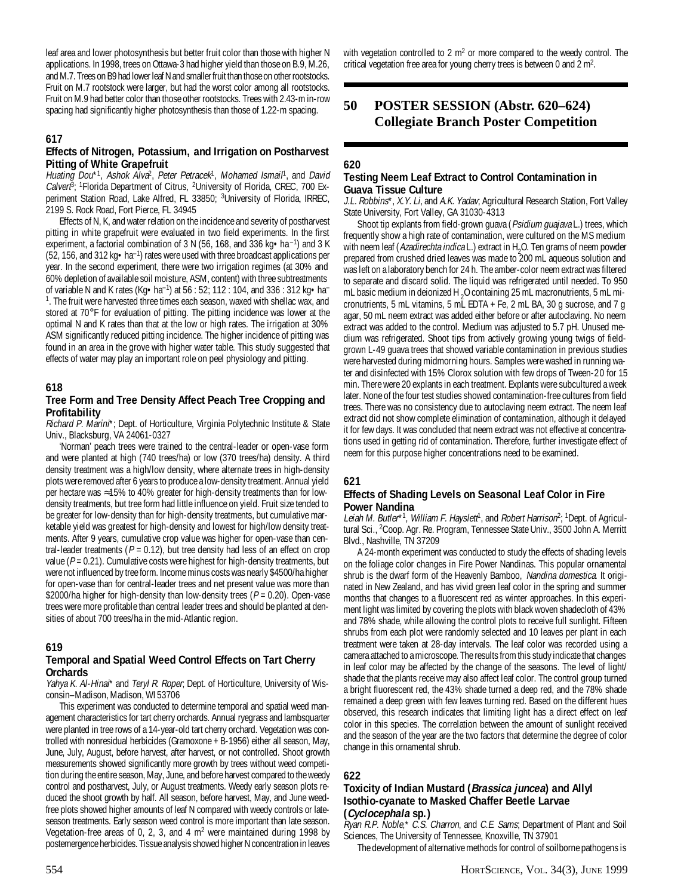leaf area and lower photosynthesis but better fruit color than those with higher N applications. In 1998, trees on Ottawa-3 had higher yield than those on B.9, M.26, and M.7. Trees on B9 had lower leaf N and smaller fruit than those on other rootstocks. Fruit on M.7 rootstock were larger, but had the worst color among all rootstocks. Fruit on M.9 had better color than those other rootstocks. Trees with 2.43-m in-row spacing had significantly higher photosynthesis than those of 1.22-m spacing.

### 617

#### Effects of Nitrogen, Potassium, and Irrigation on Postharvest Pitting of White Grapefruit

*Huating Dou*[*1], *Ashok Alva*[2], *Peter Petracek*[1], *Mohamed Ismail*[1], and *David Calvert*[3]; [1]Florida Department of Citrus, [2]University of Florida, CREC, 700 Experiment Station Road, Lake Alfred, FL 33850; [3]University of Florida, IRREC, 2199 S. Rock Road, Fort Pierce, FL 34945

Effects of N, K, and water relation on the incidence and severity of postharvest pitting in white grapefruit were evaluated in two field experiments. In the first experiment, a factorial combination of 3 N (56, 168, and 336 kg• $ha^{-1}$) and 3 K (52, 156, and 312 kg• $ha^{-1}$) rates were used with three broadcast applications per year. In the second experiment, there were two irrigation regimes (at 30% and 60% depletion of available soil moisture, ASM, content) with three subtreatments of variable N and K rates (Kg• $ha^{-1}$) at 56 : 52; 112 : 104, and 336 : 312 kg• $ha^{-1}$. The fruit were harvested three times each season, waxed with shellac wax, and stored at 70°F for evaluation of pitting. The pitting incidence was lower at the optimal N and K rates than that at the low or high rates. The irrigation at 30% ASM significantly reduced pitting incidence. The higher incidence of pitting was found in an area in the grove with higher water table. This study suggested that effects of water may play an important role on peel physiology and pitting.

### 618

#### Tree Form and Tree Density Affect Peach Tree Cropping and Profitability

*Richard P. Marini**; Dept. of Horticulture, Virginia Polytechnic Institute & State Univ., Blacksburg, VA 24061-0327

'Norman' peach trees were trained to the central-leader or open-vase form and were planted at high (740 trees/ha) or low (370 trees/ha) density. A third density treatment was a high/low density, where alternate trees in high-density plots were removed after 6 years to produce a low-density treatment. Annual yield per hectare was ≈15% to 40% greater for high-density treatments than for low-density treatments, but tree form had little influence on yield. Fruit size tended to be greater for low-density than for high-density treatments, but cumulative marketable yield was greatest for high-density and lowest for high/low density treatments. After 9 years, cumulative crop value was higher for open-vase than central-leader treatments ($P = 0.12$), but tree density had less of an effect on crop value ($P = 0.21$). Cumulative costs were highest for high-density treatments, but were not influenced by tree form. Income minus costs was nearly \$4500/ha higher for open-vase than for central-leader trees and net present value was more than \$2000/ha higher for high-density than low-density trees ($P = 0.20$). Open-vase trees were more profitable than central leader trees and should be planted at densities of about 700 trees/ha in the mid-Atlantic region.

### 619

#### Temporal and Spatial Weed Control Effects on Tart Cherry Orchards

*Yahya K. Al-Hinai** and *Teryl R. Roper*; Dept. of Horticulture, University of Wisconsin–Madison, Madison, WI 53706

This experiment was conducted to determine temporal and spatial weed management characteristics for tart cherry orchards. Annual ryegrass and lambsquarter were planted in tree rows of a 14-year-old tart cherry orchard. Vegetation was controlled with nonresidual herbicides (Gramoxone + B-1956) either all season, May, June, July, August, before harvest, after harvest, or not controlled. Shoot growth measurements showed significantly more growth by trees without weed competition during the entire season, May, June, and before harvest compared to the weedy control and postharvest, July, or August treatments. Weedy early season plots reduced the shoot growth by half. All season, before harvest, May, and June weed-free plots showed higher amounts of leaf N compared with weedy controls or late-season treatments. Early season weed control is more important than late season. Vegetation-free areas of 0, 2, 3, and 4 $m^2$ were maintained during 1998 by postemergence herbicides. Tissue analysis showed higher N concentration in leaves with vegetation controlled to 2 $m^2$ or more compared to the weedy control. The critical vegetation free area for young cherry trees is between 0 and 2 $m^2$.

## 50 POSTER SESSION (Abstr. 620–624) Collegiate Branch Poster Competition

### 620

#### Testing Neem Leaf Extract to Control Contamination in Guava Tissue Culture

*J.L. Robbins**, *X.Y. Li*, and *A.K. Yadav*; Agricultural Research Station, Fort Valley State University, Fort Valley, GA 31030-4313

Shoot tip explants from field-grown guava (*Psidium guajava* L.) trees, which frequently show a high rate of contamination, were cultured on the MS medium with neem leaf (*Azadirechta indica* L.) extract in $H_2O$. Ten grams of neem powder prepared from crushed dried leaves was made to 200 mL aqueous solution and was left on a laboratory bench for 24 h. The amber-color neem extract was filtered to separate and discard solid. The liquid was refrigerated until needed. To 950 mL basic medium in deionized $H_2O$ containing 25 mL macronutrients, 5 mL micronutrients, 5 mL vitamins, 5 mL EDTA + Fe, 2 mL BA, 30 g sucrose, and 7 g agar, 50 mL neem extract was added either before or after autoclaving. No neem extract was added to the control. Medium was adjusted to 5.7 pH. Unused medium was refrigerated. Shoot tips from actively growing young twigs of field-grown L-49 guava trees that showed variable contamination in previous studies were harvested during midmorning hours. Samples were washed in running water and disinfected with 15% Clorox solution with few drops of Tween-20 for 15 min. There were 20 explants in each treatment. Explants were subcultured a week later. None of the four test studies showed contamination-free cultures from field trees. There was no consistency due to autoclaving neem extract. The neem leaf extract did not show complete elimination of contamination, although it delayed it for few days. It was concluded that neem extract was not effective at concentrations used in getting rid of contamination. Therefore, further investigate effect of neem for this purpose higher concentrations need to be examined.

### 621

#### Effects of Shading Levels on Seasonal Leaf Color in Fire Power Nandina

*Leiah M. Butler*[*1], *William F. Hayslett*[1], and *Robert Harrison*[2]; [1]Dept. of Agricultural Sci., [2]Coop. Agr. Re. Program, Tennessee State Univ., 3500 John A. Merritt Blvd., Nashville, TN 37209

A 24-month experiment was conducted to study the effects of shading levels on the foliage color changes in Fire Power Nandinas. This popular ornamental shrub is the dwarf form of the Heavenly Bamboo, *Nandina domestica*. It originated in New Zealand, and has vivid green leaf color in the spring and summer months that changes to a fluorescent red as winter approaches. In this experiment light was limited by covering the plots with black woven shadecloth of 43% and 78% shade, while allowing the control plots to receive full sunlight. Fifteen shrubs from each plot were randomly selected and 10 leaves per plant in each treatment were taken at 28-day intervals. The leaf color was recorded using a camera attached to a microscope. The results from this study indicate that changes in leaf color may be affected by the change of the seasons. The level of light/shade that the plants receive may also affect leaf color. The control group turned a bright fluorescent red, the 43% shade turned a deep red, and the 78% shade remained a deep green with few leaves turning red. Based on the different hues observed, this research indicates that limiting light has a direct effect on leaf color in this species. The correlation between the amount of sunlight received and the season of the year are the two factors that determine the degree of color change in this ornamental shrub.

### 622

#### Toxicity of Indian Mustard (*Brassica juncea*) and Allyl Isothio-cyanate to Masked Chaffer Beetle Larvae (*Cyclocephala* sp.)

*Ryan R.P. Noble*,* *C.S. Charron*, and *C.E. Sams*; Department of Plant and Soil Sciences, The University of Tennessee, Knoxville, TN 37901

The development of alternative methods for control of soilborne pathogens is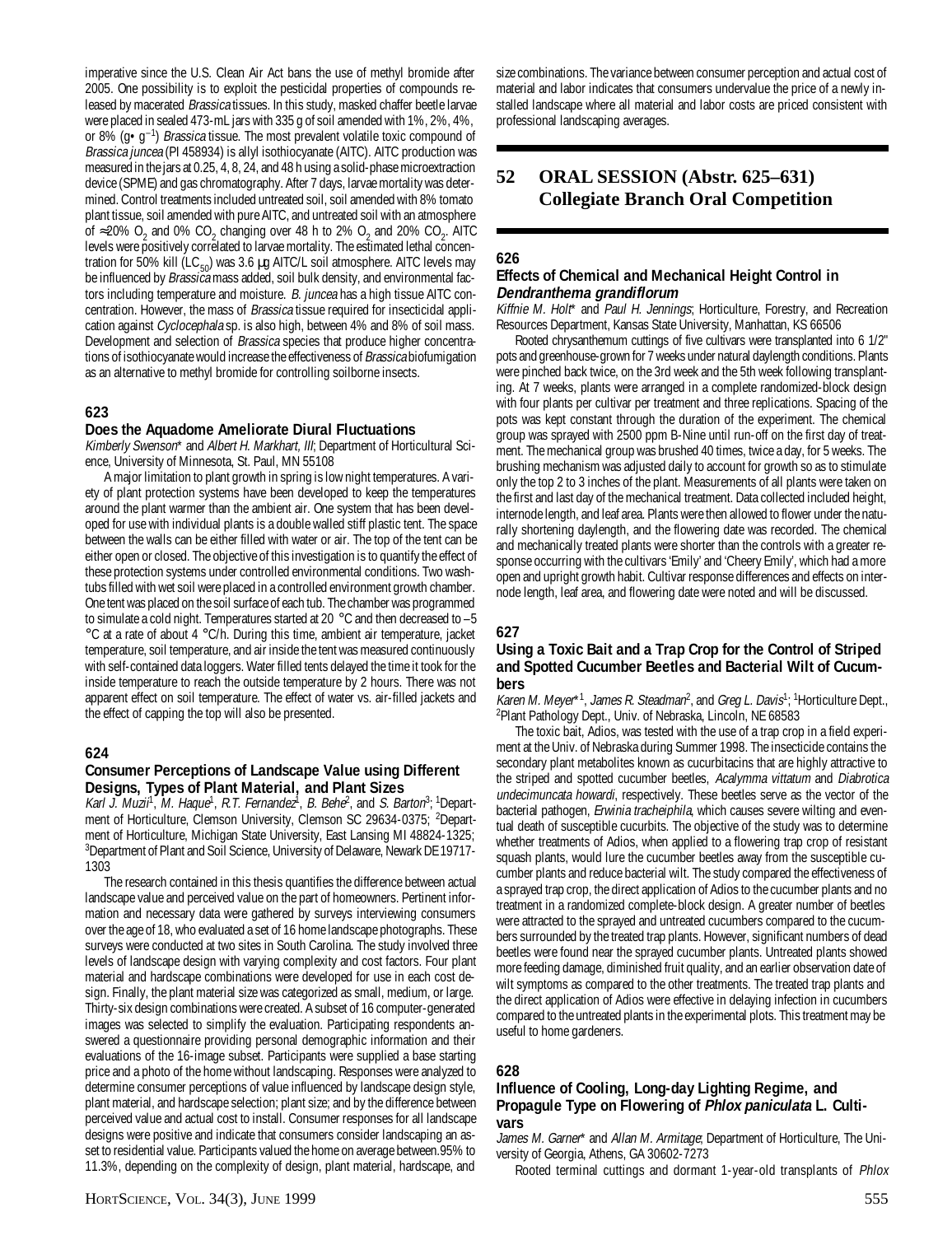imperative since the U.S. Clean Air Act bans the use of methyl bromide after 2005. One possibility is to exploit the pesticidal properties of compounds released by macerated *Brassica* tissues. In this study, masked chaffer beetle larvae were placed in sealed 473-mL jars with 335 g of soil amended with 1%, 2%, 4%, or 8% (g• g$^{-1}$) *Brassica* tissue. The most prevalent volatile toxic compound of *Brassica juncea* (PI 458934) is allyl isothiocyanate (AITC). AITC production was measured in the jars at 0.25, 4, 8, 24, and 48 h using a solid-phase microextraction device (SPME) and gas chromatography. After 7 days, larvae mortality was determined. Control treatments included untreated soil, soil amended with 8% tomato plant tissue, soil amended with pure AITC, and untreated soil with an atmosphere of ≈20% $O_2$ and 0% $CO_2$ changing over 48 h to 2% $O_2$ and 20% $CO_2$. AITC levels were positively correlated to larvae mortality. The estimated lethal concentration for 50% kill ($LC_{50}$) was 3.6 μg AITC/L soil atmosphere. AITC levels may be influenced by *Brassica* mass added, soil bulk density, and environmental factors including temperature and moisture. *B. juncea* has a high tissue AITC concentration. However, the mass of *Brassica* tissue required for insecticidal application against *Cyclocephala* sp. is also high, between 4% and 8% of soil mass. Development and selection of *Brassica* species that produce higher concentrations of isothiocyanate would increase the effectiveness of *Brassica* biofumigation as an alternative to methyl bromide for controlling soilborne insects.

## 623

### Does the Aquadome Ameliorate Diural Fluctuations

*Kimberly Swenson** and *Albert H. Markhart, III*; Department of Horticultural Science, University of Minnesota, St. Paul, MN 55108

A major limitation to plant growth in spring is low night temperatures. A variety of plant protection systems have been developed to keep the temperatures around the plant warmer than the ambient air. One system that has been developed for use with individual plants is a double walled stiff plastic tent. The space between the walls can be either filled with water or air. The top of the tent can be either open or closed. The objective of this investigation is to quantify the effect of these protection systems under controlled environmental conditions. Two washtubs filled with wet soil were placed in a controlled environment growth chamber. One tent was placed on the soil surface of each tub. The chamber was programmed to simulate a cold night. Temperatures started at 20 °C and then decreased to –5 °C at a rate of about 4 °C/h. During this time, ambient air temperature, jacket temperature, soil temperature, and air inside the tent was measured continuously with self-contained data loggers. Water filled tents delayed the time it took for the inside temperature to reach the outside temperature by 2 hours. There was not apparent effect on soil temperature. The effect of water vs. air-filled jackets and the effect of capping the top will also be presented.

## 624

### Consumer Perceptions of Landscape Value using Different Designs, Types of Plant Material, and Plant Sizes

*Karl J. Muzii*[1], *M. Haque*[1], *R.T. Fernandez*[1], *B. Behe*[2], and *S. Barton*[3]; [1]Department of Horticulture, Clemson University, Clemson SC 29634-0375; [2]Department of Horticulture, Michigan State University, East Lansing MI 48824-1325; [3]Department of Plant and Soil Science, University of Delaware, Newark DE 19717-1303

The research contained in this thesis quantifies the difference between actual landscape value and perceived value on the part of homeowners. Pertinent information and necessary data were gathered by surveys interviewing consumers over the age of 18, who evaluated a set of 16 home landscape photographs. These surveys were conducted at two sites in South Carolina. The study involved three levels of landscape design with varying complexity and cost factors. Four plant material and hardscape combinations were developed for use in each cost design. Finally, the plant material size was categorized as small, medium, or large. Thirty-six design combinations were created. A subset of 16 computer-generated images was selected to simplify the evaluation. Participating respondents answered a questionnaire providing personal demographic information and their evaluations of the 16-image subset. Participants were supplied a base starting price and a photo of the home without landscaping. Responses were analyzed to determine consumer perceptions of value influenced by landscape design style, plant material, and hardscape selection; plant size; and by the difference between perceived value and actual cost to install. Consumer responses for all landscape designs were positive and indicate that consumers consider landscaping an asset to residential value. Participants valued the home on average between.95% to 11.3%, depending on the complexity of design, plant material, hardscape, and size combinations. The variance between consumer perception and actual cost of material and labor indicates that consumers undervalue the price of a newly installed landscape where all material and labor costs are priced consistent with professional landscaping averages.

# 52 ORAL SESSION (Abstr. 625–631) Collegiate Branch Oral Competition

## 626

### Effects of Chemical and Mechanical Height Control in *Dendranthema grandiflorum*

*Kiffnie M. Holt** and *Paul H. Jennings*; Horticulture, Forestry, and Recreation Resources Department, Kansas State University, Manhattan, KS 66506

Rooted chrysanthemum cuttings of five cultivars were transplanted into 6 1/2" pots and greenhouse-grown for 7 weeks under natural daylength conditions. Plants were pinched back twice, on the 3rd week and the 5th week following transplanting. At 7 weeks, plants were arranged in a complete randomized-block design with four plants per cultivar per treatment and three replications. Spacing of the pots was kept constant through the duration of the experiment. The chemical group was sprayed with 2500 ppm B-Nine until run-off on the first day of treatment. The mechanical group was brushed 40 times, twice a day, for 5 weeks. The brushing mechanism was adjusted daily to account for growth so as to stimulate only the top 2 to 3 inches of the plant. Measurements of all plants were taken on the first and last day of the mechanical treatment. Data collected included height, internode length, and leaf area. Plants were then allowed to flower under the naturally shortening daylength, and the flowering date was recorded. The chemical and mechanically treated plants were shorter than the controls with a greater response occurring with the cultivars 'Emily' and 'Cheery Emily', which had a more open and upright growth habit. Cultivar response differences and effects on internode length, leaf area, and flowering date were noted and will be discussed.

## 627

### Using a Toxic Bait and a Trap Crop for the Control of Striped and Spotted Cucumber Beetles and Bacterial Wilt of Cucumbers

*Karen M. Meyer**[1], *James R. Steadman*[2], and *Greg L. Davis*[1]; [1]Horticulture Dept., [2]Plant Pathology Dept., Univ. of Nebraska, Lincoln, NE 68583

The toxic bait, Adios, was tested with the use of a trap crop in a field experiment at the Univ. of Nebraska during Summer 1998. The insecticide contains the secondary plant metabolites known as cucurbitacins that are highly attractive to the striped and spotted cucumber beetles, *Acalymma vittatum* and *Diabrotica undecimuncata howardi*, respectively. These beetles serve as the vector of the bacterial pathogen, *Erwinia tracheiphila*, which causes severe wilting and eventual death of susceptible cucurbits. The objective of the study was to determine whether treatments of Adios, when applied to a flowering trap crop of resistant squash plants, would lure the cucumber beetles away from the susceptible cucumber plants and reduce bacterial wilt. The study compared the effectiveness of a sprayed trap crop, the direct application of Adios to the cucumber plants and no treatment in a randomized complete-block design. A greater number of beetles were attracted to the sprayed and untreated cucumbers compared to the cucumbers surrounded by the treated trap plants. However, significant numbers of dead beetles were found near the sprayed cucumber plants. Untreated plants showed more feeding damage, diminished fruit quality, and an earlier observation date of wilt symptoms as compared to the other treatments. The treated trap plants and the direct application of Adios were effective in delaying infection in cucumbers compared to the untreated plants in the experimental plots. This treatment may be useful to home gardeners.

## 628

### Influence of Cooling, Long-day Lighting Regime, and Propagule Type on Flowering of *Phlox paniculata* L. Cultivars

*James M. Garner** and *Allan M. Armitage*; Department of Horticulture, The University of Georgia, Athens, GA 30602-7273

Rooted terminal cuttings and dormant 1-year-old transplants of *Phlox*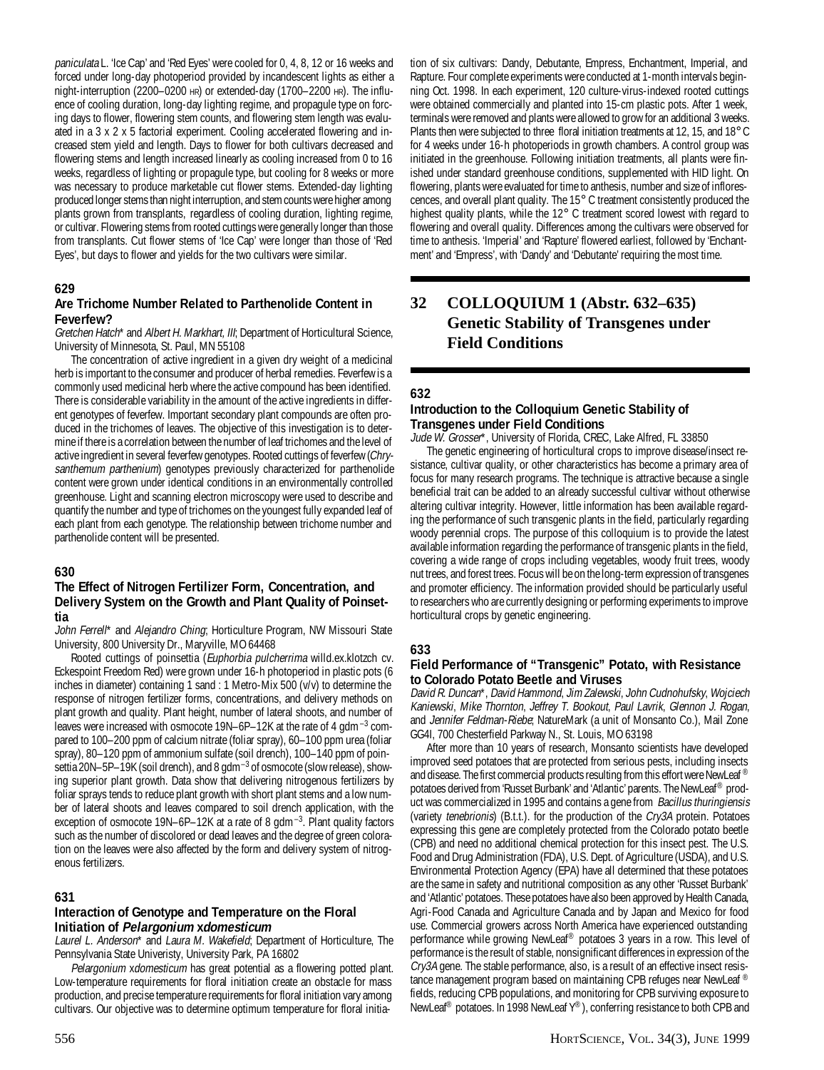*paniculata* L. 'Ice Cap' and 'Red Eyes' were cooled for 0, 4, 8, 12 or 16 weeks and forced under long-day photoperiod provided by incandescent lights as either a night-interruption (2200–0200 HR) or extended-day (1700–2200 HR). The influence of cooling duration, long-day lighting regime, and propagule type on forcing days to flower, flowering stem counts, and flowering stem length was evaluated in a 3 x 2 x 5 factorial experiment. Cooling accelerated flowering and increased stem yield and length. Days to flower for both cultivars decreased and flowering stems and length increased linearly as cooling increased from 0 to 16 weeks, regardless of lighting or propagule type, but cooling for 8 weeks or more was necessary to produce marketable cut flower stems. Extended-day lighting produced longer stems than night interruption, and stem counts were higher among plants grown from transplants, regardless of cooling duration, lighting regime, or cultivar. Flowering stems from rooted cuttings were generally longer than those from transplants. Cut flower stems of 'Ice Cap' were longer than those of 'Red Eyes', but days to flower and yields for the two cultivars were similar.

### 629

### Are Trichome Number Related to Parthenolide Content in Feverfew?

*Gretchen Hatch** and *Albert H. Markhart, III*; Department of Horticultural Science, University of Minnesota, St. Paul, MN 55108

The concentration of active ingredient in a given dry weight of a medicinal herb is important to the consumer and producer of herbal remedies. Feverfew is a commonly used medicinal herb where the active compound has been identified. There is considerable variability in the amount of the active ingredients in different genotypes of feverfew. Important secondary plant compounds are often produced in the trichomes of leaves. The objective of this investigation is to determine if there is a correlation between the number of leaf trichomes and the level of active ingredient in several feverfew genotypes. Rooted cuttings of feverfew (*Chrysanthemum parthenium*) genotypes previously characterized for parthenolide content were grown under identical conditions in an environmentally controlled greenhouse. Light and scanning electron microscopy were used to describe and quantify the number and type of trichomes on the youngest fully expanded leaf of each plant from each genotype. The relationship between trichome number and parthenolide content will be presented.

### 630

### The Effect of Nitrogen Fertilizer Form, Concentration, and Delivery System on the Growth and Plant Quality of Poinsettia

*John Ferrell** and *Alejandro Ching*; Horticulture Program, NW Missouri State University, 800 University Dr., Maryville, MO 64468

Rooted cuttings of poinsettia (*Euphorbia pulcherrima* willd.ex.klotzch cv. Eckespoint Freedom Red) were grown under 16-h photoperiod in plastic pots (6 inches in diameter) containing 1 sand : 1 Metro-Mix 500 (v/v) to determine the response of nitrogen fertilizer forms, concentrations, and delivery methods on plant growth and quality. Plant height, number of lateral shoots, and number of leaves were increased with osmocote 19N–6P–12K at the rate of 4 $gdm^{-3}$ compared to 100–200 ppm of calcium nitrate (foliar spray), 60–100 ppm urea (foliar spray), 80–120 ppm of ammonium sulfate (soil drench), 100–140 ppm of poinsettia 20N–5P–19K (soil drench), and 8 $gdm^{-3}$ of osmocote (slow release), showing superior plant growth. Data show that delivering nitrogenous fertilizers by foliar sprays tends to reduce plant growth with short plant stems and a low number of lateral shoots and leaves compared to soil drench application, with the exception of osmocote 19N–6P–12K at a rate of 8 $gdm^{-3}$. Plant quality factors such as the number of discolored or dead leaves and the degree of green coloration on the leaves were also affected by the form and delivery system of nitrogenous fertilizers.

### 631

### Interaction of Genotype and Temperature on the Floral Initiation of *Pelargonium xdomesticum*

*Laurel L. Anderson** and *Laura M. Wakefield*; Department of Horticulture, The Pennsylvania State Univeristy, University Park, PA 16802

*Pelargonium xdomesticum* has great potential as a flowering potted plant. Low-temperature requirements for floral initiation create an obstacle for mass production, and precise temperature requirements for floral initiation vary among cultivars. Our objective was to determine optimum temperature for floral initiation of six cultivars: Dandy, Debutante, Empress, Enchantment, Imperial, and Rapture. Four complete experiments were conducted at 1-month intervals beginning Oct. 1998. In each experiment, 120 culture-virus-indexed rooted cuttings were obtained commercially and planted into 15-cm plastic pots. After 1 week, terminals were removed and plants were allowed to grow for an additional 3 weeks. Plants then were subjected to three floral initiation treatments at 12, 15, and 18° C for 4 weeks under 16-h photoperiods in growth chambers. A control group was initiated in the greenhouse. Following initiation treatments, all plants were finished under standard greenhouse conditions, supplemented with HID light. On flowering, plants were evaluated for time to anthesis, number and size of inflorescences, and overall plant quality. The 15° C treatment consistently produced the highest quality plants, while the 12° C treatment scored lowest with regard to flowering and overall quality. Differences among the cultivars were observed for time to anthesis. 'Imperial' and 'Rapture' flowered earliest, followed by 'Enchantment' and 'Empress', with 'Dandy' and 'Debutante' requiring the most time.

## 32 COLLOQUIUM 1 (Abstr. 632–635) Genetic Stability of Transgenes under Field Conditions

### 632

### Introduction to the Colloquium Genetic Stability of Transgenes under Field Conditions

*Jude W. Grosser**, University of Florida, CREC, Lake Alfred, FL 33850

The genetic engineering of horticultural crops to improve disease/insect resistance, cultivar quality, or other characteristics has become a primary area of focus for many research programs. The technique is attractive because a single beneficial trait can be added to an already successful cultivar without otherwise altering cultivar integrity. However, little information has been available regarding the performance of such transgenic plants in the field, particularly regarding woody perennial crops. The purpose of this colloquium is to provide the latest available information regarding the performance of transgenic plants in the field, covering a wide range of crops including vegetables, woody fruit trees, woody nut trees, and forest trees. Focus will be on the long-term expression of transgenes and promoter efficiency. The information provided should be particularly useful to researchers who are currently designing or performing experiments to improve horticultural crops by genetic engineering.

### 633

### Field Performance of "Transgenic" Potato, with Resistance to Colorado Potato Beetle and Viruses

*David R. Duncan**, *David Hammond*, *Jim Zalewski*, *John Cudnohufsky*, *Wojciech Kaniewski*, *Mike Thornton*, *Jeffrey T. Bookout*, *Paul Lavrik*, *Glennon J. Rogan*, and *Jennifer Feldman-Riebe*; NatureMark (a unit of Monsanto Co.), Mail Zone GG4I, 700 Chesterfield Parkway N., St. Louis, MO 63198

After more than 10 years of research, Monsanto scientists have developed improved seed potatoes that are protected from serious pests, including insects and disease. The first commercial products resulting from this effort were NewLeaf® potatoes derived from 'Russet Burbank' and 'Atlantic' parents. The NewLeaf® product was commercialized in 1995 and contains a gene from *Bacillus thuringiensis* (variety *tenebrionis*) (B.t.t.). for the production of the *Cry3A* protein. Potatoes expressing this gene are completely protected from the Colorado potato beetle (CPB) and need no additional chemical protection for this insect pest. The U.S. Food and Drug Administration (FDA), U.S. Dept. of Agriculture (USDA), and U.S. Environmental Protection Agency (EPA) have all determined that these potatoes are the same in safety and nutritional composition as any other 'Russet Burbank' and 'Atlantic' potatoes. These potatoes have also been approved by Health Canada, Agri-Food Canada and Agriculture Canada and by Japan and Mexico for food use. Commercial growers across North America have experienced outstanding performance while growing NewLeaf® potatoes 3 years in a row. This level of performance is the result of stable, nonsignificant differences in expression of the *Cry3A* gene. The stable performance, also, is a result of an effective insect resistance management program based on maintaining CPB refuges near NewLeaf® fields, reducing CPB populations, and monitoring for CPB surviving exposure to NewLeaf® potatoes. In 1998 NewLeaf Y®), conferring resistance to both CPB and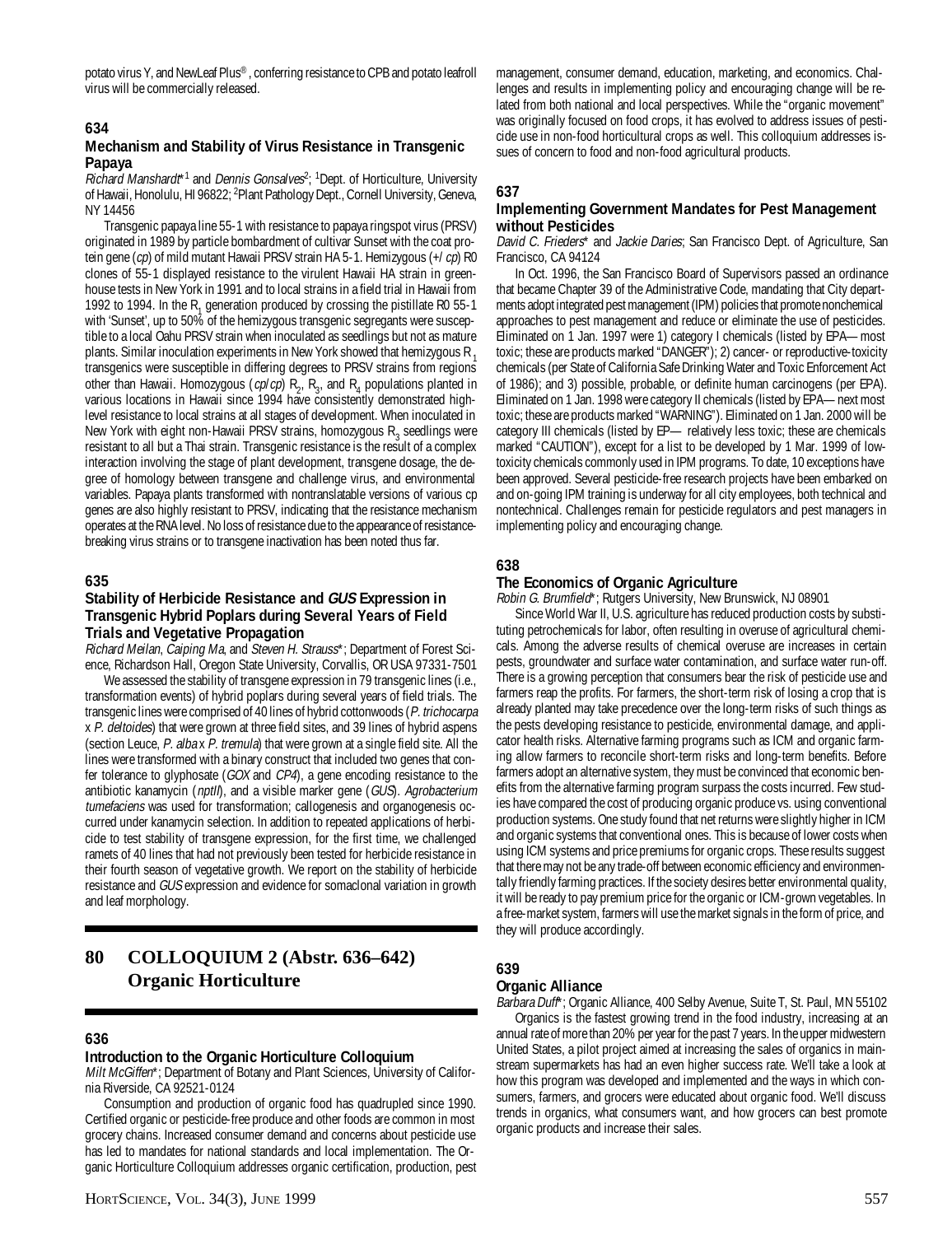potato virus Y, and NewLeaf Plus®, conferring resistance to CPB and potato leafroll virus will be commercially released.

### 634

### Mechanism and Stability of Virus Resistance in Transgenic Papaya

*Richard Manshardt*\*[1] and *Dennis Gonsalves*[2]; [1]Dept. of Horticulture, University of Hawaii, Honolulu, HI 96822; [2]Plant Pathology Dept., Cornell University, Geneva, NY 14456

Transgenic papaya line 55-1 with resistance to papaya ringspot virus (PRSV) originated in 1989 by particle bombardment of cultivar Sunset with the coat protein gene (*cp*) of mild mutant Hawaii PRSV strain HA 5-1. Hemizygous (+/ *cp*) R0 clones of 55-1 displayed resistance to the virulent Hawaii HA strain in greenhouse tests in New York in 1991 and to local strains in a field trial in Hawaii from 1992 to 1994. In the $R_1$ generation produced by crossing the pistillate R0 55-1 with 'Sunset', up to 50% of the hemizygous transgenic segregants were susceptible to a local Oahu PRSV strain when inoculated as seedlings but not as mature plants. Similar inoculation experiments in New York showed that hemizygous $R_1$ transgenics were susceptible in differing degrees to PRSV strains from regions other than Hawaii. Homozygous (*cp*/*cp*) $R_2$, $R_3$, and $R_4$ populations planted in various locations in Hawaii since 1994 have consistently demonstrated high-level resistance to local strains at all stages of development. When inoculated in New York with eight non-Hawaii PRSV strains, homozygous $R_3$ seedlings were resistant to all but a Thai strain. Transgenic resistance is the result of a complex interaction involving the stage of plant development, transgene dosage, the degree of homology between transgene and challenge virus, and environmental variables. Papaya plants transformed with nontranslatable versions of various cp genes are also highly resistant to PRSV, indicating that the resistance mechanism operates at the RNA level. No loss of resistance due to the appearance of resistance-breaking virus strains or to transgene inactivation has been noted thus far.

### 635

### Stability of Herbicide Resistance and *GUS* Expression in Transgenic Hybrid Poplars during Several Years of Field Trials and Vegetative Propagation

*Richard Meilan*, *Caiping Ma*, and *Steven H. Strauss*\*; Department of Forest Science, Richardson Hall, Oregon State University, Corvallis, OR USA 97331-7501

We assessed the stability of transgene expression in 79 transgenic lines (i.e., transformation events) of hybrid poplars during several years of field trials. The transgenic lines were comprised of 40 lines of hybrid cottonwoods (*P. trichocarpa* x *P. deltoides*) that were grown at three field sites, and 39 lines of hybrid aspens (section Leuce, *P. alba* x *P. tremula*) that were grown at a single field site. All the lines were transformed with a binary construct that included two genes that confer tolerance to glyphosate (*GOX* and *CP4*), a gene encoding resistance to the antibiotic kanamycin (*nptII*), and a visible marker gene (*GUS*). *Agrobacterium tumefaciens* was used for transformation; callogenesis and organogenesis occurred under kanamycin selection. In addition to repeated applications of herbicide to test stability of transgene expression, for the first time, we challenged ramets of 40 lines that had not previously been tested for herbicide resistance in their fourth season of vegetative growth. We report on the stability of herbicide resistance and *GUS* expression and evidence for somaclonal variation in growth and leaf morphology.

## 80 COLLOQUIUM 2 (Abstr. 636–642) Organic Horticulture

### 636

### Introduction to the Organic Horticulture Colloquium

*Milt McGiffen*\*; Department of Botany and Plant Sciences, University of California Riverside, CA 92521-0124

Consumption and production of organic food has quadrupled since 1990. Certified organic or pesticide-free produce and other foods are common in most grocery chains. Increased consumer demand and concerns about pesticide use has led to mandates for national standards and local implementation. The Organic Horticulture Colloquium addresses organic certification, production, pest management, consumer demand, education, marketing, and economics. Challenges and results in implementing policy and encouraging change will be related from both national and local perspectives. While the "organic movement" was originally focused on food crops, it has evolved to address issues of pesticide use in non-food horticultural crops as well. This colloquium addresses issues of concern to food and non-food agricultural products.

### 637

### Implementing Government Mandates for Pest Management without Pesticides

*David C. Frieders*\* and *Jackie Daries*; San Francisco Dept. of Agriculture, San Francisco, CA 94124

In Oct. 1996, the San Francisco Board of Supervisors passed an ordinance that became Chapter 39 of the Administrative Code, mandating that City departments adopt integrated pest management (IPM) policies that promote nonchemical approaches to pest management and reduce or eliminate the use of pesticides. Eliminated on 1 Jan. 1997 were 1) category I chemicals (listed by EPA— most toxic; these are products marked "DANGER"); 2) cancer- or reproductive-toxicity chemicals (per State of California Safe Drinking Water and Toxic Enforcement Act of 1986); and 3) possible, probable, or definite human carcinogens (per EPA). Eliminated on 1 Jan. 1998 were category II chemicals (listed by EPA— next most toxic; these are products marked "WARNING"). Eliminated on 1 Jan. 2000 will be category III chemicals (listed by EP— relatively less toxic; these are chemicals marked "CAUTION"), except for a list to be developed by 1 Mar. 1999 of low-toxicity chemicals commonly used in IPM programs. To date, 10 exceptions have been approved. Several pesticide-free research projects have been embarked on and on-going IPM training is underway for all city employees, both technical and nontechnical. Challenges remain for pesticide regulators and pest managers in implementing policy and encouraging change.

### 638

### The Economics of Organic Agriculture

*Robin G. Brumfield*\*; Rutgers University, New Brunswick, NJ 08901

Since World War II, U.S. agriculture has reduced production costs by substituting petrochemicals for labor, often resulting in overuse of agricultural chemicals. Among the adverse results of chemical overuse are increases in certain pests, groundwater and surface water contamination, and surface water run-off. There is a growing perception that consumers bear the risk of pesticide use and farmers reap the profits. For farmers, the short-term risk of losing a crop that is already planted may take precedence over the long-term risks of such things as the pests developing resistance to pesticide, environmental damage, and applicator health risks. Alternative farming programs such as ICM and organic farming allow farmers to reconcile short-term risks and long-term benefits. Before farmers adopt an alternative system, they must be convinced that economic benefits from the alternative farming program surpass the costs incurred. Few studies have compared the cost of producing organic produce vs. using conventional production systems. One study found that net returns were slightly higher in ICM and organic systems that conventional ones. This is because of lower costs when using ICM systems and price premiums for organic crops. These results suggest that there may not be any trade-off between economic efficiency and environmentally friendly farming practices. If the society desires better environmental quality, it will be ready to pay premium price for the organic or ICM-grown vegetables. In a free-market system, farmers will use the market signals in the form of price, and they will produce accordingly.

### 639

### Organic Alliance

*Barbara Duff*\*; Organic Alliance, 400 Selby Avenue, Suite T, St. Paul, MN 55102

Organics is the fastest growing trend in the food industry, increasing at an annual rate of more than 20% per year for the past 7 years. In the upper midwestern United States, a pilot project aimed at increasing the sales of organics in mainstream supermarkets has had an even higher success rate. We'll take a look at how this program was developed and implemented and the ways in which consumers, farmers, and grocers were educated about organic food. We'll discuss trends in organics, what consumers want, and how grocers can best promote organic products and increase their sales.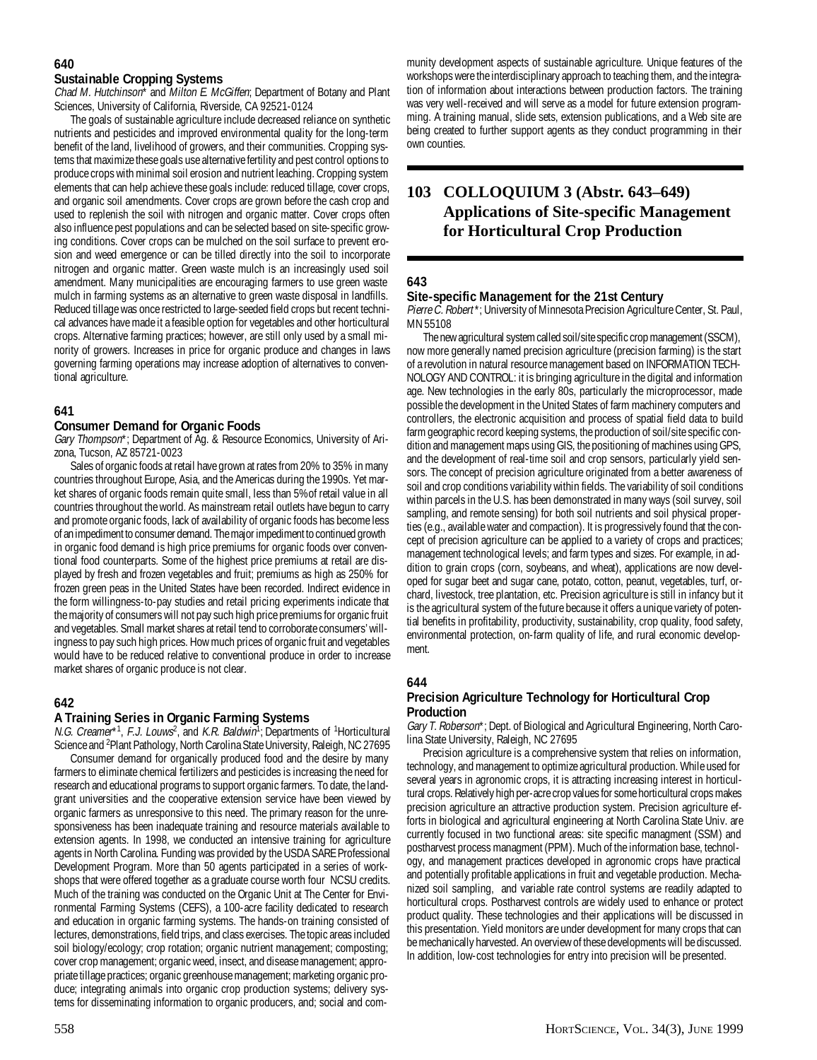### 640

### Sustainable Cropping Systems

*Chad M. Hutchinson** and *Milton E. McGiffen*; Department of Botany and Plant Sciences, University of California, Riverside, CA 92521-0124

The goals of sustainable agriculture include decreased reliance on synthetic nutrients and pesticides and improved environmental quality for the long-term benefit of the land, livelihood of growers, and their communities. Cropping systems that maximize these goals use alternative fertility and pest control options to produce crops with minimal soil erosion and nutrient leaching. Cropping system elements that can help achieve these goals include: reduced tillage, cover crops, and organic soil amendments. Cover crops are grown before the cash crop and used to replenish the soil with nitrogen and organic matter. Cover crops often also influence pest populations and can be selected based on site-specific growing conditions. Cover crops can be mulched on the soil surface to prevent erosion and weed emergence or can be tilled directly into the soil to incorporate nitrogen and organic matter. Green waste mulch is an increasingly used soil amendment. Many municipalities are encouraging farmers to use green waste mulch in farming systems as an alternative to green waste disposal in landfills. Reduced tillage was once restricted to large-seeded field crops but recent technical advances have made it a feasible option for vegetables and other horticultural crops. Alternative farming practices; however, are still only used by a small minority of growers. Increases in price for organic produce and changes in laws governing farming operations may increase adoption of alternatives to conventional agriculture.

### 641

### Consumer Demand for Organic Foods

*Gary Thompson**; Department of Ag. & Resource Economics, University of Arizona, Tucson, AZ 85721-0023

Sales of organic foods at retail have grown at rates from 20% to 35% in many countries throughout Europe, Asia, and the Americas during the 1990s. Yet market shares of organic foods remain quite small, less than 5% of retail value in all countries throughout the world. As mainstream retail outlets have begun to carry and promote organic foods, lack of availability of organic foods has become less of an impediment to consumer demand. The major impediment to continued growth in organic food demand is high price premiums for organic foods over conventional food counterparts. Some of the highest price premiums at retail are displayed by fresh and frozen vegetables and fruit; premiums as high as 250% for frozen green peas in the United States have been recorded. Indirect evidence in the form willingness-to-pay studies and retail pricing experiments indicate that the majority of consumers will not pay such high price premiums for organic fruit and vegetables. Small market shares at retail tend to corroborate consumers' willingness to pay such high prices. How much prices of organic fruit and vegetables would have to be reduced relative to conventional produce in order to increase market shares of organic produce is not clear.

### 642

### A Training Series in Organic Farming Systems

*N.G. Creamer**[1], *F.J. Louws*[2], and *K.R. Baldwin*[1]; Departments of [1]Horticultural Science and [2]Plant Pathology, North Carolina State University, Raleigh, NC 27695

Consumer demand for organically produced food and the desire by many farmers to eliminate chemical fertilizers and pesticides is increasing the need for research and educational programs to support organic farmers. To date, the land-grant universities and the cooperative extension service have been viewed by organic farmers as unresponsive to this need. The primary reason for the unresponsiveness has been inadequate training and resource materials available to extension agents. In 1998, we conducted an intensive training for agriculture agents in North Carolina. Funding was provided by the USDA SARE Professional Development Program. More than 50 agents participated in a series of workshops that were offered together as a graduate course worth four NCSU credits. Much of the training was conducted on the Organic Unit at The Center for Environmental Farming Systems (CEFS), a 100-acre facility dedicated to research and education in organic farming systems. The hands-on training consisted of lectures, demonstrations, field trips, and class exercises. The topic areas included soil biology/ecology; crop rotation; organic nutrient management; composting; cover crop management; organic weed, insect, and disease management; appropriate tillage practices; organic greenhouse management; marketing organic produce; integrating animals into organic crop production systems; delivery systems for disseminating information to organic producers, and; social and community development aspects of sustainable agriculture. Unique features of the workshops were the interdisciplinary approach to teaching them, and the integration of information about interactions between production factors. The training was very well-received and will serve as a model for future extension programming. A training manual, slide sets, extension publications, and a Web site are being created to further support agents as they conduct programming in their own counties.

## 103 COLLOQUIUM 3 (Abstr. 643–649) Applications of Site-specific Management for Horticultural Crop Production

### 643

### Site-specific Management for the 21st Century

*Pierre C. Robert**; University of Minnesota Precision Agriculture Center, St. Paul, MN 55108

The new agricultural system called soil/site specific crop management (SSCM), now more generally named precision agriculture (precision farming) is the start of a revolution in natural resource management based on INFORMATION TECHNOLOGY AND CONTROL: it is bringing agriculture in the digital and information age. New technologies in the early 80s, particularly the microprocessor, made possible the development in the United States of farm machinery computers and controllers, the electronic acquisition and process of spatial field data to build farm geographic record keeping systems, the production of soil/site specific condition and management maps using GIS, the positioning of machines using GPS, and the development of real-time soil and crop sensors, particularly yield sensors. The concept of precision agriculture originated from a better awareness of soil and crop conditions variability within fields. The variability of soil conditions within parcels in the U.S. has been demonstrated in many ways (soil survey, soil sampling, and remote sensing) for both soil nutrients and soil physical properties (e.g., available water and compaction). It is progressively found that the concept of precision agriculture can be applied to a variety of crops and practices; management technological levels; and farm types and sizes. For example, in addition to grain crops (corn, soybeans, and wheat), applications are now developed for sugar beet and sugar cane, potato, cotton, peanut, vegetables, turf, orchard, livestock, tree plantation, etc. Precision agriculture is still in infancy but it is the agricultural system of the future because it offers a unique variety of potential benefits in profitability, productivity, sustainability, crop quality, food safety, environmental protection, on-farm quality of life, and rural economic development.

### 644

### Precision Agriculture Technology for Horticultural Crop Production

*Gary T. Roberson**; Dept. of Biological and Agricultural Engineering, North Carolina State University, Raleigh, NC 27695

Precision agriculture is a comprehensive system that relies on information, technology, and management to optimize agricultural production. While used for several years in agronomic crops, it is attracting increasing interest in horticultural crops. Relatively high per-acre crop values for some horticultural crops makes precision agriculture an attractive production system. Precision agriculture efforts in biological and agricultural engineering at North Carolina State Univ. are currently focused in two functional areas: site specific managment (SSM) and postharvest process managment (PPM). Much of the information base, technology, and management practices developed in agronomic crops have practical and potentially profitable applications in fruit and vegetable production. Mechanized soil sampling, and variable rate control systems are readily adapted to horticultural crops. Postharvest controls are widely used to enhance or protect product quality. These technologies and their applications will be discussed in this presentation. Yield monitors are under development for many crops that can be mechanically harvested. An overview of these developments will be discussed. In addition, low-cost technologies for entry into precision will be presented.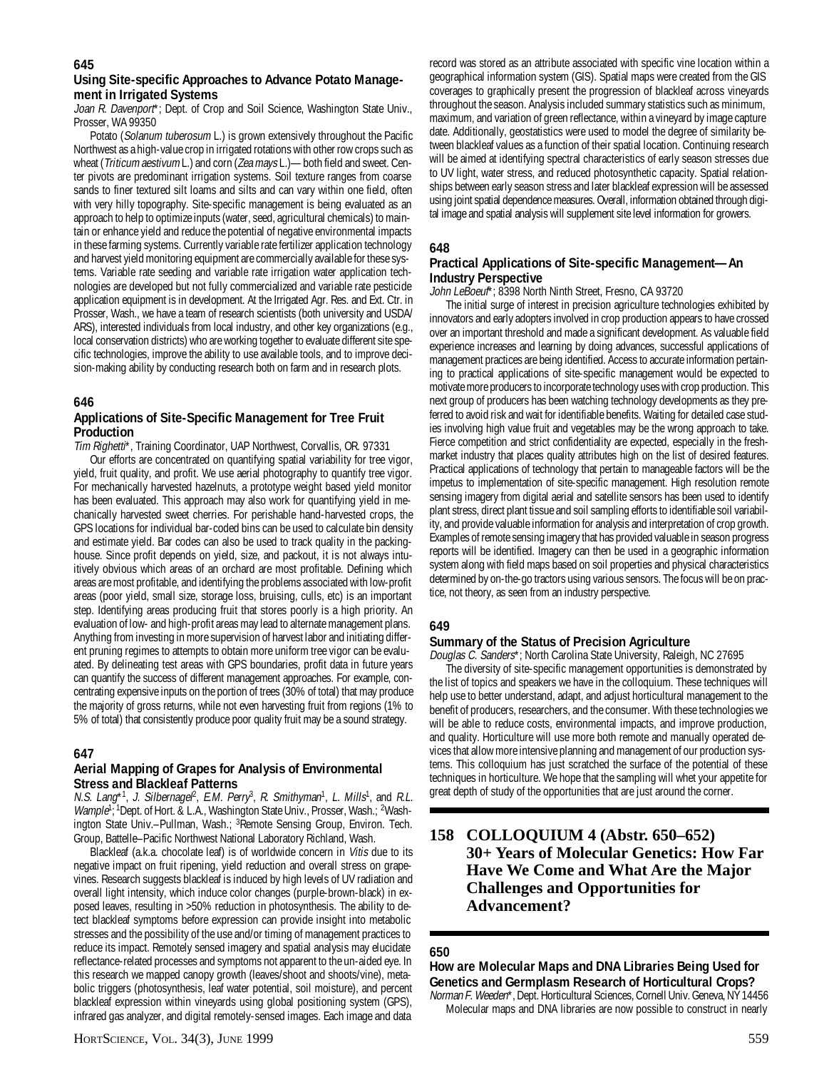### 645

### Using Site-specific Approaches to Advance Potato Management in Irrigated Systems

*Joan R. Davenport*\*; Dept. of Crop and Soil Science, Washington State Univ., Prosser, WA 99350

Potato (*Solanum tuberosum* L.) is grown extensively throughout the Pacific Northwest as a high-value crop in irrigated rotations with other row crops such as wheat (*Triticum aestivum* L.) and corn (*Zea mays* L.)— both field and sweet. Center pivots are predominant irrigation systems. Soil texture ranges from coarse sands to finer textured silt loams and silts and can vary within one field, often with very hilly topography. Site-specific management is being evaluated as an approach to help to optimize inputs (water, seed, agricultural chemicals) to maintain or enhance yield and reduce the potential of negative environmental impacts in these farming systems. Currently variable rate fertilizer application technology and harvest yield monitoring equipment are commercially available for these systems. Variable rate seeding and variable rate irrigation water application technologies are developed but not fully commercialized and variable rate pesticide application equipment is in development. At the Irrigated Agr. Res. and Ext. Ctr. in Prosser, Wash., we have a team of research scientists (both university and USDA/ARS), interested individuals from local industry, and other key organizations (e.g., local conservation districts) who are working together to evaluate different site specific technologies, improve the ability to use available tools, and to improve decision-making ability by conducting research both on farm and in research plots.

### 646

### Applications of Site-Specific Management for Tree Fruit Production

*Tim Righetti*\*, Training Coordinator, UAP Northwest, Corvallis, OR. 97331

Our efforts are concentrated on quantifying spatial variability for tree vigor, yield, fruit quality, and profit. We use aerial photography to quantify tree vigor. For mechanically harvested hazelnuts, a prototype weight based yield monitor has been evaluated. This approach may also work for quantifying yield in mechanically harvested sweet cherries. For perishable hand-harvested crops, the GPS locations for individual bar-coded bins can be used to calculate bin density and estimate yield. Bar codes can also be used to track quality in the packinghouse. Since profit depends on yield, size, and packout, it is not always intuitively obvious which areas of an orchard are most profitable. Defining which areas are most profitable, and identifying the problems associated with low-profit areas (poor yield, small size, storage loss, bruising, culls, etc) is an important step. Identifying areas producing fruit that stores poorly is a high priority. An evaluation of low- and high-profit areas may lead to alternate management plans. Anything from investing in more supervision of harvest labor and initiating different pruning regimes to attempts to obtain more uniform tree vigor can be evaluated. By delineating test areas with GPS boundaries, profit data in future years can quantify the success of different management approaches. For example, concentrating expensive inputs on the portion of trees (30% of total) that may produce the majority of gross returns, while not even harvesting fruit from regions (1% to 5% of total) that consistently produce poor quality fruit may be a sound strategy.

### 647

### Aerial Mapping of Grapes for Analysis of Environmental Stress and Blackleaf Patterns

*N.S. Lang*\*[1], *J. Silbernagel*[2], *E.M. Perry*[3], *R. Smithyman*[1], *L. Mills*[1], and *R.L. Wample*[1]; [1]Dept. of Hort. & L.A., Washington State Univ., Prosser, Wash.; [2]Washington State Univ.–Pullman, Wash.; [3]Remote Sensing Group, Environ. Tech. Group, Battelle–Pacific Northwest National Laboratory Richland, Wash.

Blackleaf (a.k.a. chocolate leaf) is of worldwide concern in *Vitis* due to its negative impact on fruit ripening, yield reduction and overall stress on grapevines. Research suggests blackleaf is induced by high levels of UV radiation and overall light intensity, which induce color changes (purple-brown-black) in exposed leaves, resulting in >50% reduction in photosynthesis. The ability to detect blackleaf symptoms before expression can provide insight into metabolic stresses and the possibility of the use and/or timing of management practices to reduce its impact. Remotely sensed imagery and spatial analysis may elucidate reflectance-related processes and symptoms not apparent to the un-aided eye. In this research we mapped canopy growth (leaves/shoot and shoots/vine), metabolic triggers (photosynthesis, leaf water potential, soil moisture), and percent blackleaf expression within vineyards using global positioning system (GPS), infrared gas analyzer, and digital remotely-sensed images. Each image and data record was stored as an attribute associated with specific vine location within a geographical information system (GIS). Spatial maps were created from the GIS coverages to graphically present the progression of blackleaf across vineyards throughout the season. Analysis included summary statistics such as minimum, maximum, and variation of green reflectance, within a vineyard by image capture date. Additionally, geostatistics were used to model the degree of similarity between blackleaf values as a function of their spatial location. Continuing research will be aimed at identifying spectral characteristics of early season stresses due to UV light, water stress, and reduced photosynthetic capacity. Spatial relationships between early season stress and later blackleaf expression will be assessed using joint spatial dependence measures. Overall, information obtained through digital image and spatial analysis will supplement site level information for growers.

### 648

### Practical Applications of Site-specific Management—An Industry Perspective

*John LeBoeuf*\*; 8398 North Ninth Street, Fresno, CA 93720

The initial surge of interest in precision agriculture technologies exhibited by innovators and early adopters involved in crop production appears to have crossed over an important threshold and made a significant development. As valuable field experience increases and learning by doing advances, successful applications of management practices are being identified. Access to accurate information pertaining to practical applications of site-specific management would be expected to motivate more producers to incorporate technology uses with crop production. This next group of producers has been watching technology developments as they preferred to avoid risk and wait for identifiable benefits. Waiting for detailed case studies involving high value fruit and vegetables may be the wrong approach to take. Fierce competition and strict confidentiality are expected, especially in the fresh-market industry that places quality attributes high on the list of desired features. Practical applications of technology that pertain to manageable factors will be the impetus to implementation of site-specific management. High resolution remote sensing imagery from digital aerial and satellite sensors has been used to identify plant stress, direct plant tissue and soil sampling efforts to identifiable soil variability, and provide valuable information for analysis and interpretation of crop growth. Examples of remote sensing imagery that has provided valuable in season progress reports will be identified. Imagery can then be used in a geographic information system along with field maps based on soil properties and physical characteristics determined by on-the-go tractors using various sensors. The focus will be on practice, not theory, as seen from an industry perspective.

### 649

### Summary of the Status of Precision Agriculture

*Douglas C. Sanders*\*; North Carolina State University, Raleigh, NC 27695

The diversity of site-specific management opportunities is demonstrated by the list of topics and speakers we have in the colloquium. These techniques will help use to better understand, adapt, and adjust horticultural management to the benefit of producers, researchers, and the consumer. With these technologies we will be able to reduce costs, environmental impacts, and improve production, and quality. Horticulture will use more both remote and manually operated devices that allow more intensive planning and management of our production systems. This colloquium has just scratched the surface of the potential of these techniques in horticulture. We hope that the sampling will whet your appetite for great depth of study of the opportunities that are just around the corner.

## 158 COLLOQUIUM 4 (Abstr. 650–652) 30+ Years of Molecular Genetics: How Far Have We Come and What Are the Major Challenges and Opportunities for Advancement?

### 650

### How are Molecular Maps and DNA Libraries Being Used for Genetics and Germplasm Research of Horticultural Crops?

*Norman F. Weeden*\*, Dept. Horticultural Sciences, Cornell Univ. Geneva, NY 14456

Molecular maps and DNA libraries are now possible to construct in nearly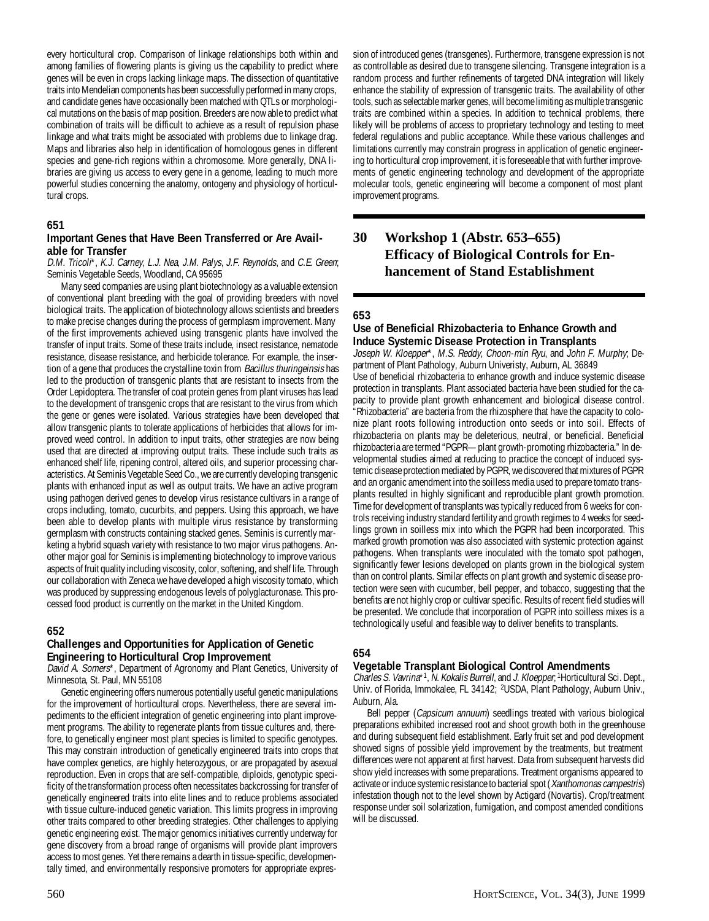every horticultural crop. Comparison of linkage relationships both within and among families of flowering plants is giving us the capability to predict where genes will be even in crops lacking linkage maps. The dissection of quantitative traits into Mendelian components has been successfully performed in many crops, and candidate genes have occasionally been matched with QTLs or morphological mutations on the basis of map position. Breeders are now able to predict what combination of traits will be difficult to achieve as a result of repulsion phase linkage and what traits might be associated with problems due to linkage drag. Maps and libraries also help in identification of homologous genes in different species and gene-rich regions within a chromosome. More generally, DNA libraries are giving us access to every gene in a genome, leading to much more powerful studies concerning the anatomy, ontogeny and physiology of horticultural crops.

### 651

### Important Genes that Have Been Transferred or Are Available for Transfer

*D.M. Tricoli*\*, *K.J. Carney*, *L.J. Nea*, *J.M. Palys*, *J.F. Reynolds*, and *C.E. Green*; Seminis Vegetable Seeds, Woodland, CA 95695

Many seed companies are using plant biotechnology as a valuable extension of conventional plant breeding with the goal of providing breeders with novel biological traits. The application of biotechnology allows scientists and breeders to make precise changes during the process of germplasm improvement. Many of the first improvements achieved using transgenic plants have involved the transfer of input traits. Some of these traits include, insect resistance, nematode resistance, disease resistance, and herbicide tolerance. For example, the insertion of a gene that produces the crystalline toxin from *Bacillus thuringeinsis* has led to the production of transgenic plants that are resistant to insects from the Order Lepidoptera. The transfer of coat protein genes from plant viruses has lead to the development of transgenic crops that are resistant to the virus from which the gene or genes were isolated. Various strategies have been developed that allow transgenic plants to tolerate applications of herbicides that allows for improved weed control. In addition to input traits, other strategies are now being used that are directed at improving output traits. These include such traits as enhanced shelf life, ripening control, altered oils, and superior processing characteristics. At Seminis Vegetable Seed Co., we are currently developing transgenic plants with enhanced input as well as output traits. We have an active program using pathogen derived genes to develop virus resistance cultivars in a range of crops including, tomato, cucurbits, and peppers. Using this approach, we have been able to develop plants with multiple virus resistance by transforming germplasm with constructs containing stacked genes. Seminis is currently marketing a hybrid squash variety with resistance to two major virus pathogens. Another major goal for Seminis is implementing biotechnology to improve various aspects of fruit quality including viscosity, color, softening, and shelf life. Through our collaboration with Zeneca we have developed a high viscosity tomato, which was produced by suppressing endogenous levels of polyglacturonase. This processed food product is currently on the market in the United Kingdom.

### 652

### Challenges and Opportunities for Application of Genetic Engineering to Horticultural Crop Improvement

*David A. Somers*\*, Department of Agronomy and Plant Genetics, University of Minnesota, St. Paul, MN 55108

Genetic engineering offers numerous potentially useful genetic manipulations for the improvement of horticultural crops. Nevertheless, there are several impediments to the efficient integration of genetic engineering into plant improvement programs. The ability to regenerate plants from tissue cultures and, therefore, to genetically engineer most plant species is limited to specific genotypes. This may constrain introduction of genetically engineered traits into crops that have complex genetics, are highly heterozygous, or are propagated by asexual reproduction. Even in crops that are self-compatible, diploids, genotypic specificity of the transformation process often necessitates backcrossing for transfer of genetically engineered traits into elite lines and to reduce problems associated with tissue culture-induced genetic variation. This limits progress in improving other traits compared to other breeding strategies. Other challenges to applying genetic engineering exist. The major genomics initiatives currently underway for gene discovery from a broad range of organisms will provide plant improvers access to most genes. Yet there remains a dearth in tissue-specific, developmentally timed, and environmentally responsive promoters for appropriate expression of introduced genes (transgenes). Furthermore, transgene expression is not as controllable as desired due to transgene silencing. Transgene integration is a random process and further refinements of targeted DNA integration will likely enhance the stability of expression of transgenic traits. The availability of other tools, such as selectable marker genes, will become limiting as multiple transgenic traits are combined within a species. In addition to technical problems, there likely will be problems of access to proprietary technology and testing to meet federal regulations and public acceptance. While these various challenges and limitations currently may constrain progress in application of genetic engineering to horticultural crop improvement, it is foreseeable that with further improvements of genetic engineering technology and development of the appropriate molecular tools, genetic engineering will become a component of most plant improvement programs.

## 30 Workshop 1 (Abstr. 653–655) Efficacy of Biological Controls for Enhancement of Stand Establishment

### 653

### Use of Beneficial Rhizobacteria to Enhance Growth and Induce Systemic Disease Protection in Transplants

*Joseph W. Kloepper*\*, *M.S. Reddy*, *Choon-min Ryu*, and *John F. Murphy*; Department of Plant Pathology, Auburn Univeristy, Auburn, AL 36849

Use of beneficial rhizobacteria to enhance growth and induce systemic disease protection in transplants. Plant associated bacteria have been studied for the capacity to provide plant growth enhancement and biological disease control. "Rhizobacteria" are bacteria from the rhizosphere that have the capacity to colonize plant roots following introduction onto seeds or into soil. Effects of rhizobacteria on plants may be deleterious, neutral, or beneficial. Beneficial rhizobacteria are termed "PGPR— plant growth-promoting rhizobacteria." In developmental studies aimed at reducing to practice the concept of induced systemic disease protection mediated by PGPR, we discovered that mixtures of PGPR and an organic amendment into the soilless media used to prepare tomato transplants resulted in highly significant and reproducible plant growth promotion. Time for development of transplants was typically reduced from 6 weeks for controls receiving industry standard fertility and growth regimes to 4 weeks for seedlings grown in soilless mix into which the PGPR had been incorporated. This marked growth promotion was also associated with systemic protection against pathogens. When transplants were inoculated with the tomato spot pathogen, significantly fewer lesions developed on plants grown in the biological system than on control plants. Similar effects on plant growth and systemic disease protection were seen with cucumber, bell pepper, and tobacco, suggesting that the benefits are not highly crop or cultivar specific. Results of recent field studies will be presented. We conclude that incorporation of PGPR into soilless mixes is a technologically useful and feasible way to deliver benefits to transplants.

### 654

### Vegetable Transplant Biological Control Amendments

*Charles S. Vavrina*\*[1], *N. Kokalis Burrell*, and *J. Kloepper*; [1]Horticultural Sci. Dept., Univ. of Florida, Immokalee, FL 34142; [2]USDA, Plant Pathology, Auburn Univ., Auburn, Ala.

Bell pepper (*Capsicum annuum*) seedlings treated with various biological preparations exhibited increased root and shoot growth both in the greenhouse and during subsequent field establishment. Early fruit set and pod development showed signs of possible yield improvement by the treatments, but treatment differences were not apparent at first harvest. Data from subsequent harvests did show yield increases with some preparations. Treatment organisms appeared to activate or induce systemic resistance to bacterial spot (*Xanthomonas campestris*) infestation though not to the level shown by Actigard (Novartis). Crop/treatment response under soil solarization, fumigation, and compost amended conditions will be discussed.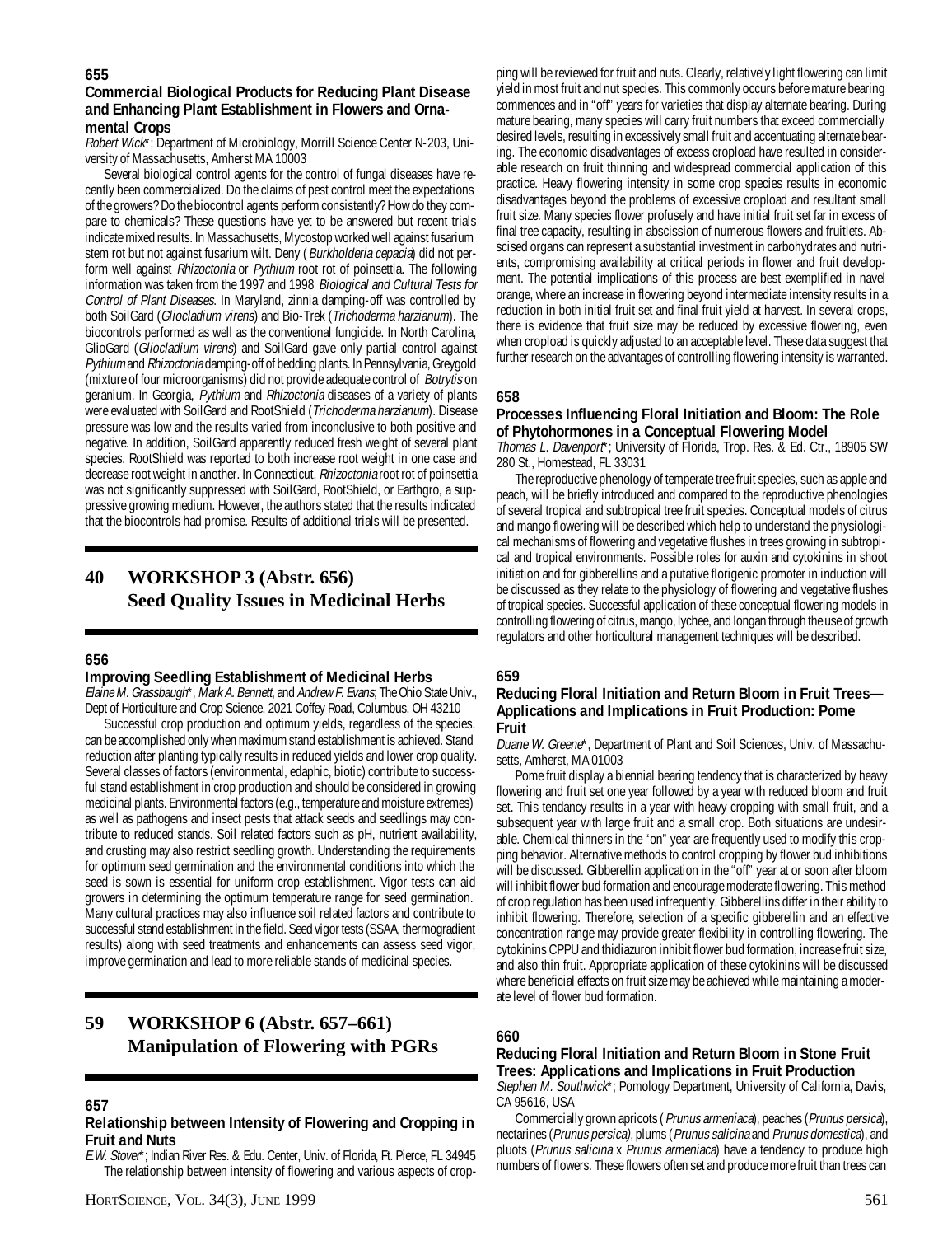### 655

#### Commercial Biological Products for Reducing Plant Disease and Enhancing Plant Establishment in Flowers and Ornamental Crops

*Robert Wick**; Department of Microbiology, Morrill Science Center N-203, University of Massachusetts, Amherst MA 10003

Several biological control agents for the control of fungal diseases have recently been commercialized. Do the claims of pest control meet the expectations of the growers? Do the biocontrol agents perform consistently? How do they compare to chemicals? These questions have yet to be answered but recent trials indicate mixed results. In Massachusetts, Mycostop worked well against fusarium stem rot but not against fusarium wilt. Deny (*Burkholderia cepacia*) did not perform well against *Rhizoctonia* or *Pythium* root rot of poinsettia. The following information was taken from the 1997 and 1998 *Biological and Cultural Tests for Control of Plant Diseases*. In Maryland, zinnia damping-off was controlled by both SoilGard (*Gliocladium virens*) and Bio-Trek (*Trichoderma harzianum*). The biocontrols performed as well as the conventional fungicide. In North Carolina, GlioGard (*Gliocladium virens*) and SoilGard gave only partial control against *Pythium* and *Rhizoctonia* damping-off of bedding plants. In Pennsylvania, Greygold (mixture of four microorganisms) did not provide adequate control of *Botrytis* on geranium. In Georgia, *Pythium* and *Rhizoctonia* diseases of a variety of plants were evaluated with SoilGard and RootShield (*Trichoderma harzianum*). Disease pressure was low and the results varied from inconclusive to both positive and negative. In addition, SoilGard apparently reduced fresh weight of several plant species. RootShield was reported to both increase root weight in one case and decrease root weight in another. In Connecticut, *Rhizoctonia* root rot of poinsettia was not significantly suppressed with SoilGard, RootShield, or Earthgro, a suppressive growing medium. However, the authors stated that the results indicated that the biocontrols had promise. Results of additional trials will be presented.

## 40 WORKSHOP 3 (Abstr. 656) Seed Quality Issues in Medicinal Herbs

### 656

#### Improving Seedling Establishment of Medicinal Herbs

*Elaine M. Grassbaugh**, *Mark A. Bennett*, and *Andrew F. Evans*; The Ohio State Univ., Dept of Horticulture and Crop Science, 2021 Coffey Road, Columbus, OH 43210

Successful crop production and optimum yields, regardless of the species, can be accomplished only when maximum stand establishment is achieved. Stand reduction after planting typically results in reduced yields and lower crop quality. Several classes of factors (environmental, edaphic, biotic) contribute to successful stand establishment in crop production and should be considered in growing medicinal plants. Environmental factors (e.g., temperature and moisture extremes) as well as pathogens and insect pests that attack seeds and seedlings may contribute to reduced stands. Soil related factors such as pH, nutrient availability, and crusting may also restrict seedling growth. Understanding the requirements for optimum seed germination and the environmental conditions into which the seed is sown is essential for uniform crop establishment. Vigor tests can aid growers in determining the optimum temperature range for seed germination. Many cultural practices may also influence soil related factors and contribute to successful stand establishment in the field. Seed vigor tests (SSAA, thermogradient results) along with seed treatments and enhancements can assess seed vigor, improve germination and lead to more reliable stands of medicinal species.

## 59 WORKSHOP 6 (Abstr. 657–661) Manipulation of Flowering with PGRs

### 657

#### Relationship between Intensity of Flowering and Cropping in Fruit and Nuts

*E.W. Stover**; Indian River Res. & Edu. Center, Univ. of Florida, Ft. Pierce, FL 34945

The relationship between intensity of flowering and various aspects of cropping will be reviewed for fruit and nuts. Clearly, relatively light flowering can limit yield in most fruit and nut species. This commonly occurs before mature bearing commences and in "off" years for varieties that display alternate bearing. During mature bearing, many species will carry fruit numbers that exceed commercially desired levels, resulting in excessively small fruit and accentuating alternate bearing. The economic disadvantages of excess cropload have resulted in considerable research on fruit thinning and widespread commercial application of this practice. Heavy flowering intensity in some crop species results in economic disadvantages beyond the problems of excessive cropload and resultant small fruit size. Many species flower profusely and have initial fruit set far in excess of final tree capacity, resulting in abscission of numerous flowers and fruitlets. Abscised organs can represent a substantial investment in carbohydrates and nutrients, compromising availability at critical periods in flower and fruit development. The potential implications of this process are best exemplified in navel orange, where an increase in flowering beyond intermediate intensity results in a reduction in both initial fruit set and final fruit yield at harvest. In several crops, there is evidence that fruit size may be reduced by excessive flowering, even when cropload is quickly adjusted to an acceptable level. These data suggest that further research on the advantages of controlling flowering intensity is warranted.

### 658

#### Processes Influencing Floral Initiation and Bloom: The Role of Phytohormones in a Conceptual Flowering Model

*Thomas L. Davenport**; University of Florida, Trop. Res. & Ed. Ctr., 18905 SW 280 St., Homestead, FL 33031

The reproductive phenology of temperate tree fruit species, such as apple and peach, will be briefly introduced and compared to the reproductive phenologies of several tropical and subtropical tree fruit species. Conceptual models of citrus and mango flowering will be described which help to understand the physiological mechanisms of flowering and vegetative flushes in trees growing in subtropical and tropical environments. Possible roles for auxin and cytokinins in shoot initiation and for gibberellins and a putative florigenic promoter in induction will be discussed as they relate to the physiology of flowering and vegetative flushes of tropical species. Successful application of these conceptual flowering models in controlling flowering of citrus, mango, lychee, and longan through the use of growth regulators and other horticultural management techniques will be described.

### 659

#### Reducing Floral Initiation and Return Bloom in Fruit Trees—Applications and Implications in Fruit Production: Pome Fruit

*Duane W. Greene**, Department of Plant and Soil Sciences, Univ. of Massachusetts, Amherst, MA 01003

Pome fruit display a biennial bearing tendency that is characterized by heavy flowering and fruit set one year followed by a year with reduced bloom and fruit set. This tendancy results in a year with heavy cropping with small fruit, and a subsequent year with large fruit and a small crop. Both situations are undesirable. Chemical thinners in the "on" year are frequently used to modify this cropping behavior. Alternative methods to control cropping by flower bud inhibitions will be discussed. Gibberellin application in the "off" year at or soon after bloom will inhibit flower bud formation and encourage moderate flowering. This method of crop regulation has been used infrequently. Gibberellins differ in their ability to inhibit flowering. Therefore, selection of a specific gibberellin and an effective concentration range may provide greater flexibility in controlling flowering. The cytokinins CPPU and thidiazuron inhibit flower bud formation, increase fruit size, and also thin fruit. Appropriate application of these cytokinins will be discussed where beneficial effects on fruit size may be achieved while maintaining a moderate level of flower bud formation.

### 660

#### Reducing Floral Initiation and Return Bloom in Stone Fruit Trees: Applications and Implications in Fruit Production

*Stephen M. Southwick**; Pomology Department, University of California, Davis, CA 95616, USA

Commercially grown apricots (*Prunus armeniaca*), peaches (*Prunus persica*), nectarines (*Prunus persica*), plums (*Prunus salicina* and *Prunus domestica*), and pluots (*Prunus salicina* x *Prunus armeniaca*) have a tendency to produce high numbers of flowers. These flowers often set and produce more fruit than trees can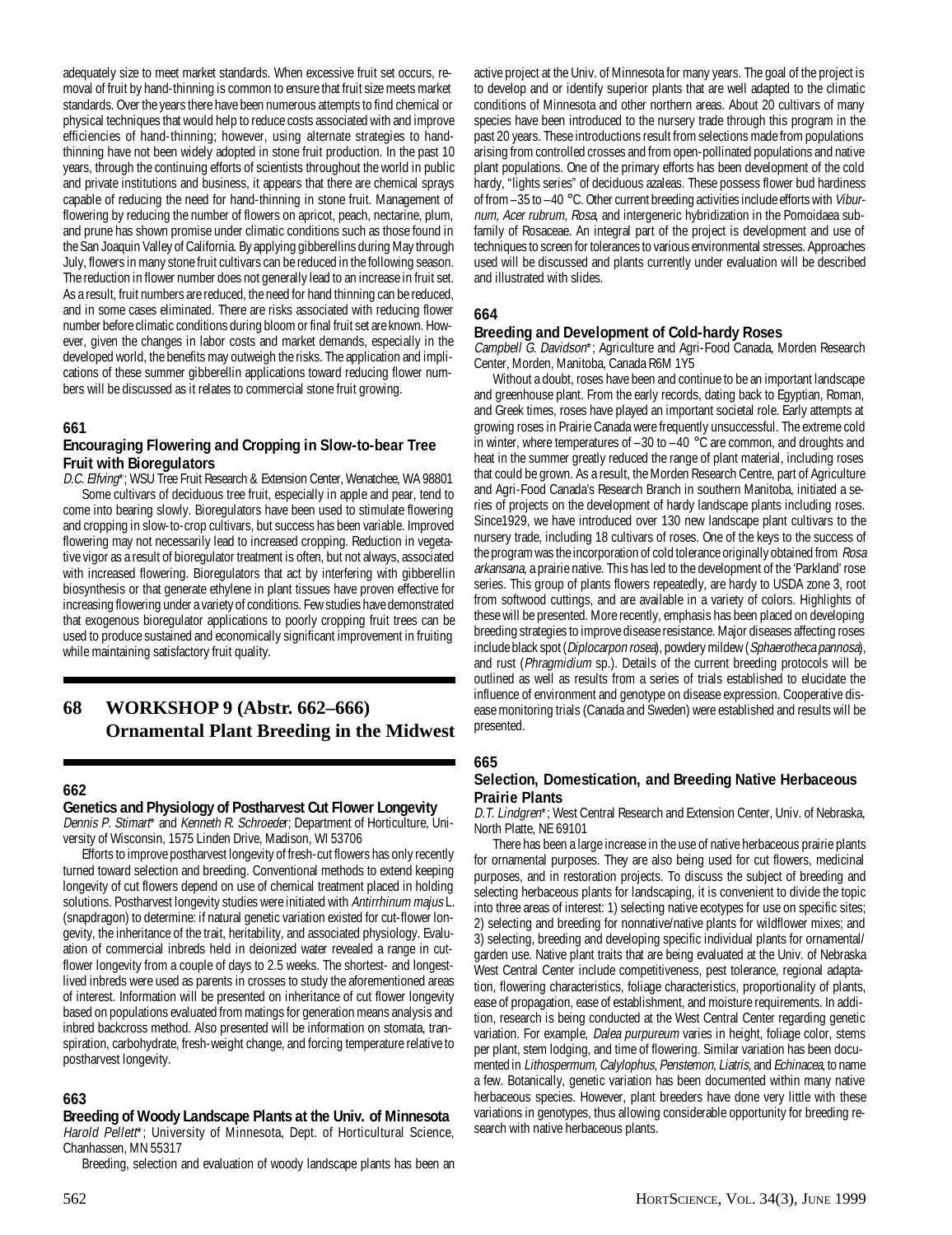adequately size to meet market standards. When excessive fruit set occurs, removal of fruit by hand-thinning is common to ensure that fruit size meets market standards. Over the years there have been numerous attempts to find chemical or physical techniques that would help to reduce costs associated with and improve efficiencies of hand-thinning; however, using alternate strategies to hand-thinning have not been widely adopted in stone fruit production. In the past 10 years, through the continuing efforts of scientists throughout the world in public and private institutions and business, it appears that there are chemical sprays capable of reducing the need for hand-thinning in stone fruit. Management of flowering by reducing the number of flowers on apricot, peach, nectarine, plum, and prune has shown promise under climatic conditions such as those found in the San Joaquin Valley of California. By applying gibberellins during May through July, flowers in many stone fruit cultivars can be reduced in the following season. The reduction in flower number does not generally lead to an increase in fruit set. As a result, fruit numbers are reduced, the need for hand thinning can be reduced, and in some cases eliminated. There are risks associated with reducing flower number before climatic conditions during bloom or final fruit set are known. However, given the changes in labor costs and market demands, especially in the developed world, the benefits may outweigh the risks. The application and implications of these summer gibberellin applications toward reducing flower numbers will be discussed as it relates to commercial stone fruit growing.

**661**

### Encouraging Flowering and Cropping in Slow-to-bear Tree Fruit with Bioregulators

*D.C. Elfving*\*; WSU Tree Fruit Research & Extension Center, Wenatchee, WA 98801

Some cultivars of deciduous tree fruit, especially in apple and pear, tend to come into bearing slowly. Bioregulators have been used to stimulate flowering and cropping in slow-to-crop cultivars, but success has been variable. Improved flowering may not necessarily lead to increased cropping. Reduction in vegetative vigor as a result of bioregulator treatment is often, but not always, associated with increased flowering. Bioregulators that act by interfering with gibberellin biosynthesis or that generate ethylene in plant tissues have proven effective for increasing flowering under a variety of conditions. Few studies have demonstrated that exogenous bioregulator applications to poorly cropping fruit trees can be used to produce sustained and economically significant improvement in fruiting while maintaining satisfactory fruit quality.

## 68 WORKSHOP 9 (Abstr. 662–666) Ornamental Plant Breeding in the Midwest

**662**

### Genetics and Physiology of Postharvest Cut Flower Longevity

*Dennis P. Stimart*\* and *Kenneth R. Schroeder*; Department of Horticulture, University of Wisconsin, 1575 Linden Drive, Madison, WI 53706

Efforts to improve postharvest longevity of fresh-cut flowers has only recently turned toward selection and breeding. Conventional methods to extend keeping longevity of cut flowers depend on use of chemical treatment placed in holding solutions. Postharvest longevity studies were initiated with *Antirrhinum majus* L. (snapdragon) to determine: if natural genetic variation existed for cut-flower longevity, the inheritance of the trait, heritability, and associated physiology. Evaluation of commercial inbreds held in deionized water revealed a range in cut-flower longevity from a couple of days to 2.5 weeks. The shortest- and longest-lived inbreds were used as parents in crosses to study the aforementioned areas of interest. Information will be presented on inheritance of cut flower longevity based on populations evaluated from matings for generation means analysis and inbred backcross method. Also presented will be information on stomata, transpiration, carbohydrate, fresh-weight change, and forcing temperature relative to postharvest longevity.

**663**

### Breeding of Woody Landscape Plants at the Univ. of Minnesota

*Harold Pellett*\*; University of Minnesota, Dept. of Horticultural Science, Chanhassen, MN 55317

Breeding, selection and evaluation of woody landscape plants has been an active project at the Univ. of Minnesota for many years. The goal of the project is to develop and or identify superior plants that are well adapted to the climatic conditions of Minnesota and other northern areas. About 20 cultivars of many species have been introduced to the nursery trade through this program in the past 20 years. These introductions result from selections made from populations arising from controlled crosses and from open-pollinated populations and native plant populations. One of the primary efforts has been development of the cold hardy, "lights series" of deciduous azaleas. These possess flower bud hardiness of from –35 to –40 °C. Other current breeding activities include efforts with *Viburnum, Acer rubrum, Rosa*, and intergeneric hybridization in the Pomoidaea subfamily of Rosaceae. An integral part of the project is development and use of techniques to screen for tolerances to various environmental stresses. Approaches used will be discussed and plants currently under evaluation will be described and illustrated with slides.

**664**

### Breeding and Development of Cold-hardy Roses

*Campbell G. Davidson*\*; Agriculture and Agri-Food Canada, Morden Research Center, Morden, Manitoba, Canada R6M 1Y5

Without a doubt, roses have been and continue to be an important landscape and greenhouse plant. From the early records, dating back to Egyptian, Roman, and Greek times, roses have played an important societal role. Early attempts at growing roses in Prairie Canada were frequently unsuccessful. The extreme cold in winter, where temperatures of –30 to –40 °C are common, and droughts and heat in the summer greatly reduced the range of plant material, including roses that could be grown. As a result, the Morden Research Centre, part of Agriculture and Agri-Food Canada's Research Branch in southern Manitoba, initiated a series of projects on the development of hardy landscape plants including roses. Since1929, we have introduced over 130 new landscape plant cultivars to the nursery trade, including 18 cultivars of roses. One of the keys to the success of the program was the incorporation of cold tolerance originally obtained from *Rosa arkansana*, a prairie native. This has led to the development of the 'Parkland' rose series. This group of plants flowers repeatedly, are hardy to USDA zone 3, root from softwood cuttings, and are available in a variety of colors. Highlights of these will be presented. More recently, emphasis has been placed on developing breeding strategies to improve disease resistance. Major diseases affecting roses include black spot (*Diplocarpon rosea*), powdery mildew (*Sphaerotheca pannosa*), and rust (*Phragmidium* sp.). Details of the current breeding protocols will be outlined as well as results from a series of trials established to elucidate the influence of environment and genotype on disease expression. Cooperative disease monitoring trials (Canada and Sweden) were established and results will be presented.

**665**

### Selection, Domestication, and Breeding Native Herbaceous Prairie Plants

*D.T. Lindgren*\*; West Central Research and Extension Center, Univ. of Nebraska, North Platte, NE 69101

There has been a large increase in the use of native herbaceous prairie plants for ornamental purposes. They are also being used for cut flowers, medicinal purposes, and in restoration projects. To discuss the subject of breeding and selecting herbaceous plants for landscaping, it is convenient to divide the topic into three areas of interest: 1) selecting native ecotypes for use on specific sites; 2) selecting and breeding for nonnative/native plants for wildflower mixes; and 3) selecting, breeding and developing specific individual plants for ornamental/garden use. Native plant traits that are being evaluated at the Univ. of Nebraska West Central Center include competitiveness, pest tolerance, regional adaptation, flowering characteristics, foliage characteristics, proportionality of plants, ease of propagation, ease of establishment, and moisture requirements. In addition, research is being conducted at the West Central Center regarding genetic variation. For example, *Dalea purpureum* varies in height, foliage color, stems per plant, stem lodging, and time of flowering. Similar variation has been documented in *Lithospermum*, *Calylophus*, *Penstemon*, *Liatris*, and *Echinacea*, to name a few. Botanically, genetic variation has been documented within many native herbaceous species. However, plant breeders have done very little with these variations in genotypes, thus allowing considerable opportunity for breeding research with native herbaceous plants.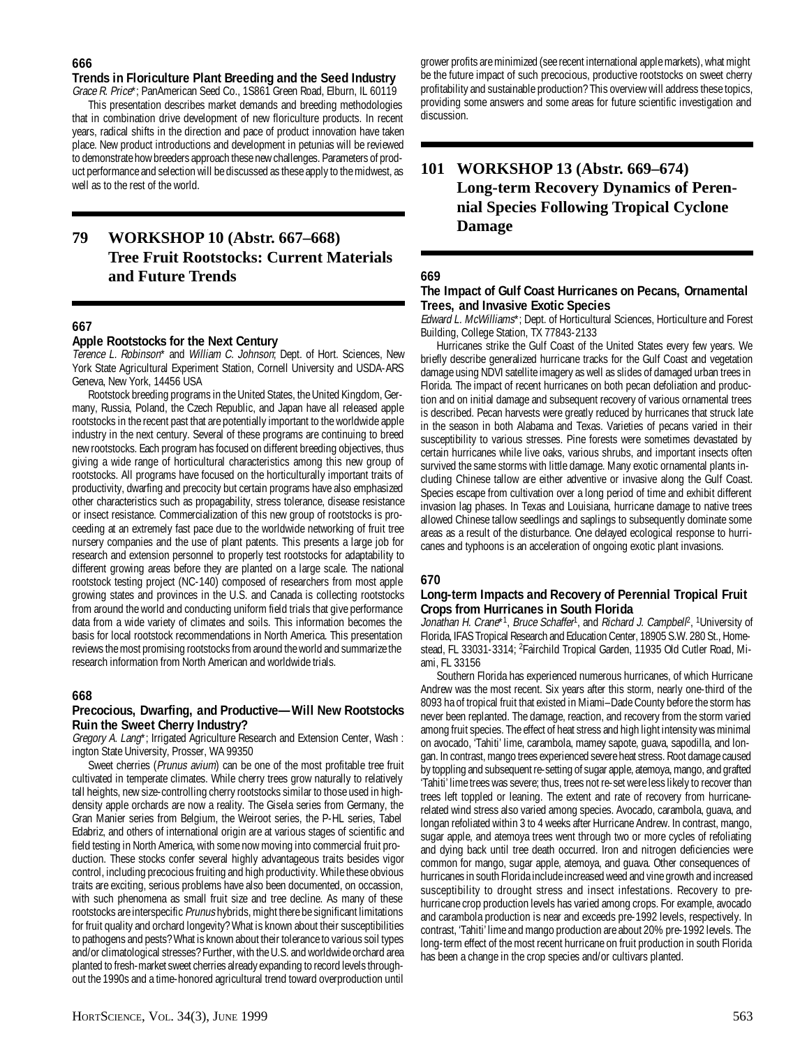### 666

**Trends in Floriculture Plant Breeding and the Seed Industry**

*Grace R. Price*\*; PanAmerican Seed Co., 1S861 Green Road, Elburn, IL 60119

This presentation describes market demands and breeding methodologies that in combination drive development of new floriculture products. In recent years, radical shifts in the direction and pace of product innovation have taken place. New product introductions and development in petunias will be reviewed to demonstrate how breeders approach these new challenges. Parameters of product performance and selection will be discussed as these apply to the midwest, as well as to the rest of the world.

## 79 WORKSHOP 10 (Abstr. 667–668) Tree Fruit Rootstocks: Current Materials and Future Trends

### 667

**Apple Rootstocks for the Next Century**

*Terence L. Robinson*\* and *William C. Johnson*; Dept. of Hort. Sciences, New York State Agricultural Experiment Station, Cornell University and USDA-ARS Geneva, New York, 14456 USA

Rootstock breeding programs in the United States, the United Kingdom, Germany, Russia, Poland, the Czech Republic, and Japan have all released apple rootstocks in the recent past that are potentially important to the worldwide apple industry in the next century. Several of these programs are continuing to breed new rootstocks. Each program has focused on different breeding objectives, thus giving a wide range of horticultural characteristics among this new group of rootstocks. All programs have focused on the horticulturally important traits of productivity, dwarfing and precocity but certain programs have also emphasized other characteristics such as propagability, stress tolerance, disease resistance or insect resistance. Commercialization of this new group of rootstocks is proceeding at an extremely fast pace due to the worldwide networking of fruit tree nursery companies and the use of plant patents. This presents a large job for research and extension personnel to properly test rootstocks for adaptability to different growing areas before they are planted on a large scale. The national rootstock testing project (NC-140) composed of researchers from most apple growing states and provinces in the U.S. and Canada is collecting rootstocks from around the world and conducting uniform field trials that give performance data from a wide variety of climates and soils. This information becomes the basis for local rootstock recommendations in North America. This presentation reviews the most promising rootstocks from around the world and summarize the research information from North American and worldwide trials.

### 668

**Precocious, Dwarfing, and Productive—Will New Rootstocks Ruin the Sweet Cherry Industry?**

*Gregory A. Lang*\*; Irrigated Agriculture Research and Extension Center, Washington State University, Prosser, WA 99350

Sweet cherries (*Prunus avium*) can be one of the most profitable tree fruit cultivated in temperate climates. While cherry trees grow naturally to relatively tall heights, new size-controlling cherry rootstocks similar to those used in high-density apple orchards are now a reality. The Gisela series from Germany, the Gran Manier series from Belgium, the Weiroot series, the P-HL series, Tabel Edabriz, and others of international origin are at various stages of scientific and field testing in North America, with some now moving into commercial fruit production. These stocks confer several highly advantageous traits besides vigor control, including precocious fruiting and high productivity. While these obvious traits are exciting, serious problems have also been documented, on occasion, with such phenomena as small fruit size and tree decline. As many of these rootstocks are interspecific *Prunus* hybrids, might there be significant limitations for fruit quality and orchard longevity? What is known about their susceptibilities to pathogens and pests? What is known about their tolerance to various soil types and/or climatological stresses? Further, with the U.S. and worldwide orchard area planted to fresh-market sweet cherries already expanding to record levels throughout the 1990s and a time-honored agricultural trend toward overproduction until grower profits are minimized (see recent international apple markets), what might be the future impact of such precocious, productive rootstocks on sweet cherry profitability and sustainable production? This overview will address these topics, providing some answers and some areas for future scientific investigation and discussion.

## 101 WORKSHOP 13 (Abstr. 669–674) Long-term Recovery Dynamics of Perennial Species Following Tropical Cyclone Damage

### 669

**The Impact of Gulf Coast Hurricanes on Pecans, Ornamental Trees, and Invasive Exotic Species**

*Edward L. McWilliams*\*; Dept. of Horticultural Sciences, Horticulture and Forest Building, College Station, TX 77843-2133

Hurricanes strike the Gulf Coast of the United States every few years. We briefly describe generalized hurricane tracks for the Gulf Coast and vegetation damage using NDVI satellite imagery as well as slides of damaged urban trees in Florida. The impact of recent hurricanes on both pecan defoliation and production and on initial damage and subsequent recovery of various ornamental trees is described. Pecan harvests were greatly reduced by hurricanes that struck late in the season in both Alabama and Texas. Varieties of pecans varied in their susceptibility to various stresses. Pine forests were sometimes devastated by certain hurricanes while live oaks, various shrubs, and important insects often survived the same storms with little damage. Many exotic ornamental plants including Chinese tallow are either adventive or invasive along the Gulf Coast. Species escape from cultivation over a long period of time and exhibit different invasion lag phases. In Texas and Louisiana, hurricane damage to native trees allowed Chinese tallow seedlings and saplings to subsequently dominate some areas as a result of the disturbance. One delayed ecological response to hurricanes and typhoons is an acceleration of ongoing exotic plant invasions.

### 670

**Long-term Impacts and Recovery of Perennial Tropical Fruit Crops from Hurricanes in South Florida**

*Jonathan H. Crane*\*[1], *Bruce Schaffer*[1], and *Richard J. Campbell*[2], [1]University of Florida, IFAS Tropical Research and Education Center, 18905 S.W. 280 St., Homestead, FL 33031-3314; [2]Fairchild Tropical Garden, 11935 Old Cutler Road, Miami, FL 33156

Southern Florida has experienced numerous hurricanes, of which Hurricane Andrew was the most recent. Six years after this storm, nearly one-third of the 8093 ha of tropical fruit that existed in Miami–Dade County before the storm has never been replanted. The damage, reaction, and recovery from the storm varied among fruit species. The effect of heat stress and high light intensity was minimal on avocado, 'Tahiti' lime, carambola, mamey sapote, guava, sapodilla, and longan. In contrast, mango trees experienced severe heat stress. Root damage caused by toppling and subsequent re-setting of sugar apple, atemoya, mango, and grafted 'Tahiti' lime trees was severe; thus, trees not re-set were less likely to recover than trees left toppled or leaning. The extent and rate of recovery from hurricane-related wind stress also varied among species. Avocado, carambola, guava, and longan refoliated within 3 to 4 weeks after Hurricane Andrew. In contrast, mango, sugar apple, and atemoya trees went through two or more cycles of refoliating and dying back until tree death occurred. Iron and nitrogen deficiencies were common for mango, sugar apple, atemoya, and guava. Other consequences of hurricanes in south Florida include increased weed and vine growth and increased susceptibility to drought stress and insect infestations. Recovery to pre-hurricane crop production levels has varied among crops. For example, avocado and carambola production is near and exceeds pre-1992 levels, respectively. In contrast, 'Tahiti' lime and mango production are about 20% pre-1992 levels. The long-term effect of the most recent hurricane on fruit production in south Florida has been a change in the crop species and/or cultivars planted.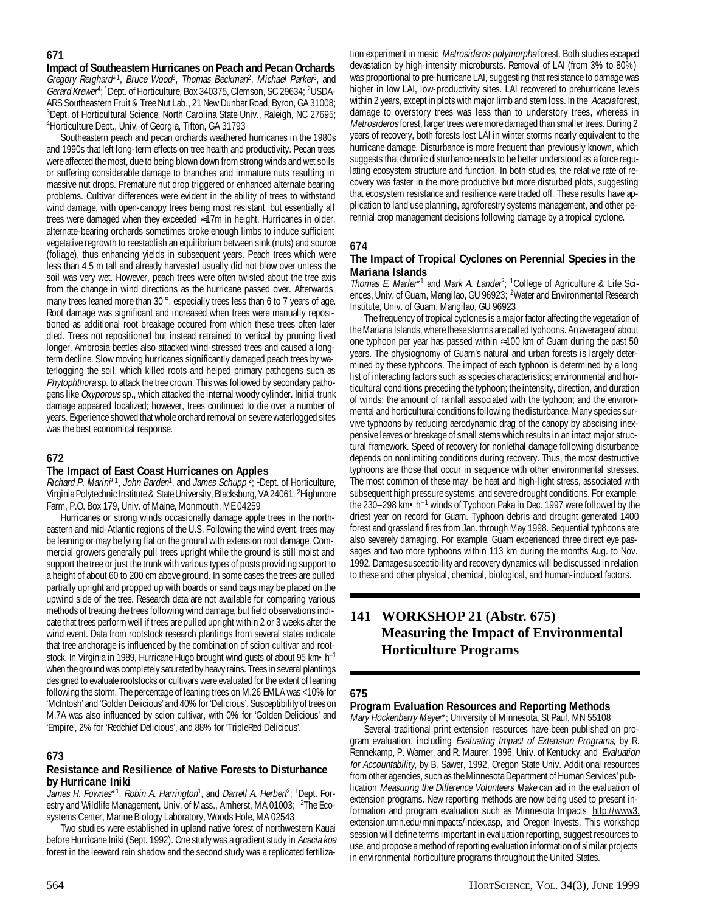**671**

### Impact of Southeastern Hurricanes on Peach and Pecan Orchards

*Gregory Reighard*\*[1], *Bruce Wood*[2], *Thomas Beckman*[2], *Michael Parker*[3], and *Gerard Krewer*[4]; [1]Dept. of Horticulture, Box 340375, Clemson, SC 29634; [2]USDA-ARS Southeastern Fruit & Tree Nut Lab., 21 New Dunbar Road, Byron, GA 31008; [3]Dept. of Horticultural Science, North Carolina State Univ., Raleigh, NC 27695; [4]Horticulture Dept., Univ. of Georgia, Tifton, GA 31793

Southeastern peach and pecan orchards weathered hurricanes in the 1980s and 1990s that left long-term effects on tree health and productivity. Pecan trees were affected the most, due to being blown down from strong winds and wet soils or suffering considerable damage to branches and immature nuts resulting in massive nut drops. Premature nut drop triggered or enhanced alternate bearing problems. Cultivar differences were evident in the ability of trees to withstand wind damage, with open-canopy trees being most resistant, but essentially all trees were damaged when they exceeded ≈17m in height. Hurricanes in older, alternate-bearing orchards sometimes broke enough limbs to induce sufficient vegetative regrowth to reestablish an equilibrium between sink (nuts) and source (foliage), thus enhancing yields in subsequent years. Peach trees which were less than 4.5 m tall and already harvested usually did not blow over unless the soil was very wet. However, peach trees were often twisted about the tree axis from the change in wind directions as the hurricane passed over. Afterwards, many trees leaned more than 30°, especially trees less than 6 to 7 years of age. Root damage was significant and increased when trees were manually repositioned as additional root breakage occured from which these trees often later died. Trees not repositioned but instead retrained to vertical by pruning lived longer. Ambrosia beetles also attacked wind-stressed trees and caused a long-term decline. Slow moving hurricanes significantly damaged peach trees by waterlogging the soil, which killed roots and helped primary pathogens such as *Phytophthora* sp. to attack the tree crown. This was followed by secondary pathogens like *Oxyporous* sp., which attacked the internal woody cylinder. Initial trunk damage appeared localized; however, trees continued to die over a number of years. Experience showed that whole orchard removal on severe waterlogged sites was the best economical response.

**672**

### The Impact of East Coast Hurricanes on Apples

*Richard P. Marini*\*[1], *John Barden*[1], and *James Schupp*[2]; [1]Dept. of Horticulture, Virginia Polytechnic Institute & State University, Blacksburg, VA 24061; [2]Highmore Farm, P.O. Box 179, Univ. of Maine, Monmouth, ME 04259

Hurricanes or strong winds occasionally damage apple trees in the northeastern and mid-Atlantic regions of the U.S. Following the wind event, trees may be leaning or may be lying flat on the ground with extension root damage. Commercial growers generally pull trees upright while the ground is still moist and support the tree or just the trunk with various types of posts providing support to a height of about 60 to 200 cm above ground. In some cases the trees are pulled partially upright and propped up with boards or sand bags may be placed on the upwind side of the tree. Research data are not available for comparing various methods of treating the trees following wind damage, but field observations indicate that trees perform well if trees are pulled upright within 2 or 3 weeks after the wind event. Data from rootstock research plantings from several states indicate that tree anchorage is influenced by the combination of scion cultivar and rootstock. In Virginia in 1989, Hurricane Hugo brought wind gusts of about 95 km•h$^{-1}$ when the ground was completely saturated by heavy rains. Trees in several plantings designed to evaluate rootstocks or cultivars were evaluated for the extent of leaning following the storm. The percentage of leaning trees on M.26 EMLA was <10% for 'McIntosh' and 'Golden Delicious' and 40% for 'Delicious'. Susceptibility of trees on M.7A was also influenced by scion cultivar, with 0% for 'Golden Delicious' and 'Empire', 2% for 'Redchief Delicious', and 88% for 'TripleRed Delicious'.

**673**

### Resistance and Resilience of Native Forests to Disturbance by Hurricane Iniki

*James H. Fownes*\*[1], *Robin A. Harrington*[1], and *Darrell A. Herbert*[2]; [1]Dept. Forestry and Wildlife Management, Univ. of Mass., Amherst, MA 01003; [2]The Ecosystems Center, Marine Biology Laboratory, Woods Hole, MA 02543

Two studies were established in upland native forest of northwestern Kauai before Hurricane Iniki (Sept. 1992). One study was a gradient study in *Acacia koa* forest in the leeward rain shadow and the second study was a replicated fertilization experiment in mesic *Metrosideros polymorpha* forest. Both studies escaped devastation by high-intensity microbursts. Removal of LAI (from 3% to 80%) was proportional to pre-hurricane LAI, suggesting that resistance to damage was higher in low LAI, low-productivity sites. LAI recovered to prehurricane levels within 2 years, except in plots with major limb and stem loss. In the *Acacia* forest, damage to overstory trees was less than to understory trees, whereas in *Metrosideros* forest, larger trees were more damaged than smaller trees. During 2 years of recovery, both forests lost LAI in winter storms nearly equivalent to the hurricane damage. Disturbance is more frequent than previously known, which suggests that chronic disturbance needs to be better understood as a force regulating ecosystem structure and function. In both studies, the relative rate of recovery was faster in the more productive but more disturbed plots, suggesting that ecosystem resistance and resilience were traded off. These results have application to land use planning, agroforestry systems management, and other perennial crop management decisions following damage by a tropical cyclone.

**674**

### The Impact of Tropical Cyclones on Perennial Species in the Mariana Islands

*Thomas E. Marler*\*[1] and *Mark A. Lander*[2]; [1]College of Agriculture & Life Sciences, Univ. of Guam, Mangilao, GU 96923; [2]Water and Environmental Research Institute, Univ. of Guam, Mangilao, GU 96923

The frequency of tropical cyclones is a major factor affecting the vegetation of the Mariana Islands, where these storms are called typhoons. An average of about one typhoon per year has passed within ≈100 km of Guam during the past 50 years. The physiognomy of Guam's natural and urban forests is largely determined by these typhoons. The impact of each typhoon is determined by a long list of interacting factors such as species characteristics; environmental and horticultural conditions preceding the typhoon; the intensity, direction, and duration of winds; the amount of rainfall associated with the typhoon; and the environmental and horticultural conditions following the disturbance. Many species survive typhoons by reducing aerodynamic drag of the canopy by abscising inexpensive leaves or breakage of small stems which results in an intact major structural framework. Speed of recovery for nonlethal damage following disturbance depends on nonlimiting conditions during recovery. Thus, the most destructive typhoons are those that occur in sequence with other environmental stresses. The most common of these may be heat and high-light stress, associated with subsequent high pressure systems, and severe drought conditions. For example, the 230–298 km•h$^{-1}$ winds of Typhoon Paka in Dec. 1997 were followed by the driest year on record for Guam. Typhoon debris and drought generated 1400 forest and grassland fires from Jan. through May 1998. Sequential typhoons are also severely damaging. For example, Guam experienced three direct eye passages and two more typhoons within 113 km during the months Aug. to Nov. 1992. Damage susceptibility and recovery dynamics will be discussed in relation to these and other physical, chemical, biological, and human-induced factors.

## 141 WORKSHOP 21 (Abstr. 675) Measuring the Impact of Environmental Horticulture Programs

**675**

### Program Evaluation Resources and Reporting Methods

*Mary Hockenberry Meyer*\*; University of Minnesota, St Paul, MN 55108

Several traditional print extension resources have been published on program evaluation, including *Evaluating Impact of Extension Programs*, by R. Rennekamp, P. Warner, and R. Maurer, 1996, Univ. of Kentucky; and *Evaluation for Accountability*, by B. Sawer, 1992, Oregon State Univ. Additional resources from other agencies, such as the Minnesota Department of Human Services' publication *Measuring the Difference Volunteers Make* can aid in the evaluation of extension programs. New reporting methods are now being used to present information and program evaluation such as Minnesota Impacts http://www3.extension.umn.edu/mnimpacts/index.asp, and Oregon Invests. This workshop session will define terms important in evaluation reporting, suggest resources to use, and propose a method of reporting evaluation information of similar projects in environmental horticulture programs throughout the United States.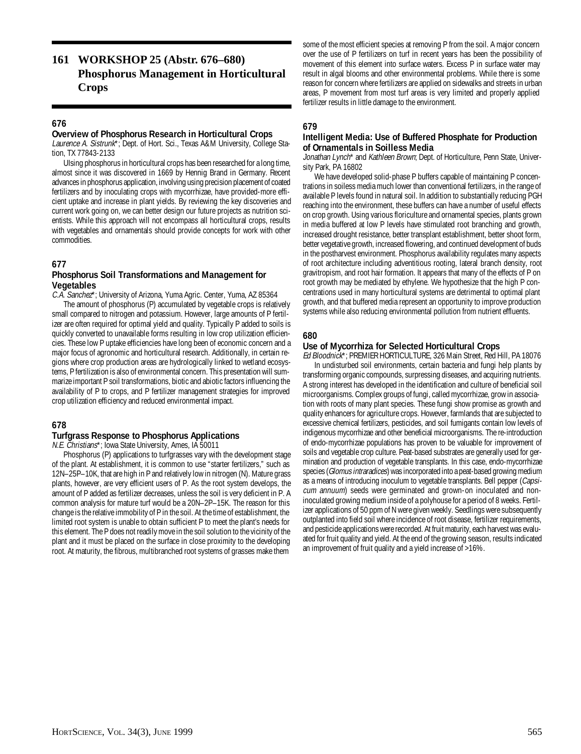# 161 WORKSHOP 25 (Abstr. 676–680) Phosphorus Management in Horticultural Crops

### 676

**Overview of Phosphorus Research in Horticultural Crops**

*Laurence A. Sistrunk*\*; Dept. of Hort. Sci., Texas A&M University, College Station, TX 77843-2133

Using phosphorus in horticultural crops has been researched for a long time, almost since it was discovered in 1669 by Hennig Brand in Germany. Recent advances in phosphorus application, involving using precision placement of coated fertilizers and by inoculating crops with mycorrhizae, have provided-more efficient uptake and increase in plant yields. By reviewing the key discoveries and current work going on, we can better design our future projects as nutrition scientists. While this approach will not encompass all horticultural crops, results with vegetables and ornamentals should provide concepts for work with other commodities.

### 677

**Phosphorus Soil Transformations and Management for Vegetables**

*C.A. Sanchez*\*; University of Arizona, Yuma Agric. Center, Yuma, AZ 85364

The amount of phosphorus (P) accumulated by vegetable crops is relatively small compared to nitrogen and potassium. However, large amounts of P fertilizer are often required for optimal yield and quality. Typically P added to soils is quickly converted to unavailable forms resulting in low crop utilization efficiencies. These low P uptake efficiencies have long been of economic concern and a major focus of agronomic and horticultural research. Additionally, in certain regions where crop production areas are hydrologically linked to wetland ecosystems, P fertilization is also of environmental concern. This presentation will summarize important P soil transformations, biotic and abiotic factors influencing the availability of P to crops, and P fertilizer management strategies for improved crop utilization efficiency and reduced environmental impact.

### 678

**Turfgrass Response to Phosphorus Applications**

*N.E. Christians*\*; Iowa State University, Ames, IA 50011

Phosphorus (P) applications to turfgrasses vary with the development stage of the plant. At establishment, it is common to use "starter fertilizers," such as 12N–25P–10K, that are high in P and relatively low in nitrogen (N). Mature grass plants, however, are very efficient users of P. As the root system develops, the amount of P added as fertilizer decreases, unless the soil is very deficient in P. A common analysis for mature turf would be a 20N–2P–15K. The reason for this change is the relative immobility of P in the soil. At the time of establishment, the limited root system is unable to obtain sufficient P to meet the plant's needs for this element. The P does not readily move in the soil solution to the vicinity of the plant and it must be placed on the surface in close proximity to the developing root. At maturity, the fibrous, multibranched root systems of grasses make them some of the most efficient species at removing P from the soil. A major concern over the use of P fertilizers on turf in recent years has been the possibility of movement of this element into surface waters. Excess P in surface water may result in algal blooms and other environmental problems. While there is some reason for concern where fertilizers are applied on sidewalks and streets in urban areas, P movement from most turf areas is very limited and properly applied fertilizer results in little damage to the environment.

### 679

**Intelligent Media: Use of Buffered Phosphate for Production of Ornamentals in Soilless Media**

*Jonathan Lynch*\* and *Kathleen Brown*; Dept. of Horticulture, Penn State, University Park, PA 16802

We have developed solid-phase P buffers capable of maintaining P concentrations in soilless media much lower than conventional fertilizers, in the range of available P levels found in natural soil. In addition to substantially reducing PGH reaching into the environment, these buffers can have a number of useful effects on crop growth. Using various floriculture and ornamental species, plants grown in media buffered at low P levels have stimulated root branching and growth, increased drought resistance, better transplant establishment, better shoot form, better vegetative growth, increased flowering, and continued development of buds in the postharvest environment. Phosphorus availability regulates many aspects of root architecture including adventitious rooting, lateral branch density, root gravitropism, and root hair formation. It appears that many of the effects of P on root growth may be mediated by ethylene. We hypothesize that the high P concentrations used in many horticultural systems are detrimental to optimal plant growth, and that buffered media represent an opportunity to improve production systems while also reducing environmental pollution from nutrient effluents.

### 680

**Use of Mycorrhiza for Selected Horticultural Crops**

*Ed Bloodnick*\*; PREMIER HORTICULTURE, 326 Main Street, Red Hill, PA 18076

In undisturbed soil environments, certain bacteria and fungi help plants by transforming organic compounds, surpressing diseases, and acquiring nutrients. A strong interest has developed in the identification and culture of beneficial soil microorganisms. Complex groups of fungi, called mycorrhizae, grow in association with roots of many plant species. These fungi show promise as growth and quality enhancers for agriculture crops. However, farmlands that are subjected to excessive chemical fertilizers, pesticides, and soil fumigants contain low levels of indigenous mycorrhizae and other beneficial microorganisms. The re-introduction of endo-mycorrhizae populations has proven to be valuable for improvement of soils and vegetable crop culture. Peat-based substrates are generally used for germination and production of vegetable transplants. In this case, endo-mycorrhizae species (*Glomus intraradices*) was incorporated into a peat-based growing medium as a means of introducing inoculum to vegetable transplants. Bell pepper (*Capsicum annuum*) seeds were germinated and grown-on inoculated and non-inoculated growing medium inside of a polyhouse for a period of 8 weeks. Fertilizer applications of 50 ppm of N were given weekly. Seedlings were subsequently outplanted into field soil where incidence of root disease, fertilizer requirements, and pesticide applications were recorded. At fruit maturity, each harvest was evaluated for fruit quality and yield. At the end of the growing season, results indicated an improvement of fruit quality and a yield increase of >16%.